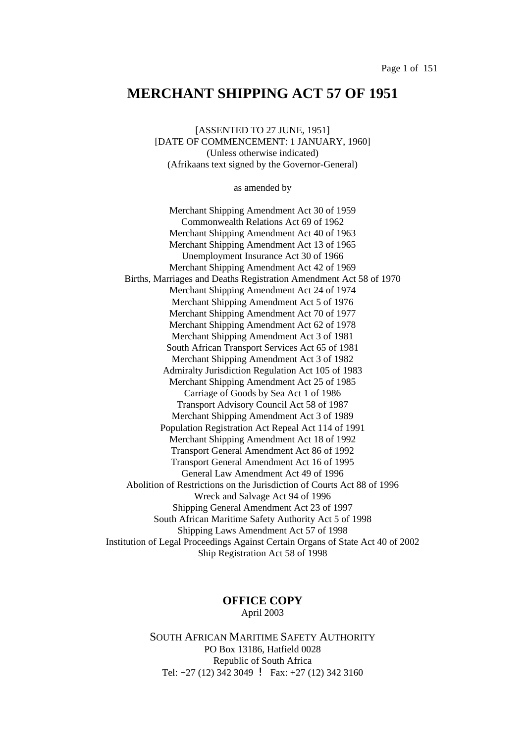# MERCHANT SHIPPING ACT 57 OF 1951

[ASSENTED TO 27 JUNE, 1951]
[DATE OF COMMENCEMENT: 1 JANUARY, 1960]
(Unless otherwise indicated)
(Afrikaans text signed by the Governor-General)

as amended by

Merchant Shipping Amendment Act 30 of 1959
Commonwealth Relations Act 69 of 1962
Merchant Shipping Amendment Act 40 of 1963
Merchant Shipping Amendment Act 13 of 1965
Unemployment Insurance Act 30 of 1966
Merchant Shipping Amendment Act 42 of 1969
Births, Marriages and Deaths Registration Amendment Act 58 of 1970
Merchant Shipping Amendment Act 24 of 1974
Merchant Shipping Amendment Act 5 of 1976
Merchant Shipping Amendment Act 70 of 1977
Merchant Shipping Amendment Act 62 of 1978
Merchant Shipping Amendment Act 3 of 1981
South African Transport Services Act 65 of 1981
Merchant Shipping Amendment Act 3 of 1982
Admiralty Jurisdiction Regulation Act 105 of 1983
Merchant Shipping Amendment Act 25 of 1985
Carriage of Goods by Sea Act 1 of 1986
Transport Advisory Council Act 58 of 1987
Merchant Shipping Amendment Act 3 of 1989
Population Registration Act Repeal Act 114 of 1991
Merchant Shipping Amendment Act 18 of 1992
Transport General Amendment Act 86 of 1992
Transport General Amendment Act 16 of 1995
General Law Amendment Act 49 of 1996
Abolition of Restrictions on the Jurisdiction of Courts Act 88 of 1996
Wreck and Salvage Act 94 of 1996
Shipping General Amendment Act 23 of 1997
South African Maritime Safety Authority Act 5 of 1998
Shipping Laws Amendment Act 57 of 1998
Institution of Legal Proceedings Against Certain Organs of State Act 40 of 2002
Ship Registration Act 58 of 1998

**OFFICE COPY**
April 2003

SOUTH AFRICAN MARITIME SAFETY AUTHORITY
PO Box 13186, Hatfield 0028
Republic of South Africa
Tel: +27 (12) 342 3049 ! Fax: +27 (12) 342 3160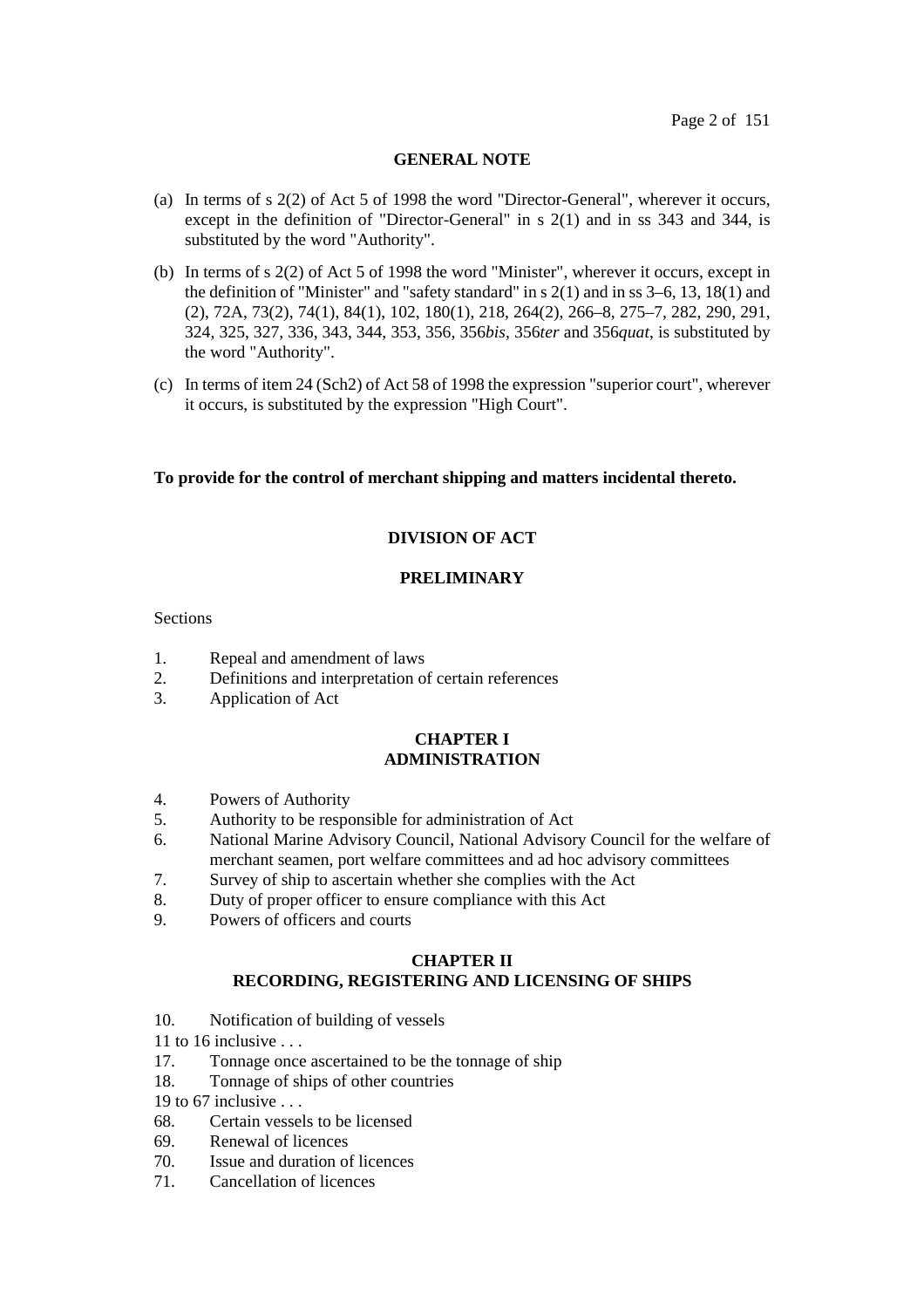## GENERAL NOTE

(a) In terms of s 2(2) of Act 5 of 1998 the word "Director-General", wherever it occurs, except in the definition of "Director-General" in s 2(1) and in ss 343 and 344, is substituted by the word "Authority".

(b) In terms of s 2(2) of Act 5 of 1998 the word "Minister", wherever it occurs, except in the definition of "Minister" and "safety standard" in s 2(1) and in ss 3–6, 13, 18(1) and (2), 72A, 73(2), 74(1), 84(1), 102, 180(1), 218, 264(2), 266–8, 275–7, 282, 290, 291, 324, 325, 327, 336, 343, 344, 353, 356, 356*bis*, 356*ter* and 356*quat*, is substituted by the word "Authority".

(c) In terms of item 24 (Sch2) of Act 58 of 1998 the expression "superior court", wherever it occurs, is substituted by the expression "High Court".

**To provide for the control of merchant shipping and matters incidental thereto.**

## DIVISION OF ACT

## PRELIMINARY

Sections

1. Repeal and amendment of laws
2. Definitions and interpretation of certain references
3. Application of Act

## CHAPTER I
## ADMINISTRATION

4. Powers of Authority
5. Authority to be responsible for administration of Act
6. National Marine Advisory Council, National Advisory Council for the welfare of merchant seamen, port welfare committees and ad hoc advisory committees
7. Survey of ship to ascertain whether she complies with the Act
8. Duty of proper officer to ensure compliance with this Act
9. Powers of officers and courts

## CHAPTER II
## RECORDING, REGISTERING AND LICENSING OF SHIPS

10. Notification of building of vessels

11 to 16 inclusive . . .

17. Tonnage once ascertained to be the tonnage of ship
18. Tonnage of ships of other countries

19 to 67 inclusive . . .

68. Certain vessels to be licensed
69. Renewal of licences
70. Issue and duration of licences
71. Cancellation of licences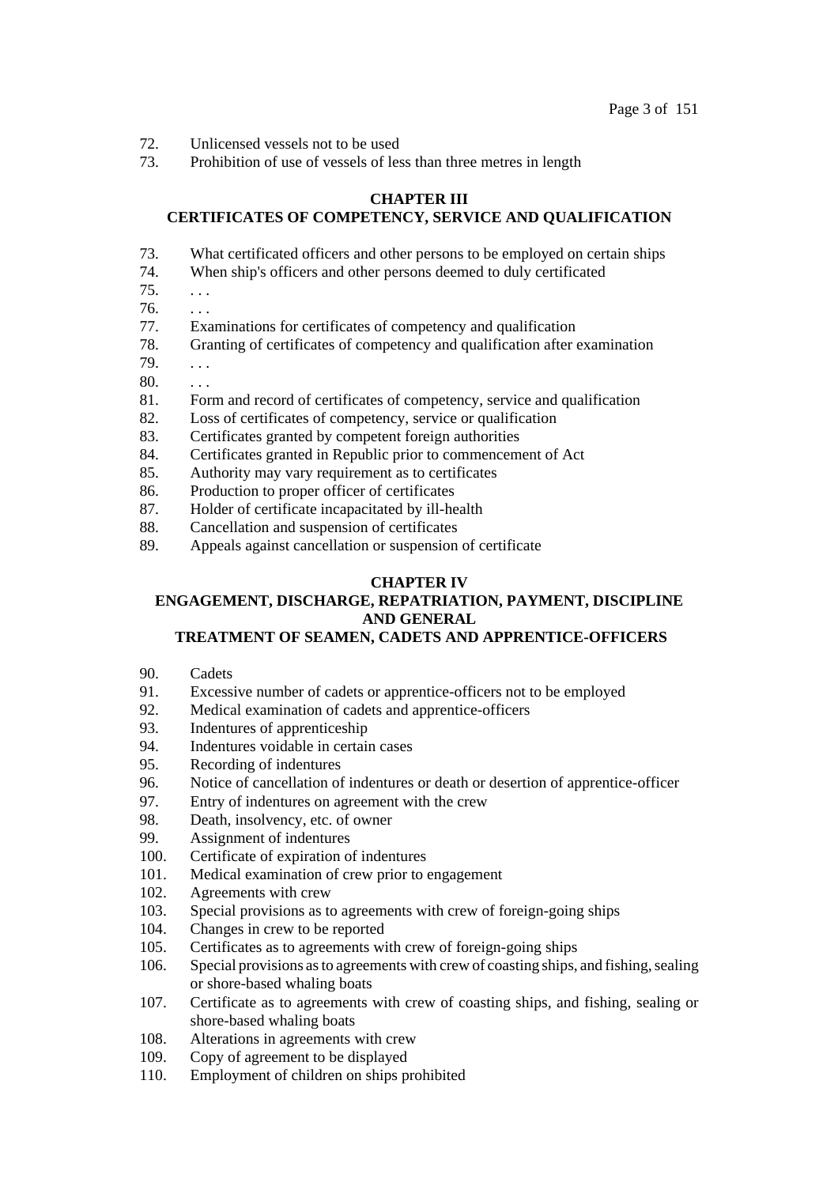72. Unlicensed vessels not to be used
73. Prohibition of use of vessels of less than three metres in length

**CHAPTER III**
**CERTIFICATES OF COMPETENCY, SERVICE AND QUALIFICATION**

73. What certificated officers and other persons to be employed on certain ships
74. When ship's officers and other persons deemed to duly certificated
75. . . .
76. . . .
77. Examinations for certificates of competency and qualification
78. Granting of certificates of competency and qualification after examination
79. . . .
80. . . .
81. Form and record of certificates of competency, service and qualification
82. Loss of certificates of competency, service or qualification
83. Certificates granted by competent foreign authorities
84. Certificates granted in Republic prior to commencement of Act
85. Authority may vary requirement as to certificates
86. Production to proper officer of certificates
87. Holder of certificate incapacitated by ill-health
88. Cancellation and suspension of certificates
89. Appeals against cancellation or suspension of certificate

**CHAPTER IV**
**ENGAGEMENT, DISCHARGE, REPATRIATION, PAYMENT, DISCIPLINE AND GENERAL**
**TREATMENT OF SEAMEN, CADETS AND APPRENTICE-OFFICERS**

90. Cadets
91. Excessive number of cadets or apprentice-officers not to be employed
92. Medical examination of cadets and apprentice-officers
93. Indentures of apprenticeship
94. Indentures voidable in certain cases
95. Recording of indentures
96. Notice of cancellation of indentures or death or desertion of apprentice-officer
97. Entry of indentures on agreement with the crew
98. Death, insolvency, etc. of owner
99. Assignment of indentures
100. Certificate of expiration of indentures
101. Medical examination of crew prior to engagement
102. Agreements with crew
103. Special provisions as to agreements with crew of foreign-going ships
104. Changes in crew to be reported
105. Certificates as to agreements with crew of foreign-going ships
106. Special provisions as to agreements with crew of coasting ships, and fishing, sealing or shore-based whaling boats
107. Certificate as to agreements with crew of coasting ships, and fishing, sealing or shore-based whaling boats
108. Alterations in agreements with crew
109. Copy of agreement to be displayed
110. Employment of children on ships prohibited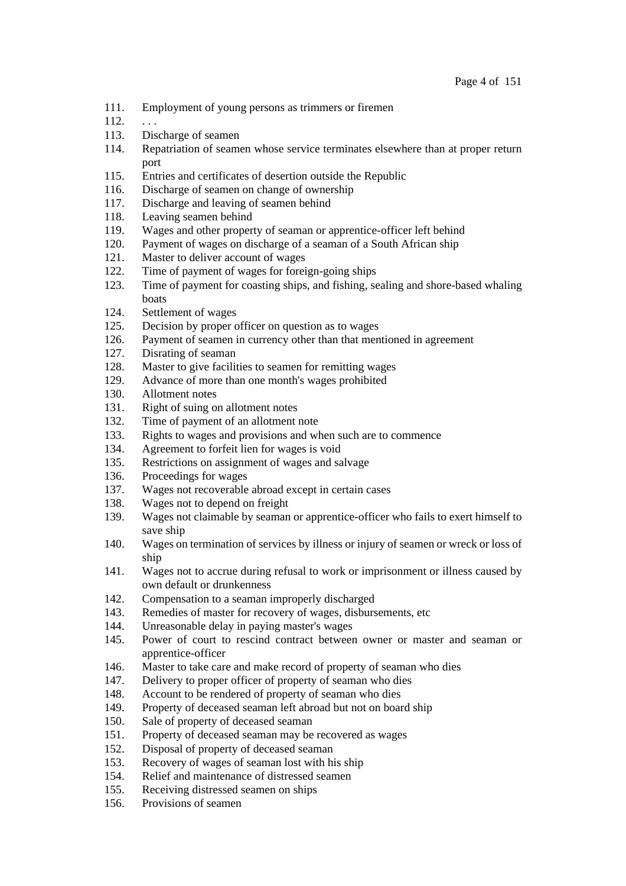111. Employment of young persons as trimmers or firemen
112. . . .
113. Discharge of seamen
114. Repatriation of seamen whose service terminates elsewhere than at proper return port
115. Entries and certificates of desertion outside the Republic
116. Discharge of seamen on change of ownership
117. Discharge and leaving of seamen behind
118. Leaving seamen behind
119. Wages and other property of seaman or apprentice-officer left behind
120. Payment of wages on discharge of a seaman of a South African ship
121. Master to deliver account of wages
122. Time of payment of wages for foreign-going ships
123. Time of payment for coasting ships, and fishing, sealing and shore-based whaling boats
124. Settlement of wages
125. Decision by proper officer on question as to wages
126. Payment of seamen in currency other than that mentioned in agreement
127. Disrating of seaman
128. Master to give facilities to seamen for remitting wages
129. Advance of more than one month's wages prohibited
130. Allotment notes
131. Right of suing on allotment notes
132. Time of payment of an allotment note
133. Rights to wages and provisions and when such are to commence
134. Agreement to forfeit lien for wages is void
135. Restrictions on assignment of wages and salvage
136. Proceedings for wages
137. Wages not recoverable abroad except in certain cases
138. Wages not to depend on freight
139. Wages not claimable by seaman or apprentice-officer who fails to exert himself to save ship
140. Wages on termination of services by illness or injury of seamen or wreck or loss of ship
141. Wages not to accrue during refusal to work or imprisonment or illness caused by own default or drunkenness
142. Compensation to a seaman improperly discharged
143. Remedies of master for recovery of wages, disbursements, etc
144. Unreasonable delay in paying master's wages
145. Power of court to rescind contract between owner or master and seaman or apprentice-officer
146. Master to take care and make record of property of seaman who dies
147. Delivery to proper officer of property of seaman who dies
148. Account to be rendered of property of seaman who dies
149. Property of deceased seaman left abroad but not on board ship
150. Sale of property of deceased seaman
151. Property of deceased seaman may be recovered as wages
152. Disposal of property of deceased seaman
153. Recovery of wages of seaman lost with his ship
154. Relief and maintenance of distressed seamen
155. Receiving distressed seamen on ships
156. Provisions of seamen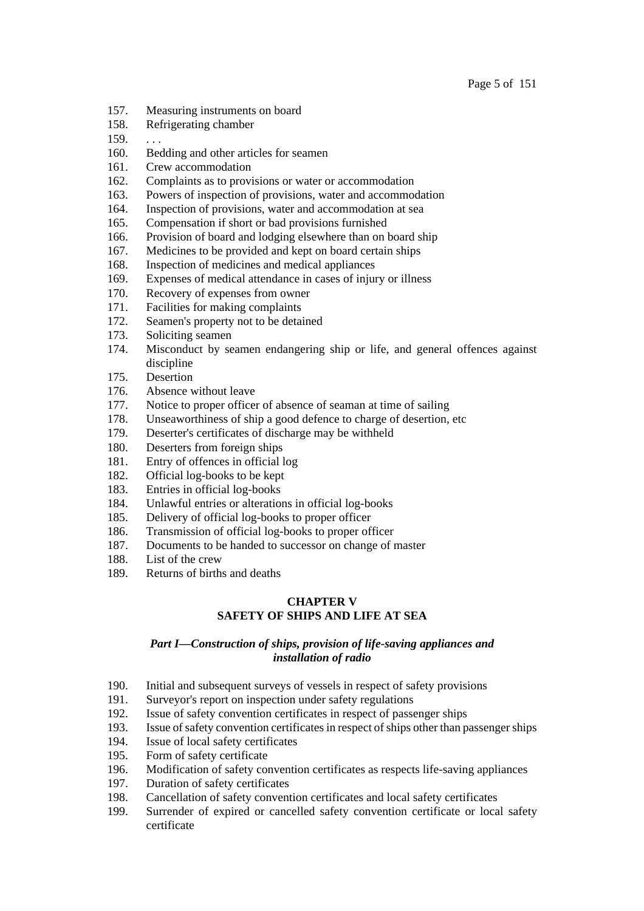157. Measuring instruments on board
158. Refrigerating chamber
159. . . .
160. Bedding and other articles for seamen
161. Crew accommodation
162. Complaints as to provisions or water or accommodation
163. Powers of inspection of provisions, water and accommodation
164. Inspection of provisions, water and accommodation at sea
165. Compensation if short or bad provisions furnished
166. Provision of board and lodging elsewhere than on board ship
167. Medicines to be provided and kept on board certain ships
168. Inspection of medicines and medical appliances
169. Expenses of medical attendance in cases of injury or illness
170. Recovery of expenses from owner
171. Facilities for making complaints
172. Seamen's property not to be detained
173. Soliciting seamen
174. Misconduct by seamen endangering ship or life, and general offences against discipline
175. Desertion
176. Absence without leave
177. Notice to proper officer of absence of seaman at time of sailing
178. Unseaworthiness of ship a good defence to charge of desertion, etc
179. Deserter's certificates of discharge may be withheld
180. Deserters from foreign ships
181. Entry of offences in official log
182. Official log-books to be kept
183. Entries in official log-books
184. Unlawful entries or alterations in official log-books
185. Delivery of official log-books to proper officer
186. Transmission of official log-books to proper officer
187. Documents to be handed to successor on change of master
188. List of the crew
189. Returns of births and deaths

## CHAPTER V
## SAFETY OF SHIPS AND LIFE AT SEA

### *Part I—Construction of ships, provision of life-saving appliances and installation of radio*

190. Initial and subsequent surveys of vessels in respect of safety provisions
191. Surveyor's report on inspection under safety regulations
192. Issue of safety convention certificates in respect of passenger ships
193. Issue of safety convention certificates in respect of ships other than passenger ships
194. Issue of local safety certificates
195. Form of safety certificate
196. Modification of safety convention certificates as respects life-saving appliances
197. Duration of safety certificates
198. Cancellation of safety convention certificates and local safety certificates
199. Surrender of expired or cancelled safety convention certificate or local safety certificate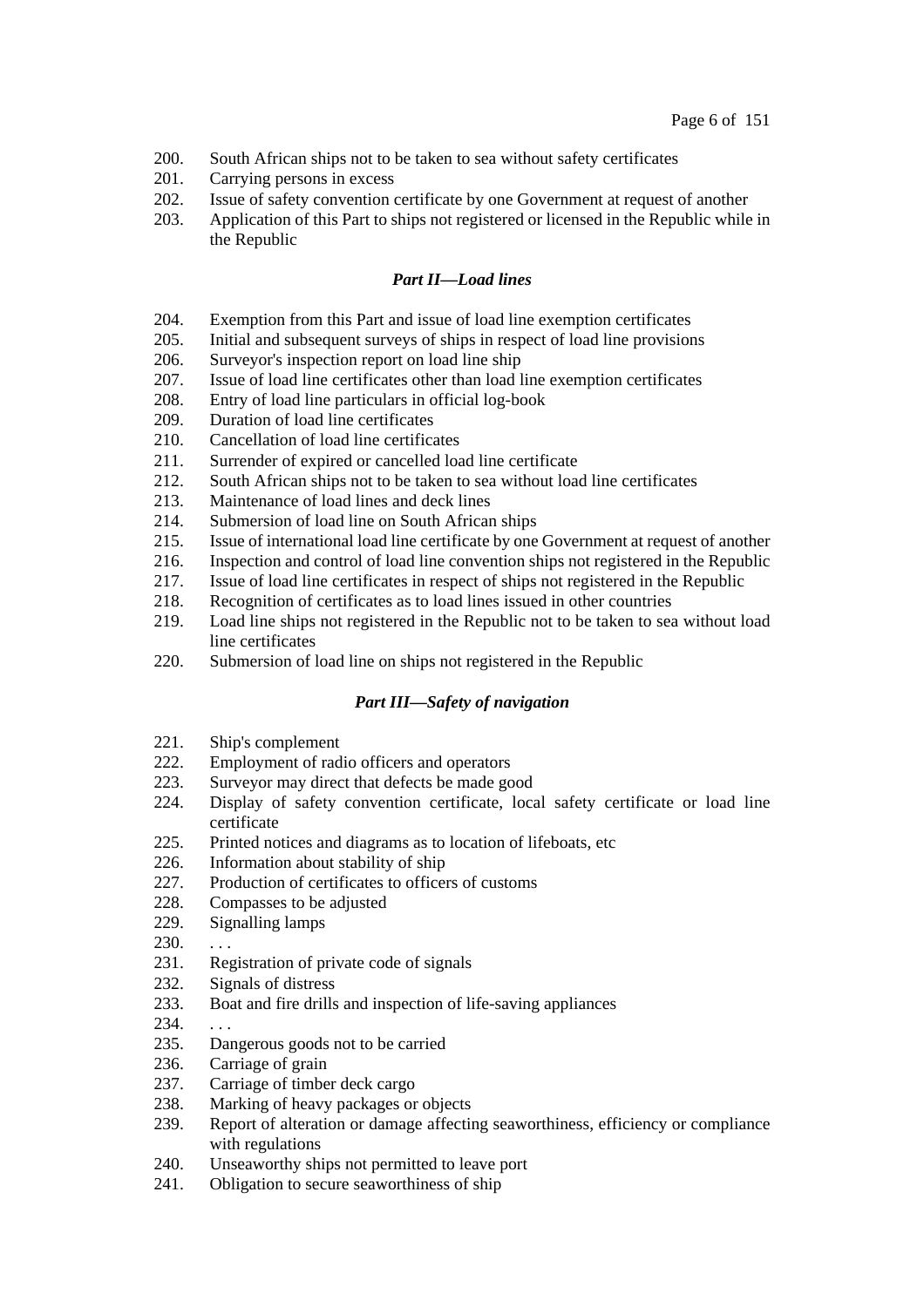200. South African ships not to be taken to sea without safety certificates
201. Carrying persons in excess
202. Issue of safety convention certificate by one Government at request of another
203. Application of this Part to ships not registered or licensed in the Republic while in the Republic

### *Part II—Load lines*

204. Exemption from this Part and issue of load line exemption certificates
205. Initial and subsequent surveys of ships in respect of load line provisions
206. Surveyor's inspection report on load line ship
207. Issue of load line certificates other than load line exemption certificates
208. Entry of load line particulars in official log-book
209. Duration of load line certificates
210. Cancellation of load line certificates
211. Surrender of expired or cancelled load line certificate
212. South African ships not to be taken to sea without load line certificates
213. Maintenance of load lines and deck lines
214. Submersion of load line on South African ships
215. Issue of international load line certificate by one Government at request of another
216. Inspection and control of load line convention ships not registered in the Republic
217. Issue of load line certificates in respect of ships not registered in the Republic
218. Recognition of certificates as to load lines issued in other countries
219. Load line ships not registered in the Republic not to be taken to sea without load line certificates
220. Submersion of load line on ships not registered in the Republic

### *Part III—Safety of navigation*

221. Ship's complement
222. Employment of radio officers and operators
223. Surveyor may direct that defects be made good
224. Display of safety convention certificate, local safety certificate or load line certificate
225. Printed notices and diagrams as to location of lifeboats, etc
226. Information about stability of ship
227. Production of certificates to officers of customs
228. Compasses to be adjusted
229. Signalling lamps
230. . . .
231. Registration of private code of signals
232. Signals of distress
233. Boat and fire drills and inspection of life-saving appliances
234. . . .
235. Dangerous goods not to be carried
236. Carriage of grain
237. Carriage of timber deck cargo
238. Marking of heavy packages or objects
239. Report of alteration or damage affecting seaworthiness, efficiency or compliance with regulations
240. Unseaworthy ships not permitted to leave port
241. Obligation to secure seaworthiness of ship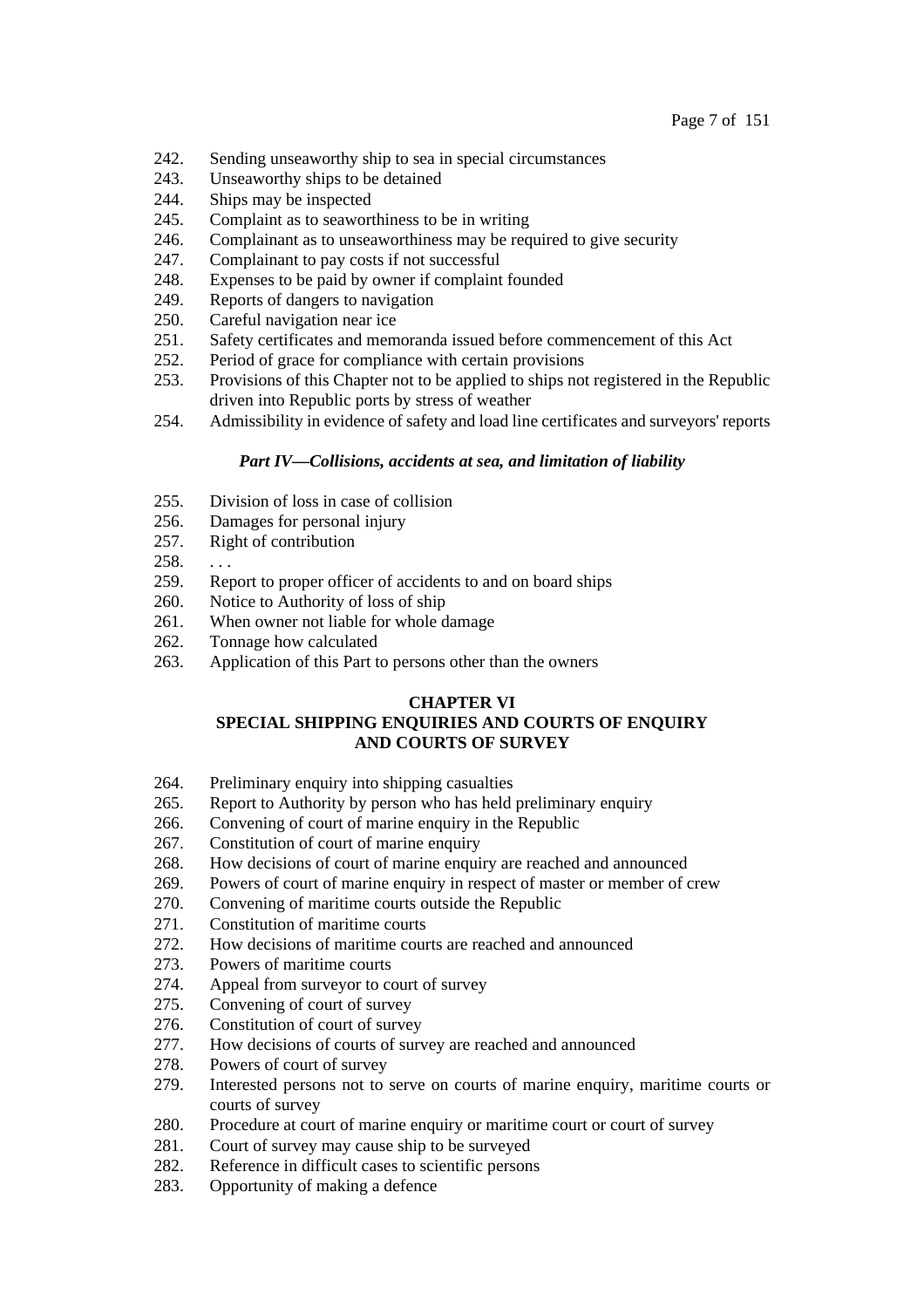242. Sending unseaworthy ship to sea in special circumstances
243. Unseaworthy ships to be detained
244. Ships may be inspected
245. Complaint as to seaworthiness to be in writing
246. Complainant as to unseaworthiness may be required to give security
247. Complainant to pay costs if not successful
248. Expenses to be paid by owner if complaint founded
249. Reports of dangers to navigation
250. Careful navigation near ice
251. Safety certificates and memoranda issued before commencement of this Act
252. Period of grace for compliance with certain provisions
253. Provisions of this Chapter not to be applied to ships not registered in the Republic driven into Republic ports by stress of weather
254. Admissibility in evidence of safety and load line certificates and surveyors' reports

***Part IV—Collisions, accidents at sea, and limitation of liability***

255. Division of loss in case of collision
256. Damages for personal injury
257. Right of contribution
258. . . .
259. Report to proper officer of accidents to and on board ships
260. Notice to Authority of loss of ship
261. When owner not liable for whole damage
262. Tonnage how calculated
263. Application of this Part to persons other than the owners

## CHAPTER VI
## SPECIAL SHIPPING ENQUIRIES AND COURTS OF ENQUIRY AND COURTS OF SURVEY

264. Preliminary enquiry into shipping casualties
265. Report to Authority by person who has held preliminary enquiry
266. Convening of court of marine enquiry in the Republic
267. Constitution of court of marine enquiry
268. How decisions of court of marine enquiry are reached and announced
269. Powers of court of marine enquiry in respect of master or member of crew
270. Convening of maritime courts outside the Republic
271. Constitution of maritime courts
272. How decisions of maritime courts are reached and announced
273. Powers of maritime courts
274. Appeal from surveyor to court of survey
275. Convening of court of survey
276. Constitution of court of survey
277. How decisions of courts of survey are reached and announced
278. Powers of court of survey
279. Interested persons not to serve on courts of marine enquiry, maritime courts or courts of survey
280. Procedure at court of marine enquiry or maritime court or court of survey
281. Court of survey may cause ship to be surveyed
282. Reference in difficult cases to scientific persons
283. Opportunity of making a defence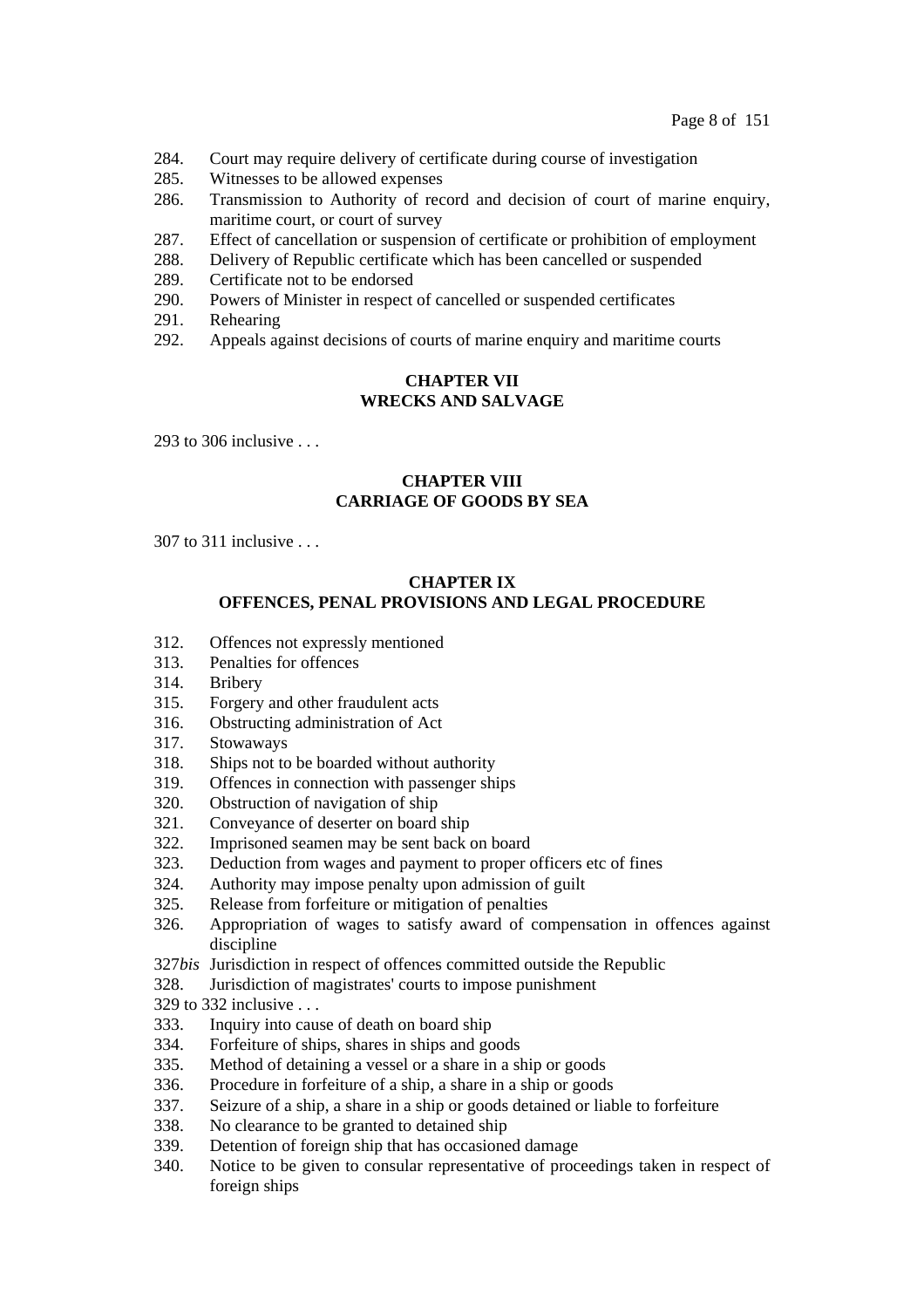284. Court may require delivery of certificate during course of investigation
285. Witnesses to be allowed expenses
286. Transmission to Authority of record and decision of court of marine enquiry, maritime court, or court of survey
287. Effect of cancellation or suspension of certificate or prohibition of employment
288. Delivery of Republic certificate which has been cancelled or suspended
289. Certificate not to be endorsed
290. Powers of Minister in respect of cancelled or suspended certificates
291. Rehearing
292. Appeals against decisions of courts of marine enquiry and maritime courts

## CHAPTER VII
## WRECKS AND SALVAGE

293 to 306 inclusive . . .

## CHAPTER VIII
## CARRIAGE OF GOODS BY SEA

307 to 311 inclusive . . .

## CHAPTER IX
## OFFENCES, PENAL PROVISIONS AND LEGAL PROCEDURE

312. Offences not expressly mentioned
313. Penalties for offences
314. Bribery
315. Forgery and other fraudulent acts
316. Obstructing administration of Act
317. Stowaways
318. Ships not to be boarded without authority
319. Offences in connection with passenger ships
320. Obstruction of navigation of ship
321. Conveyance of deserter on board ship
322. Imprisoned seamen may be sent back on board
323. Deduction from wages and payment to proper officers etc of fines
324. Authority may impose penalty upon admission of guilt
325. Release from forfeiture or mitigation of penalties
326. Appropriation of wages to satisfy award of compensation in offences against discipline

327*bis* Jurisdiction in respect of offences committed outside the Republic

328. Jurisdiction of magistrates' courts to impose punishment

329 to 332 inclusive . . .

333. Inquiry into cause of death on board ship
334. Forfeiture of ships, shares in ships and goods
335. Method of detaining a vessel or a share in a ship or goods
336. Procedure in forfeiture of a ship, a share in a ship or goods
337. Seizure of a ship, a share in a ship or goods detained or liable to forfeiture
338. No clearance to be granted to detained ship
339. Detention of foreign ship that has occasioned damage
340. Notice to be given to consular representative of proceedings taken in respect of foreign ships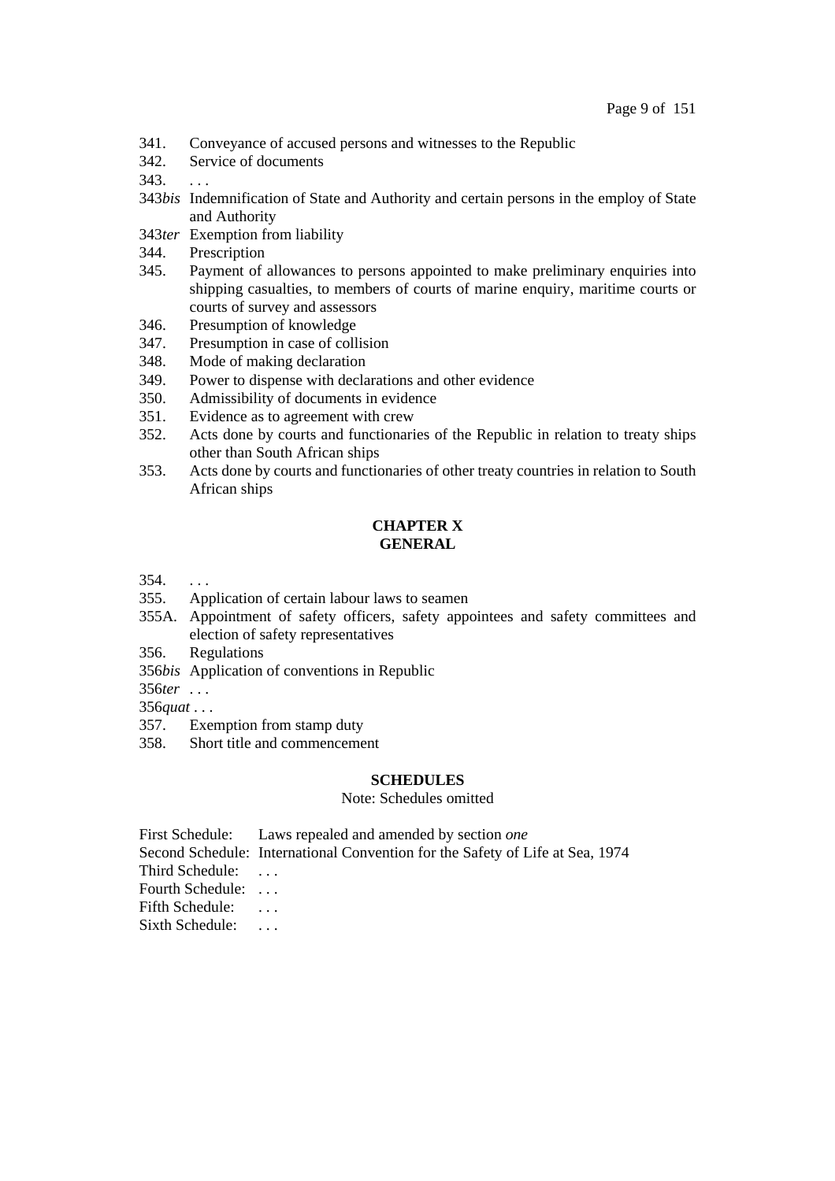341. Conveyance of accused persons and witnesses to the Republic
342. Service of documents
343. . . .
343*bis* Indemnification of State and Authority and certain persons in the employ of State and Authority
343*ter* Exemption from liability
344. Prescription
345. Payment of allowances to persons appointed to make preliminary enquiries into shipping casualties, to members of courts of marine enquiry, maritime courts or courts of survey and assessors
346. Presumption of knowledge
347. Presumption in case of collision
348. Mode of making declaration
349. Power to dispense with declarations and other evidence
350. Admissibility of documents in evidence
351. Evidence as to agreement with crew
352. Acts done by courts and functionaries of the Republic in relation to treaty ships other than South African ships
353. Acts done by courts and functionaries of other treaty countries in relation to South African ships

## CHAPTER X
## GENERAL

354. . . .
355. Application of certain labour laws to seamen
355A. Appointment of safety officers, safety appointees and safety committees and election of safety representatives
356. Regulations
356*bis* Application of conventions in Republic
356*ter* . . .
356*quat* . . .
357. Exemption from stamp duty
358. Short title and commencement

## SCHEDULES

Note: Schedules omitted

First Schedule: Laws repealed and amended by section *one*
Second Schedule: International Convention for the Safety of Life at Sea, 1974
Third Schedule: . . .
Fourth Schedule: . . .
Fifth Schedule: . . .
Sixth Schedule: . . .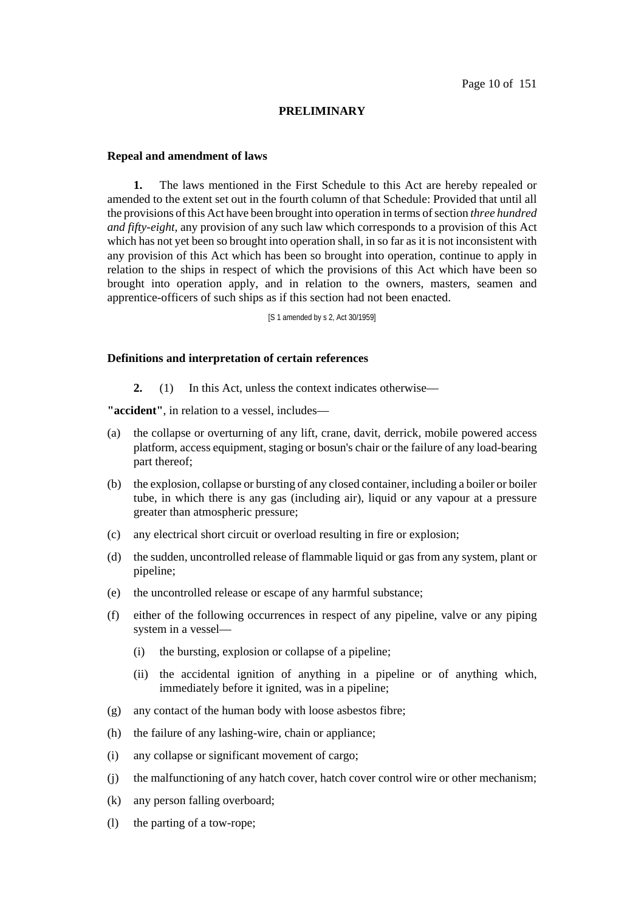## PRELIMINARY

### Repeal and amendment of laws

**1.** The laws mentioned in the First Schedule to this Act are hereby repealed or amended to the extent set out in the fourth column of that Schedule: Provided that until all the provisions of this Act have been brought into operation in terms of section *three hundred and fifty-eight*, any provision of any such law which corresponds to a provision of this Act which has not yet been so brought into operation shall, in so far as it is not inconsistent with any provision of this Act which has been so brought into operation, continue to apply in relation to the ships in respect of which the provisions of this Act which have been so brought into operation apply, and in relation to the owners, masters, seamen and apprentice-officers of such ships as if this section had not been enacted.

[S 1 amended by s 2, Act 30/1959]

### Definitions and interpretation of certain references

**2.** (1) In this Act, unless the context indicates otherwise—

**"accident"**, in relation to a vessel, includes—

(a) the collapse or overturning of any lift, crane, davit, derrick, mobile powered access platform, access equipment, staging or bosun's chair or the failure of any load-bearing part thereof;

(b) the explosion, collapse or bursting of any closed container, including a boiler or boiler tube, in which there is any gas (including air), liquid or any vapour at a pressure greater than atmospheric pressure;

(c) any electrical short circuit or overload resulting in fire or explosion;

(d) the sudden, uncontrolled release of flammable liquid or gas from any system, plant or pipeline;

(e) the uncontrolled release or escape of any harmful substance;

(f) either of the following occurrences in respect of any pipeline, valve or any piping system in a vessel—

   (i) the bursting, explosion or collapse of a pipeline;

   (ii) the accidental ignition of anything in a pipeline or of anything which, immediately before it ignited, was in a pipeline;

(g) any contact of the human body with loose asbestos fibre;

(h) the failure of any lashing-wire, chain or appliance;

(i) any collapse or significant movement of cargo;

(j) the malfunctioning of any hatch cover, hatch cover control wire or other mechanism;

(k) any person falling overboard;

(l) the parting of a tow-rope;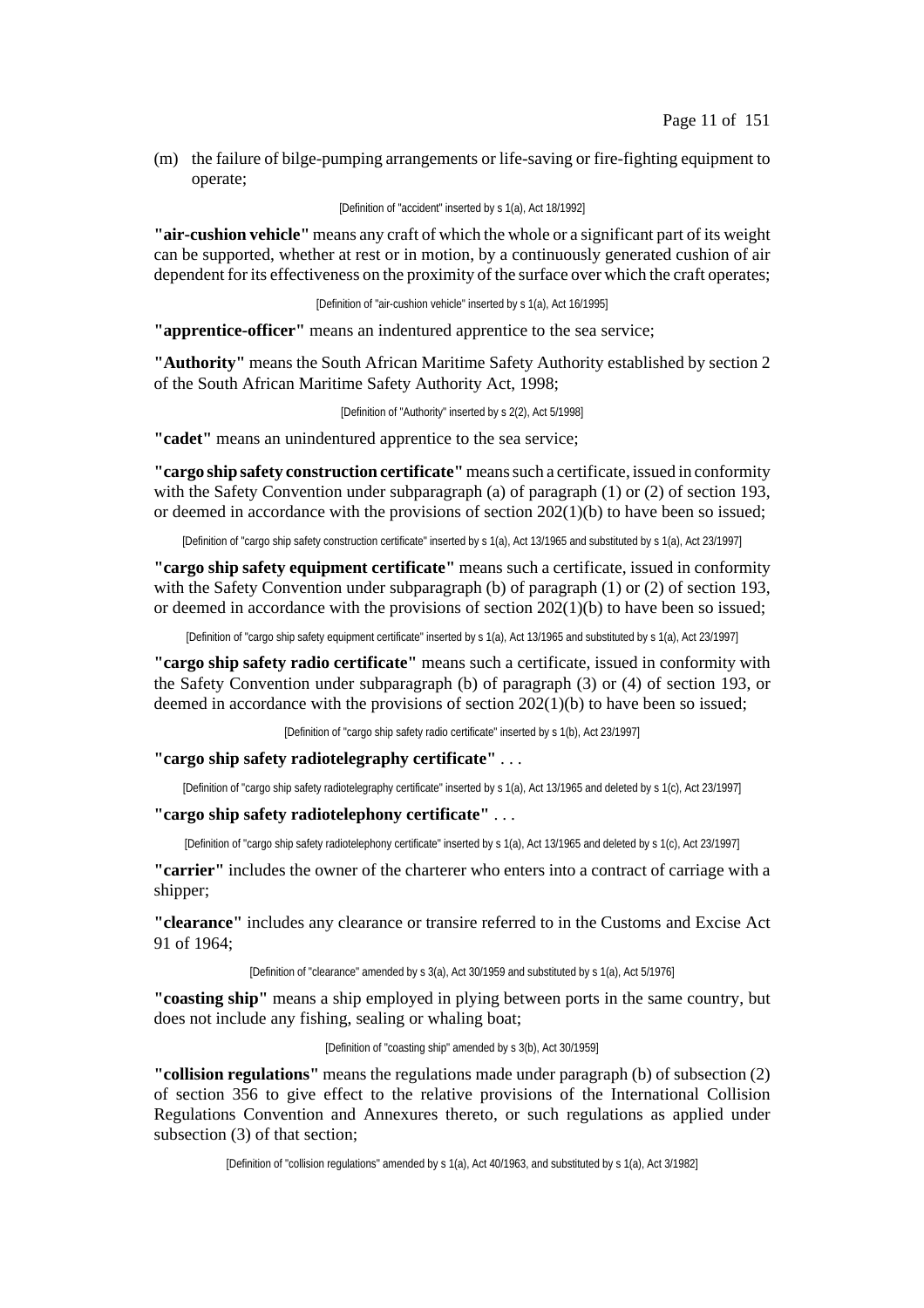(m) the failure of bilge-pumping arrangements or life-saving or fire-fighting equipment to operate;

[Definition of "accident" inserted by s 1(a), Act 18/1992]

**"air-cushion vehicle"** means any craft of which the whole or a significant part of its weight can be supported, whether at rest or in motion, by a continuously generated cushion of air dependent for its effectiveness on the proximity of the surface over which the craft operates;

[Definition of "air-cushion vehicle" inserted by s 1(a), Act 16/1995]

**"apprentice-officer"** means an indentured apprentice to the sea service;

**"Authority"** means the South African Maritime Safety Authority established by section 2 of the South African Maritime Safety Authority Act, 1998;

[Definition of "Authority" inserted by s 2(2), Act 5/1998]

**"cadet"** means an unindentured apprentice to the sea service;

**"cargo ship safety construction certificate"** means such a certificate, issued in conformity with the Safety Convention under subparagraph (a) of paragraph (1) or (2) of section 193, or deemed in accordance with the provisions of section 202(1)(b) to have been so issued;

[Definition of "cargo ship safety construction certificate" inserted by s 1(a), Act 13/1965 and substituted by s 1(a), Act 23/1997]

**"cargo ship safety equipment certificate"** means such a certificate, issued in conformity with the Safety Convention under subparagraph (b) of paragraph (1) or (2) of section 193, or deemed in accordance with the provisions of section 202(1)(b) to have been so issued;

[Definition of "cargo ship safety equipment certificate" inserted by s 1(a), Act 13/1965 and substituted by s 1(a), Act 23/1997]

**"cargo ship safety radio certificate"** means such a certificate, issued in conformity with the Safety Convention under subparagraph (b) of paragraph (3) or (4) of section 193, or deemed in accordance with the provisions of section 202(1)(b) to have been so issued;

[Definition of "cargo ship safety radio certificate" inserted by s 1(b), Act 23/1997]

**"cargo ship safety radiotelegraphy certificate"** . . .

[Definition of "cargo ship safety radiotelegraphy certificate" inserted by s 1(a), Act 13/1965 and deleted by s 1(c), Act 23/1997]

**"cargo ship safety radiotelephony certificate"** . . .

[Definition of "cargo ship safety radiotelephony certificate" inserted by s 1(a), Act 13/1965 and deleted by s 1(c), Act 23/1997]

**"carrier"** includes the owner of the charterer who enters into a contract of carriage with a shipper;

**"clearance"** includes any clearance or transire referred to in the Customs and Excise Act 91 of 1964;

[Definition of "clearance" amended by s 3(a), Act 30/1959 and substituted by s 1(a), Act 5/1976]

**"coasting ship"** means a ship employed in plying between ports in the same country, but does not include any fishing, sealing or whaling boat;

[Definition of "coasting ship" amended by s 3(b), Act 30/1959]

**"collision regulations"** means the regulations made under paragraph (b) of subsection (2) of section 356 to give effect to the relative provisions of the International Collision Regulations Convention and Annexures thereto, or such regulations as applied under subsection (3) of that section;

[Definition of "collision regulations" amended by s 1(a), Act 40/1963, and substituted by s 1(a), Act 3/1982]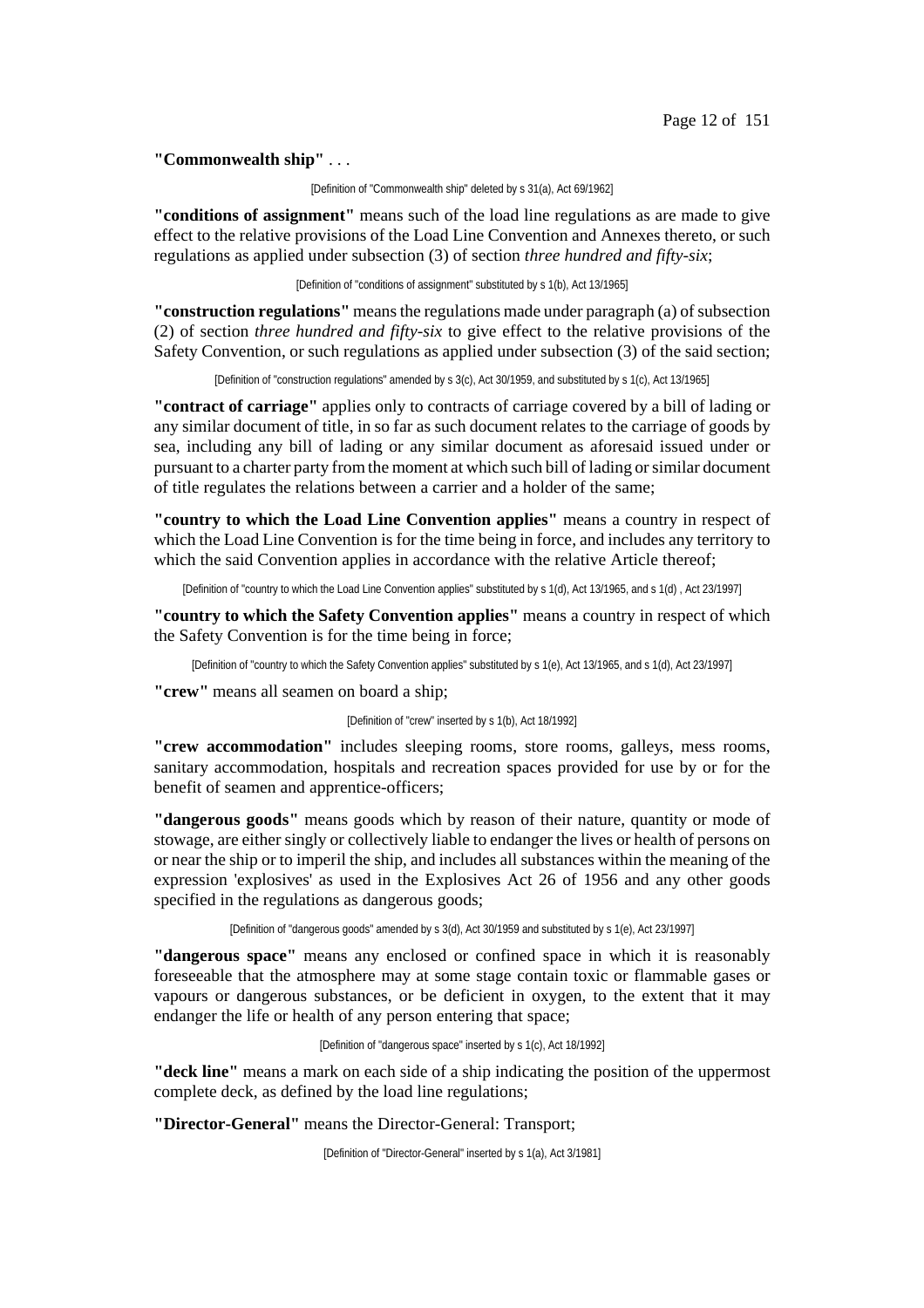**"Commonwealth ship"** . . .

[Definition of "Commonwealth ship" deleted by s 31(a), Act 69/1962]

**"conditions of assignment"** means such of the load line regulations as are made to give effect to the relative provisions of the Load Line Convention and Annexes thereto, or such regulations as applied under subsection (3) of section *three hundred and fifty-six*;

[Definition of "conditions of assignment" substituted by s 1(b), Act 13/1965]

**"construction regulations"** means the regulations made under paragraph (a) of subsection (2) of section *three hundred and fifty-six* to give effect to the relative provisions of the Safety Convention, or such regulations as applied under subsection (3) of the said section;

[Definition of "construction regulations" amended by s 3(c), Act 30/1959, and substituted by s 1(c), Act 13/1965]

**"contract of carriage"** applies only to contracts of carriage covered by a bill of lading or any similar document of title, in so far as such document relates to the carriage of goods by sea, including any bill of lading or any similar document as aforesaid issued under or pursuant to a charter party from the moment at which such bill of lading or similar document of title regulates the relations between a carrier and a holder of the same;

**"country to which the Load Line Convention applies"** means a country in respect of which the Load Line Convention is for the time being in force, and includes any territory to which the said Convention applies in accordance with the relative Article thereof;

[Definition of "country to which the Load Line Convention applies" substituted by s 1(d), Act 13/1965, and s 1(d) , Act 23/1997]

**"country to which the Safety Convention applies"** means a country in respect of which the Safety Convention is for the time being in force;

[Definition of "country to which the Safety Convention applies" substituted by s 1(e), Act 13/1965, and s 1(d), Act 23/1997]

**"crew"** means all seamen on board a ship;

[Definition of "crew" inserted by s 1(b), Act 18/1992]

**"crew accommodation"** includes sleeping rooms, store rooms, galleys, mess rooms, sanitary accommodation, hospitals and recreation spaces provided for use by or for the benefit of seamen and apprentice-officers;

**"dangerous goods"** means goods which by reason of their nature, quantity or mode of stowage, are either singly or collectively liable to endanger the lives or health of persons on or near the ship or to imperil the ship, and includes all substances within the meaning of the expression 'explosives' as used in the Explosives Act 26 of 1956 and any other goods specified in the regulations as dangerous goods;

[Definition of "dangerous goods" amended by s 3(d), Act 30/1959 and substituted by s 1(e), Act 23/1997]

**"dangerous space"** means any enclosed or confined space in which it is reasonably foreseeable that the atmosphere may at some stage contain toxic or flammable gases or vapours or dangerous substances, or be deficient in oxygen, to the extent that it may endanger the life or health of any person entering that space;

[Definition of "dangerous space" inserted by s 1(c), Act 18/1992]

**"deck line"** means a mark on each side of a ship indicating the position of the uppermost complete deck, as defined by the load line regulations;

**"Director-General"** means the Director-General: Transport;

[Definition of "Director-General" inserted by s 1(a), Act 3/1981]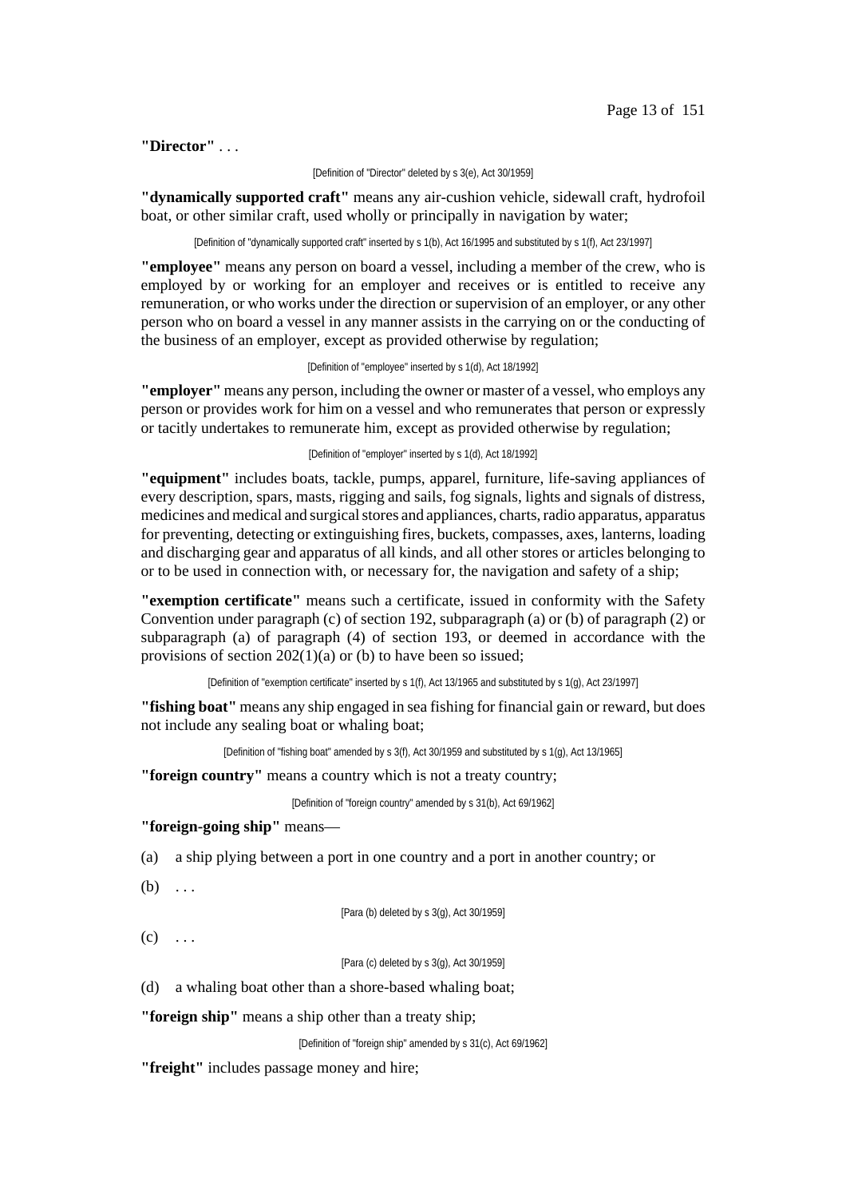**"Director"** . . .

[Definition of "Director" deleted by s 3(e), Act 30/1959]

**"dynamically supported craft"** means any air-cushion vehicle, sidewall craft, hydrofoil boat, or other similar craft, used wholly or principally in navigation by water;

[Definition of "dynamically supported craft" inserted by s 1(b), Act 16/1995 and substituted by s 1(f), Act 23/1997]

**"employee"** means any person on board a vessel, including a member of the crew, who is employed by or working for an employer and receives or is entitled to receive any remuneration, or who works under the direction or supervision of an employer, or any other person who on board a vessel in any manner assists in the carrying on or the conducting of the business of an employer, except as provided otherwise by regulation;

[Definition of "employee" inserted by s 1(d), Act 18/1992]

**"employer"** means any person, including the owner or master of a vessel, who employs any person or provides work for him on a vessel and who remunerates that person or expressly or tacitly undertakes to remunerate him, except as provided otherwise by regulation;

[Definition of "employer" inserted by s 1(d), Act 18/1992]

**"equipment"** includes boats, tackle, pumps, apparel, furniture, life-saving appliances of every description, spars, masts, rigging and sails, fog signals, lights and signals of distress, medicines and medical and surgical stores and appliances, charts, radio apparatus, apparatus for preventing, detecting or extinguishing fires, buckets, compasses, axes, lanterns, loading and discharging gear and apparatus of all kinds, and all other stores or articles belonging to or to be used in connection with, or necessary for, the navigation and safety of a ship;

**"exemption certificate"** means such a certificate, issued in conformity with the Safety Convention under paragraph (c) of section 192, subparagraph (a) or (b) of paragraph (2) or subparagraph (a) of paragraph (4) of section 193, or deemed in accordance with the provisions of section 202(1)(a) or (b) to have been so issued;

[Definition of "exemption certificate" inserted by s 1(f), Act 13/1965 and substituted by s 1(g), Act 23/1997]

**"fishing boat"** means any ship engaged in sea fishing for financial gain or reward, but does not include any sealing boat or whaling boat;

[Definition of "fishing boat" amended by s 3(f), Act 30/1959 and substituted by s 1(g), Act 13/1965]

**"foreign country"** means a country which is not a treaty country;

[Definition of "foreign country" amended by s 31(b), Act 69/1962]

**"foreign-going ship"** means—

(a) a ship plying between a port in one country and a port in another country; or

(b) . . .

[Para (b) deleted by s 3(g), Act 30/1959]

(c) . . .

[Para (c) deleted by s 3(g), Act 30/1959]

(d) a whaling boat other than a shore-based whaling boat;

**"foreign ship"** means a ship other than a treaty ship;

[Definition of "foreign ship" amended by s 31(c), Act 69/1962]

**"freight"** includes passage money and hire;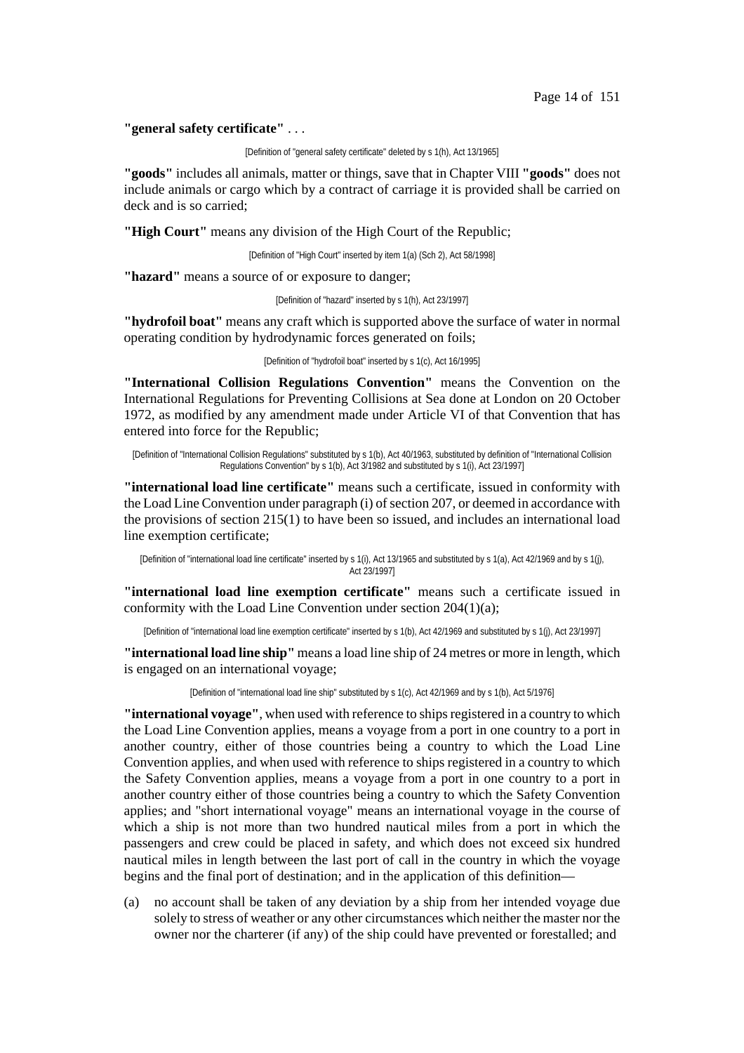**"general safety certificate"** . . .

[Definition of "general safety certificate" deleted by s 1(h), Act 13/1965]

**"goods"** includes all animals, matter or things, save that in Chapter VIII **"goods"** does not include animals or cargo which by a contract of carriage it is provided shall be carried on deck and is so carried;

**"High Court"** means any division of the High Court of the Republic;

[Definition of "High Court" inserted by item 1(a) (Sch 2), Act 58/1998]

**"hazard"** means a source of or exposure to danger;

[Definition of "hazard" inserted by s 1(h), Act 23/1997]

**"hydrofoil boat"** means any craft which is supported above the surface of water in normal operating condition by hydrodynamic forces generated on foils;

[Definition of "hydrofoil boat" inserted by s 1(c), Act 16/1995]

**"International Collision Regulations Convention"** means the Convention on the International Regulations for Preventing Collisions at Sea done at London on 20 October 1972, as modified by any amendment made under Article VI of that Convention that has entered into force for the Republic;

[Definition of "International Collision Regulations" substituted by s 1(b), Act 40/1963, substituted by definition of "International Collision Regulations Convention" by s 1(b), Act 3/1982 and substituted by s 1(i), Act 23/1997]

**"international load line certificate"** means such a certificate, issued in conformity with the Load Line Convention under paragraph (i) of section 207, or deemed in accordance with the provisions of section 215(1) to have been so issued, and includes an international load line exemption certificate;

[Definition of "international load line certificate" inserted by s 1(i), Act 13/1965 and substituted by s 1(a), Act 42/1969 and by s 1(j), Act 23/1997]

**"international load line exemption certificate"** means such a certificate issued in conformity with the Load Line Convention under section 204(1)(a);

[Definition of "international load line exemption certificate" inserted by s 1(b), Act 42/1969 and substituted by s 1(j), Act 23/1997]

**"international load line ship"** means a load line ship of 24 metres or more in length, which is engaged on an international voyage;

[Definition of "international load line ship" substituted by s 1(c), Act 42/1969 and by s 1(b), Act 5/1976]

**"international voyage"**, when used with reference to ships registered in a country to which the Load Line Convention applies, means a voyage from a port in one country to a port in another country, either of those countries being a country to which the Load Line Convention applies, and when used with reference to ships registered in a country to which the Safety Convention applies, means a voyage from a port in one country to a port in another country either of those countries being a country to which the Safety Convention applies; and "short international voyage" means an international voyage in the course of which a ship is not more than two hundred nautical miles from a port in which the passengers and crew could be placed in safety, and which does not exceed six hundred nautical miles in length between the last port of call in the country in which the voyage begins and the final port of destination; and in the application of this definition—

(a) no account shall be taken of any deviation by a ship from her intended voyage due solely to stress of weather or any other circumstances which neither the master nor the owner nor the charterer (if any) of the ship could have prevented or forestalled; and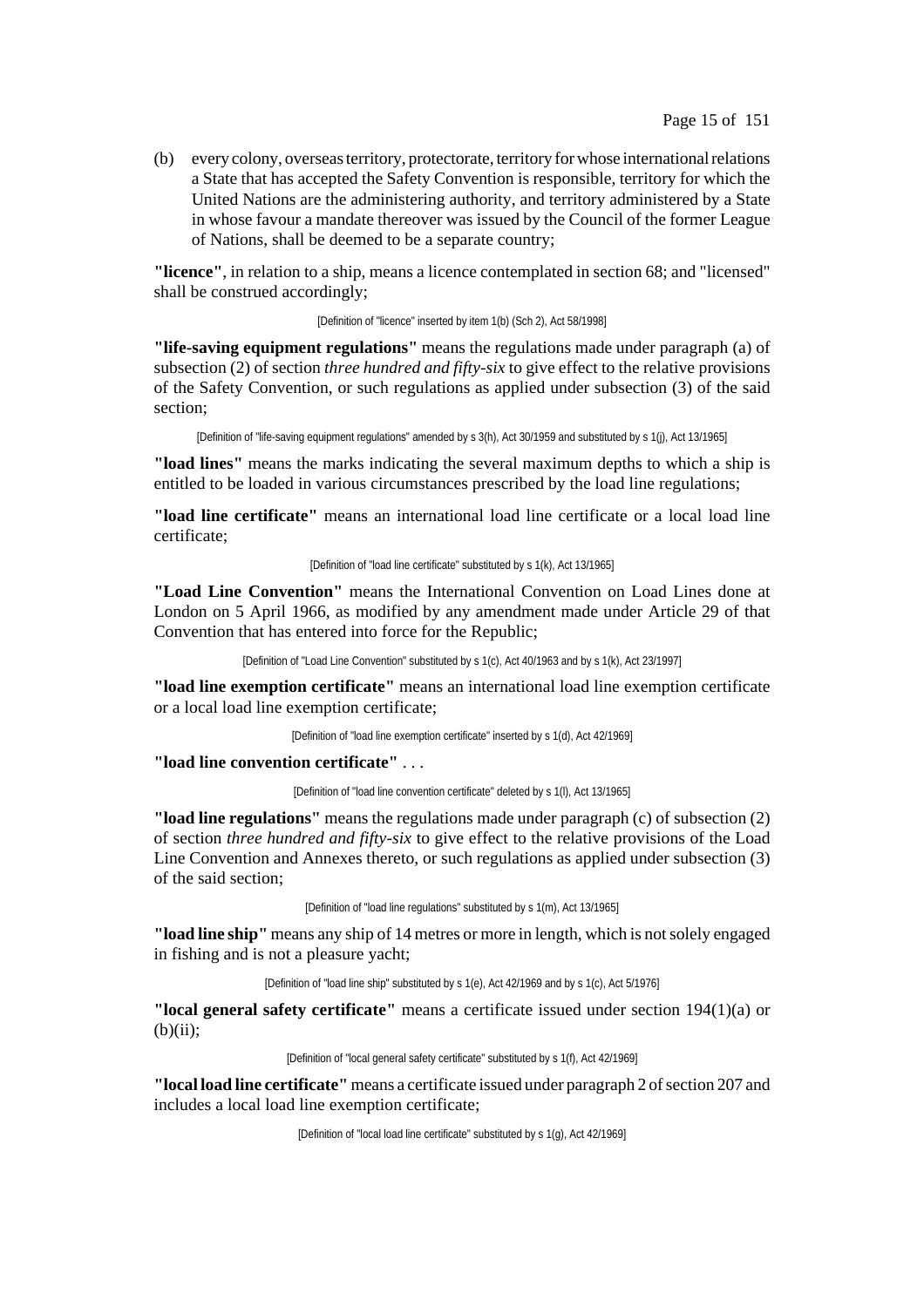(b) every colony, overseas territory, protectorate, territory for whose international relations a State that has accepted the Safety Convention is responsible, territory for which the United Nations are the administering authority, and territory administered by a State in whose favour a mandate thereover was issued by the Council of the former League of Nations, shall be deemed to be a separate country;

**"licence"**, in relation to a ship, means a licence contemplated in section 68; and "licensed" shall be construed accordingly;

[Definition of "licence" inserted by item 1(b) (Sch 2), Act 58/1998]

**"life-saving equipment regulations"** means the regulations made under paragraph (a) of subsection (2) of section *three hundred and fifty-six* to give effect to the relative provisions of the Safety Convention, or such regulations as applied under subsection (3) of the said section;

[Definition of "life-saving equipment regulations" amended by s 3(h), Act 30/1959 and substituted by s 1(j), Act 13/1965]

**"load lines"** means the marks indicating the several maximum depths to which a ship is entitled to be loaded in various circumstances prescribed by the load line regulations;

**"load line certificate"** means an international load line certificate or a local load line certificate;

[Definition of "load line certificate" substituted by s 1(k), Act 13/1965]

**"Load Line Convention"** means the International Convention on Load Lines done at London on 5 April 1966, as modified by any amendment made under Article 29 of that Convention that has entered into force for the Republic;

[Definition of "Load Line Convention" substituted by s 1(c), Act 40/1963 and by s 1(k), Act 23/1997]

**"load line exemption certificate"** means an international load line exemption certificate or a local load line exemption certificate;

[Definition of "load line exemption certificate" inserted by s 1(d), Act 42/1969]

**"load line convention certificate"** . . .

[Definition of "load line convention certificate" deleted by s 1(l), Act 13/1965]

**"load line regulations"** means the regulations made under paragraph (c) of subsection (2) of section *three hundred and fifty-six* to give effect to the relative provisions of the Load Line Convention and Annexes thereto, or such regulations as applied under subsection (3) of the said section;

[Definition of "load line regulations" substituted by s 1(m), Act 13/1965]

**"load line ship"** means any ship of 14 metres or more in length, which is not solely engaged in fishing and is not a pleasure yacht;

[Definition of "load line ship" substituted by s 1(e), Act 42/1969 and by s 1(c), Act 5/1976]

**"local general safety certificate"** means a certificate issued under section 194(1)(a) or (b)(ii);

[Definition of "local general safety certificate" substituted by s 1(f), Act 42/1969]

**"local load line certificate"** means a certificate issued under paragraph 2 of section 207 and includes a local load line exemption certificate;

[Definition of "local load line certificate" substituted by s 1(g), Act 42/1969]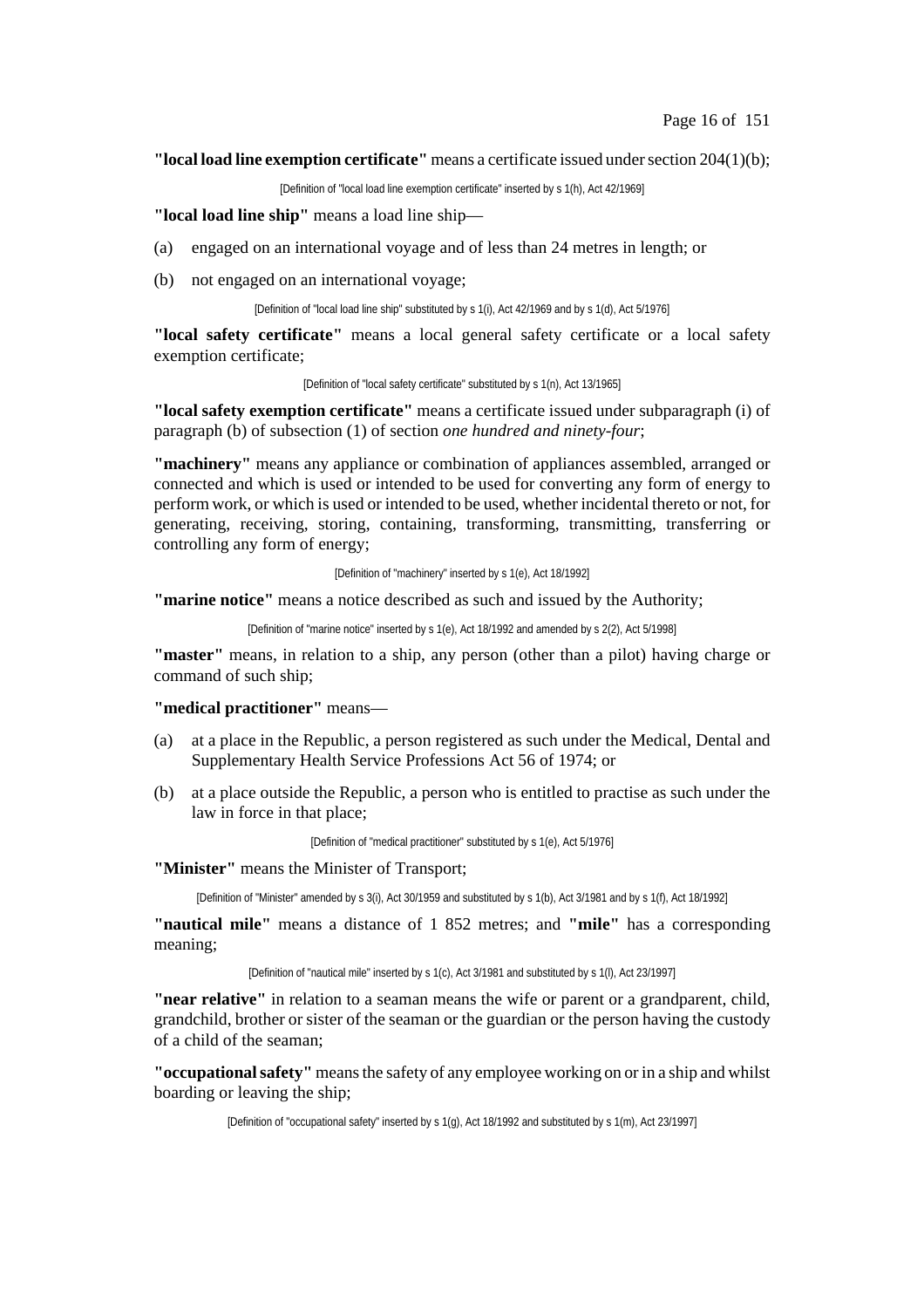**"local load line exemption certificate"** means a certificate issued under section 204(1)(b);

[Definition of "local load line exemption certificate" inserted by s 1(h), Act 42/1969]

**"local load line ship"** means a load line ship—

(a) engaged on an international voyage and of less than 24 metres in length; or

(b) not engaged on an international voyage;

[Definition of "local load line ship" substituted by s 1(i), Act 42/1969 and by s 1(d), Act 5/1976]

**"local safety certificate"** means a local general safety certificate or a local safety exemption certificate;

[Definition of "local safety certificate" substituted by s 1(n), Act 13/1965]

**"local safety exemption certificate"** means a certificate issued under subparagraph (i) of paragraph (b) of subsection (1) of section *one hundred and ninety-four*;

**"machinery"** means any appliance or combination of appliances assembled, arranged or connected and which is used or intended to be used for converting any form of energy to perform work, or which is used or intended to be used, whether incidental thereto or not, for generating, receiving, storing, containing, transforming, transmitting, transferring or controlling any form of energy;

[Definition of "machinery" inserted by s 1(e), Act 18/1992]

**"marine notice"** means a notice described as such and issued by the Authority;

[Definition of "marine notice" inserted by s 1(e), Act 18/1992 and amended by s 2(2), Act 5/1998]

**"master"** means, in relation to a ship, any person (other than a pilot) having charge or command of such ship;

**"medical practitioner"** means—

(a) at a place in the Republic, a person registered as such under the Medical, Dental and Supplementary Health Service Professions Act 56 of 1974; or

(b) at a place outside the Republic, a person who is entitled to practise as such under the law in force in that place;

[Definition of "medical practitioner" substituted by s 1(e), Act 5/1976]

**"Minister"** means the Minister of Transport;

[Definition of "Minister" amended by s 3(i), Act 30/1959 and substituted by s 1(b), Act 3/1981 and by s 1(f), Act 18/1992]

**"nautical mile"** means a distance of 1 852 metres; and **"mile"** has a corresponding meaning;

[Definition of "nautical mile" inserted by s 1(c), Act 3/1981 and substituted by s 1(l), Act 23/1997]

**"near relative"** in relation to a seaman means the wife or parent or a grandparent, child, grandchild, brother or sister of the seaman or the guardian or the person having the custody of a child of the seaman;

**"occupational safety"** means the safety of any employee working on or in a ship and whilst boarding or leaving the ship;

[Definition of "occupational safety" inserted by s 1(g), Act 18/1992 and substituted by s 1(m), Act 23/1997]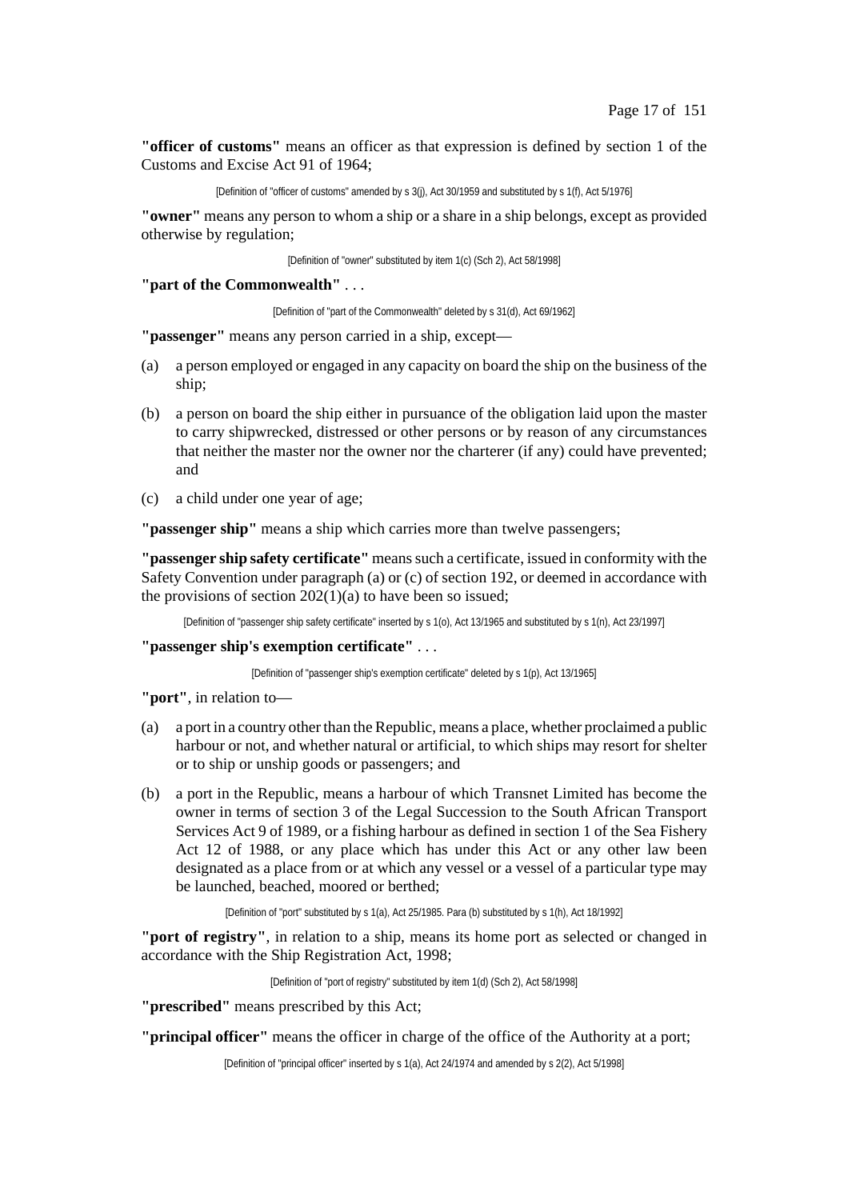**"officer of customs"** means an officer as that expression is defined by section 1 of the Customs and Excise Act 91 of 1964;

[Definition of "officer of customs" amended by s 3(j), Act 30/1959 and substituted by s 1(f), Act 5/1976]

**"owner"** means any person to whom a ship or a share in a ship belongs, except as provided otherwise by regulation;

[Definition of "owner" substituted by item 1(c) (Sch 2), Act 58/1998]

**"part of the Commonwealth"** . . .

[Definition of "part of the Commonwealth" deleted by s 31(d), Act 69/1962]

**"passenger"** means any person carried in a ship, except—

(a) a person employed or engaged in any capacity on board the ship on the business of the ship;

(b) a person on board the ship either in pursuance of the obligation laid upon the master to carry shipwrecked, distressed or other persons or by reason of any circumstances that neither the master nor the owner nor the charterer (if any) could have prevented; and

(c) a child under one year of age;

**"passenger ship"** means a ship which carries more than twelve passengers;

**"passenger ship safety certificate"** means such a certificate, issued in conformity with the Safety Convention under paragraph (a) or (c) of section 192, or deemed in accordance with the provisions of section 202(1)(a) to have been so issued;

[Definition of "passenger ship safety certificate" inserted by s 1(o), Act 13/1965 and substituted by s 1(n), Act 23/1997]

**"passenger ship's exemption certificate"** . . .

[Definition of "passenger ship's exemption certificate" deleted by s 1(p), Act 13/1965]

**"port"**, in relation to—

(a) a port in a country other than the Republic, means a place, whether proclaimed a public harbour or not, and whether natural or artificial, to which ships may resort for shelter or to ship or unship goods or passengers; and

(b) a port in the Republic, means a harbour of which Transnet Limited has become the owner in terms of section 3 of the Legal Succession to the South African Transport Services Act 9 of 1989, or a fishing harbour as defined in section 1 of the Sea Fishery Act 12 of 1988, or any place which has under this Act or any other law been designated as a place from or at which any vessel or a vessel of a particular type may be launched, beached, moored or berthed;

[Definition of "port" substituted by s 1(a), Act 25/1985. Para (b) substituted by s 1(h), Act 18/1992]

**"port of registry"**, in relation to a ship, means its home port as selected or changed in accordance with the Ship Registration Act, 1998;

[Definition of "port of registry" substituted by item 1(d) (Sch 2), Act 58/1998]

**"prescribed"** means prescribed by this Act;

**"principal officer"** means the officer in charge of the office of the Authority at a port;

[Definition of "principal officer" inserted by s 1(a), Act 24/1974 and amended by s 2(2), Act 5/1998]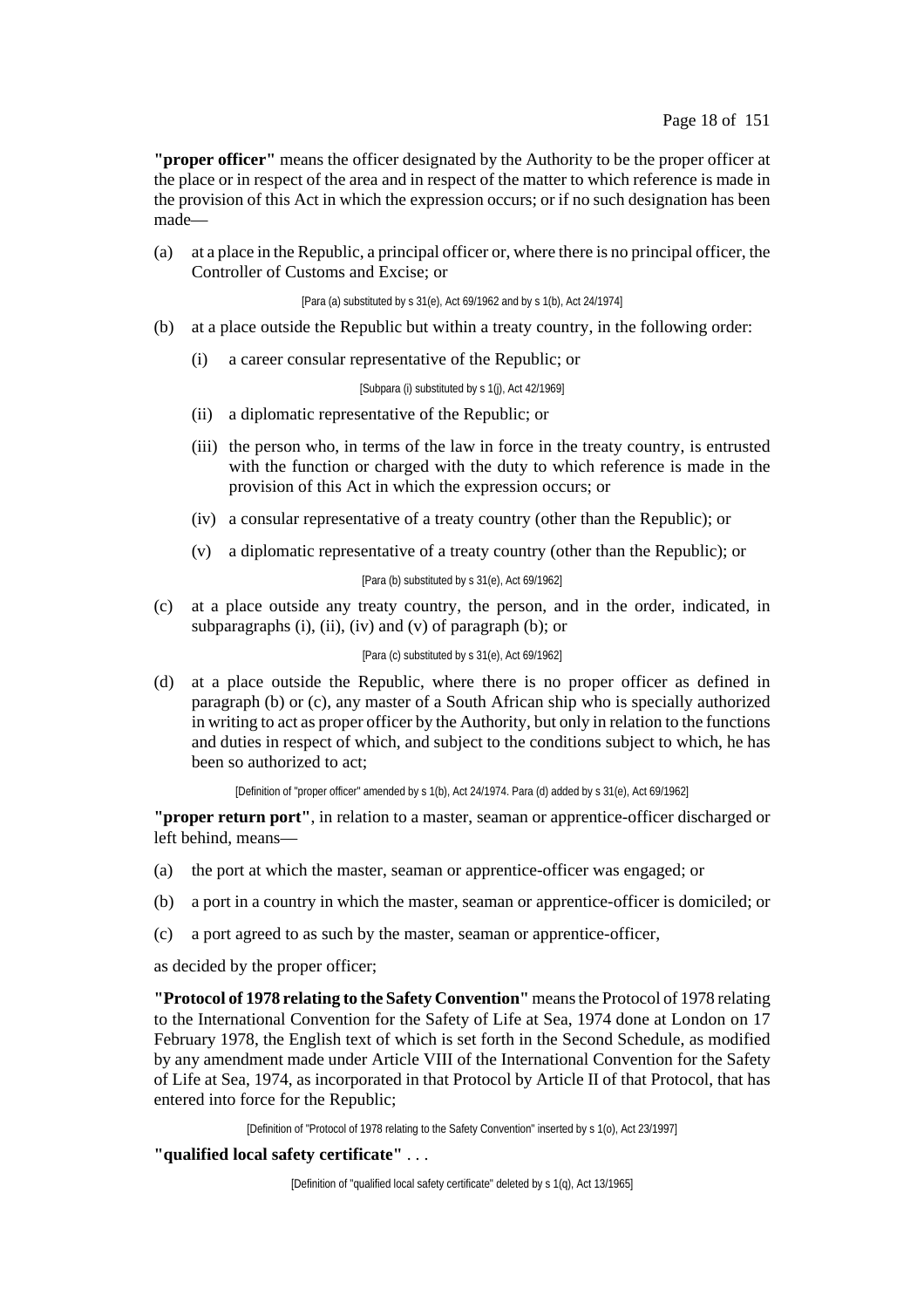**"proper officer"** means the officer designated by the Authority to be the proper officer at the place or in respect of the area and in respect of the matter to which reference is made in the provision of this Act in which the expression occurs; or if no such designation has been made—

(a) at a place in the Republic, a principal officer or, where there is no principal officer, the Controller of Customs and Excise; or

[Para (a) substituted by s 31(e), Act 69/1962 and by s 1(b), Act 24/1974]

(b) at a place outside the Republic but within a treaty country, in the following order:

(i) a career consular representative of the Republic; or

[Subpara (i) substituted by s 1(j), Act 42/1969]

(ii) a diplomatic representative of the Republic; or

(iii) the person who, in terms of the law in force in the treaty country, is entrusted with the function or charged with the duty to which reference is made in the provision of this Act in which the expression occurs; or

(iv) a consular representative of a treaty country (other than the Republic); or

(v) a diplomatic representative of a treaty country (other than the Republic); or

[Para (b) substituted by s 31(e), Act 69/1962]

(c) at a place outside any treaty country, the person, and in the order, indicated, in subparagraphs (i), (ii), (iv) and (v) of paragraph (b); or

[Para (c) substituted by s 31(e), Act 69/1962]

(d) at a place outside the Republic, where there is no proper officer as defined in paragraph (b) or (c), any master of a South African ship who is specially authorized in writing to act as proper officer by the Authority, but only in relation to the functions and duties in respect of which, and subject to the conditions subject to which, he has been so authorized to act;

[Definition of "proper officer" amended by s 1(b), Act 24/1974. Para (d) added by s 31(e), Act 69/1962]

**"proper return port"**, in relation to a master, seaman or apprentice-officer discharged or left behind, means—

(a) the port at which the master, seaman or apprentice-officer was engaged; or

(b) a port in a country in which the master, seaman or apprentice-officer is domiciled; or

(c) a port agreed to as such by the master, seaman or apprentice-officer,

as decided by the proper officer;

**"Protocol of 1978 relating to the Safety Convention"** means the Protocol of 1978 relating to the International Convention for the Safety of Life at Sea, 1974 done at London on 17 February 1978, the English text of which is set forth in the Second Schedule, as modified by any amendment made under Article VIII of the International Convention for the Safety of Life at Sea, 1974, as incorporated in that Protocol by Article II of that Protocol, that has entered into force for the Republic;

[Definition of "Protocol of 1978 relating to the Safety Convention" inserted by s 1(o), Act 23/1997]

**"qualified local safety certificate"** . . .

[Definition of "qualified local safety certificate" deleted by s 1(q), Act 13/1965]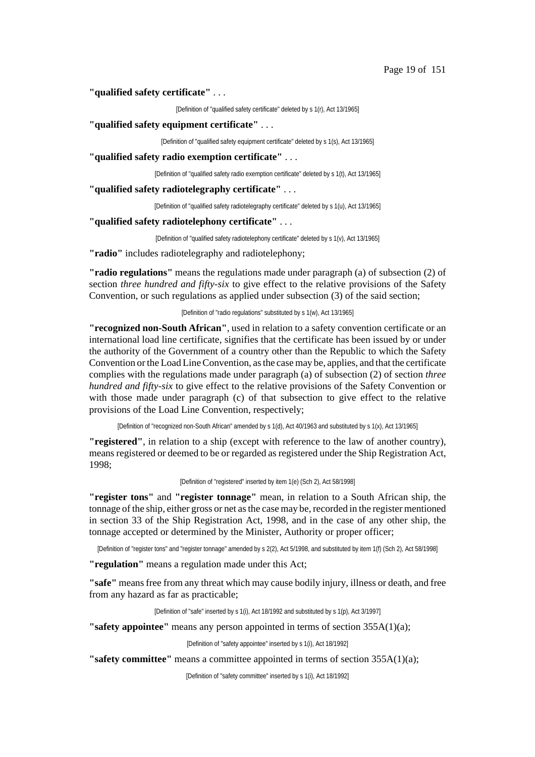**"qualified safety certificate"** . . .

[Definition of "qualified safety certificate" deleted by s 1(r), Act 13/1965]

**"qualified safety equipment certificate"** . . .

[Definition of "qualified safety equipment certificate" deleted by s 1(s), Act 13/1965]

**"qualified safety radio exemption certificate"** . . .

[Definition of "qualified safety radio exemption certificate" deleted by s 1(t), Act 13/1965]

**"qualified safety radiotelegraphy certificate"** . . .

[Definition of "qualified safety radiotelegraphy certificate" deleted by s 1(u), Act 13/1965]

**"qualified safety radiotelephony certificate"** . . .

[Definition of "qualified safety radiotelephony certificate" deleted by s 1(v), Act 13/1965]

**"radio"** includes radiotelegraphy and radiotelephony;

**"radio regulations"** means the regulations made under paragraph (a) of subsection (2) of section *three hundred and fifty-six* to give effect to the relative provisions of the Safety Convention, or such regulations as applied under subsection (3) of the said section;

[Definition of "radio regulations" substituted by s 1(w), Act 13/1965]

**"recognized non-South African"**, used in relation to a safety convention certificate or an international load line certificate, signifies that the certificate has been issued by or under the authority of the Government of a country other than the Republic to which the Safety Convention or the Load Line Convention, as the case may be, applies, and that the certificate complies with the regulations made under paragraph (a) of subsection (2) of section *three hundred and fifty-six* to give effect to the relative provisions of the Safety Convention or with those made under paragraph (c) of that subsection to give effect to the relative provisions of the Load Line Convention, respectively;

[Definition of "recognized non-South African" amended by s 1(d), Act 40/1963 and substituted by s 1(x), Act 13/1965]

**"registered"**, in relation to a ship (except with reference to the law of another country), means registered or deemed to be or regarded as registered under the Ship Registration Act, 1998;

[Definition of "registered" inserted by item 1(e) (Sch 2), Act 58/1998]

**"register tons"** and **"register tonnage"** mean, in relation to a South African ship, the tonnage of the ship, either gross or net as the case may be, recorded in the register mentioned in section 33 of the Ship Registration Act, 1998, and in the case of any other ship, the tonnage accepted or determined by the Minister, Authority or proper officer;

[Definition of "register tons" and "register tonnage" amended by s 2(2), Act 5/1998, and substituted by item 1(f) (Sch 2), Act 58/1998]

**"regulation"** means a regulation made under this Act;

**"safe"** means free from any threat which may cause bodily injury, illness or death, and free from any hazard as far as practicable;

[Definition of "safe" inserted by s 1(i), Act 18/1992 and substituted by s 1(p), Act 3/1997]

**"safety appointee"** means any person appointed in terms of section 355A(1)(a);

[Definition of "safety appointee" inserted by s 1(i), Act 18/1992]

**"safety committee"** means a committee appointed in terms of section 355A(1)(a);

[Definition of "safety committee" inserted by s 1(i), Act 18/1992]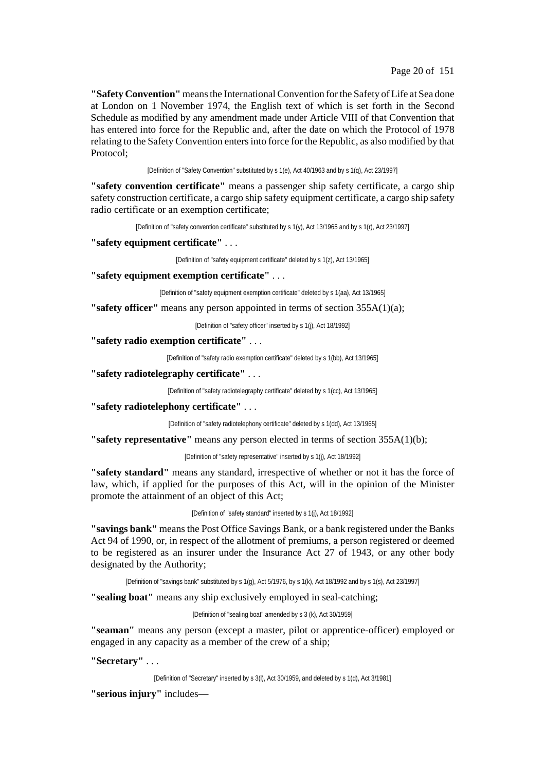**"Safety Convention"** means the International Convention for the Safety of Life at Sea done at London on 1 November 1974, the English text of which is set forth in the Second Schedule as modified by any amendment made under Article VIII of that Convention that has entered into force for the Republic and, after the date on which the Protocol of 1978 relating to the Safety Convention enters into force for the Republic, as also modified by that Protocol;

[Definition of "Safety Convention" substituted by s 1(e), Act 40/1963 and by s 1(q), Act 23/1997]

**"safety convention certificate"** means a passenger ship safety certificate, a cargo ship safety construction certificate, a cargo ship safety equipment certificate, a cargo ship safety radio certificate or an exemption certificate;

[Definition of "safety convention certificate" substituted by s 1(y), Act 13/1965 and by s 1(r), Act 23/1997]

**"safety equipment certificate"** . . .

[Definition of "safety equipment certificate" deleted by s 1(z), Act 13/1965]

**"safety equipment exemption certificate"** . . .

[Definition of "safety equipment exemption certificate" deleted by s 1(aa), Act 13/1965]

**"safety officer"** means any person appointed in terms of section 355A(1)(a);

[Definition of "safety officer" inserted by s 1(j), Act 18/1992]

**"safety radio exemption certificate"** . . .

[Definition of "safety radio exemption certificate" deleted by s 1(bb), Act 13/1965]

**"safety radiotelegraphy certificate"** . . .

[Definition of "safety radiotelegraphy certificate" deleted by s 1(cc), Act 13/1965]

**"safety radiotelephony certificate"** . . .

[Definition of "safety radiotelephony certificate" deleted by s 1(dd), Act 13/1965]

**"safety representative"** means any person elected in terms of section 355A(1)(b);

[Definition of "safety representative" inserted by s 1(j), Act 18/1992]

**"safety standard"** means any standard, irrespective of whether or not it has the force of law, which, if applied for the purposes of this Act, will in the opinion of the Minister promote the attainment of an object of this Act;

[Definition of "safety standard" inserted by s 1(j), Act 18/1992]

**"savings bank"** means the Post Office Savings Bank, or a bank registered under the Banks Act 94 of 1990, or, in respect of the allotment of premiums, a person registered or deemed to be registered as an insurer under the Insurance Act 27 of 1943, or any other body designated by the Authority;

[Definition of "savings bank" substituted by s 1(g), Act 5/1976, by s 1(k), Act 18/1992 and by s 1(s), Act 23/1997]

**"sealing boat"** means any ship exclusively employed in seal-catching;

[Definition of "sealing boat" amended by s 3 (k), Act 30/1959]

**"seaman"** means any person (except a master, pilot or apprentice-officer) employed or engaged in any capacity as a member of the crew of a ship;

**"Secretary"** . . .

[Definition of "Secretary" inserted by s 3(l), Act 30/1959, and deleted by s 1(d), Act 3/1981]

**"serious injury"** includes—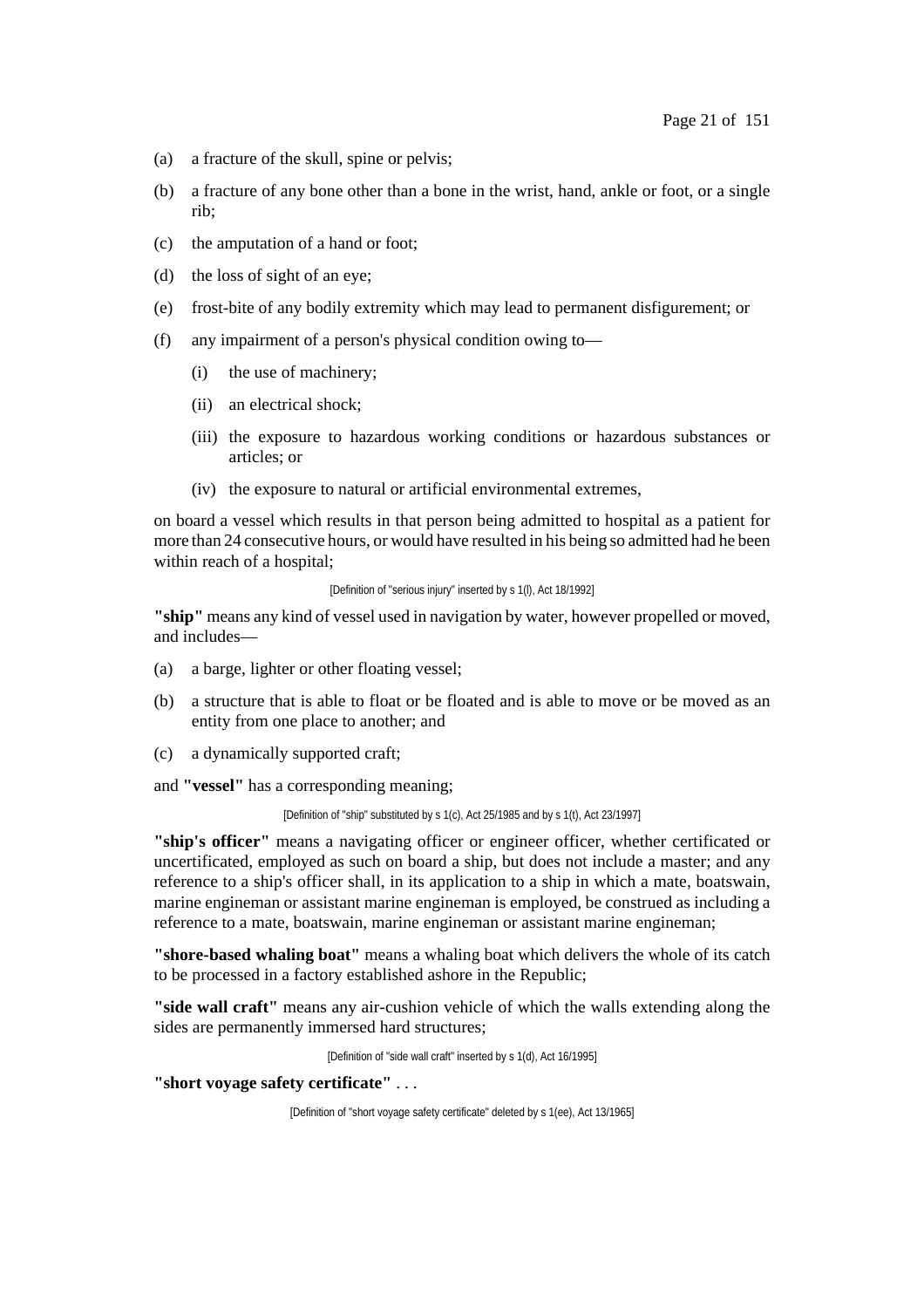(a) a fracture of the skull, spine or pelvis;

(b) a fracture of any bone other than a bone in the wrist, hand, ankle or foot, or a single rib;

(c) the amputation of a hand or foot;

(d) the loss of sight of an eye;

(e) frost-bite of any bodily extremity which may lead to permanent disfigurement; or

(f) any impairment of a person's physical condition owing to—

   (i) the use of machinery;

   (ii) an electrical shock;

   (iii) the exposure to hazardous working conditions or hazardous substances or articles; or

   (iv) the exposure to natural or artificial environmental extremes,

on board a vessel which results in that person being admitted to hospital as a patient for more than 24 consecutive hours, or would have resulted in his being so admitted had he been within reach of a hospital;

[Definition of "serious injury" inserted by s 1(l), Act 18/1992]

**"ship"** means any kind of vessel used in navigation by water, however propelled or moved, and includes—

(a) a barge, lighter or other floating vessel;

(b) a structure that is able to float or be floated and is able to move or be moved as an entity from one place to another; and

(c) a dynamically supported craft;

and **"vessel"** has a corresponding meaning;

[Definition of "ship" substituted by s 1(c), Act 25/1985 and by s 1(t), Act 23/1997]

**"ship's officer"** means a navigating officer or engineer officer, whether certificated or uncertificated, employed as such on board a ship, but does not include a master; and any reference to a ship's officer shall, in its application to a ship in which a mate, boatswain, marine engineman or assistant marine engineman is employed, be construed as including a reference to a mate, boatswain, marine engineman or assistant marine engineman;

**"shore-based whaling boat"** means a whaling boat which delivers the whole of its catch to be processed in a factory established ashore in the Republic;

**"side wall craft"** means any air-cushion vehicle of which the walls extending along the sides are permanently immersed hard structures;

[Definition of "side wall craft" inserted by s 1(d), Act 16/1995]

**"short voyage safety certificate"** . . .

[Definition of "short voyage safety certificate" deleted by s 1(ee), Act 13/1965]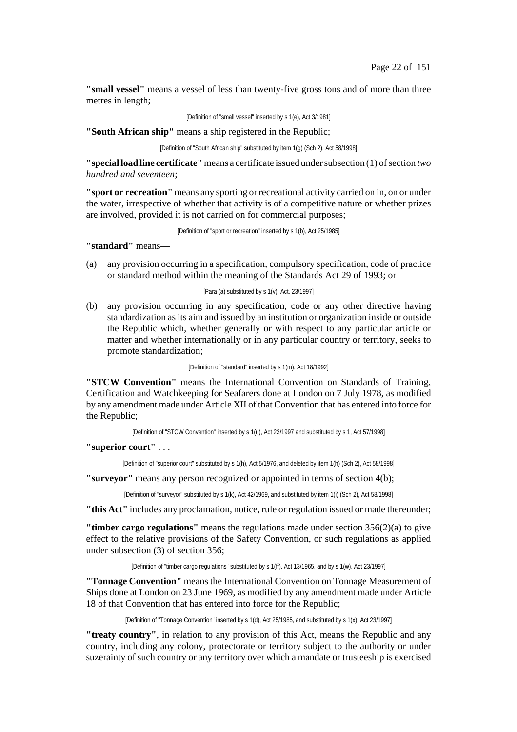**"small vessel"** means a vessel of less than twenty-five gross tons and of more than three metres in length;

[Definition of "small vessel" inserted by s 1(e), Act 3/1981]

**"South African ship"** means a ship registered in the Republic;

[Definition of "South African ship" substituted by item 1(g) (Sch 2), Act 58/1998]

**"special load line certificate"** means a certificate issued under subsection (1) of section *two hundred and seventeen*;

**"sport or recreation"** means any sporting or recreational activity carried on in, on or under the water, irrespective of whether that activity is of a competitive nature or whether prizes are involved, provided it is not carried on for commercial purposes;

[Definition of "sport or recreation" inserted by s 1(b), Act 25/1985]

**"standard"** means—

(a) any provision occurring in a specification, compulsory specification, code of practice or standard method within the meaning of the Standards Act 29 of 1993; or

[Para (a) substituted by s 1(v), Act. 23/1997]

(b) any provision occurring in any specification, code or any other directive having standardization as its aim and issued by an institution or organization inside or outside the Republic which, whether generally or with respect to any particular article or matter and whether internationally or in any particular country or territory, seeks to promote standardization;

[Definition of "standard" inserted by s 1(m), Act 18/1992]

**"STCW Convention"** means the International Convention on Standards of Training, Certification and Watchkeeping for Seafarers done at London on 7 July 1978, as modified by any amendment made under Article XII of that Convention that has entered into force for the Republic;

[Definition of "STCW Convention" inserted by s 1(u), Act 23/1997 and substituted by s 1, Act 57/1998]

**"superior court"** . . .

[Definition of "superior court" substituted by s 1(h), Act 5/1976, and deleted by item 1(h) (Sch 2), Act 58/1998]

**"surveyor"** means any person recognized or appointed in terms of section 4(b);

[Definition of "surveyor" substituted by s 1(k), Act 42/1969, and substituted by item 1(i) (Sch 2), Act 58/1998]

**"this Act"** includes any proclamation, notice, rule or regulation issued or made thereunder;

**"timber cargo regulations"** means the regulations made under section 356(2)(a) to give effect to the relative provisions of the Safety Convention, or such regulations as applied under subsection (3) of section 356;

[Definition of "timber cargo regulations" substituted by s 1(ff), Act 13/1965, and by s 1(w), Act 23/1997]

**"Tonnage Convention"** means the International Convention on Tonnage Measurement of Ships done at London on 23 June 1969, as modified by any amendment made under Article 18 of that Convention that has entered into force for the Republic;

[Definition of "Tonnage Convention" inserted by s 1(d), Act 25/1985, and substituted by s 1(x), Act 23/1997]

**"treaty country"**, in relation to any provision of this Act, means the Republic and any country, including any colony, protectorate or territory subject to the authority or under suzerainty of such country or any territory over which a mandate or trusteeship is exercised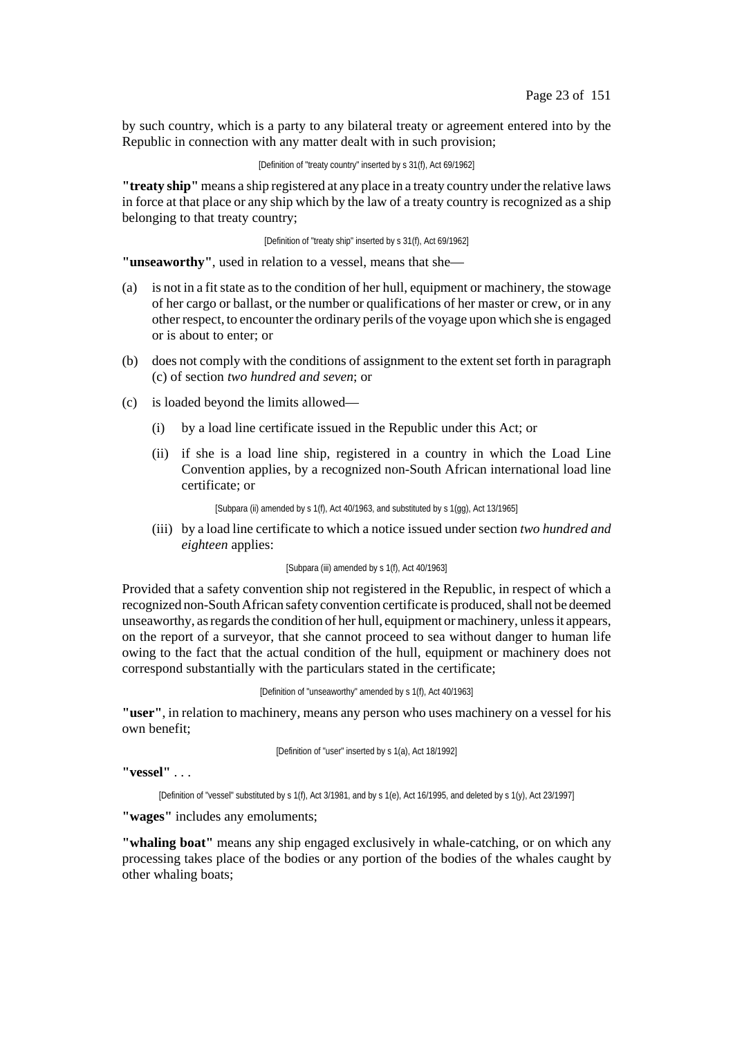by such country, which is a party to any bilateral treaty or agreement entered into by the Republic in connection with any matter dealt with in such provision;

[Definition of "treaty country" inserted by s 31(f), Act 69/1962]

**"treaty ship"** means a ship registered at any place in a treaty country under the relative laws in force at that place or any ship which by the law of a treaty country is recognized as a ship belonging to that treaty country;

[Definition of "treaty ship" inserted by s 31(f), Act 69/1962]

**"unseaworthy"**, used in relation to a vessel, means that she—

(a) is not in a fit state as to the condition of her hull, equipment or machinery, the stowage of her cargo or ballast, or the number or qualifications of her master or crew, or in any other respect, to encounter the ordinary perils of the voyage upon which she is engaged or is about to enter; or

(b) does not comply with the conditions of assignment to the extent set forth in paragraph (c) of section *two hundred and seven*; or

(c) is loaded beyond the limits allowed—

(i) by a load line certificate issued in the Republic under this Act; or

(ii) if she is a load line ship, registered in a country in which the Load Line Convention applies, by a recognized non-South African international load line certificate; or

[Subpara (ii) amended by s 1(f), Act 40/1963, and substituted by s 1(gg), Act 13/1965]

(iii) by a load line certificate to which a notice issued under section *two hundred and eighteen* applies:

[Subpara (iii) amended by s 1(f), Act 40/1963]

Provided that a safety convention ship not registered in the Republic, in respect of which a recognized non-South African safety convention certificate is produced, shall not be deemed unseaworthy, as regards the condition of her hull, equipment or machinery, unless it appears, on the report of a surveyor, that she cannot proceed to sea without danger to human life owing to the fact that the actual condition of the hull, equipment or machinery does not correspond substantially with the particulars stated in the certificate;

[Definition of "unseaworthy" amended by s 1(f), Act 40/1963]

**"user"**, in relation to machinery, means any person who uses machinery on a vessel for his own benefit;

[Definition of "user" inserted by s 1(a), Act 18/1992]

**"vessel"** . . .

[Definition of "vessel" substituted by s 1(f), Act 3/1981, and by s 1(e), Act 16/1995, and deleted by s 1(y), Act 23/1997]

**"wages"** includes any emoluments;

**"whaling boat"** means any ship engaged exclusively in whale-catching, or on which any processing takes place of the bodies or any portion of the bodies of the whales caught by other whaling boats;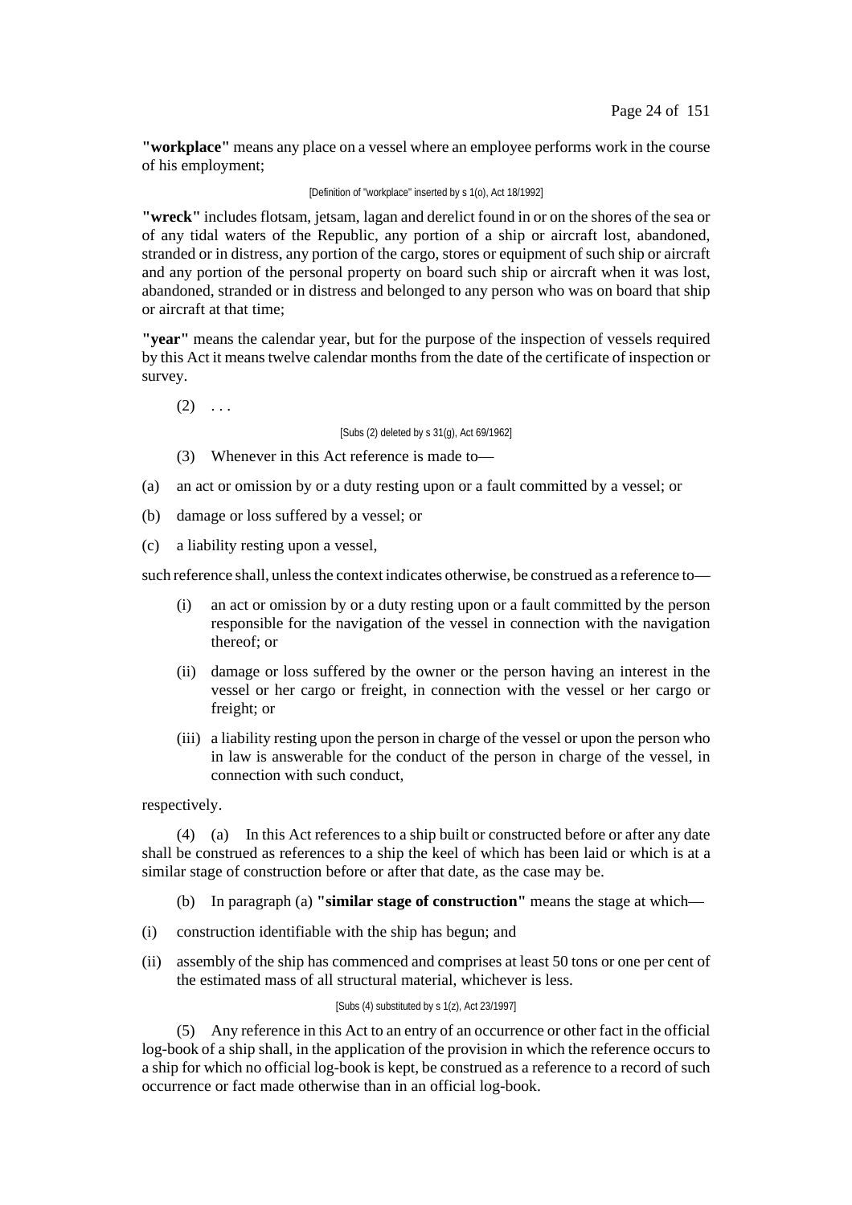**"workplace"** means any place on a vessel where an employee performs work in the course of his employment;

[Definition of "workplace" inserted by s 1(o), Act 18/1992]

**"wreck"** includes flotsam, jetsam, lagan and derelict found in or on the shores of the sea or of any tidal waters of the Republic, any portion of a ship or aircraft lost, abandoned, stranded or in distress, any portion of the cargo, stores or equipment of such ship or aircraft and any portion of the personal property on board such ship or aircraft when it was lost, abandoned, stranded or in distress and belonged to any person who was on board that ship or aircraft at that time;

**"year"** means the calendar year, but for the purpose of the inspection of vessels required by this Act it means twelve calendar months from the date of the certificate of inspection or survey.

(2) . . .

[Subs (2) deleted by s 31(g), Act 69/1962]

(3) Whenever in this Act reference is made to—

(a) an act or omission by or a duty resting upon or a fault committed by a vessel; or

(b) damage or loss suffered by a vessel; or

(c) a liability resting upon a vessel,

such reference shall, unless the context indicates otherwise, be construed as a reference to—

(i) an act or omission by or a duty resting upon or a fault committed by the person responsible for the navigation of the vessel in connection with the navigation thereof; or

(ii) damage or loss suffered by the owner or the person having an interest in the vessel or her cargo or freight, in connection with the vessel or her cargo or freight; or

(iii) a liability resting upon the person in charge of the vessel or upon the person who in law is answerable for the conduct of the person in charge of the vessel, in connection with such conduct,

respectively.

(4) (a) In this Act references to a ship built or constructed before or after any date shall be construed as references to a ship the keel of which has been laid or which is at a similar stage of construction before or after that date, as the case may be.

(b) In paragraph (a) **"similar stage of construction"** means the stage at which—

(i) construction identifiable with the ship has begun; and

(ii) assembly of the ship has commenced and comprises at least 50 tons or one per cent of the estimated mass of all structural material, whichever is less.

[Subs (4) substituted by s 1(z), Act 23/1997]

(5) Any reference in this Act to an entry of an occurrence or other fact in the official log-book of a ship shall, in the application of the provision in which the reference occurs to a ship for which no official log-book is kept, be construed as a reference to a record of such occurrence or fact made otherwise than in an official log-book.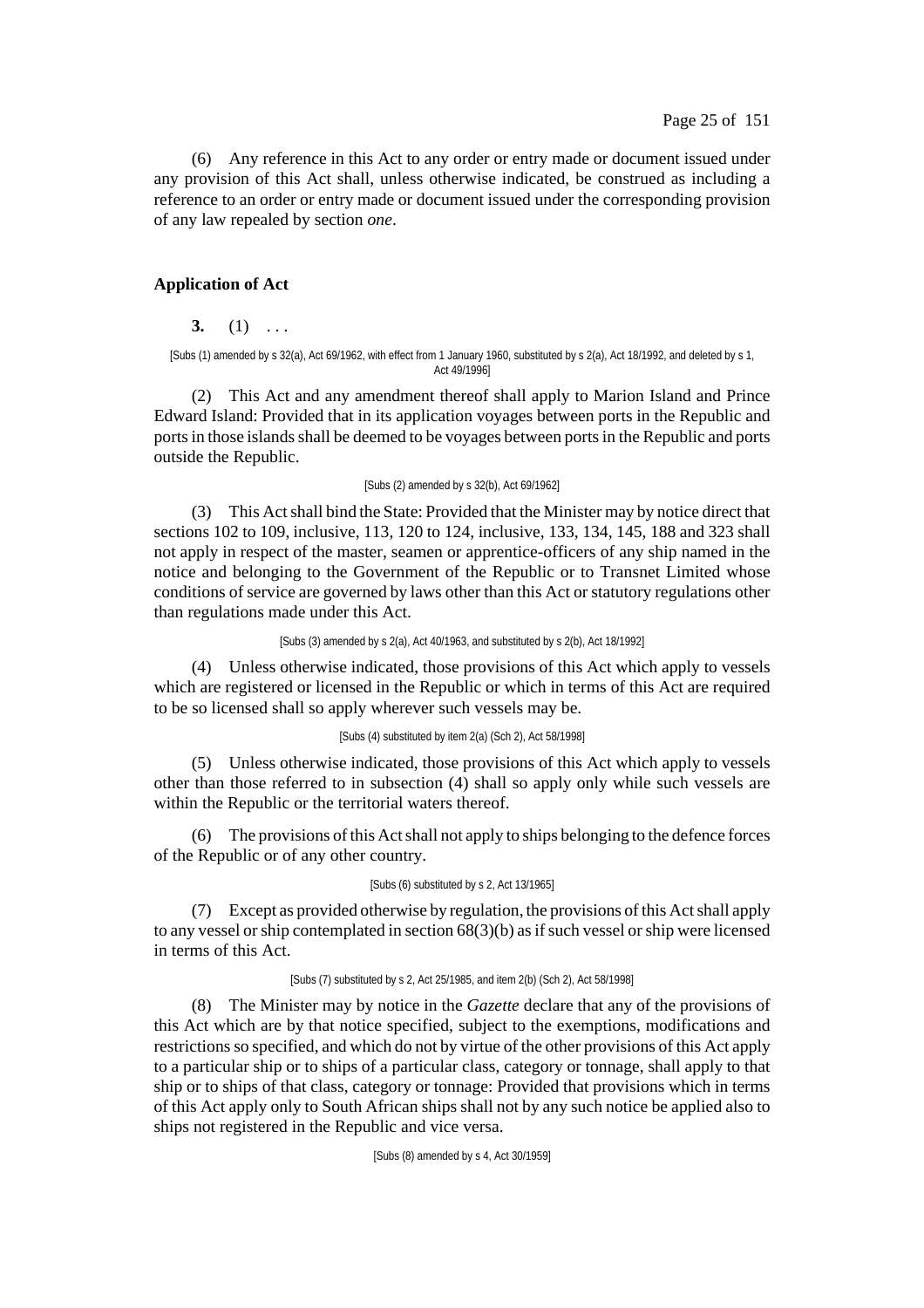(6) Any reference in this Act to any order or entry made or document issued under any provision of this Act shall, unless otherwise indicated, be construed as including a reference to an order or entry made or document issued under the corresponding provision of any law repealed by section *one*.

### Application of Act

**3.** (1) . . .

[Subs (1) amended by s 32(a), Act 69/1962, with effect from 1 January 1960, substituted by s 2(a), Act 18/1992, and deleted by s 1, Act 49/1996]

(2) This Act and any amendment thereof shall apply to Marion Island and Prince Edward Island: Provided that in its application voyages between ports in the Republic and ports in those islands shall be deemed to be voyages between ports in the Republic and ports outside the Republic.

[Subs (2) amended by s 32(b), Act 69/1962]

(3) This Act shall bind the State: Provided that the Minister may by notice direct that sections 102 to 109, inclusive, 113, 120 to 124, inclusive, 133, 134, 145, 188 and 323 shall not apply in respect of the master, seamen or apprentice-officers of any ship named in the notice and belonging to the Government of the Republic or to Transnet Limited whose conditions of service are governed by laws other than this Act or statutory regulations other than regulations made under this Act.

[Subs (3) amended by s 2(a), Act 40/1963, and substituted by s 2(b), Act 18/1992]

(4) Unless otherwise indicated, those provisions of this Act which apply to vessels which are registered or licensed in the Republic or which in terms of this Act are required to be so licensed shall so apply wherever such vessels may be.

[Subs (4) substituted by item 2(a) (Sch 2), Act 58/1998]

(5) Unless otherwise indicated, those provisions of this Act which apply to vessels other than those referred to in subsection (4) shall so apply only while such vessels are within the Republic or the territorial waters thereof.

(6) The provisions of this Act shall not apply to ships belonging to the defence forces of the Republic or of any other country.

[Subs (6) substituted by s 2, Act 13/1965]

(7) Except as provided otherwise by regulation, the provisions of this Act shall apply to any vessel or ship contemplated in section 68(3)(b) as if such vessel or ship were licensed in terms of this Act.

[Subs (7) substituted by s 2, Act 25/1985, and item 2(b) (Sch 2), Act 58/1998]

(8) The Minister may by notice in the *Gazette* declare that any of the provisions of this Act which are by that notice specified, subject to the exemptions, modifications and restrictions so specified, and which do not by virtue of the other provisions of this Act apply to a particular ship or to ships of a particular class, category or tonnage, shall apply to that ship or to ships of that class, category or tonnage: Provided that provisions which in terms of this Act apply only to South African ships shall not by any such notice be applied also to ships not registered in the Republic and vice versa.

[Subs (8) amended by s 4, Act 30/1959]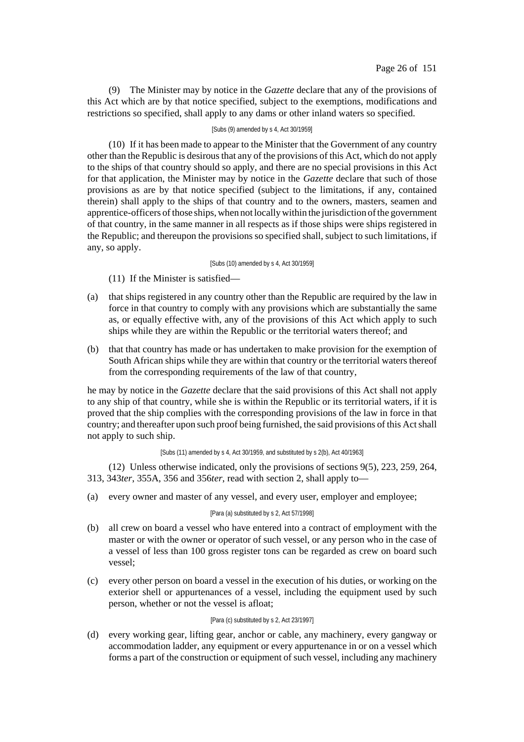(9) The Minister may by notice in the *Gazette* declare that any of the provisions of this Act which are by that notice specified, subject to the exemptions, modifications and restrictions so specified, shall apply to any dams or other inland waters so specified.

[Subs (9) amended by s 4, Act 30/1959]

(10) If it has been made to appear to the Minister that the Government of any country other than the Republic is desirous that any of the provisions of this Act, which do not apply to the ships of that country should so apply, and there are no special provisions in this Act for that application, the Minister may by notice in the *Gazette* declare that such of those provisions as are by that notice specified (subject to the limitations, if any, contained therein) shall apply to the ships of that country and to the owners, masters, seamen and apprentice-officers of those ships, when not locally within the jurisdiction of the government of that country, in the same manner in all respects as if those ships were ships registered in the Republic; and thereupon the provisions so specified shall, subject to such limitations, if any, so apply.

[Subs (10) amended by s 4, Act 30/1959]

(11) If the Minister is satisfied—

(a) that ships registered in any country other than the Republic are required by the law in force in that country to comply with any provisions which are substantially the same as, or equally effective with, any of the provisions of this Act which apply to such ships while they are within the Republic or the territorial waters thereof; and

(b) that that country has made or has undertaken to make provision for the exemption of South African ships while they are within that country or the territorial waters thereof from the corresponding requirements of the law of that country,

he may by notice in the *Gazette* declare that the said provisions of this Act shall not apply to any ship of that country, while she is within the Republic or its territorial waters, if it is proved that the ship complies with the corresponding provisions of the law in force in that country; and thereafter upon such proof being furnished, the said provisions of this Act shall not apply to such ship.

[Subs (11) amended by s 4, Act 30/1959, and substituted by s 2(b), Act 40/1963]

(12) Unless otherwise indicated, only the provisions of sections 9(5), 223, 259, 264, 313, 343*ter*, 355A, 356 and 356*ter*, read with section 2, shall apply to—

(a) every owner and master of any vessel, and every user, employer and employee;

[Para (a) substituted by s 2, Act 57/1998]

(b) all crew on board a vessel who have entered into a contract of employment with the master or with the owner or operator of such vessel, or any person who in the case of a vessel of less than 100 gross register tons can be regarded as crew on board such vessel;

(c) every other person on board a vessel in the execution of his duties, or working on the exterior shell or appurtenances of a vessel, including the equipment used by such person, whether or not the vessel is afloat;

[Para (c) substituted by s 2, Act 23/1997]

(d) every working gear, lifting gear, anchor or cable, any machinery, every gangway or accommodation ladder, any equipment or every appurtenance in or on a vessel which forms a part of the construction or equipment of such vessel, including any machinery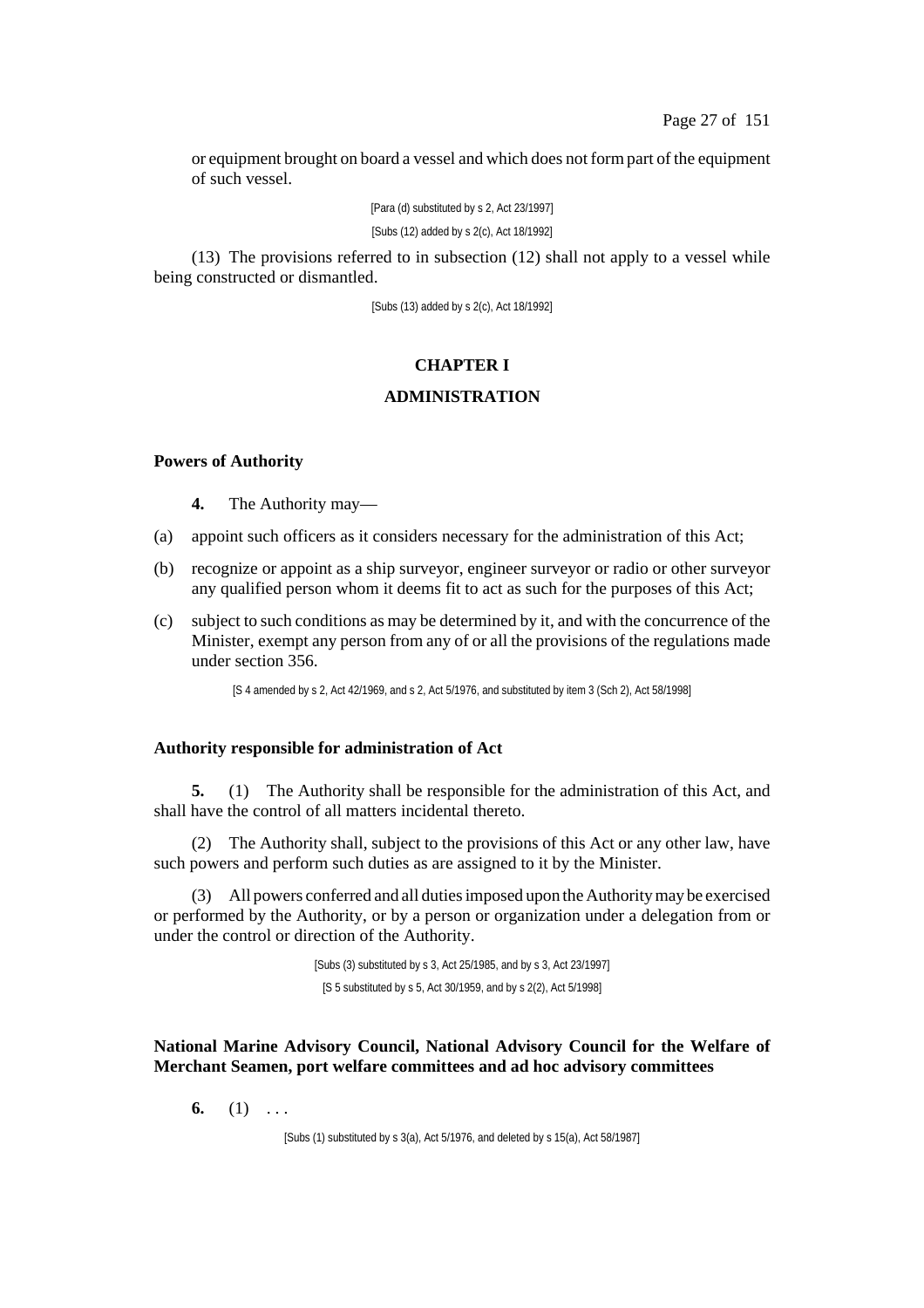or equipment brought on board a vessel and which does not form part of the equipment of such vessel.

[Para (d) substituted by s 2, Act 23/1997]

[Subs (12) added by s 2(c), Act 18/1992]

(13) The provisions referred to in subsection (12) shall not apply to a vessel while being constructed or dismantled.

[Subs (13) added by s 2(c), Act 18/1992]

## CHAPTER I

## ADMINISTRATION

### Powers of Authority

**4.** The Authority may—

(a) appoint such officers as it considers necessary for the administration of this Act;

(b) recognize or appoint as a ship surveyor, engineer surveyor or radio or other surveyor any qualified person whom it deems fit to act as such for the purposes of this Act;

(c) subject to such conditions as may be determined by it, and with the concurrence of the Minister, exempt any person from any of or all the provisions of the regulations made under section 356.

[S 4 amended by s 2, Act 42/1969, and s 2, Act 5/1976, and substituted by item 3 (Sch 2), Act 58/1998]

### Authority responsible for administration of Act

**5.** (1) The Authority shall be responsible for the administration of this Act, and shall have the control of all matters incidental thereto.

(2) The Authority shall, subject to the provisions of this Act or any other law, have such powers and perform such duties as are assigned to it by the Minister.

(3) All powers conferred and all duties imposed upon the Authority may be exercised or performed by the Authority, or by a person or organization under a delegation from or under the control or direction of the Authority.

[Subs (3) substituted by s 3, Act 25/1985, and by s 3, Act 23/1997]

[S 5 substituted by s 5, Act 30/1959, and by s 2(2), Act 5/1998]

### National Marine Advisory Council, National Advisory Council for the Welfare of Merchant Seamen, port welfare committees and ad hoc advisory committees

**6.** (1) . . .

[Subs (1) substituted by s 3(a), Act 5/1976, and deleted by s 15(a), Act 58/1987]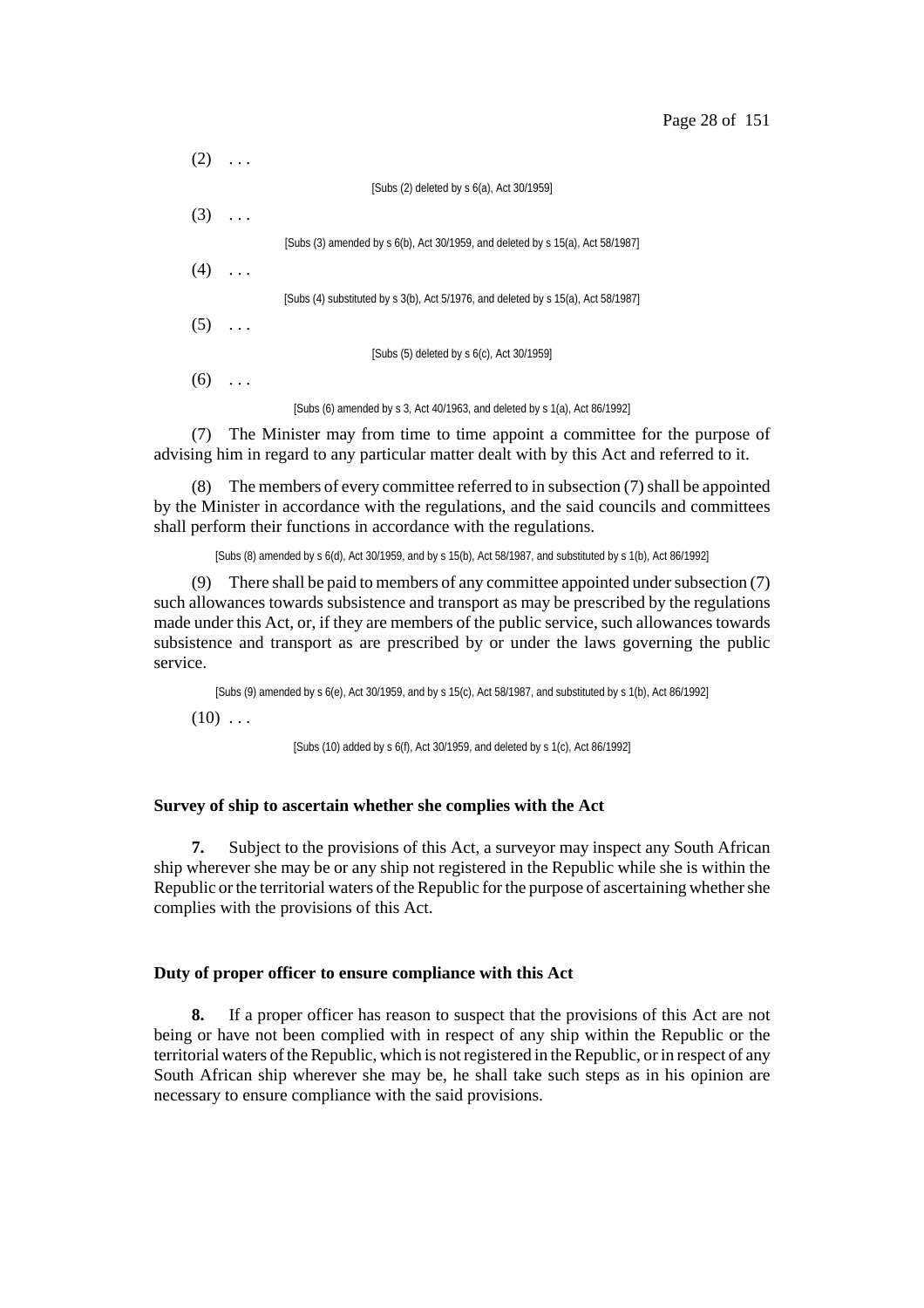(2) . . .

[Subs (2) deleted by s 6(a), Act 30/1959]

(3) . . .

[Subs (3) amended by s 6(b), Act 30/1959, and deleted by s 15(a), Act 58/1987]

(4) . . .

[Subs (4) substituted by s 3(b), Act 5/1976, and deleted by s 15(a), Act 58/1987]

(5) . . .

[Subs (5) deleted by s 6(c), Act 30/1959]

(6) . . .

[Subs (6) amended by s 3, Act 40/1963, and deleted by s 1(a), Act 86/1992]

(7) The Minister may from time to time appoint a committee for the purpose of advising him in regard to any particular matter dealt with by this Act and referred to it.

(8) The members of every committee referred to in subsection (7) shall be appointed by the Minister in accordance with the regulations, and the said councils and committees shall perform their functions in accordance with the regulations.

[Subs (8) amended by s 6(d), Act 30/1959, and by s 15(b), Act 58/1987, and substituted by s 1(b), Act 86/1992]

(9) There shall be paid to members of any committee appointed under subsection (7) such allowances towards subsistence and transport as may be prescribed by the regulations made under this Act, or, if they are members of the public service, such allowances towards subsistence and transport as are prescribed by or under the laws governing the public service.

[Subs (9) amended by s 6(e), Act 30/1959, and by s 15(c), Act 58/1987, and substituted by s 1(b), Act 86/1992]

(10) . . .

[Subs (10) added by s 6(f), Act 30/1959, and deleted by s 1(c), Act 86/1992]

**Survey of ship to ascertain whether she complies with the Act**

**7.** Subject to the provisions of this Act, a surveyor may inspect any South African ship wherever she may be or any ship not registered in the Republic while she is within the Republic or the territorial waters of the Republic for the purpose of ascertaining whether she complies with the provisions of this Act.

**Duty of proper officer to ensure compliance with this Act**

**8.** If a proper officer has reason to suspect that the provisions of this Act are not being or have not been complied with in respect of any ship within the Republic or the territorial waters of the Republic, which is not registered in the Republic, or in respect of any South African ship wherever she may be, he shall take such steps as in his opinion are necessary to ensure compliance with the said provisions.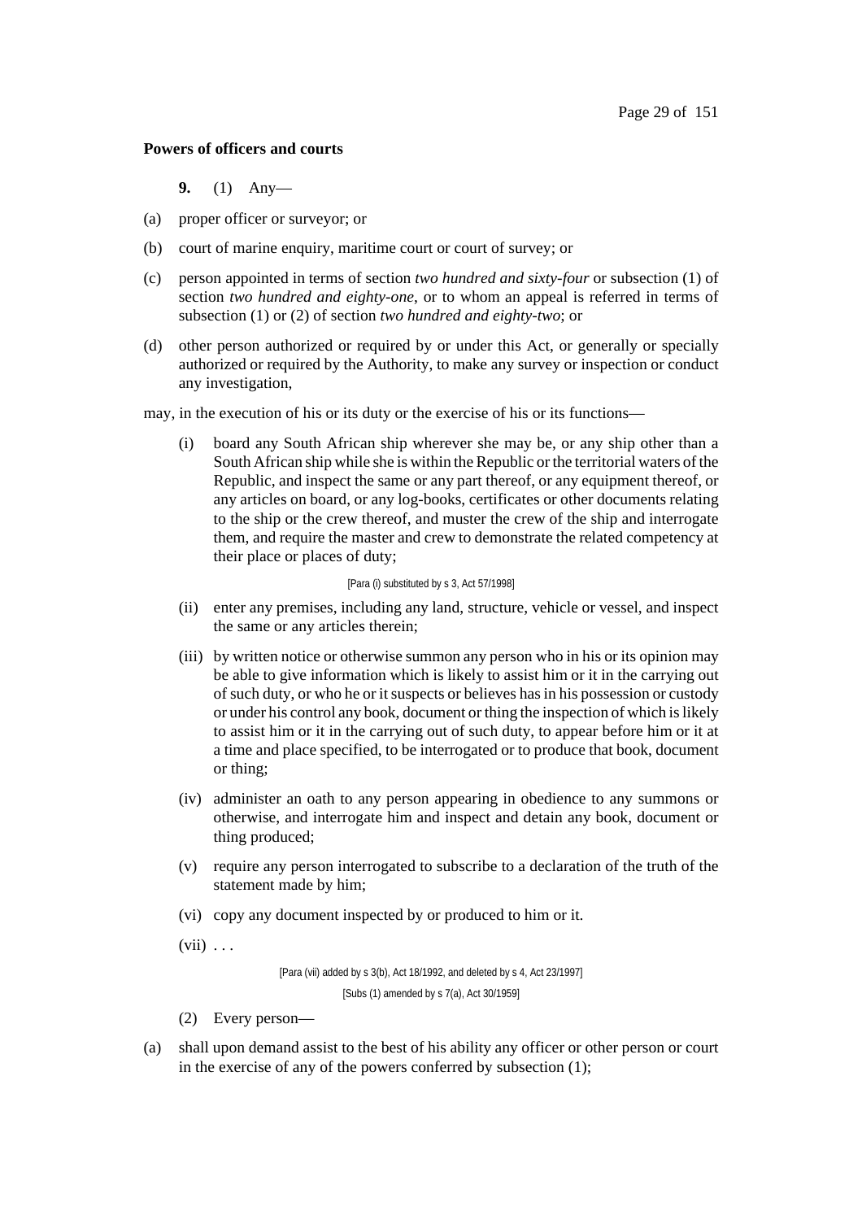**Powers of officers and courts**

**9.** (1) Any—

(a) proper officer or surveyor; or

(b) court of marine enquiry, maritime court or court of survey; or

(c) person appointed in terms of section *two hundred and sixty-four* or subsection (1) of section *two hundred and eighty-one*, or to whom an appeal is referred in terms of subsection (1) or (2) of section *two hundred and eighty-two*; or

(d) other person authorized or required by or under this Act, or generally or specially authorized or required by the Authority, to make any survey or inspection or conduct any investigation,

may, in the execution of his or its duty or the exercise of his or its functions—

(i) board any South African ship wherever she may be, or any ship other than a South African ship while she is within the Republic or the territorial waters of the Republic, and inspect the same or any part thereof, or any equipment thereof, or any articles on board, or any log-books, certificates or other documents relating to the ship or the crew thereof, and muster the crew of the ship and interrogate them, and require the master and crew to demonstrate the related competency at their place or places of duty;

[Para (i) substituted by s 3, Act 57/1998]

(ii) enter any premises, including any land, structure, vehicle or vessel, and inspect the same or any articles therein;

(iii) by written notice or otherwise summon any person who in his or its opinion may be able to give information which is likely to assist him or it in the carrying out of such duty, or who he or it suspects or believes has in his possession or custody or under his control any book, document or thing the inspection of which is likely to assist him or it in the carrying out of such duty, to appear before him or it at a time and place specified, to be interrogated or to produce that book, document or thing;

(iv) administer an oath to any person appearing in obedience to any summons or otherwise, and interrogate him and inspect and detain any book, document or thing produced;

(v) require any person interrogated to subscribe to a declaration of the truth of the statement made by him;

(vi) copy any document inspected by or produced to him or it.

(vii) . . .

[Para (vii) added by s 3(b), Act 18/1992, and deleted by s 4, Act 23/1997]

[Subs (1) amended by s 7(a), Act 30/1959]

(2) Every person—

(a) shall upon demand assist to the best of his ability any officer or other person or court in the exercise of any of the powers conferred by subsection (1);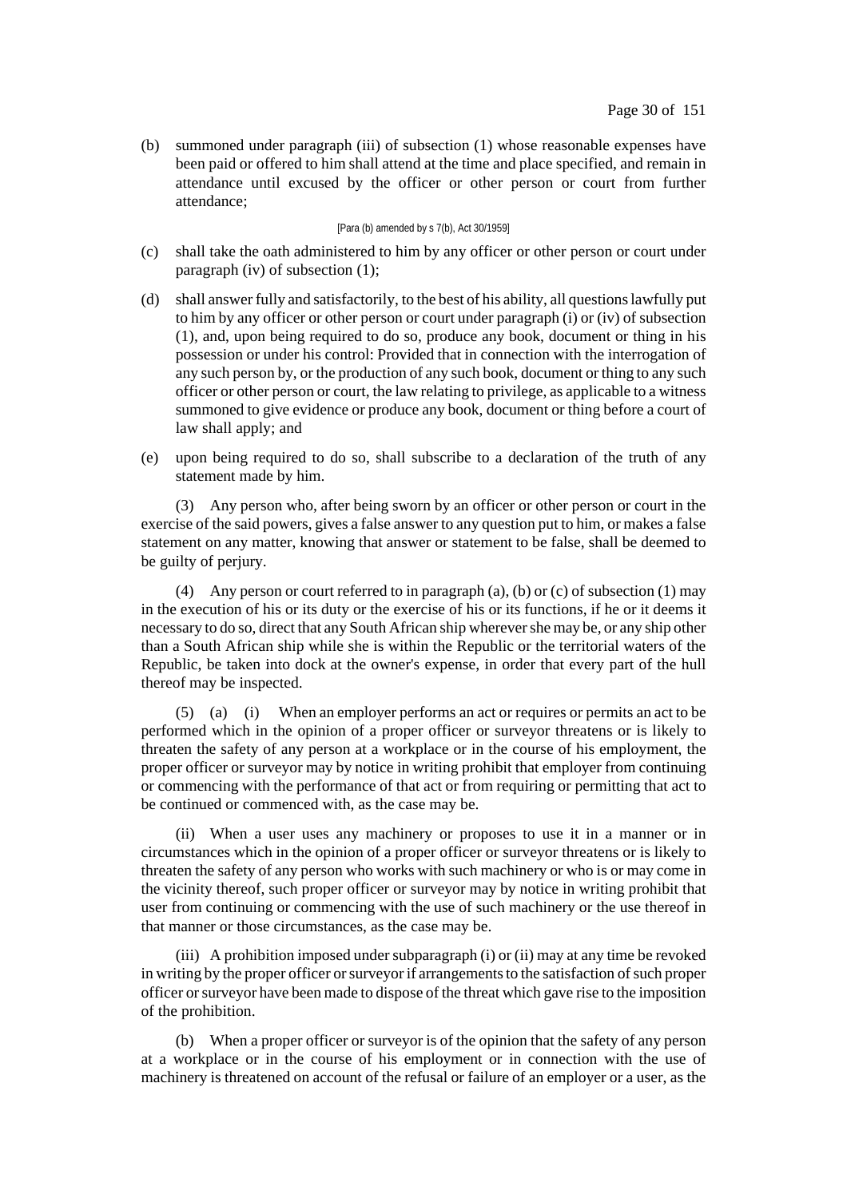(b) summoned under paragraph (iii) of subsection (1) whose reasonable expenses have been paid or offered to him shall attend at the time and place specified, and remain in attendance until excused by the officer or other person or court from further attendance;

[Para (b) amended by s 7(b), Act 30/1959]

(c) shall take the oath administered to him by any officer or other person or court under paragraph (iv) of subsection (1);

(d) shall answer fully and satisfactorily, to the best of his ability, all questions lawfully put to him by any officer or other person or court under paragraph (i) or (iv) of subsection (1), and, upon being required to do so, produce any book, document or thing in his possession or under his control: Provided that in connection with the interrogation of any such person by, or the production of any such book, document or thing to any such officer or other person or court, the law relating to privilege, as applicable to a witness summoned to give evidence or produce any book, document or thing before a court of law shall apply; and

(e) upon being required to do so, shall subscribe to a declaration of the truth of any statement made by him.

(3) Any person who, after being sworn by an officer or other person or court in the exercise of the said powers, gives a false answer to any question put to him, or makes a false statement on any matter, knowing that answer or statement to be false, shall be deemed to be guilty of perjury.

(4) Any person or court referred to in paragraph (a), (b) or (c) of subsection (1) may in the execution of his or its duty or the exercise of his or its functions, if he or it deems it necessary to do so, direct that any South African ship wherever she may be, or any ship other than a South African ship while she is within the Republic or the territorial waters of the Republic, be taken into dock at the owner's expense, in order that every part of the hull thereof may be inspected.

(5) (a) (i) When an employer performs an act or requires or permits an act to be performed which in the opinion of a proper officer or surveyor threatens or is likely to threaten the safety of any person at a workplace or in the course of his employment, the proper officer or surveyor may by notice in writing prohibit that employer from continuing or commencing with the performance of that act or from requiring or permitting that act to be continued or commenced with, as the case may be.

(ii) When a user uses any machinery or proposes to use it in a manner or in circumstances which in the opinion of a proper officer or surveyor threatens or is likely to threaten the safety of any person who works with such machinery or who is or may come in the vicinity thereof, such proper officer or surveyor may by notice in writing prohibit that user from continuing or commencing with the use of such machinery or the use thereof in that manner or those circumstances, as the case may be.

(iii) A prohibition imposed under subparagraph (i) or (ii) may at any time be revoked in writing by the proper officer or surveyor if arrangements to the satisfaction of such proper officer or surveyor have been made to dispose of the threat which gave rise to the imposition of the prohibition.

(b) When a proper officer or surveyor is of the opinion that the safety of any person at a workplace or in the course of his employment or in connection with the use of machinery is threatened on account of the refusal or failure of an employer or a user, as the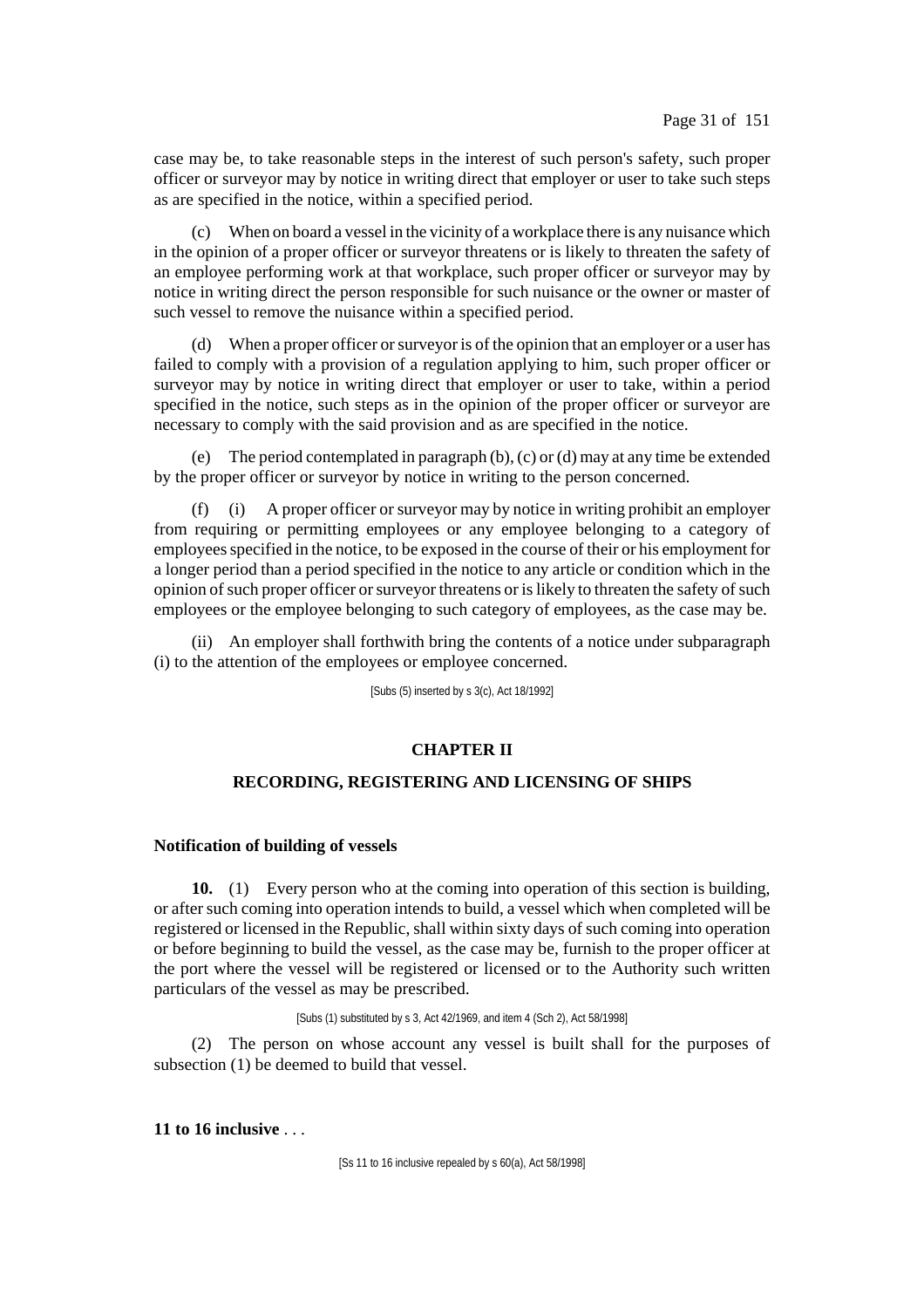case may be, to take reasonable steps in the interest of such person's safety, such proper officer or surveyor may by notice in writing direct that employer or user to take such steps as are specified in the notice, within a specified period.

(c) When on board a vessel in the vicinity of a workplace there is any nuisance which in the opinion of a proper officer or surveyor threatens or is likely to threaten the safety of an employee performing work at that workplace, such proper officer or surveyor may by notice in writing direct the person responsible for such nuisance or the owner or master of such vessel to remove the nuisance within a specified period.

(d) When a proper officer or surveyor is of the opinion that an employer or a user has failed to comply with a provision of a regulation applying to him, such proper officer or surveyor may by notice in writing direct that employer or user to take, within a period specified in the notice, such steps as in the opinion of the proper officer or surveyor are necessary to comply with the said provision and as are specified in the notice.

(e) The period contemplated in paragraph (b), (c) or (d) may at any time be extended by the proper officer or surveyor by notice in writing to the person concerned.

(f) (i) A proper officer or surveyor may by notice in writing prohibit an employer from requiring or permitting employees or any employee belonging to a category of employees specified in the notice, to be exposed in the course of their or his employment for a longer period than a period specified in the notice to any article or condition which in the opinion of such proper officer or surveyor threatens or is likely to threaten the safety of such employees or the employee belonging to such category of employees, as the case may be.

(ii) An employer shall forthwith bring the contents of a notice under subparagraph (i) to the attention of the employees or employee concerned.

[Subs (5) inserted by s 3(c), Act 18/1992]

## CHAPTER II

## RECORDING, REGISTERING AND LICENSING OF SHIPS

### Notification of building of vessels

**10.** (1) Every person who at the coming into operation of this section is building, or after such coming into operation intends to build, a vessel which when completed will be registered or licensed in the Republic, shall within sixty days of such coming into operation or before beginning to build the vessel, as the case may be, furnish to the proper officer at the port where the vessel will be registered or licensed or to the Authority such written particulars of the vessel as may be prescribed.

[Subs (1) substituted by s 3, Act 42/1969, and item 4 (Sch 2), Act 58/1998]

(2) The person on whose account any vessel is built shall for the purposes of subsection (1) be deemed to build that vessel.

**11 to 16 inclusive** . . .

[Ss 11 to 16 inclusive repealed by s 60(a), Act 58/1998]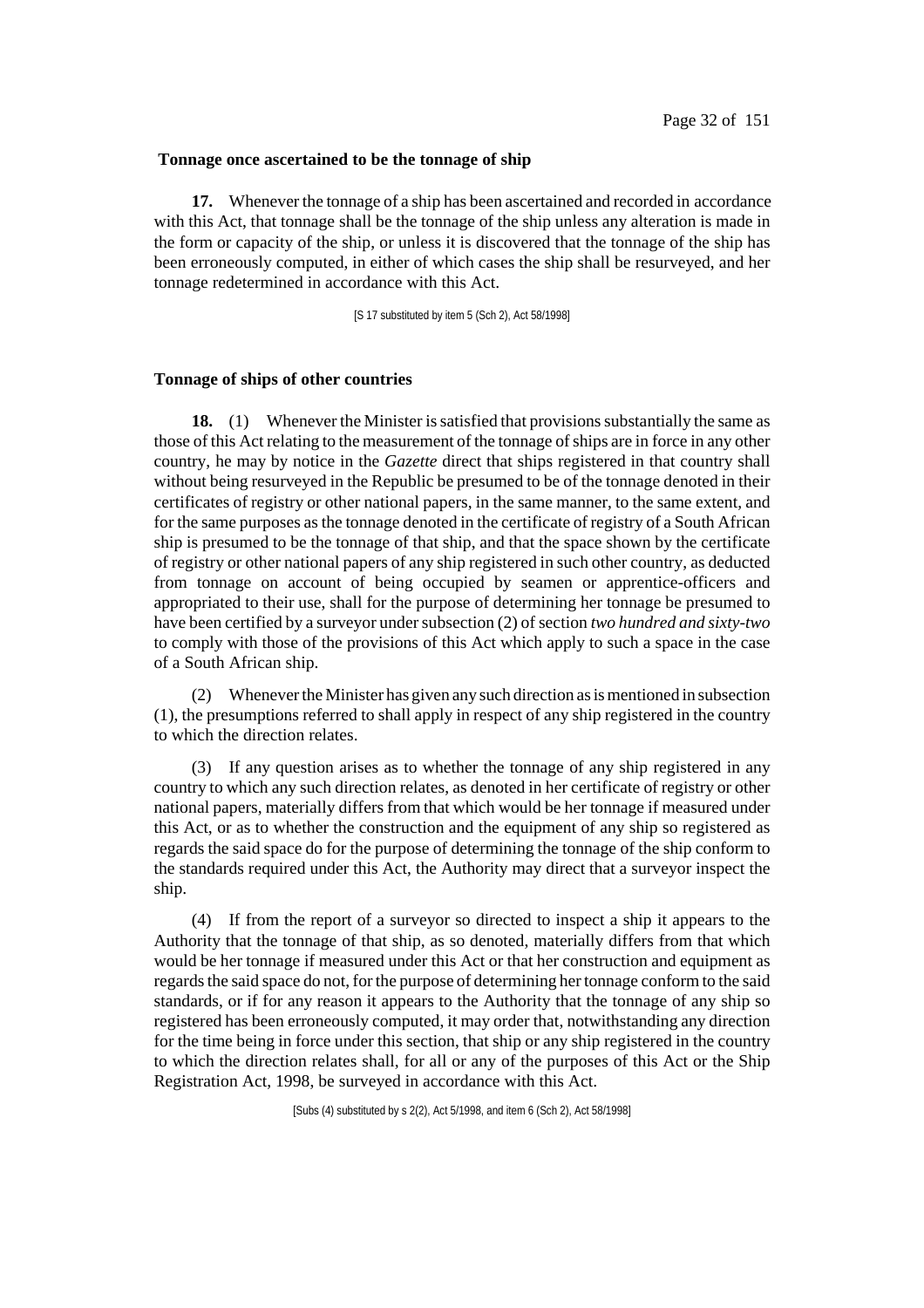**Tonnage once ascertained to be the tonnage of ship**

**17.** Whenever the tonnage of a ship has been ascertained and recorded in accordance with this Act, that tonnage shall be the tonnage of the ship unless any alteration is made in the form or capacity of the ship, or unless it is discovered that the tonnage of the ship has been erroneously computed, in either of which cases the ship shall be resurveyed, and her tonnage redetermined in accordance with this Act.

[S 17 substituted by item 5 (Sch 2), Act 58/1998]

**Tonnage of ships of other countries**

**18.** (1) Whenever the Minister is satisfied that provisions substantially the same as those of this Act relating to the measurement of the tonnage of ships are in force in any other country, he may by notice in the *Gazette* direct that ships registered in that country shall without being resurveyed in the Republic be presumed to be of the tonnage denoted in their certificates of registry or other national papers, in the same manner, to the same extent, and for the same purposes as the tonnage denoted in the certificate of registry of a South African ship is presumed to be the tonnage of that ship, and that the space shown by the certificate of registry or other national papers of any ship registered in such other country, as deducted from tonnage on account of being occupied by seamen or apprentice-officers and appropriated to their use, shall for the purpose of determining her tonnage be presumed to have been certified by a surveyor under subsection (2) of section *two hundred and sixty-two* to comply with those of the provisions of this Act which apply to such a space in the case of a South African ship.

(2) Whenever the Minister has given any such direction as is mentioned in subsection (1), the presumptions referred to shall apply in respect of any ship registered in the country to which the direction relates.

(3) If any question arises as to whether the tonnage of any ship registered in any country to which any such direction relates, as denoted in her certificate of registry or other national papers, materially differs from that which would be her tonnage if measured under this Act, or as to whether the construction and the equipment of any ship so registered as regards the said space do for the purpose of determining the tonnage of the ship conform to the standards required under this Act, the Authority may direct that a surveyor inspect the ship.

(4) If from the report of a surveyor so directed to inspect a ship it appears to the Authority that the tonnage of that ship, as so denoted, materially differs from that which would be her tonnage if measured under this Act or that her construction and equipment as regards the said space do not, for the purpose of determining her tonnage conform to the said standards, or if for any reason it appears to the Authority that the tonnage of any ship so registered has been erroneously computed, it may order that, notwithstanding any direction for the time being in force under this section, that ship or any ship registered in the country to which the direction relates shall, for all or any of the purposes of this Act or the Ship Registration Act, 1998, be surveyed in accordance with this Act.

[Subs (4) substituted by s 2(2), Act 5/1998, and item 6 (Sch 2), Act 58/1998]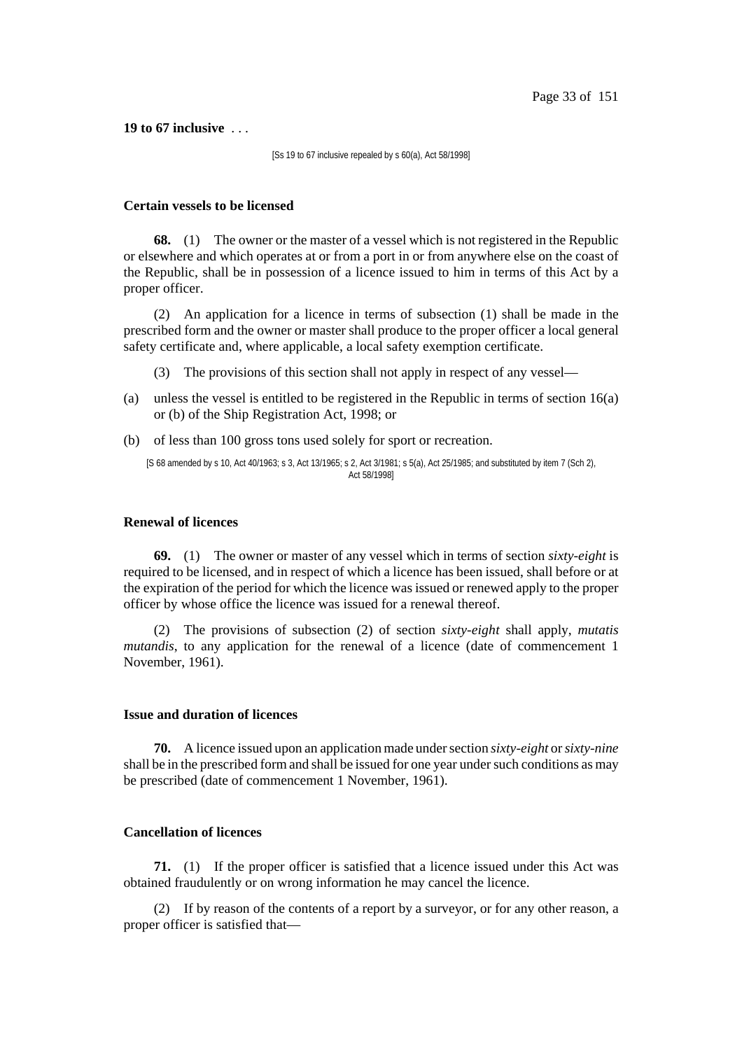**19 to 67 inclusive** . . .

[Ss 19 to 67 inclusive repealed by s 60(a), Act 58/1998]

**Certain vessels to be licensed**

**68.** (1) The owner or the master of a vessel which is not registered in the Republic or elsewhere and which operates at or from a port in or from anywhere else on the coast of the Republic, shall be in possession of a licence issued to him in terms of this Act by a proper officer.

(2) An application for a licence in terms of subsection (1) shall be made in the prescribed form and the owner or master shall produce to the proper officer a local general safety certificate and, where applicable, a local safety exemption certificate.

(3) The provisions of this section shall not apply in respect of any vessel—

(a) unless the vessel is entitled to be registered in the Republic in terms of section 16(a) or (b) of the Ship Registration Act, 1998; or

(b) of less than 100 gross tons used solely for sport or recreation.

[S 68 amended by s 10, Act 40/1963; s 3, Act 13/1965; s 2, Act 3/1981; s 5(a), Act 25/1985; and substituted by item 7 (Sch 2), Act 58/1998]

**Renewal of licences**

**69.** (1) The owner or master of any vessel which in terms of section *sixty-eight* is required to be licensed, and in respect of which a licence has been issued, shall before or at the expiration of the period for which the licence was issued or renewed apply to the proper officer by whose office the licence was issued for a renewal thereof.

(2) The provisions of subsection (2) of section *sixty-eight* shall apply, *mutatis mutandis*, to any application for the renewal of a licence (date of commencement 1 November, 1961).

**Issue and duration of licences**

**70.** A licence issued upon an application made under section *sixty-eight* or *sixty-nine* shall be in the prescribed form and shall be issued for one year under such conditions as may be prescribed (date of commencement 1 November, 1961).

**Cancellation of licences**

**71.** (1) If the proper officer is satisfied that a licence issued under this Act was obtained fraudulently or on wrong information he may cancel the licence.

(2) If by reason of the contents of a report by a surveyor, or for any other reason, a proper officer is satisfied that—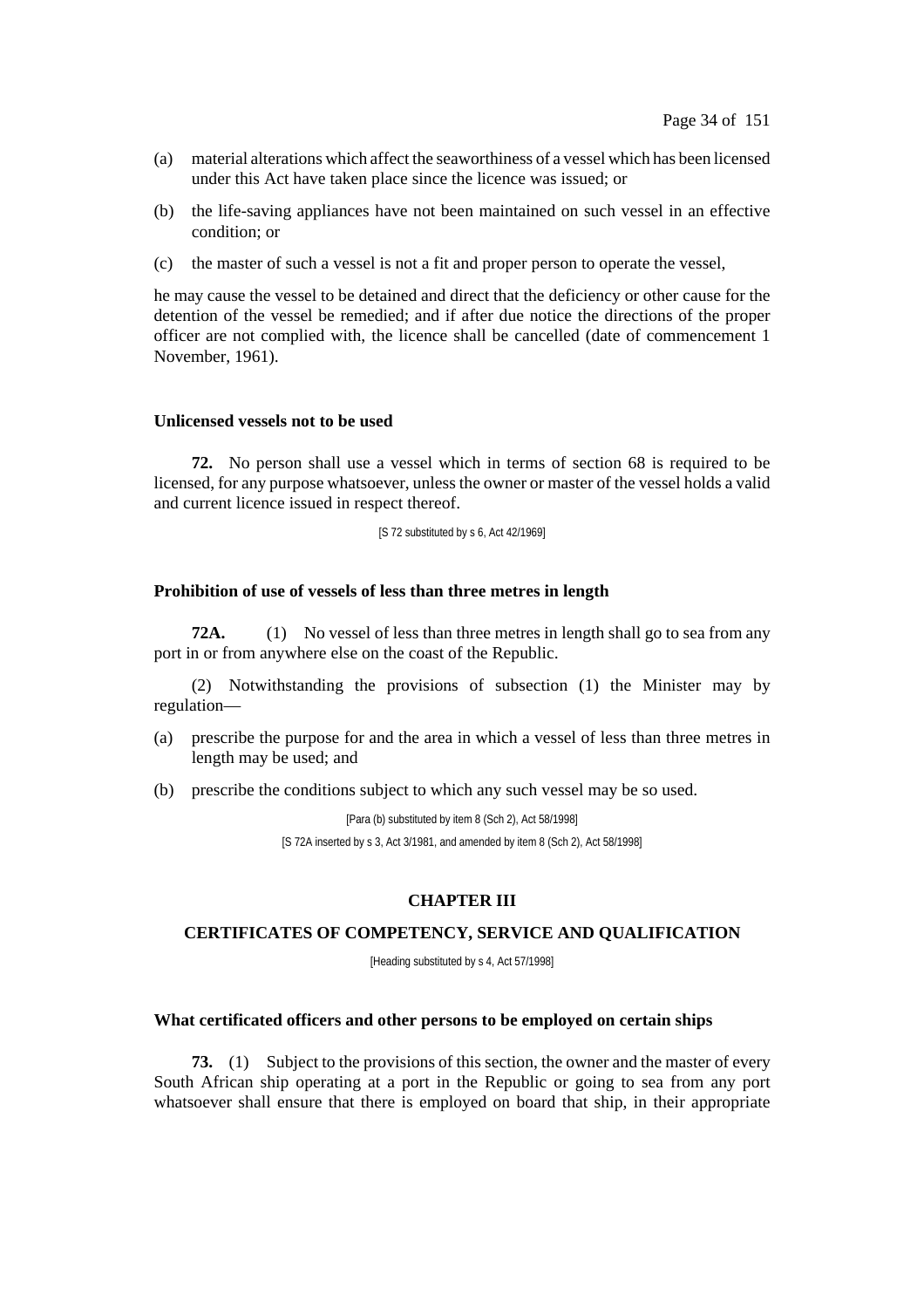(a) material alterations which affect the seaworthiness of a vessel which has been licensed under this Act have taken place since the licence was issued; or

(b) the life-saving appliances have not been maintained on such vessel in an effective condition; or

(c) the master of such a vessel is not a fit and proper person to operate the vessel,

he may cause the vessel to be detained and direct that the deficiency or other cause for the detention of the vessel be remedied; and if after due notice the directions of the proper officer are not complied with, the licence shall be cancelled (date of commencement 1 November, 1961).

**Unlicensed vessels not to be used**

**72.** No person shall use a vessel which in terms of section 68 is required to be licensed, for any purpose whatsoever, unless the owner or master of the vessel holds a valid and current licence issued in respect thereof.

[S 72 substituted by s 6, Act 42/1969]

**Prohibition of use of vessels of less than three metres in length**

**72A.** (1) No vessel of less than three metres in length shall go to sea from any port in or from anywhere else on the coast of the Republic.

(2) Notwithstanding the provisions of subsection (1) the Minister may by regulation—

(a) prescribe the purpose for and the area in which a vessel of less than three metres in length may be used; and

(b) prescribe the conditions subject to which any such vessel may be so used.

[Para (b) substituted by item 8 (Sch 2), Act 58/1998]

[S 72A inserted by s 3, Act 3/1981, and amended by item 8 (Sch 2), Act 58/1998]

## CHAPTER III

## CERTIFICATES OF COMPETENCY, SERVICE AND QUALIFICATION

[Heading substituted by s 4, Act 57/1998]

**What certificated officers and other persons to be employed on certain ships**

**73.** (1) Subject to the provisions of this section, the owner and the master of every South African ship operating at a port in the Republic or going to sea from any port whatsoever shall ensure that there is employed on board that ship, in their appropriate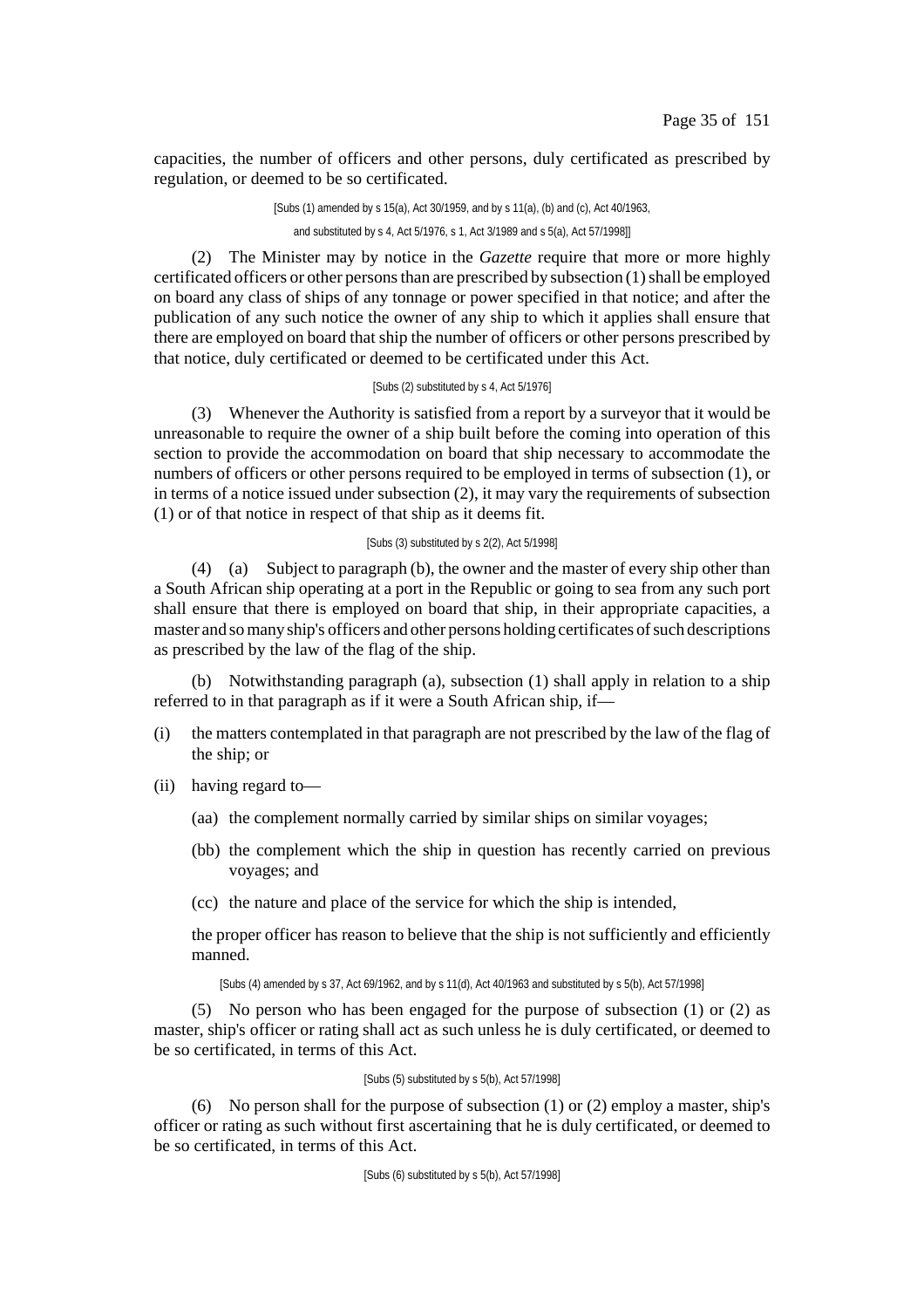capacities, the number of officers and other persons, duly certificated as prescribed by regulation, or deemed to be so certificated.

[Subs (1) amended by s 15(a), Act 30/1959, and by s 11(a), (b) and (c), Act 40/1963, and substituted by s 4, Act 5/1976, s 1, Act 3/1989 and s 5(a), Act 57/1998]]

(2) The Minister may by notice in the *Gazette* require that more or more highly certificated officers or other persons than are prescribed by subsection (1) shall be employed on board any class of ships of any tonnage or power specified in that notice; and after the publication of any such notice the owner of any ship to which it applies shall ensure that there are employed on board that ship the number of officers or other persons prescribed by that notice, duly certificated or deemed to be certificated under this Act.

[Subs (2) substituted by s 4, Act 5/1976]

(3) Whenever the Authority is satisfied from a report by a surveyor that it would be unreasonable to require the owner of a ship built before the coming into operation of this section to provide the accommodation on board that ship necessary to accommodate the numbers of officers or other persons required to be employed in terms of subsection (1), or in terms of a notice issued under subsection (2), it may vary the requirements of subsection (1) or of that notice in respect of that ship as it deems fit.

[Subs (3) substituted by s 2(2), Act 5/1998]

(4) (a) Subject to paragraph (b), the owner and the master of every ship other than a South African ship operating at a port in the Republic or going to sea from any such port shall ensure that there is employed on board that ship, in their appropriate capacities, a master and so many ship's officers and other persons holding certificates of such descriptions as prescribed by the law of the flag of the ship.

(b) Notwithstanding paragraph (a), subsection (1) shall apply in relation to a ship referred to in that paragraph as if it were a South African ship, if—

(i) the matters contemplated in that paragraph are not prescribed by the law of the flag of the ship; or

(ii) having regard to—

(aa) the complement normally carried by similar ships on similar voyages;

(bb) the complement which the ship in question has recently carried on previous voyages; and

(cc) the nature and place of the service for which the ship is intended,

the proper officer has reason to believe that the ship is not sufficiently and efficiently manned.

[Subs (4) amended by s 37, Act 69/1962, and by s 11(d), Act 40/1963 and substituted by s 5(b), Act 57/1998]

(5) No person who has been engaged for the purpose of subsection (1) or (2) as master, ship's officer or rating shall act as such unless he is duly certificated, or deemed to be so certificated, in terms of this Act.

[Subs (5) substituted by s 5(b), Act 57/1998]

(6) No person shall for the purpose of subsection (1) or (2) employ a master, ship's officer or rating as such without first ascertaining that he is duly certificated, or deemed to be so certificated, in terms of this Act.

[Subs (6) substituted by s 5(b), Act 57/1998]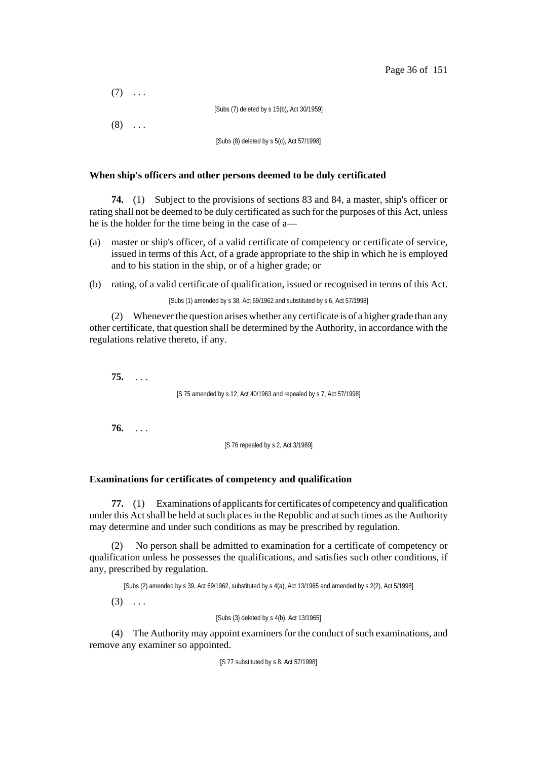(7) . . .

[Subs (7) deleted by s 15(b), Act 30/1959]

(8) . . .

[Subs (8) deleted by s 5(c), Act 57/1998]

### When ship's officers and other persons deemed to be duly certificated

**74.** (1) Subject to the provisions of sections 83 and 84, a master, ship's officer or rating shall not be deemed to be duly certificated as such for the purposes of this Act, unless he is the holder for the time being in the case of a—

(a) master or ship's officer, of a valid certificate of competency or certificate of service, issued in terms of this Act, of a grade appropriate to the ship in which he is employed and to his station in the ship, or of a higher grade; or

(b) rating, of a valid certificate of qualification, issued or recognised in terms of this Act.

[Subs (1) amended by s 38, Act 69/1962 and substituted by s 6, Act 57/1998]

(2) Whenever the question arises whether any certificate is of a higher grade than any other certificate, that question shall be determined by the Authority, in accordance with the regulations relative thereto, if any.

**75.** . . .

[S 75 amended by s 12, Act 40/1963 and repealed by s 7, Act 57/1998]

**76.** . . .

[S 76 repealed by s 2, Act 3/1989]

### Examinations for certificates of competency and qualification

**77.** (1) Examinations of applicants for certificates of competency and qualification under this Act shall be held at such places in the Republic and at such times as the Authority may determine and under such conditions as may be prescribed by regulation.

(2) No person shall be admitted to examination for a certificate of competency or qualification unless he possesses the qualifications, and satisfies such other conditions, if any, prescribed by regulation.

[Subs (2) amended by s 39, Act 69/1962, substituted by s 4(a), Act 13/1965 and amended by s 2(2), Act 5/1998]

(3) . . .

[Subs (3) deleted by s 4(b), Act 13/1965]

(4) The Authority may appoint examiners for the conduct of such examinations, and remove any examiner so appointed.

[S 77 substituted by s 8, Act 57/1998]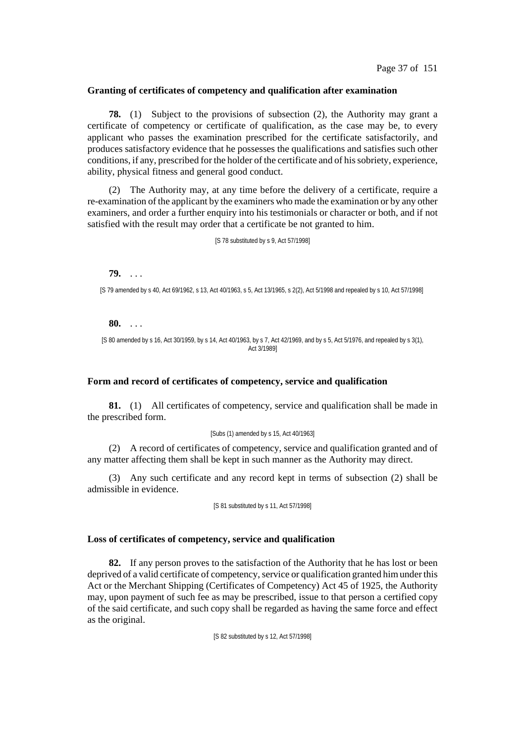### Granting of certificates of competency and qualification after examination

**78.** (1) Subject to the provisions of subsection (2), the Authority may grant a certificate of competency or certificate of qualification, as the case may be, to every applicant who passes the examination prescribed for the certificate satisfactorily, and produces satisfactory evidence that he possesses the qualifications and satisfies such other conditions, if any, prescribed for the holder of the certificate and of his sobriety, experience, ability, physical fitness and general good conduct.

(2) The Authority may, at any time before the delivery of a certificate, require a re-examination of the applicant by the examiners who made the examination or by any other examiners, and order a further enquiry into his testimonials or character or both, and if not satisfied with the result may order that a certificate be not granted to him.

[S 78 substituted by s 9, Act 57/1998]

**79.** . . .

[S 79 amended by s 40, Act 69/1962, s 13, Act 40/1963, s 5, Act 13/1965, s 2(2), Act 5/1998 and repealed by s 10, Act 57/1998]

**80.** . . .

[S 80 amended by s 16, Act 30/1959, by s 14, Act 40/1963, by s 7, Act 42/1969, and by s 5, Act 5/1976, and repealed by s 3(1), Act 3/1989]

### Form and record of certificates of competency, service and qualification

**81.** (1) All certificates of competency, service and qualification shall be made in the prescribed form.

[Subs (1) amended by s 15, Act 40/1963]

(2) A record of certificates of competency, service and qualification granted and of any matter affecting them shall be kept in such manner as the Authority may direct.

(3) Any such certificate and any record kept in terms of subsection (2) shall be admissible in evidence.

[S 81 substituted by s 11, Act 57/1998]

### Loss of certificates of competency, service and qualification

**82.** If any person proves to the satisfaction of the Authority that he has lost or been deprived of a valid certificate of competency, service or qualification granted him under this Act or the Merchant Shipping (Certificates of Competency) Act 45 of 1925, the Authority may, upon payment of such fee as may be prescribed, issue to that person a certified copy of the said certificate, and such copy shall be regarded as having the same force and effect as the original.

[S 82 substituted by s 12, Act 57/1998]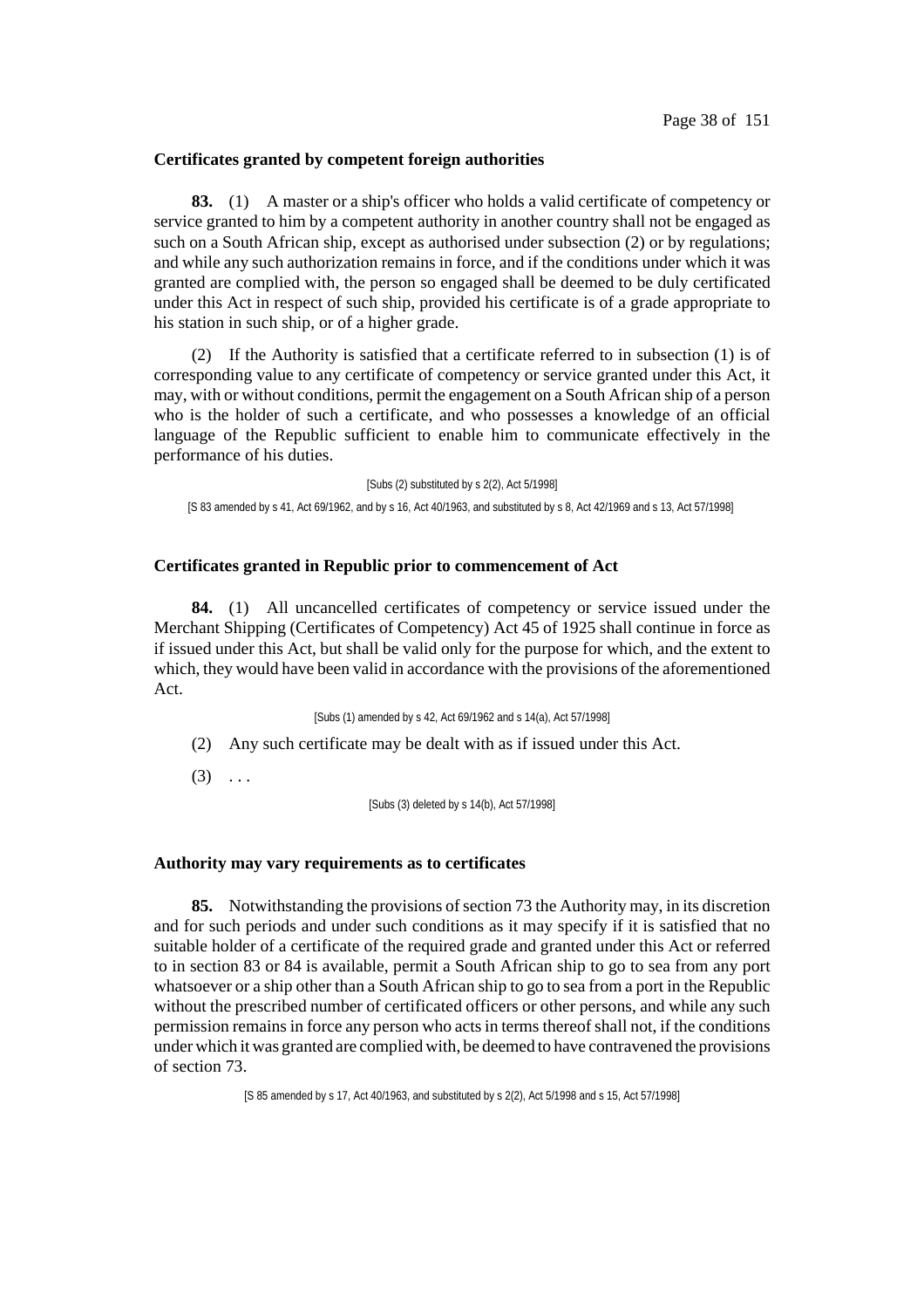### Certificates granted by competent foreign authorities

**83.** (1) A master or a ship's officer who holds a valid certificate of competency or service granted to him by a competent authority in another country shall not be engaged as such on a South African ship, except as authorised under subsection (2) or by regulations; and while any such authorization remains in force, and if the conditions under which it was granted are complied with, the person so engaged shall be deemed to be duly certificated under this Act in respect of such ship, provided his certificate is of a grade appropriate to his station in such ship, or of a higher grade.

(2) If the Authority is satisfied that a certificate referred to in subsection (1) is of corresponding value to any certificate of competency or service granted under this Act, it may, with or without conditions, permit the engagement on a South African ship of a person who is the holder of such a certificate, and who possesses a knowledge of an official language of the Republic sufficient to enable him to communicate effectively in the performance of his duties.

[Subs (2) substituted by s 2(2), Act 5/1998]

[S 83 amended by s 41, Act 69/1962, and by s 16, Act 40/1963, and substituted by s 8, Act 42/1969 and s 13, Act 57/1998]

### Certificates granted in Republic prior to commencement of Act

**84.** (1) All uncancelled certificates of competency or service issued under the Merchant Shipping (Certificates of Competency) Act 45 of 1925 shall continue in force as if issued under this Act, but shall be valid only for the purpose for which, and the extent to which, they would have been valid in accordance with the provisions of the aforementioned Act.

[Subs (1) amended by s 42, Act 69/1962 and s 14(a), Act 57/1998]

(2) Any such certificate may be dealt with as if issued under this Act.

(3) . . .

[Subs (3) deleted by s 14(b), Act 57/1998]

### Authority may vary requirements as to certificates

**85.** Notwithstanding the provisions of section 73 the Authority may, in its discretion and for such periods and under such conditions as it may specify if it is satisfied that no suitable holder of a certificate of the required grade and granted under this Act or referred to in section 83 or 84 is available, permit a South African ship to go to sea from any port whatsoever or a ship other than a South African ship to go to sea from a port in the Republic without the prescribed number of certificated officers or other persons, and while any such permission remains in force any person who acts in terms thereof shall not, if the conditions under which it was granted are complied with, be deemed to have contravened the provisions of section 73.

[S 85 amended by s 17, Act 40/1963, and substituted by s 2(2), Act 5/1998 and s 15, Act 57/1998]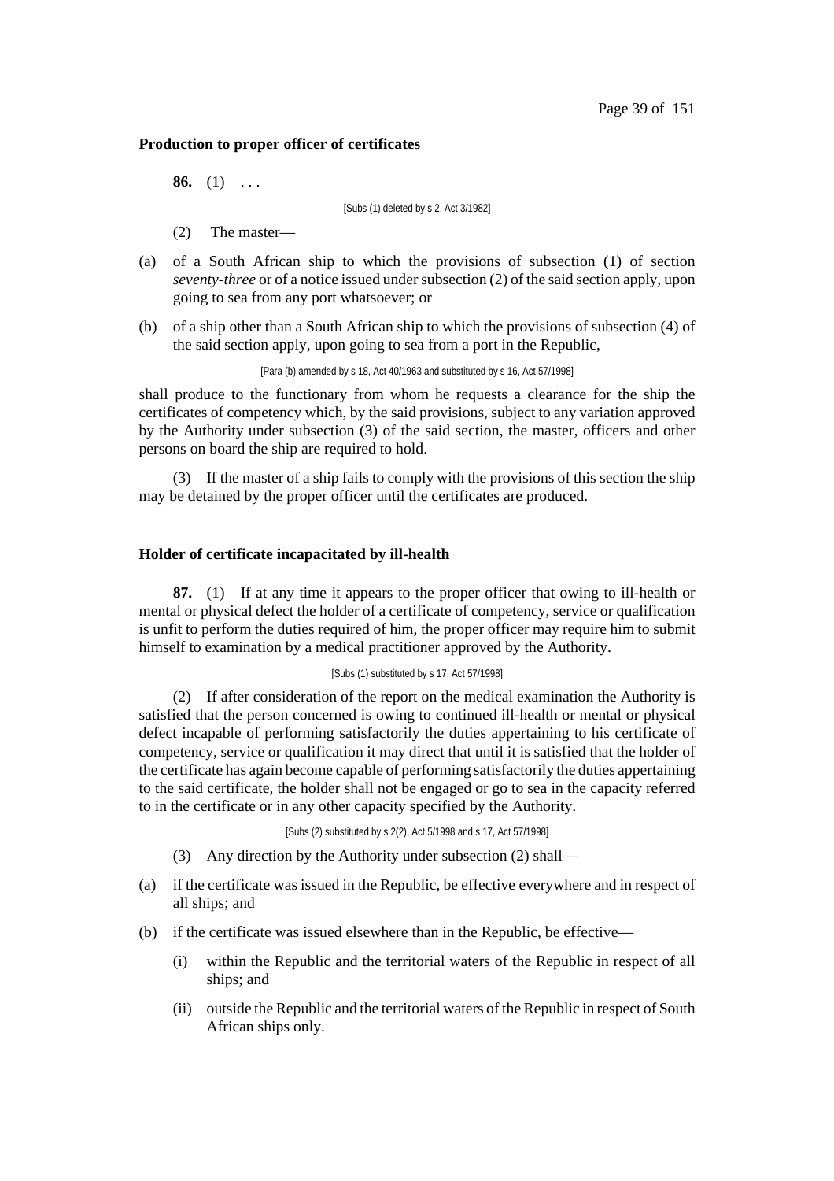**Production to proper officer of certificates**

**86.** (1) . . .

[Subs (1) deleted by s 2, Act 3/1982]

(2) The master—

(a) of a South African ship to which the provisions of subsection (1) of section *seventy-three* or of a notice issued under subsection (2) of the said section apply, upon going to sea from any port whatsoever; or

(b) of a ship other than a South African ship to which the provisions of subsection (4) of the said section apply, upon going to sea from a port in the Republic,

[Para (b) amended by s 18, Act 40/1963 and substituted by s 16, Act 57/1998]

shall produce to the functionary from whom he requests a clearance for the ship the certificates of competency which, by the said provisions, subject to any variation approved by the Authority under subsection (3) of the said section, the master, officers and other persons on board the ship are required to hold.

(3) If the master of a ship fails to comply with the provisions of this section the ship may be detained by the proper officer until the certificates are produced.

**Holder of certificate incapacitated by ill-health**

**87.** (1) If at any time it appears to the proper officer that owing to ill-health or mental or physical defect the holder of a certificate of competency, service or qualification is unfit to perform the duties required of him, the proper officer may require him to submit himself to examination by a medical practitioner approved by the Authority.

[Subs (1) substituted by s 17, Act 57/1998]

(2) If after consideration of the report on the medical examination the Authority is satisfied that the person concerned is owing to continued ill-health or mental or physical defect incapable of performing satisfactorily the duties appertaining to his certificate of competency, service or qualification it may direct that until it is satisfied that the holder of the certificate has again become capable of performing satisfactorily the duties appertaining to the said certificate, the holder shall not be engaged or go to sea in the capacity referred to in the certificate or in any other capacity specified by the Authority.

[Subs (2) substituted by s 2(2), Act 5/1998 and s 17, Act 57/1998]

(3) Any direction by the Authority under subsection (2) shall—

(a) if the certificate was issued in the Republic, be effective everywhere and in respect of all ships; and

(b) if the certificate was issued elsewhere than in the Republic, be effective—

  (i) within the Republic and the territorial waters of the Republic in respect of all ships; and

  (ii) outside the Republic and the territorial waters of the Republic in respect of South African ships only.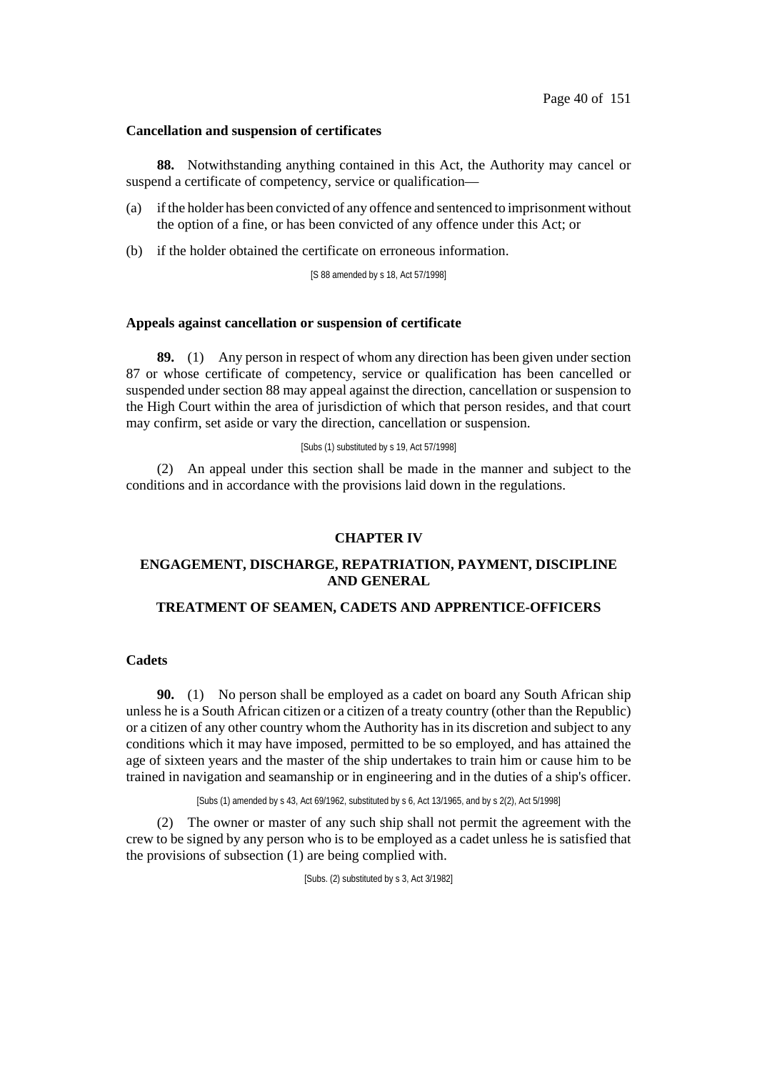**Cancellation and suspension of certificates**

**88.** Notwithstanding anything contained in this Act, the Authority may cancel or suspend a certificate of competency, service or qualification—

(a) if the holder has been convicted of any offence and sentenced to imprisonment without the option of a fine, or has been convicted of any offence under this Act; or

(b) if the holder obtained the certificate on erroneous information.

[S 88 amended by s 18, Act 57/1998]

**Appeals against cancellation or suspension of certificate**

**89.** (1) Any person in respect of whom any direction has been given under section 87 or whose certificate of competency, service or qualification has been cancelled or suspended under section 88 may appeal against the direction, cancellation or suspension to the High Court within the area of jurisdiction of which that person resides, and that court may confirm, set aside or vary the direction, cancellation or suspension.

[Subs (1) substituted by s 19, Act 57/1998]

(2) An appeal under this section shall be made in the manner and subject to the conditions and in accordance with the provisions laid down in the regulations.

## CHAPTER IV

## ENGAGEMENT, DISCHARGE, REPATRIATION, PAYMENT, DISCIPLINE AND GENERAL

## TREATMENT OF SEAMEN, CADETS AND APPRENTICE-OFFICERS

**Cadets**

**90.** (1) No person shall be employed as a cadet on board any South African ship unless he is a South African citizen or a citizen of a treaty country (other than the Republic) or a citizen of any other country whom the Authority has in its discretion and subject to any conditions which it may have imposed, permitted to be so employed, and has attained the age of sixteen years and the master of the ship undertakes to train him or cause him to be trained in navigation and seamanship or in engineering and in the duties of a ship's officer.

[Subs (1) amended by s 43, Act 69/1962, substituted by s 6, Act 13/1965, and by s 2(2), Act 5/1998]

(2) The owner or master of any such ship shall not permit the agreement with the crew to be signed by any person who is to be employed as a cadet unless he is satisfied that the provisions of subsection (1) are being complied with.

[Subs. (2) substituted by s 3, Act 3/1982]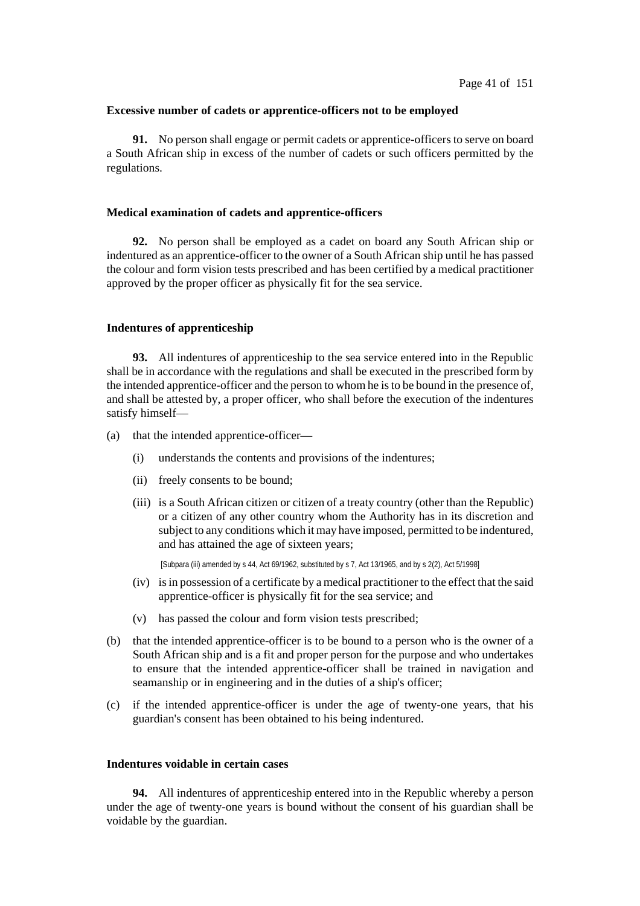### Excessive number of cadets or apprentice-officers not to be employed

**91.** No person shall engage or permit cadets or apprentice-officers to serve on board a South African ship in excess of the number of cadets or such officers permitted by the regulations.

### Medical examination of cadets and apprentice-officers

**92.** No person shall be employed as a cadet on board any South African ship or indentured as an apprentice-officer to the owner of a South African ship until he has passed the colour and form vision tests prescribed and has been certified by a medical practitioner approved by the proper officer as physically fit for the sea service.

### Indentures of apprenticeship

**93.** All indentures of apprenticeship to the sea service entered into in the Republic shall be in accordance with the regulations and shall be executed in the prescribed form by the intended apprentice-officer and the person to whom he is to be bound in the presence of, and shall be attested by, a proper officer, who shall before the execution of the indentures satisfy himself—

(a) that the intended apprentice-officer—

  (i) understands the contents and provisions of the indentures;

  (ii) freely consents to be bound;

  (iii) is a South African citizen or citizen of a treaty country (other than the Republic) or a citizen of any other country whom the Authority has in its discretion and subject to any conditions which it may have imposed, permitted to be indentured, and has attained the age of sixteen years;

  [Subpara (iii) amended by s 44, Act 69/1962, substituted by s 7, Act 13/1965, and by s 2(2), Act 5/1998]

  (iv) is in possession of a certificate by a medical practitioner to the effect that the said apprentice-officer is physically fit for the sea service; and

  (v) has passed the colour and form vision tests prescribed;

(b) that the intended apprentice-officer is to be bound to a person who is the owner of a South African ship and is a fit and proper person for the purpose and who undertakes to ensure that the intended apprentice-officer shall be trained in navigation and seamanship or in engineering and in the duties of a ship's officer;

(c) if the intended apprentice-officer is under the age of twenty-one years, that his guardian's consent has been obtained to his being indentured.

### Indentures voidable in certain cases

**94.** All indentures of apprenticeship entered into in the Republic whereby a person under the age of twenty-one years is bound without the consent of his guardian shall be voidable by the guardian.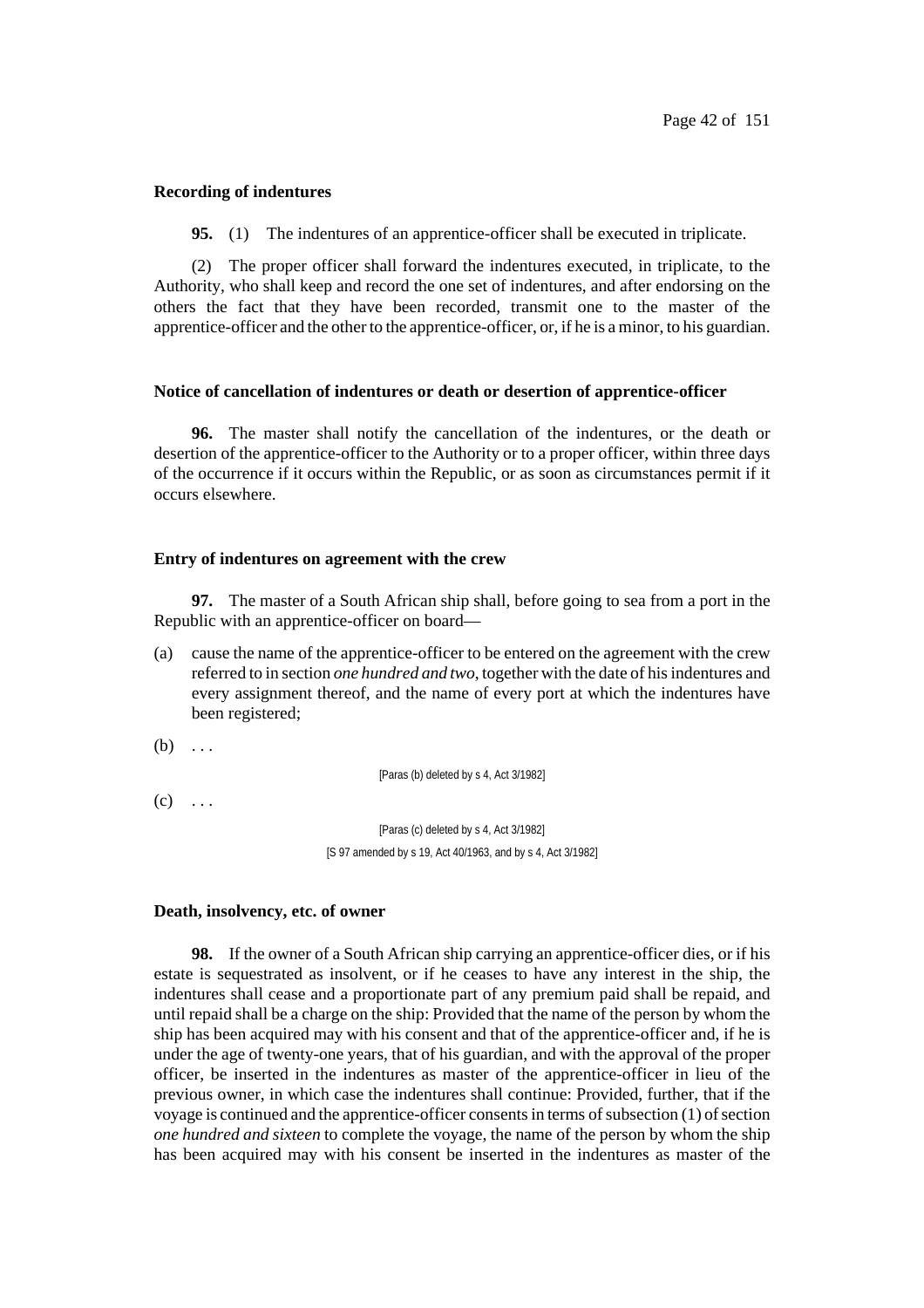### Recording of indentures

**95.** (1) The indentures of an apprentice-officer shall be executed in triplicate.

(2) The proper officer shall forward the indentures executed, in triplicate, to the Authority, who shall keep and record the one set of indentures, and after endorsing on the others the fact that they have been recorded, transmit one to the master of the apprentice-officer and the other to the apprentice-officer, or, if he is a minor, to his guardian.

### Notice of cancellation of indentures or death or desertion of apprentice-officer

**96.** The master shall notify the cancellation of the indentures, or the death or desertion of the apprentice-officer to the Authority or to a proper officer, within three days of the occurrence if it occurs within the Republic, or as soon as circumstances permit if it occurs elsewhere.

### Entry of indentures on agreement with the crew

**97.** The master of a South African ship shall, before going to sea from a port in the Republic with an apprentice-officer on board—

(a) cause the name of the apprentice-officer to be entered on the agreement with the crew referred to in section *one hundred and two*, together with the date of his indentures and every assignment thereof, and the name of every port at which the indentures have been registered;

(b) . . .

[Paras (b) deleted by s 4, Act 3/1982]

(c) . . .

[Paras (c) deleted by s 4, Act 3/1982]

[S 97 amended by s 19, Act 40/1963, and by s 4, Act 3/1982]

### Death, insolvency, etc. of owner

**98.** If the owner of a South African ship carrying an apprentice-officer dies, or if his estate is sequestrated as insolvent, or if he ceases to have any interest in the ship, the indentures shall cease and a proportionate part of any premium paid shall be repaid, and until repaid shall be a charge on the ship: Provided that the name of the person by whom the ship has been acquired may with his consent and that of the apprentice-officer and, if he is under the age of twenty-one years, that of his guardian, and with the approval of the proper officer, be inserted in the indentures as master of the apprentice-officer in lieu of the previous owner, in which case the indentures shall continue: Provided, further, that if the voyage is continued and the apprentice-officer consents in terms of subsection (1) of section *one hundred and sixteen* to complete the voyage, the name of the person by whom the ship has been acquired may with his consent be inserted in the indentures as master of the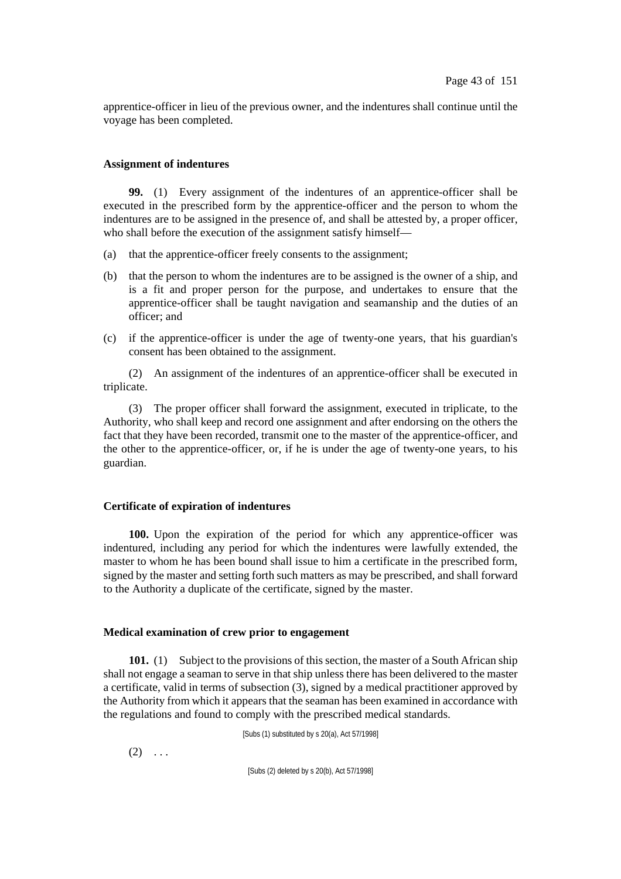apprentice-officer in lieu of the previous owner, and the indentures shall continue until the voyage has been completed.

**Assignment of indentures**

**99.** (1) Every assignment of the indentures of an apprentice-officer shall be executed in the prescribed form by the apprentice-officer and the person to whom the indentures are to be assigned in the presence of, and shall be attested by, a proper officer, who shall before the execution of the assignment satisfy himself—

(a) that the apprentice-officer freely consents to the assignment;

(b) that the person to whom the indentures are to be assigned is the owner of a ship, and is a fit and proper person for the purpose, and undertakes to ensure that the apprentice-officer shall be taught navigation and seamanship and the duties of an officer; and

(c) if the apprentice-officer is under the age of twenty-one years, that his guardian's consent has been obtained to the assignment.

(2) An assignment of the indentures of an apprentice-officer shall be executed in triplicate.

(3) The proper officer shall forward the assignment, executed in triplicate, to the Authority, who shall keep and record one assignment and after endorsing on the others the fact that they have been recorded, transmit one to the master of the apprentice-officer, and the other to the apprentice-officer, or, if he is under the age of twenty-one years, to his guardian.

**Certificate of expiration of indentures**

**100.** Upon the expiration of the period for which any apprentice-officer was indentured, including any period for which the indentures were lawfully extended, the master to whom he has been bound shall issue to him a certificate in the prescribed form, signed by the master and setting forth such matters as may be prescribed, and shall forward to the Authority a duplicate of the certificate, signed by the master.

**Medical examination of crew prior to engagement**

**101.** (1) Subject to the provisions of this section, the master of a South African ship shall not engage a seaman to serve in that ship unless there has been delivered to the master a certificate, valid in terms of subsection (3), signed by a medical practitioner approved by the Authority from which it appears that the seaman has been examined in accordance with the regulations and found to comply with the prescribed medical standards.

[Subs (1) substituted by s 20(a), Act 57/1998]

(2) . . .

[Subs (2) deleted by s 20(b), Act 57/1998]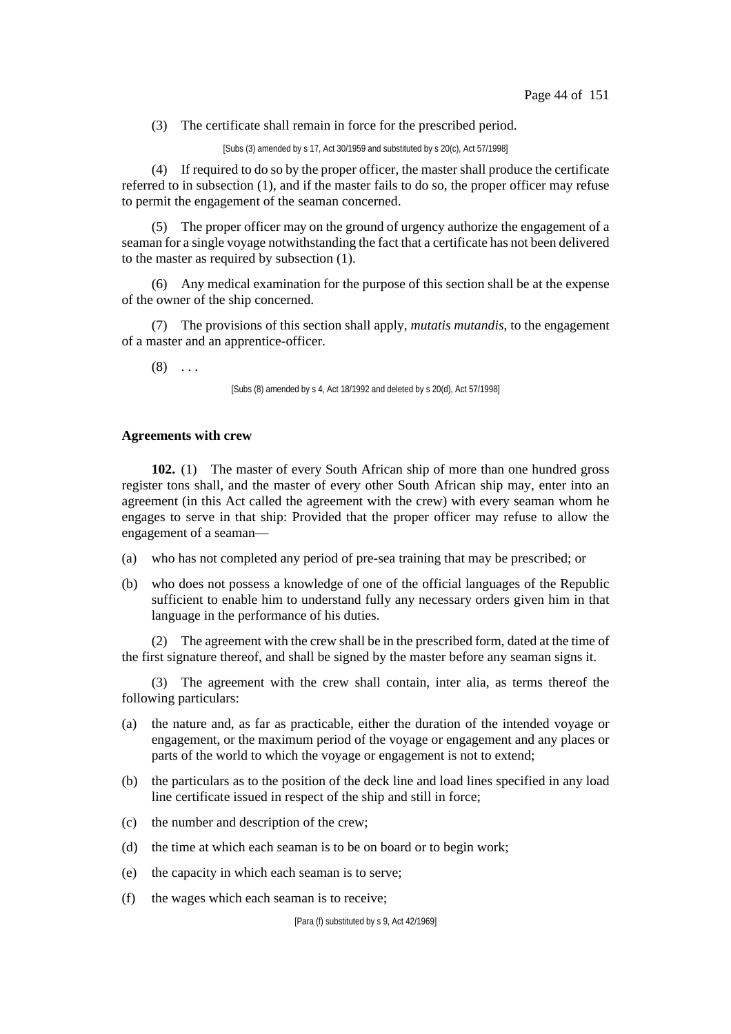(3) The certificate shall remain in force for the prescribed period.

[Subs (3) amended by s 17, Act 30/1959 and substituted by s 20(c), Act 57/1998]

(4) If required to do so by the proper officer, the master shall produce the certificate referred to in subsection (1), and if the master fails to do so, the proper officer may refuse to permit the engagement of the seaman concerned.

(5) The proper officer may on the ground of urgency authorize the engagement of a seaman for a single voyage notwithstanding the fact that a certificate has not been delivered to the master as required by subsection (1).

(6) Any medical examination for the purpose of this section shall be at the expense of the owner of the ship concerned.

(7) The provisions of this section shall apply, *mutatis mutandis*, to the engagement of a master and an apprentice-officer.

(8) . . .

[Subs (8) amended by s 4, Act 18/1992 and deleted by s 20(d), Act 57/1998]

**Agreements with crew**

**102.** (1) The master of every South African ship of more than one hundred gross register tons shall, and the master of every other South African ship may, enter into an agreement (in this Act called the agreement with the crew) with every seaman whom he engages to serve in that ship: Provided that the proper officer may refuse to allow the engagement of a seaman—

(a) who has not completed any period of pre-sea training that may be prescribed; or

(b) who does not possess a knowledge of one of the official languages of the Republic sufficient to enable him to understand fully any necessary orders given him in that language in the performance of his duties.

(2) The agreement with the crew shall be in the prescribed form, dated at the time of the first signature thereof, and shall be signed by the master before any seaman signs it.

(3) The agreement with the crew shall contain, inter alia, as terms thereof the following particulars:

(a) the nature and, as far as practicable, either the duration of the intended voyage or engagement, or the maximum period of the voyage or engagement and any places or parts of the world to which the voyage or engagement is not to extend;

(b) the particulars as to the position of the deck line and load lines specified in any load line certificate issued in respect of the ship and still in force;

(c) the number and description of the crew;

(d) the time at which each seaman is to be on board or to begin work;

(e) the capacity in which each seaman is to serve;

(f) the wages which each seaman is to receive;

[Para (f) substituted by s 9, Act 42/1969]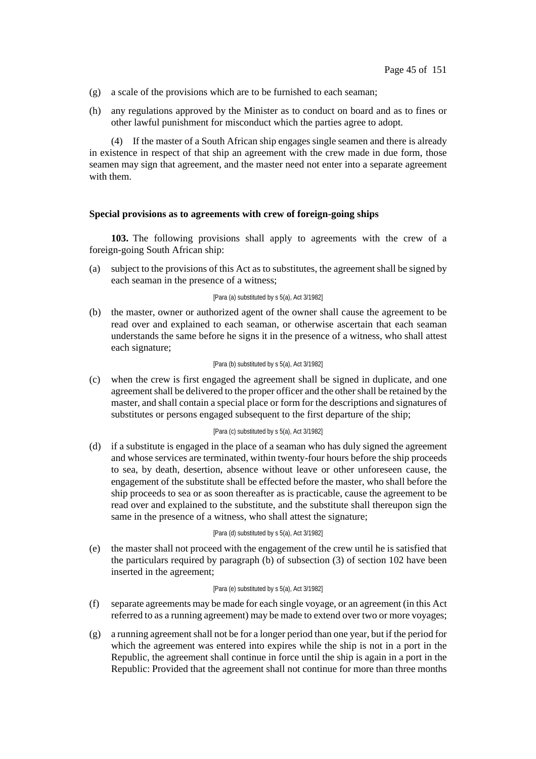(g) a scale of the provisions which are to be furnished to each seaman;

(h) any regulations approved by the Minister as to conduct on board and as to fines or other lawful punishment for misconduct which the parties agree to adopt.

(4) If the master of a South African ship engages single seamen and there is already in existence in respect of that ship an agreement with the crew made in due form, those seamen may sign that agreement, and the master need not enter into a separate agreement with them.

**Special provisions as to agreements with crew of foreign-going ships**

**103.** The following provisions shall apply to agreements with the crew of a foreign-going South African ship:

(a) subject to the provisions of this Act as to substitutes, the agreement shall be signed by each seaman in the presence of a witness;

[Para (a) substituted by s 5(a), Act 3/1982]

(b) the master, owner or authorized agent of the owner shall cause the agreement to be read over and explained to each seaman, or otherwise ascertain that each seaman understands the same before he signs it in the presence of a witness, who shall attest each signature;

[Para (b) substituted by s 5(a), Act 3/1982]

(c) when the crew is first engaged the agreement shall be signed in duplicate, and one agreement shall be delivered to the proper officer and the other shall be retained by the master, and shall contain a special place or form for the descriptions and signatures of substitutes or persons engaged subsequent to the first departure of the ship;

[Para (c) substituted by s 5(a), Act 3/1982]

(d) if a substitute is engaged in the place of a seaman who has duly signed the agreement and whose services are terminated, within twenty-four hours before the ship proceeds to sea, by death, desertion, absence without leave or other unforeseen cause, the engagement of the substitute shall be effected before the master, who shall before the ship proceeds to sea or as soon thereafter as is practicable, cause the agreement to be read over and explained to the substitute, and the substitute shall thereupon sign the same in the presence of a witness, who shall attest the signature;

[Para (d) substituted by s 5(a), Act 3/1982]

(e) the master shall not proceed with the engagement of the crew until he is satisfied that the particulars required by paragraph (b) of subsection (3) of section 102 have been inserted in the agreement;

[Para (e) substituted by s 5(a), Act 3/1982]

(f) separate agreements may be made for each single voyage, or an agreement (in this Act referred to as a running agreement) may be made to extend over two or more voyages;

(g) a running agreement shall not be for a longer period than one year, but if the period for which the agreement was entered into expires while the ship is not in a port in the Republic, the agreement shall continue in force until the ship is again in a port in the Republic: Provided that the agreement shall not continue for more than three months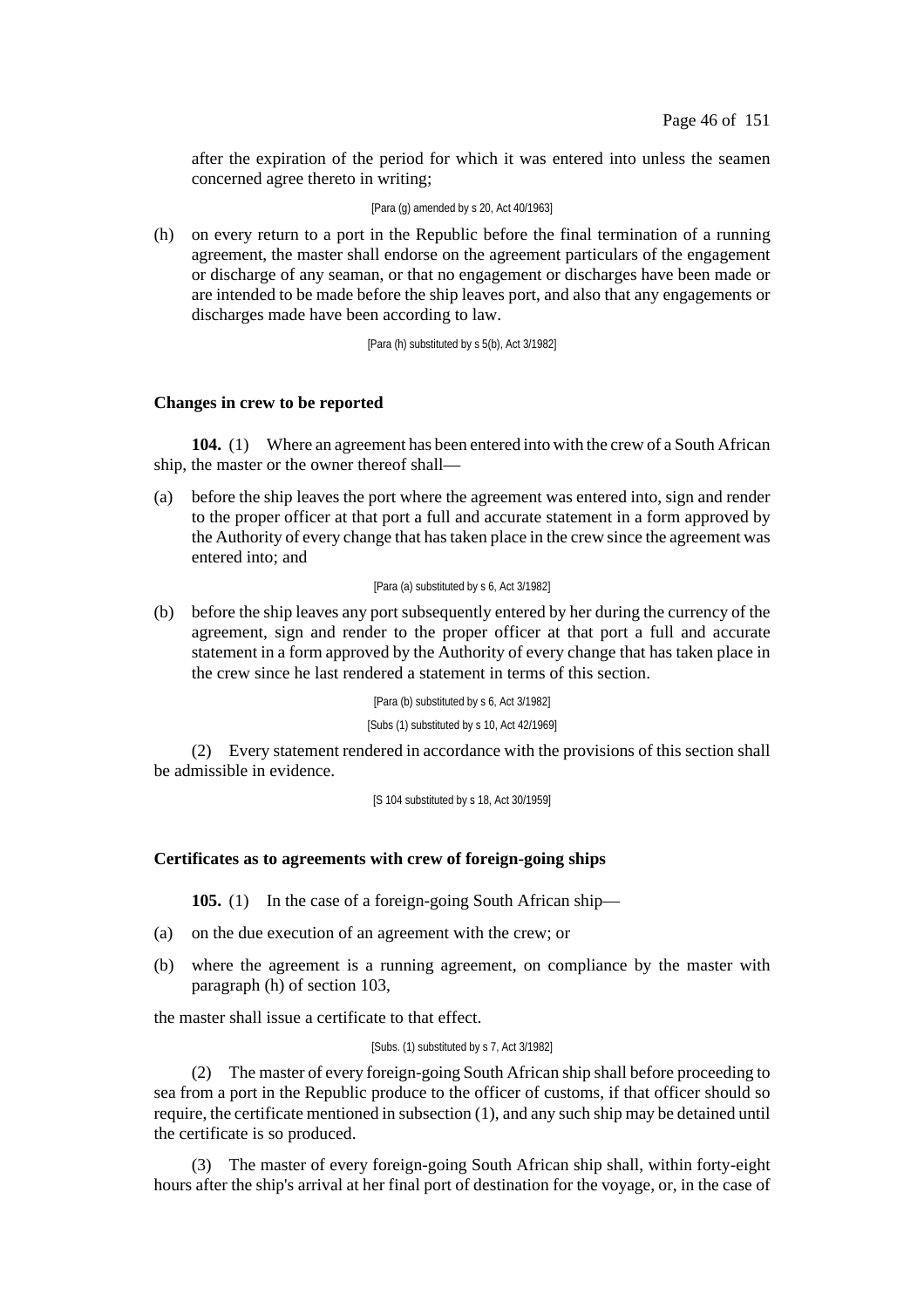after the expiration of the period for which it was entered into unless the seamen concerned agree thereto in writing;

[Para (g) amended by s 20, Act 40/1963]

(h) on every return to a port in the Republic before the final termination of a running agreement, the master shall endorse on the agreement particulars of the engagement or discharge of any seaman, or that no engagement or discharges have been made or are intended to be made before the ship leaves port, and also that any engagements or discharges made have been according to law.

[Para (h) substituted by s 5(b), Act 3/1982]

**Changes in crew to be reported**

**104.** (1) Where an agreement has been entered into with the crew of a South African ship, the master or the owner thereof shall—

(a) before the ship leaves the port where the agreement was entered into, sign and render to the proper officer at that port a full and accurate statement in a form approved by the Authority of every change that has taken place in the crew since the agreement was entered into; and

[Para (a) substituted by s 6, Act 3/1982]

(b) before the ship leaves any port subsequently entered by her during the currency of the agreement, sign and render to the proper officer at that port a full and accurate statement in a form approved by the Authority of every change that has taken place in the crew since he last rendered a statement in terms of this section.

[Para (b) substituted by s 6, Act 3/1982]

[Subs (1) substituted by s 10, Act 42/1969]

(2) Every statement rendered in accordance with the provisions of this section shall be admissible in evidence.

[S 104 substituted by s 18, Act 30/1959]

**Certificates as to agreements with crew of foreign-going ships**

**105.** (1) In the case of a foreign-going South African ship—

(a) on the due execution of an agreement with the crew; or

(b) where the agreement is a running agreement, on compliance by the master with paragraph (h) of section 103,

the master shall issue a certificate to that effect.

[Subs. (1) substituted by s 7, Act 3/1982]

(2) The master of every foreign-going South African ship shall before proceeding to sea from a port in the Republic produce to the officer of customs, if that officer should so require, the certificate mentioned in subsection (1), and any such ship may be detained until the certificate is so produced.

(3) The master of every foreign-going South African ship shall, within forty-eight hours after the ship's arrival at her final port of destination for the voyage, or, in the case of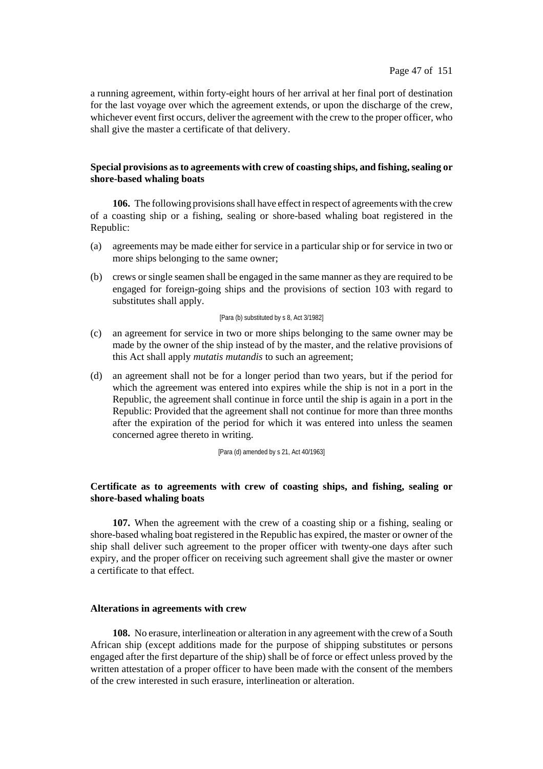a running agreement, within forty-eight hours of her arrival at her final port of destination for the last voyage over which the agreement extends, or upon the discharge of the crew, whichever event first occurs, deliver the agreement with the crew to the proper officer, who shall give the master a certificate of that delivery.

**Special provisions as to agreements with crew of coasting ships, and fishing, sealing or shore-based whaling boats**

**106.** The following provisions shall have effect in respect of agreements with the crew of a coasting ship or a fishing, sealing or shore-based whaling boat registered in the Republic:

(a) agreements may be made either for service in a particular ship or for service in two or more ships belonging to the same owner;

(b) crews or single seamen shall be engaged in the same manner as they are required to be engaged for foreign-going ships and the provisions of section 103 with regard to substitutes shall apply.

[Para (b) substituted by s 8, Act 3/1982]

(c) an agreement for service in two or more ships belonging to the same owner may be made by the owner of the ship instead of by the master, and the relative provisions of this Act shall apply *mutatis mutandis* to such an agreement;

(d) an agreement shall not be for a longer period than two years, but if the period for which the agreement was entered into expires while the ship is not in a port in the Republic, the agreement shall continue in force until the ship is again in a port in the Republic: Provided that the agreement shall not continue for more than three months after the expiration of the period for which it was entered into unless the seamen concerned agree thereto in writing.

[Para (d) amended by s 21, Act 40/1963]

**Certificate as to agreements with crew of coasting ships, and fishing, sealing or shore-based whaling boats**

**107.** When the agreement with the crew of a coasting ship or a fishing, sealing or shore-based whaling boat registered in the Republic has expired, the master or owner of the ship shall deliver such agreement to the proper officer with twenty-one days after such expiry, and the proper officer on receiving such agreement shall give the master or owner a certificate to that effect.

**Alterations in agreements with crew**

**108.** No erasure, interlineation or alteration in any agreement with the crew of a South African ship (except additions made for the purpose of shipping substitutes or persons engaged after the first departure of the ship) shall be of force or effect unless proved by the written attestation of a proper officer to have been made with the consent of the members of the crew interested in such erasure, interlineation or alteration.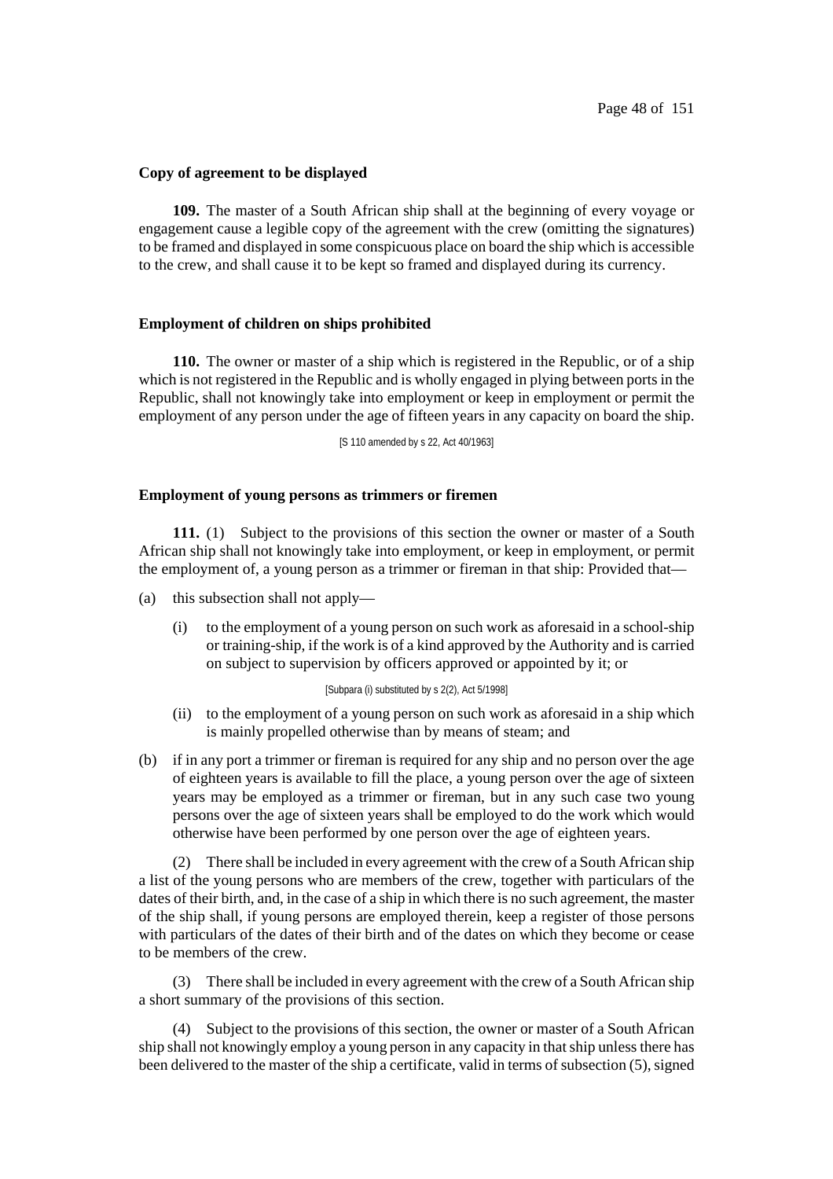**Copy of agreement to be displayed**

**109.** The master of a South African ship shall at the beginning of every voyage or engagement cause a legible copy of the agreement with the crew (omitting the signatures) to be framed and displayed in some conspicuous place on board the ship which is accessible to the crew, and shall cause it to be kept so framed and displayed during its currency.

**Employment of children on ships prohibited**

**110.** The owner or master of a ship which is registered in the Republic, or of a ship which is not registered in the Republic and is wholly engaged in plying between ports in the Republic, shall not knowingly take into employment or keep in employment or permit the employment of any person under the age of fifteen years in any capacity on board the ship.

[S 110 amended by s 22, Act 40/1963]

**Employment of young persons as trimmers or firemen**

**111.** (1) Subject to the provisions of this section the owner or master of a South African ship shall not knowingly take into employment, or keep in employment, or permit the employment of, a young person as a trimmer or fireman in that ship: Provided that—

(a) this subsection shall not apply—

(i) to the employment of a young person on such work as aforesaid in a school-ship or training-ship, if the work is of a kind approved by the Authority and is carried on subject to supervision by officers approved or appointed by it; or

[Subpara (i) substituted by s 2(2), Act 5/1998]

(ii) to the employment of a young person on such work as aforesaid in a ship which is mainly propelled otherwise than by means of steam; and

(b) if in any port a trimmer or fireman is required for any ship and no person over the age of eighteen years is available to fill the place, a young person over the age of sixteen years may be employed as a trimmer or fireman, but in any such case two young persons over the age of sixteen years shall be employed to do the work which would otherwise have been performed by one person over the age of eighteen years.

(2) There shall be included in every agreement with the crew of a South African ship a list of the young persons who are members of the crew, together with particulars of the dates of their birth, and, in the case of a ship in which there is no such agreement, the master of the ship shall, if young persons are employed therein, keep a register of those persons with particulars of the dates of their birth and of the dates on which they become or cease to be members of the crew.

(3) There shall be included in every agreement with the crew of a South African ship a short summary of the provisions of this section.

(4) Subject to the provisions of this section, the owner or master of a South African ship shall not knowingly employ a young person in any capacity in that ship unless there has been delivered to the master of the ship a certificate, valid in terms of subsection (5), signed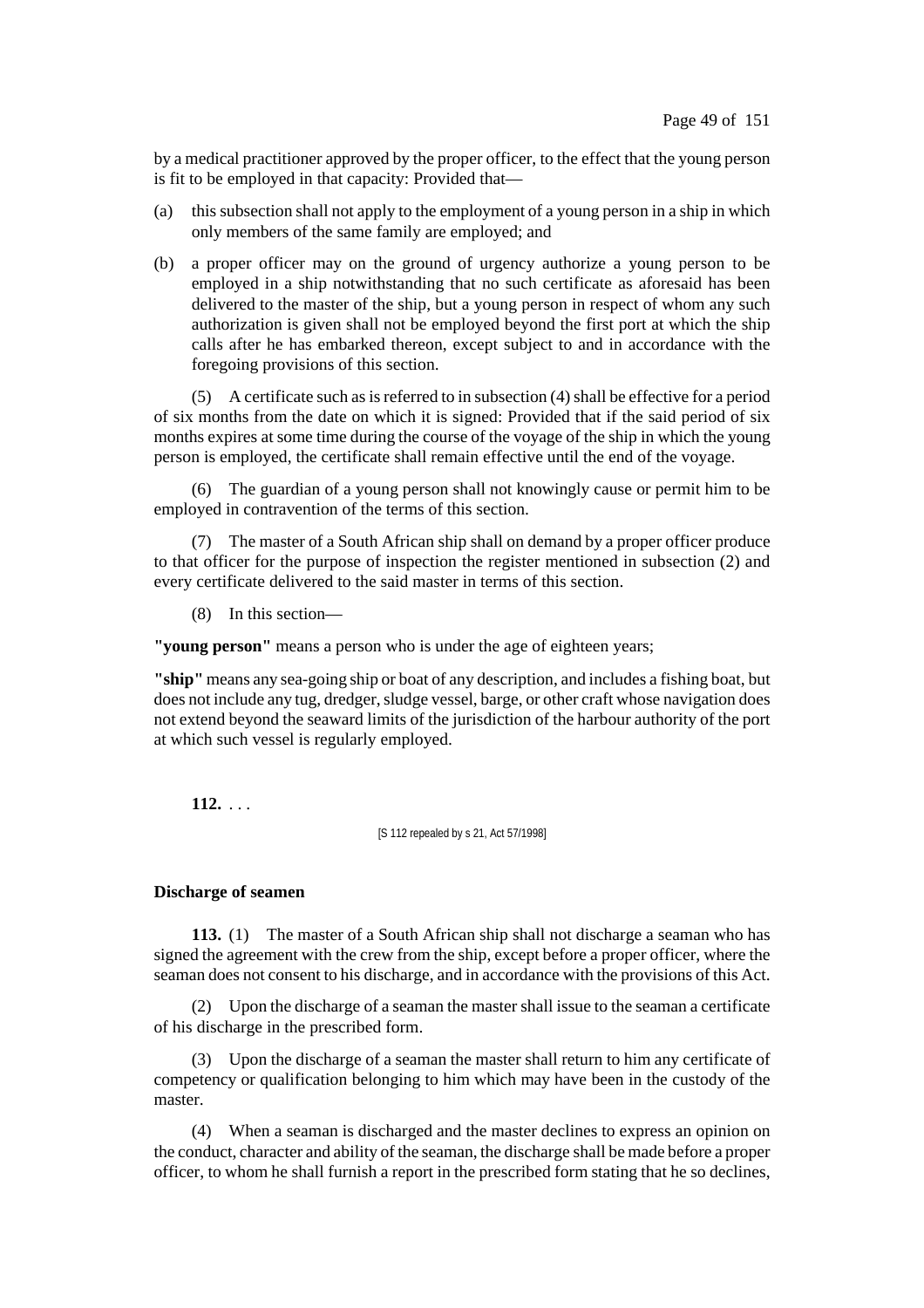by a medical practitioner approved by the proper officer, to the effect that the young person is fit to be employed in that capacity: Provided that—

(a) this subsection shall not apply to the employment of a young person in a ship in which only members of the same family are employed; and

(b) a proper officer may on the ground of urgency authorize a young person to be employed in a ship notwithstanding that no such certificate as aforesaid has been delivered to the master of the ship, but a young person in respect of whom any such authorization is given shall not be employed beyond the first port at which the ship calls after he has embarked thereon, except subject to and in accordance with the foregoing provisions of this section.

(5) A certificate such as is referred to in subsection (4) shall be effective for a period of six months from the date on which it is signed: Provided that if the said period of six months expires at some time during the course of the voyage of the ship in which the young person is employed, the certificate shall remain effective until the end of the voyage.

(6) The guardian of a young person shall not knowingly cause or permit him to be employed in contravention of the terms of this section.

(7) The master of a South African ship shall on demand by a proper officer produce to that officer for the purpose of inspection the register mentioned in subsection (2) and every certificate delivered to the said master in terms of this section.

(8) In this section—

**"young person"** means a person who is under the age of eighteen years;

**"ship"** means any sea-going ship or boat of any description, and includes a fishing boat, but does not include any tug, dredger, sludge vessel, barge, or other craft whose navigation does not extend beyond the seaward limits of the jurisdiction of the harbour authority of the port at which such vessel is regularly employed.

**112.** . . .

[S 112 repealed by s 21, Act 57/1998]

**Discharge of seamen**

**113.** (1) The master of a South African ship shall not discharge a seaman who has signed the agreement with the crew from the ship, except before a proper officer, where the seaman does not consent to his discharge, and in accordance with the provisions of this Act.

(2) Upon the discharge of a seaman the master shall issue to the seaman a certificate of his discharge in the prescribed form.

(3) Upon the discharge of a seaman the master shall return to him any certificate of competency or qualification belonging to him which may have been in the custody of the master.

(4) When a seaman is discharged and the master declines to express an opinion on the conduct, character and ability of the seaman, the discharge shall be made before a proper officer, to whom he shall furnish a report in the prescribed form stating that he so declines,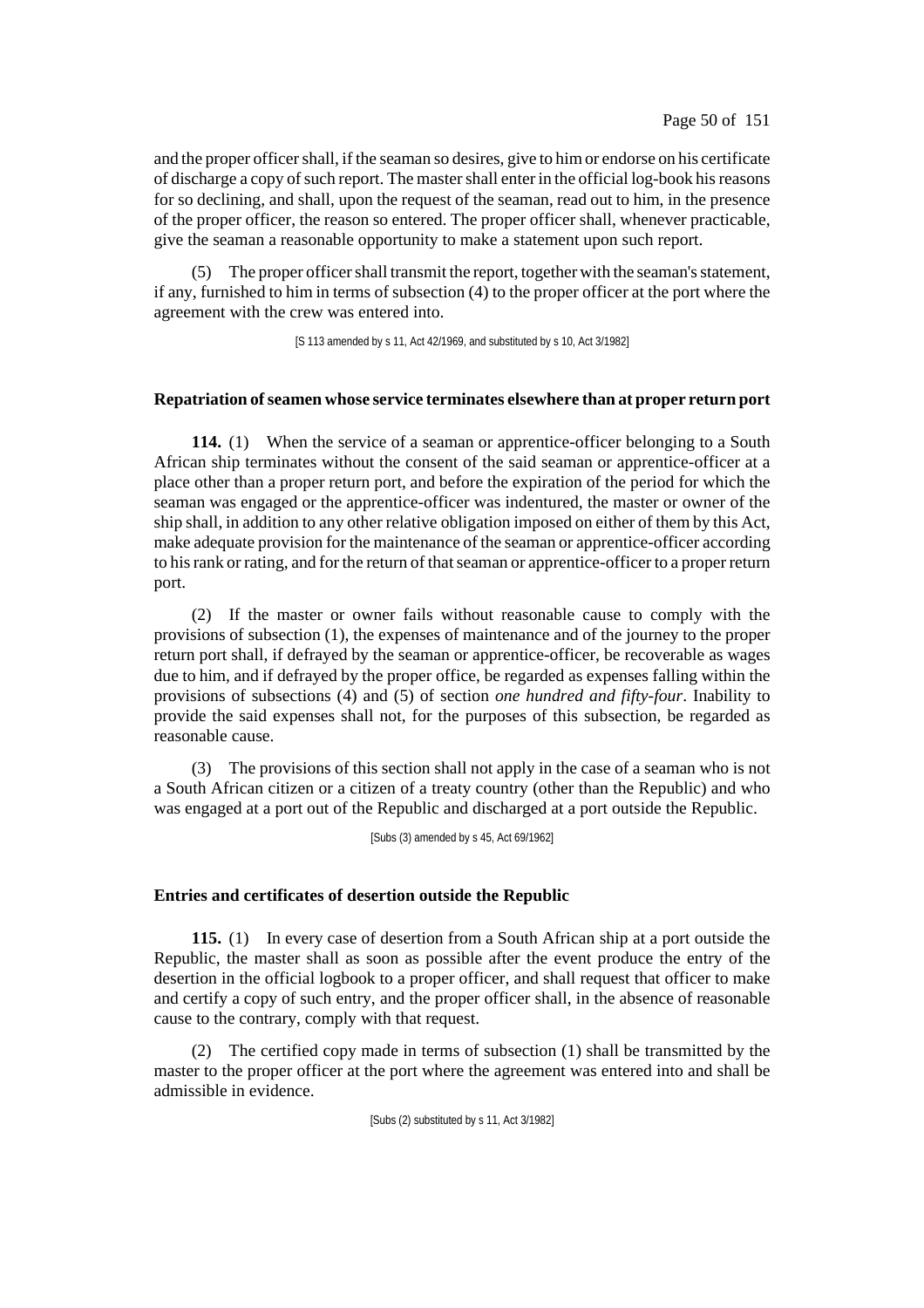and the proper officer shall, if the seaman so desires, give to him or endorse on his certificate of discharge a copy of such report. The master shall enter in the official log-book his reasons for so declining, and shall, upon the request of the seaman, read out to him, in the presence of the proper officer, the reason so entered. The proper officer shall, whenever practicable, give the seaman a reasonable opportunity to make a statement upon such report.

(5) The proper officer shall transmit the report, together with the seaman's statement, if any, furnished to him in terms of subsection (4) to the proper officer at the port where the agreement with the crew was entered into.

[S 113 amended by s 11, Act 42/1969, and substituted by s 10, Act 3/1982]

**Repatriation of seamen whose service terminates elsewhere than at proper return port**

**114.** (1) When the service of a seaman or apprentice-officer belonging to a South African ship terminates without the consent of the said seaman or apprentice-officer at a place other than a proper return port, and before the expiration of the period for which the seaman was engaged or the apprentice-officer was indentured, the master or owner of the ship shall, in addition to any other relative obligation imposed on either of them by this Act, make adequate provision for the maintenance of the seaman or apprentice-officer according to his rank or rating, and for the return of that seaman or apprentice-officer to a proper return port.

(2) If the master or owner fails without reasonable cause to comply with the provisions of subsection (1), the expenses of maintenance and of the journey to the proper return port shall, if defrayed by the seaman or apprentice-officer, be recoverable as wages due to him, and if defrayed by the proper office, be regarded as expenses falling within the provisions of subsections (4) and (5) of section *one hundred and fifty-four*. Inability to provide the said expenses shall not, for the purposes of this subsection, be regarded as reasonable cause.

(3) The provisions of this section shall not apply in the case of a seaman who is not a South African citizen or a citizen of a treaty country (other than the Republic) and who was engaged at a port out of the Republic and discharged at a port outside the Republic.

[Subs (3) amended by s 45, Act 69/1962]

**Entries and certificates of desertion outside the Republic**

**115.** (1) In every case of desertion from a South African ship at a port outside the Republic, the master shall as soon as possible after the event produce the entry of the desertion in the official logbook to a proper officer, and shall request that officer to make and certify a copy of such entry, and the proper officer shall, in the absence of reasonable cause to the contrary, comply with that request.

(2) The certified copy made in terms of subsection (1) shall be transmitted by the master to the proper officer at the port where the agreement was entered into and shall be admissible in evidence.

[Subs (2) substituted by s 11, Act 3/1982]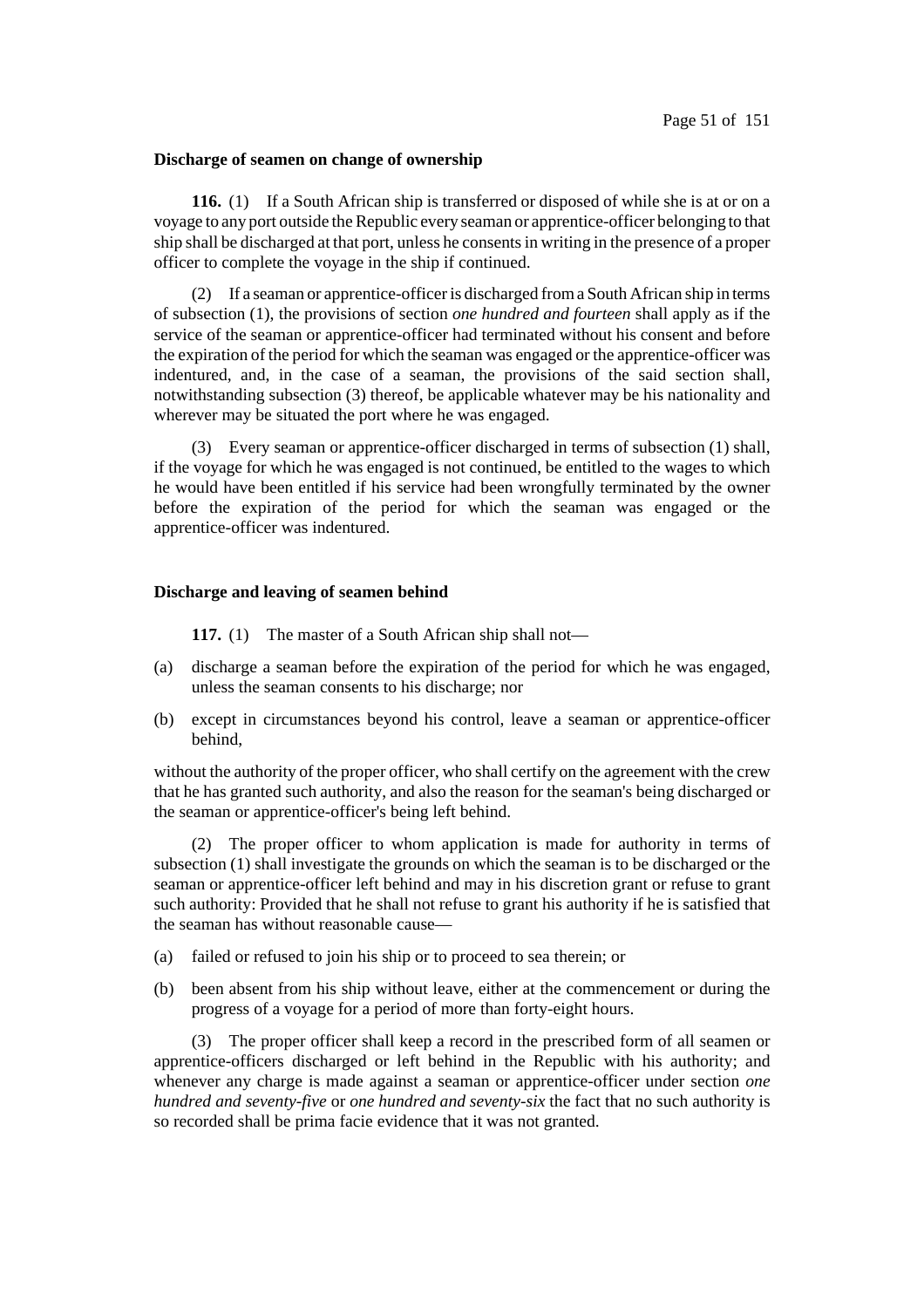**Discharge of seamen on change of ownership**

**116.** (1) If a South African ship is transferred or disposed of while she is at or on a voyage to any port outside the Republic every seaman or apprentice-officer belonging to that ship shall be discharged at that port, unless he consents in writing in the presence of a proper officer to complete the voyage in the ship if continued.

(2) If a seaman or apprentice-officer is discharged from a South African ship in terms of subsection (1), the provisions of section *one hundred and fourteen* shall apply as if the service of the seaman or apprentice-officer had terminated without his consent and before the expiration of the period for which the seaman was engaged or the apprentice-officer was indentured, and, in the case of a seaman, the provisions of the said section shall, notwithstanding subsection (3) thereof, be applicable whatever may be his nationality and wherever may be situated the port where he was engaged.

(3) Every seaman or apprentice-officer discharged in terms of subsection (1) shall, if the voyage for which he was engaged is not continued, be entitled to the wages to which he would have been entitled if his service had been wrongfully terminated by the owner before the expiration of the period for which the seaman was engaged or the apprentice-officer was indentured.

**Discharge and leaving of seamen behind**

**117.** (1) The master of a South African ship shall not—

(a) discharge a seaman before the expiration of the period for which he was engaged, unless the seaman consents to his discharge; nor

(b) except in circumstances beyond his control, leave a seaman or apprentice-officer behind,

without the authority of the proper officer, who shall certify on the agreement with the crew that he has granted such authority, and also the reason for the seaman's being discharged or the seaman or apprentice-officer's being left behind.

(2) The proper officer to whom application is made for authority in terms of subsection (1) shall investigate the grounds on which the seaman is to be discharged or the seaman or apprentice-officer left behind and may in his discretion grant or refuse to grant such authority: Provided that he shall not refuse to grant his authority if he is satisfied that the seaman has without reasonable cause—

(a) failed or refused to join his ship or to proceed to sea therein; or

(b) been absent from his ship without leave, either at the commencement or during the progress of a voyage for a period of more than forty-eight hours.

(3) The proper officer shall keep a record in the prescribed form of all seamen or apprentice-officers discharged or left behind in the Republic with his authority; and whenever any charge is made against a seaman or apprentice-officer under section *one hundred and seventy-five* or *one hundred and seventy-six* the fact that no such authority is so recorded shall be prima facie evidence that it was not granted.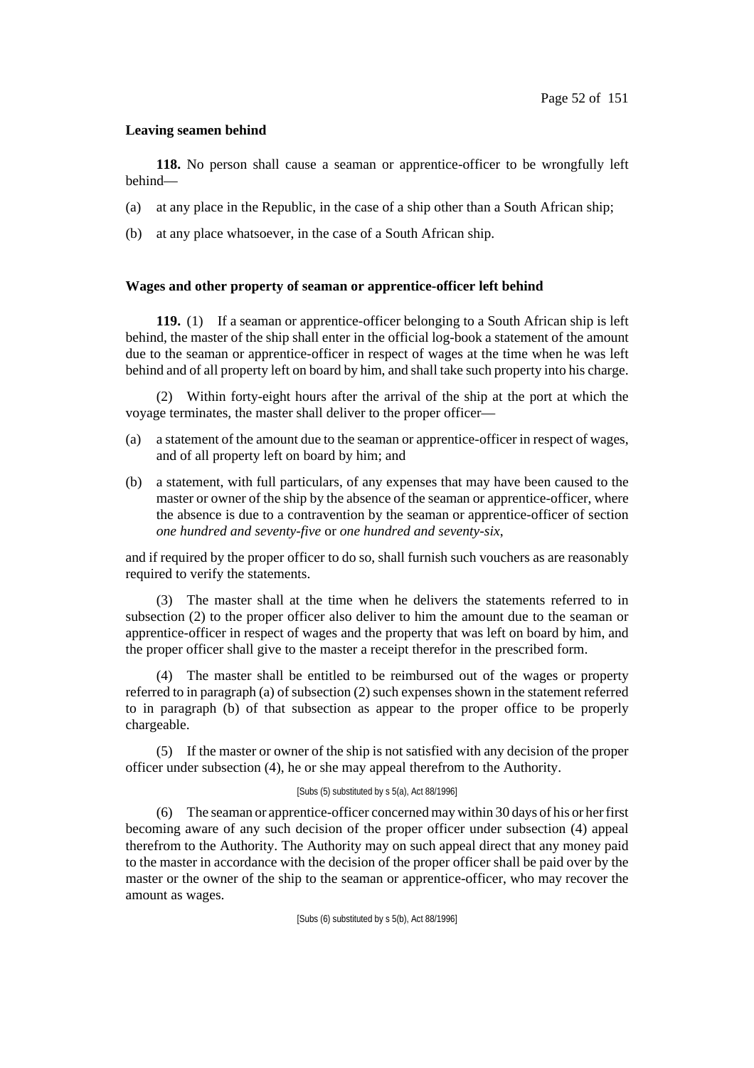**Leaving seamen behind**

**118.** No person shall cause a seaman or apprentice-officer to be wrongfully left behind—

(a) at any place in the Republic, in the case of a ship other than a South African ship;

(b) at any place whatsoever, in the case of a South African ship.

**Wages and other property of seaman or apprentice-officer left behind**

**119.** (1) If a seaman or apprentice-officer belonging to a South African ship is left behind, the master of the ship shall enter in the official log-book a statement of the amount due to the seaman or apprentice-officer in respect of wages at the time when he was left behind and of all property left on board by him, and shall take such property into his charge.

(2) Within forty-eight hours after the arrival of the ship at the port at which the voyage terminates, the master shall deliver to the proper officer—

(a) a statement of the amount due to the seaman or apprentice-officer in respect of wages, and of all property left on board by him; and

(b) a statement, with full particulars, of any expenses that may have been caused to the master or owner of the ship by the absence of the seaman or apprentice-officer, where the absence is due to a contravention by the seaman or apprentice-officer of section *one hundred and seventy-five* or *one hundred and seventy-six*,

and if required by the proper officer to do so, shall furnish such vouchers as are reasonably required to verify the statements.

(3) The master shall at the time when he delivers the statements referred to in subsection (2) to the proper officer also deliver to him the amount due to the seaman or apprentice-officer in respect of wages and the property that was left on board by him, and the proper officer shall give to the master a receipt therefor in the prescribed form.

(4) The master shall be entitled to be reimbursed out of the wages or property referred to in paragraph (a) of subsection (2) such expenses shown in the statement referred to in paragraph (b) of that subsection as appear to the proper office to be properly chargeable.

(5) If the master or owner of the ship is not satisfied with any decision of the proper officer under subsection (4), he or she may appeal therefrom to the Authority.

[Subs (5) substituted by s 5(a), Act 88/1996]

(6) The seaman or apprentice-officer concerned may within 30 days of his or her first becoming aware of any such decision of the proper officer under subsection (4) appeal therefrom to the Authority. The Authority may on such appeal direct that any money paid to the master in accordance with the decision of the proper officer shall be paid over by the master or the owner of the ship to the seaman or apprentice-officer, who may recover the amount as wages.

[Subs (6) substituted by s 5(b), Act 88/1996]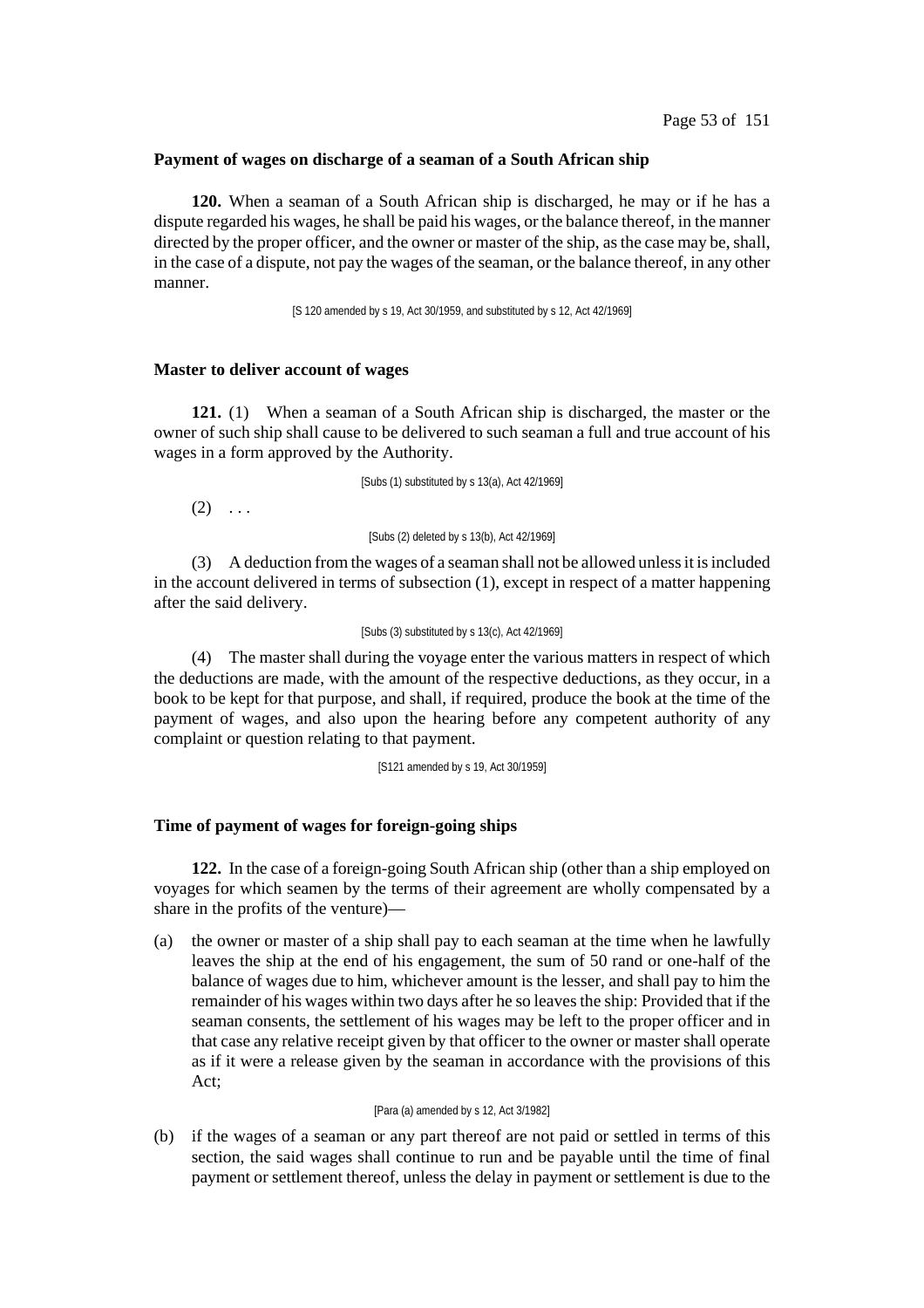### Payment of wages on discharge of a seaman of a South African ship

**120.** When a seaman of a South African ship is discharged, he may or if he has a dispute regarded his wages, he shall be paid his wages, or the balance thereof, in the manner directed by the proper officer, and the owner or master of the ship, as the case may be, shall, in the case of a dispute, not pay the wages of the seaman, or the balance thereof, in any other manner.

[S 120 amended by s 19, Act 30/1959, and substituted by s 12, Act 42/1969]

### Master to deliver account of wages

**121.** (1) When a seaman of a South African ship is discharged, the master or the owner of such ship shall cause to be delivered to such seaman a full and true account of his wages in a form approved by the Authority.

[Subs (1) substituted by s 13(a), Act 42/1969]

(2) . . .

[Subs (2) deleted by s 13(b), Act 42/1969]

(3) A deduction from the wages of a seaman shall not be allowed unless it is included in the account delivered in terms of subsection (1), except in respect of a matter happening after the said delivery.

[Subs (3) substituted by s 13(c), Act 42/1969]

(4) The master shall during the voyage enter the various matters in respect of which the deductions are made, with the amount of the respective deductions, as they occur, in a book to be kept for that purpose, and shall, if required, produce the book at the time of the payment of wages, and also upon the hearing before any competent authority of any complaint or question relating to that payment.

[S121 amended by s 19, Act 30/1959]

### Time of payment of wages for foreign-going ships

**122.** In the case of a foreign-going South African ship (other than a ship employed on voyages for which seamen by the terms of their agreement are wholly compensated by a share in the profits of the venture)—

(a) the owner or master of a ship shall pay to each seaman at the time when he lawfully leaves the ship at the end of his engagement, the sum of 50 rand or one-half of the balance of wages due to him, whichever amount is the lesser, and shall pay to him the remainder of his wages within two days after he so leaves the ship: Provided that if the seaman consents, the settlement of his wages may be left to the proper officer and in that case any relative receipt given by that officer to the owner or master shall operate as if it were a release given by the seaman in accordance with the provisions of this Act;

[Para (a) amended by s 12, Act 3/1982]

(b) if the wages of a seaman or any part thereof are not paid or settled in terms of this section, the said wages shall continue to run and be payable until the time of final payment or settlement thereof, unless the delay in payment or settlement is due to the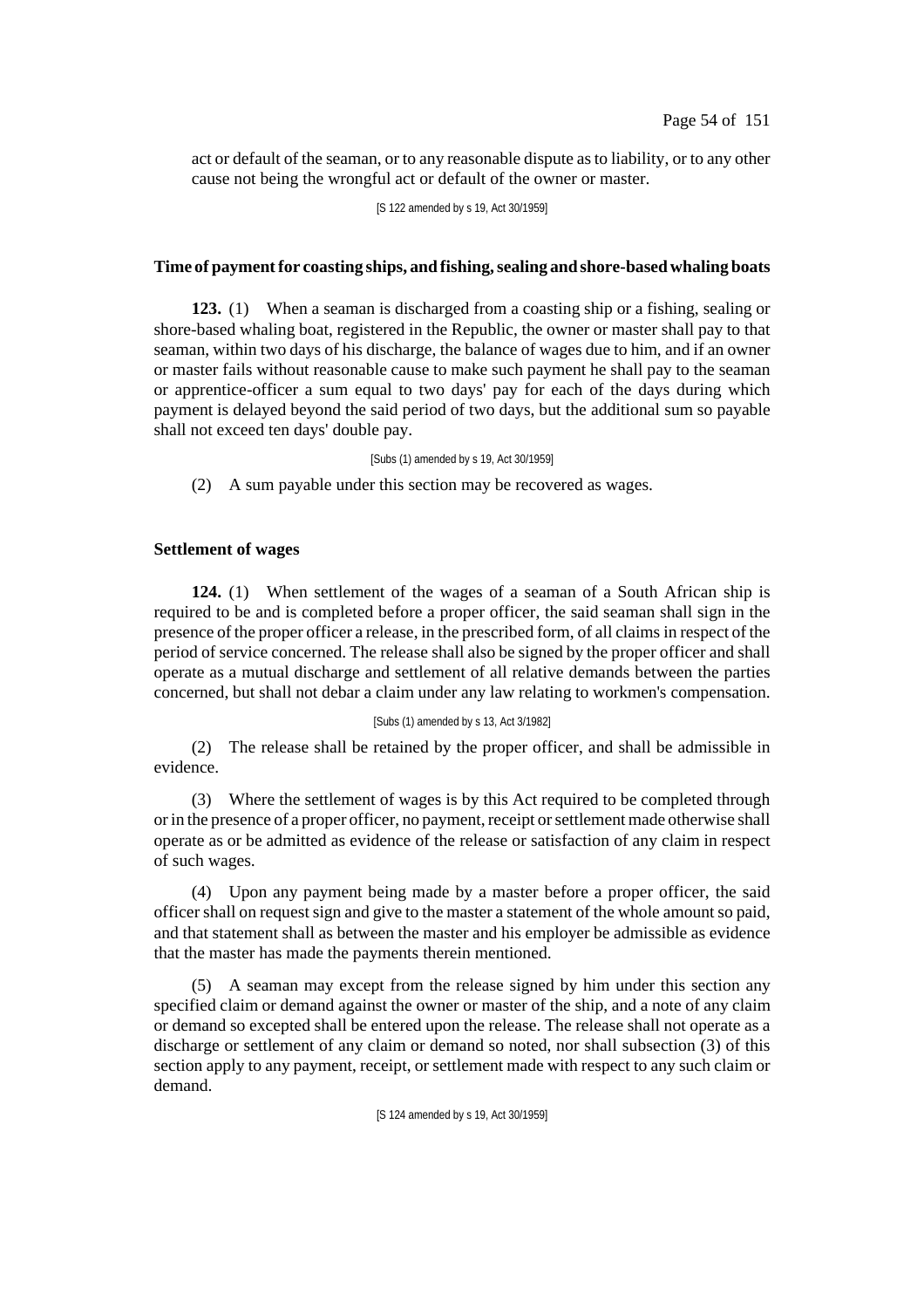act or default of the seaman, or to any reasonable dispute as to liability, or to any other cause not being the wrongful act or default of the owner or master.

[S 122 amended by s 19, Act 30/1959]

**Time of payment for coasting ships, and fishing, sealing and shore-based whaling boats**

**123.** (1) When a seaman is discharged from a coasting ship or a fishing, sealing or shore-based whaling boat, registered in the Republic, the owner or master shall pay to that seaman, within two days of his discharge, the balance of wages due to him, and if an owner or master fails without reasonable cause to make such payment he shall pay to the seaman or apprentice-officer a sum equal to two days' pay for each of the days during which payment is delayed beyond the said period of two days, but the additional sum so payable shall not exceed ten days' double pay.

[Subs (1) amended by s 19, Act 30/1959]

(2) A sum payable under this section may be recovered as wages.

**Settlement of wages**

**124.** (1) When settlement of the wages of a seaman of a South African ship is required to be and is completed before a proper officer, the said seaman shall sign in the presence of the proper officer a release, in the prescribed form, of all claims in respect of the period of service concerned. The release shall also be signed by the proper officer and shall operate as a mutual discharge and settlement of all relative demands between the parties concerned, but shall not debar a claim under any law relating to workmen's compensation.

[Subs (1) amended by s 13, Act 3/1982]

(2) The release shall be retained by the proper officer, and shall be admissible in evidence.

(3) Where the settlement of wages is by this Act required to be completed through or in the presence of a proper officer, no payment, receipt or settlement made otherwise shall operate as or be admitted as evidence of the release or satisfaction of any claim in respect of such wages.

(4) Upon any payment being made by a master before a proper officer, the said officer shall on request sign and give to the master a statement of the whole amount so paid, and that statement shall as between the master and his employer be admissible as evidence that the master has made the payments therein mentioned.

(5) A seaman may except from the release signed by him under this section any specified claim or demand against the owner or master of the ship, and a note of any claim or demand so excepted shall be entered upon the release. The release shall not operate as a discharge or settlement of any claim or demand so noted, nor shall subsection (3) of this section apply to any payment, receipt, or settlement made with respect to any such claim or demand.

[S 124 amended by s 19, Act 30/1959]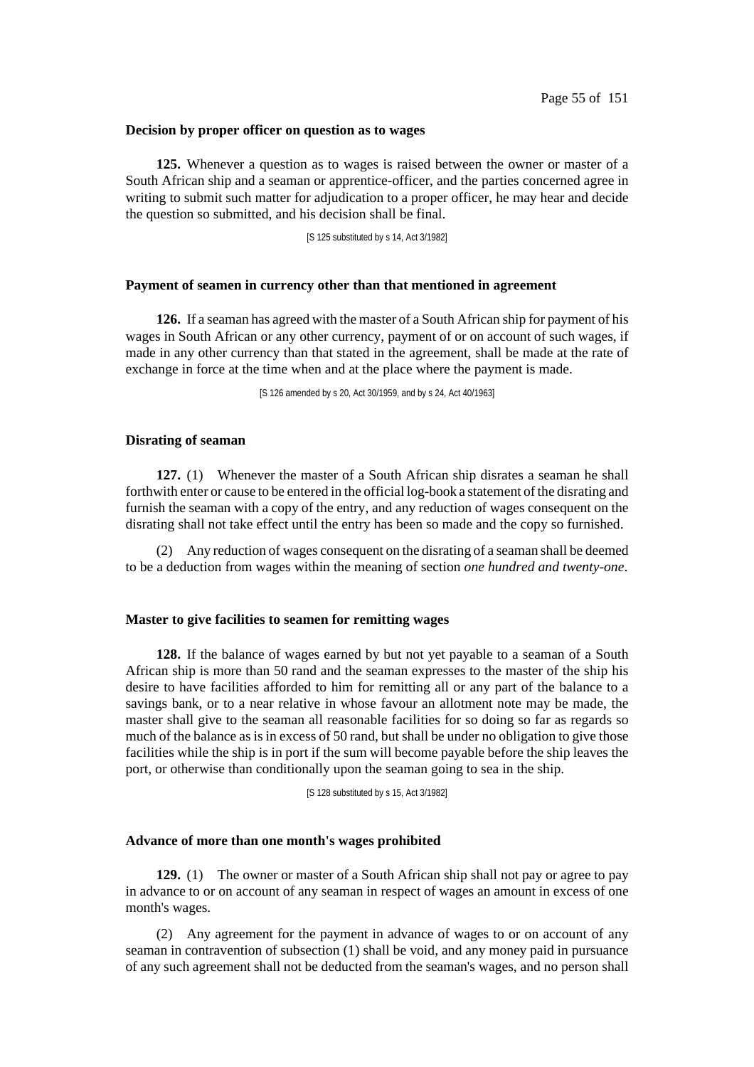**Decision by proper officer on question as to wages**

**125.** Whenever a question as to wages is raised between the owner or master of a South African ship and a seaman or apprentice-officer, and the parties concerned agree in writing to submit such matter for adjudication to a proper officer, he may hear and decide the question so submitted, and his decision shall be final.

[S 125 substituted by s 14, Act 3/1982]

**Payment of seamen in currency other than that mentioned in agreement**

**126.** If a seaman has agreed with the master of a South African ship for payment of his wages in South African or any other currency, payment of or on account of such wages, if made in any other currency than that stated in the agreement, shall be made at the rate of exchange in force at the time when and at the place where the payment is made.

[S 126 amended by s 20, Act 30/1959, and by s 24, Act 40/1963]

**Disrating of seaman**

**127.** (1) Whenever the master of a South African ship disrates a seaman he shall forthwith enter or cause to be entered in the official log-book a statement of the disrating and furnish the seaman with a copy of the entry, and any reduction of wages consequent on the disrating shall not take effect until the entry has been so made and the copy so furnished.

(2) Any reduction of wages consequent on the disrating of a seaman shall be deemed to be a deduction from wages within the meaning of section *one hundred and twenty-one*.

**Master to give facilities to seamen for remitting wages**

**128.** If the balance of wages earned by but not yet payable to a seaman of a South African ship is more than 50 rand and the seaman expresses to the master of the ship his desire to have facilities afforded to him for remitting all or any part of the balance to a savings bank, or to a near relative in whose favour an allotment note may be made, the master shall give to the seaman all reasonable facilities for so doing so far as regards so much of the balance as is in excess of 50 rand, but shall be under no obligation to give those facilities while the ship is in port if the sum will become payable before the ship leaves the port, or otherwise than conditionally upon the seaman going to sea in the ship.

[S 128 substituted by s 15, Act 3/1982]

**Advance of more than one month's wages prohibited**

**129.** (1) The owner or master of a South African ship shall not pay or agree to pay in advance to or on account of any seaman in respect of wages an amount in excess of one month's wages.

(2) Any agreement for the payment in advance of wages to or on account of any seaman in contravention of subsection (1) shall be void, and any money paid in pursuance of any such agreement shall not be deducted from the seaman's wages, and no person shall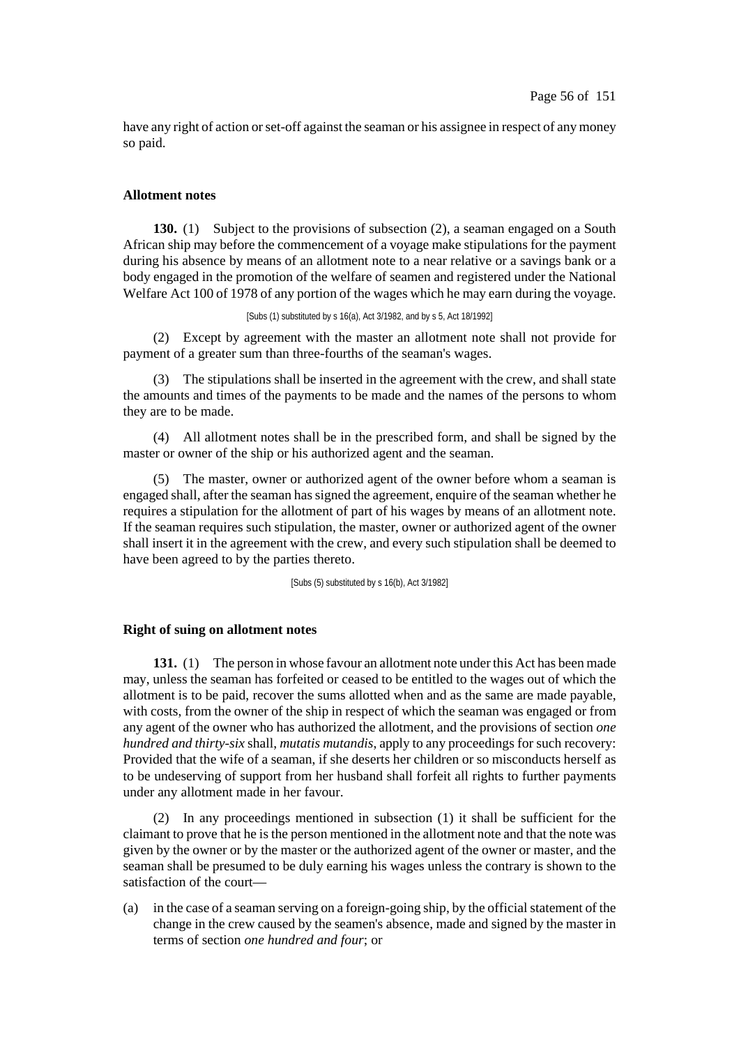have any right of action or set-off against the seaman or his assignee in respect of any money so paid.

### Allotment notes

**130.** (1) Subject to the provisions of subsection (2), a seaman engaged on a South African ship may before the commencement of a voyage make stipulations for the payment during his absence by means of an allotment note to a near relative or a savings bank or a body engaged in the promotion of the welfare of seamen and registered under the National Welfare Act 100 of 1978 of any portion of the wages which he may earn during the voyage.

[Subs (1) substituted by s 16(a), Act 3/1982, and by s 5, Act 18/1992]

(2) Except by agreement with the master an allotment note shall not provide for payment of a greater sum than three-fourths of the seaman's wages.

(3) The stipulations shall be inserted in the agreement with the crew, and shall state the amounts and times of the payments to be made and the names of the persons to whom they are to be made.

(4) All allotment notes shall be in the prescribed form, and shall be signed by the master or owner of the ship or his authorized agent and the seaman.

(5) The master, owner or authorized agent of the owner before whom a seaman is engaged shall, after the seaman has signed the agreement, enquire of the seaman whether he requires a stipulation for the allotment of part of his wages by means of an allotment note. If the seaman requires such stipulation, the master, owner or authorized agent of the owner shall insert it in the agreement with the crew, and every such stipulation shall be deemed to have been agreed to by the parties thereto.

[Subs (5) substituted by s 16(b), Act 3/1982]

### Right of suing on allotment notes

**131.** (1) The person in whose favour an allotment note under this Act has been made may, unless the seaman has forfeited or ceased to be entitled to the wages out of which the allotment is to be paid, recover the sums allotted when and as the same are made payable, with costs, from the owner of the ship in respect of which the seaman was engaged or from any agent of the owner who has authorized the allotment, and the provisions of section *one hundred and thirty-six* shall, *mutatis mutandis*, apply to any proceedings for such recovery: Provided that the wife of a seaman, if she deserts her children or so misconducts herself as to be undeserving of support from her husband shall forfeit all rights to further payments under any allotment made in her favour.

(2) In any proceedings mentioned in subsection (1) it shall be sufficient for the claimant to prove that he is the person mentioned in the allotment note and that the note was given by the owner or by the master or the authorized agent of the owner or master, and the seaman shall be presumed to be duly earning his wages unless the contrary is shown to the satisfaction of the court—

(a) in the case of a seaman serving on a foreign-going ship, by the official statement of the change in the crew caused by the seamen's absence, made and signed by the master in terms of section *one hundred and four*; or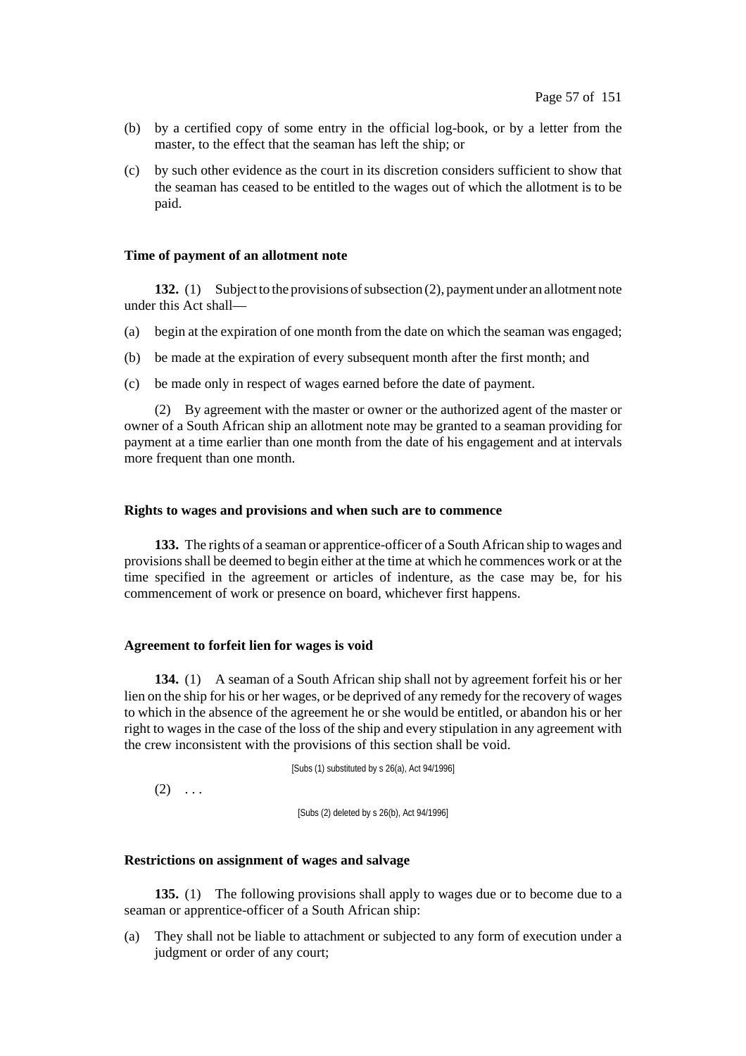(b) by a certified copy of some entry in the official log-book, or by a letter from the master, to the effect that the seaman has left the ship; or

(c) by such other evidence as the court in its discretion considers sufficient to show that the seaman has ceased to be entitled to the wages out of which the allotment is to be paid.

### Time of payment of an allotment note

**132.** (1) Subject to the provisions of subsection (2), payment under an allotment note under this Act shall—

(a) begin at the expiration of one month from the date on which the seaman was engaged;

(b) be made at the expiration of every subsequent month after the first month; and

(c) be made only in respect of wages earned before the date of payment.

(2) By agreement with the master or owner or the authorized agent of the master or owner of a South African ship an allotment note may be granted to a seaman providing for payment at a time earlier than one month from the date of his engagement and at intervals more frequent than one month.

### Rights to wages and provisions and when such are to commence

**133.** The rights of a seaman or apprentice-officer of a South African ship to wages and provisions shall be deemed to begin either at the time at which he commences work or at the time specified in the agreement or articles of indenture, as the case may be, for his commencement of work or presence on board, whichever first happens.

### Agreement to forfeit lien for wages is void

**134.** (1) A seaman of a South African ship shall not by agreement forfeit his or her lien on the ship for his or her wages, or be deprived of any remedy for the recovery of wages to which in the absence of the agreement he or she would be entitled, or abandon his or her right to wages in the case of the loss of the ship and every stipulation in any agreement with the crew inconsistent with the provisions of this section shall be void.

[Subs (1) substituted by s 26(a), Act 94/1996]

(2) . . .

[Subs (2) deleted by s 26(b), Act 94/1996]

### Restrictions on assignment of wages and salvage

**135.** (1) The following provisions shall apply to wages due or to become due to a seaman or apprentice-officer of a South African ship:

(a) They shall not be liable to attachment or subjected to any form of execution under a judgment or order of any court;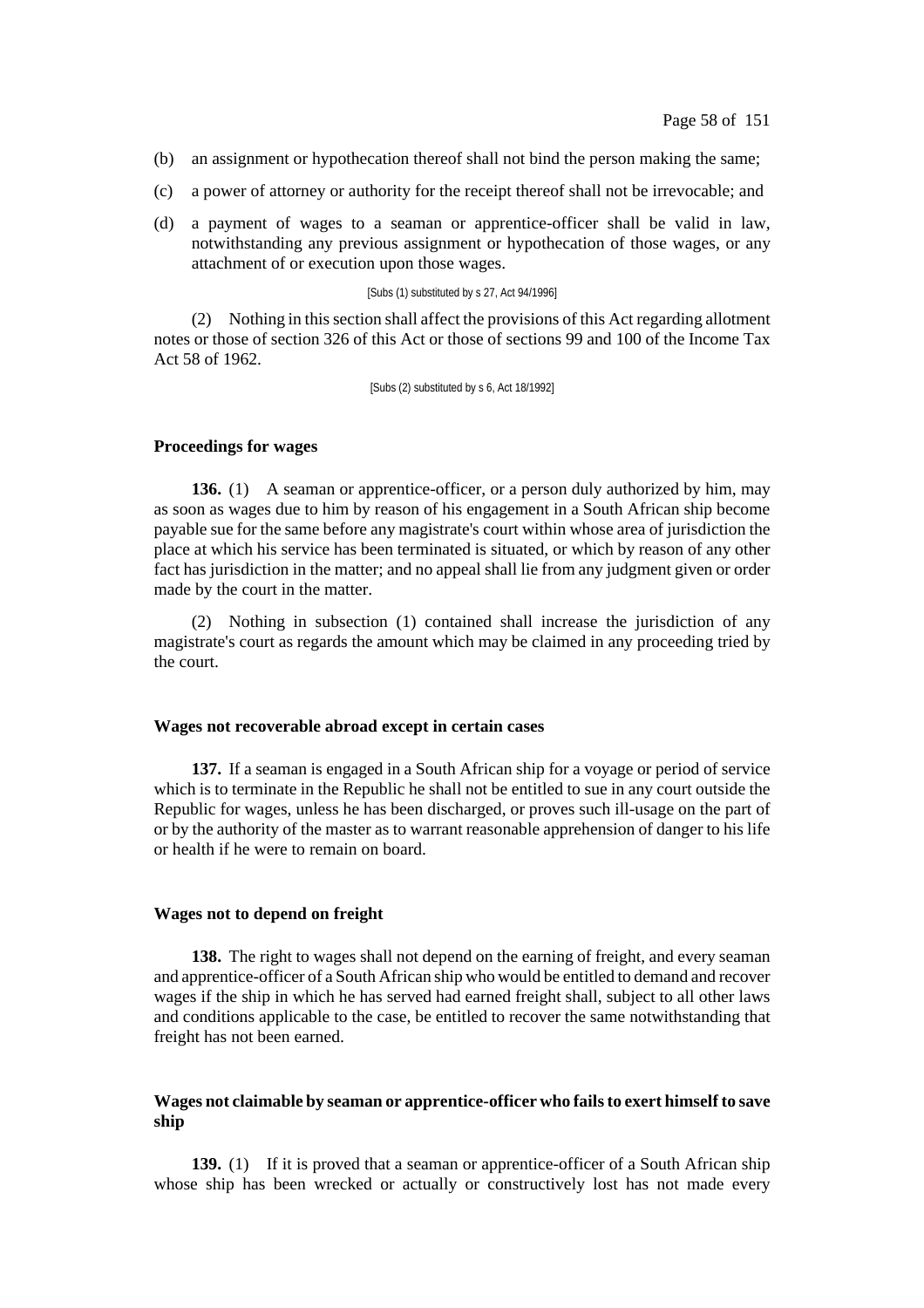(b) an assignment or hypothecation thereof shall not bind the person making the same;

(c) a power of attorney or authority for the receipt thereof shall not be irrevocable; and

(d) a payment of wages to a seaman or apprentice-officer shall be valid in law, notwithstanding any previous assignment or hypothecation of those wages, or any attachment of or execution upon those wages.

[Subs (1) substituted by s 27, Act 94/1996]

(2) Nothing in this section shall affect the provisions of this Act regarding allotment notes or those of section 326 of this Act or those of sections 99 and 100 of the Income Tax Act 58 of 1962.

[Subs (2) substituted by s 6, Act 18/1992]

**Proceedings for wages**

**136.** (1) A seaman or apprentice-officer, or a person duly authorized by him, may as soon as wages due to him by reason of his engagement in a South African ship become payable sue for the same before any magistrate's court within whose area of jurisdiction the place at which his service has been terminated is situated, or which by reason of any other fact has jurisdiction in the matter; and no appeal shall lie from any judgment given or order made by the court in the matter.

(2) Nothing in subsection (1) contained shall increase the jurisdiction of any magistrate's court as regards the amount which may be claimed in any proceeding tried by the court.

**Wages not recoverable abroad except in certain cases**

**137.** If a seaman is engaged in a South African ship for a voyage or period of service which is to terminate in the Republic he shall not be entitled to sue in any court outside the Republic for wages, unless he has been discharged, or proves such ill-usage on the part of or by the authority of the master as to warrant reasonable apprehension of danger to his life or health if he were to remain on board.

**Wages not to depend on freight**

**138.** The right to wages shall not depend on the earning of freight, and every seaman and apprentice-officer of a South African ship who would be entitled to demand and recover wages if the ship in which he has served had earned freight shall, subject to all other laws and conditions applicable to the case, be entitled to recover the same notwithstanding that freight has not been earned.

**Wages not claimable by seaman or apprentice-officer who fails to exert himself to save ship**

**139.** (1) If it is proved that a seaman or apprentice-officer of a South African ship whose ship has been wrecked or actually or constructively lost has not made every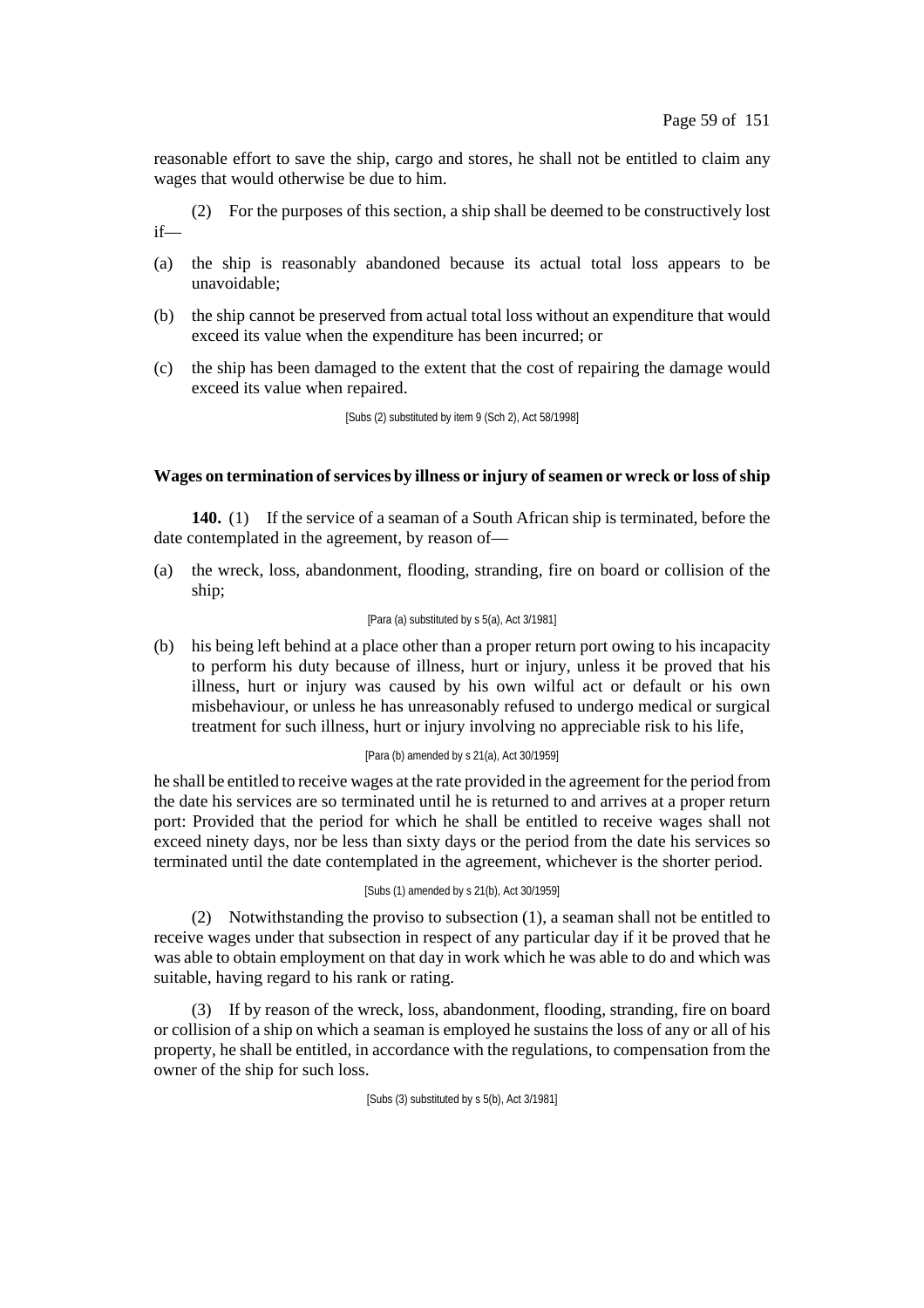reasonable effort to save the ship, cargo and stores, he shall not be entitled to claim any wages that would otherwise be due to him.

(2) For the purposes of this section, a ship shall be deemed to be constructively lost if—

(a) the ship is reasonably abandoned because its actual total loss appears to be unavoidable;

(b) the ship cannot be preserved from actual total loss without an expenditure that would exceed its value when the expenditure has been incurred; or

(c) the ship has been damaged to the extent that the cost of repairing the damage would exceed its value when repaired.

[Subs (2) substituted by item 9 (Sch 2), Act 58/1998]

**Wages on termination of services by illness or injury of seamen or wreck or loss of ship**

**140.** (1) If the service of a seaman of a South African ship is terminated, before the date contemplated in the agreement, by reason of—

(a) the wreck, loss, abandonment, flooding, stranding, fire on board or collision of the ship;

[Para (a) substituted by s 5(a), Act 3/1981]

(b) his being left behind at a place other than a proper return port owing to his incapacity to perform his duty because of illness, hurt or injury, unless it be proved that his illness, hurt or injury was caused by his own wilful act or default or his own misbehaviour, or unless he has unreasonably refused to undergo medical or surgical treatment for such illness, hurt or injury involving no appreciable risk to his life,

[Para (b) amended by s 21(a), Act 30/1959]

he shall be entitled to receive wages at the rate provided in the agreement for the period from the date his services are so terminated until he is returned to and arrives at a proper return port: Provided that the period for which he shall be entitled to receive wages shall not exceed ninety days, nor be less than sixty days or the period from the date his services so terminated until the date contemplated in the agreement, whichever is the shorter period.

[Subs (1) amended by s 21(b), Act 30/1959]

(2) Notwithstanding the proviso to subsection (1), a seaman shall not be entitled to receive wages under that subsection in respect of any particular day if it be proved that he was able to obtain employment on that day in work which he was able to do and which was suitable, having regard to his rank or rating.

(3) If by reason of the wreck, loss, abandonment, flooding, stranding, fire on board or collision of a ship on which a seaman is employed he sustains the loss of any or all of his property, he shall be entitled, in accordance with the regulations, to compensation from the owner of the ship for such loss.

[Subs (3) substituted by s 5(b), Act 3/1981]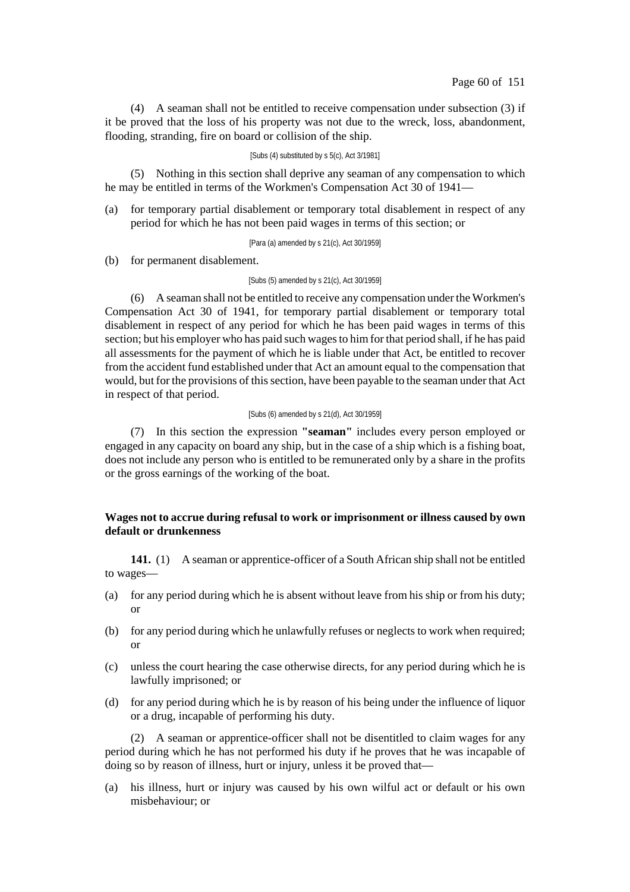(4) A seaman shall not be entitled to receive compensation under subsection (3) if it be proved that the loss of his property was not due to the wreck, loss, abandonment, flooding, stranding, fire on board or collision of the ship.

[Subs (4) substituted by s 5(c), Act 3/1981]

(5) Nothing in this section shall deprive any seaman of any compensation to which he may be entitled in terms of the Workmen's Compensation Act 30 of 1941—

(a) for temporary partial disablement or temporary total disablement in respect of any period for which he has not been paid wages in terms of this section; or

[Para (a) amended by s 21(c), Act 30/1959]

(b) for permanent disablement.

[Subs (5) amended by s 21(c), Act 30/1959]

(6) A seaman shall not be entitled to receive any compensation under the Workmen's Compensation Act 30 of 1941, for temporary partial disablement or temporary total disablement in respect of any period for which he has been paid wages in terms of this section; but his employer who has paid such wages to him for that period shall, if he has paid all assessments for the payment of which he is liable under that Act, be entitled to recover from the accident fund established under that Act an amount equal to the compensation that would, but for the provisions of this section, have been payable to the seaman under that Act in respect of that period.

[Subs (6) amended by s 21(d), Act 30/1959]

(7) In this section the expression **"seaman"** includes every person employed or engaged in any capacity on board any ship, but in the case of a ship which is a fishing boat, does not include any person who is entitled to be remunerated only by a share in the profits or the gross earnings of the working of the boat.

**Wages not to accrue during refusal to work or imprisonment or illness caused by own default or drunkenness**

**141.** (1) A seaman or apprentice-officer of a South African ship shall not be entitled to wages—

(a) for any period during which he is absent without leave from his ship or from his duty; or

(b) for any period during which he unlawfully refuses or neglects to work when required; or

(c) unless the court hearing the case otherwise directs, for any period during which he is lawfully imprisoned; or

(d) for any period during which he is by reason of his being under the influence of liquor or a drug, incapable of performing his duty.

(2) A seaman or apprentice-officer shall not be disentitled to claim wages for any period during which he has not performed his duty if he proves that he was incapable of doing so by reason of illness, hurt or injury, unless it be proved that—

(a) his illness, hurt or injury was caused by his own wilful act or default or his own misbehaviour; or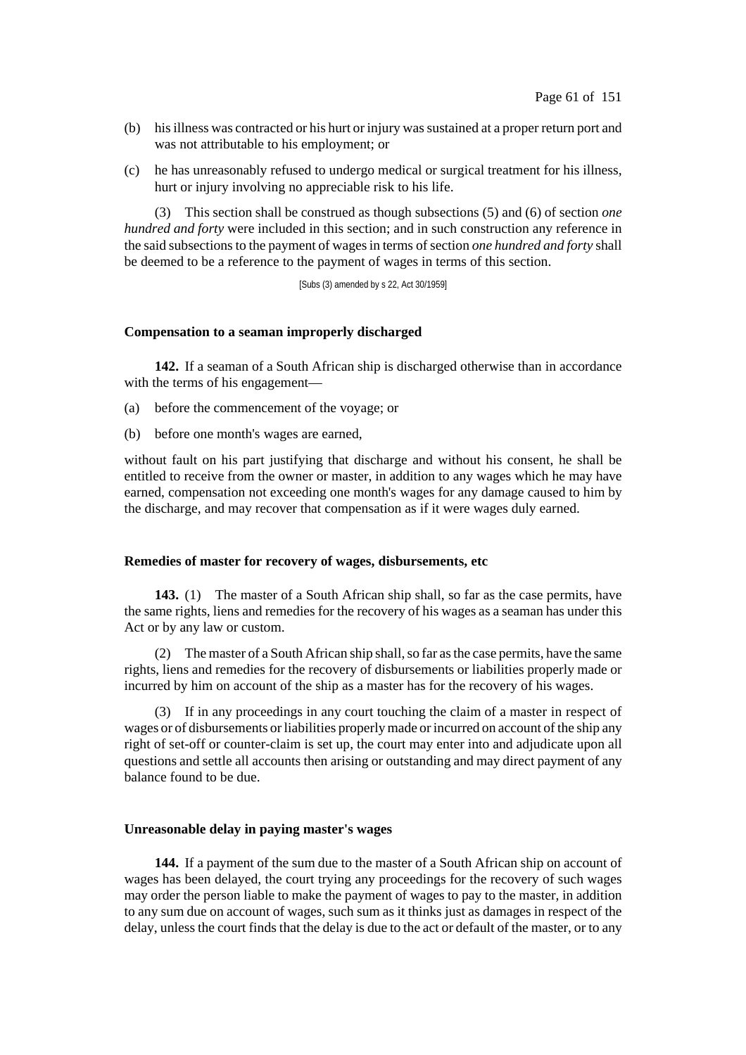(b) his illness was contracted or his hurt or injury was sustained at a proper return port and was not attributable to his employment; or

(c) he has unreasonably refused to undergo medical or surgical treatment for his illness, hurt or injury involving no appreciable risk to his life.

(3) This section shall be construed as though subsections (5) and (6) of section *one hundred and forty* were included in this section; and in such construction any reference in the said subsections to the payment of wages in terms of section *one hundred and forty* shall be deemed to be a reference to the payment of wages in terms of this section.

[Subs (3) amended by s 22, Act 30/1959]

**Compensation to a seaman improperly discharged**

**142.** If a seaman of a South African ship is discharged otherwise than in accordance with the terms of his engagement—

(a) before the commencement of the voyage; or

(b) before one month's wages are earned,

without fault on his part justifying that discharge and without his consent, he shall be entitled to receive from the owner or master, in addition to any wages which he may have earned, compensation not exceeding one month's wages for any damage caused to him by the discharge, and may recover that compensation as if it were wages duly earned.

**Remedies of master for recovery of wages, disbursements, etc**

**143.** (1) The master of a South African ship shall, so far as the case permits, have the same rights, liens and remedies for the recovery of his wages as a seaman has under this Act or by any law or custom.

(2) The master of a South African ship shall, so far as the case permits, have the same rights, liens and remedies for the recovery of disbursements or liabilities properly made or incurred by him on account of the ship as a master has for the recovery of his wages.

(3) If in any proceedings in any court touching the claim of a master in respect of wages or of disbursements or liabilities properly made or incurred on account of the ship any right of set-off or counter-claim is set up, the court may enter into and adjudicate upon all questions and settle all accounts then arising or outstanding and may direct payment of any balance found to be due.

**Unreasonable delay in paying master's wages**

**144.** If a payment of the sum due to the master of a South African ship on account of wages has been delayed, the court trying any proceedings for the recovery of such wages may order the person liable to make the payment of wages to pay to the master, in addition to any sum due on account of wages, such sum as it thinks just as damages in respect of the delay, unless the court finds that the delay is due to the act or default of the master, or to any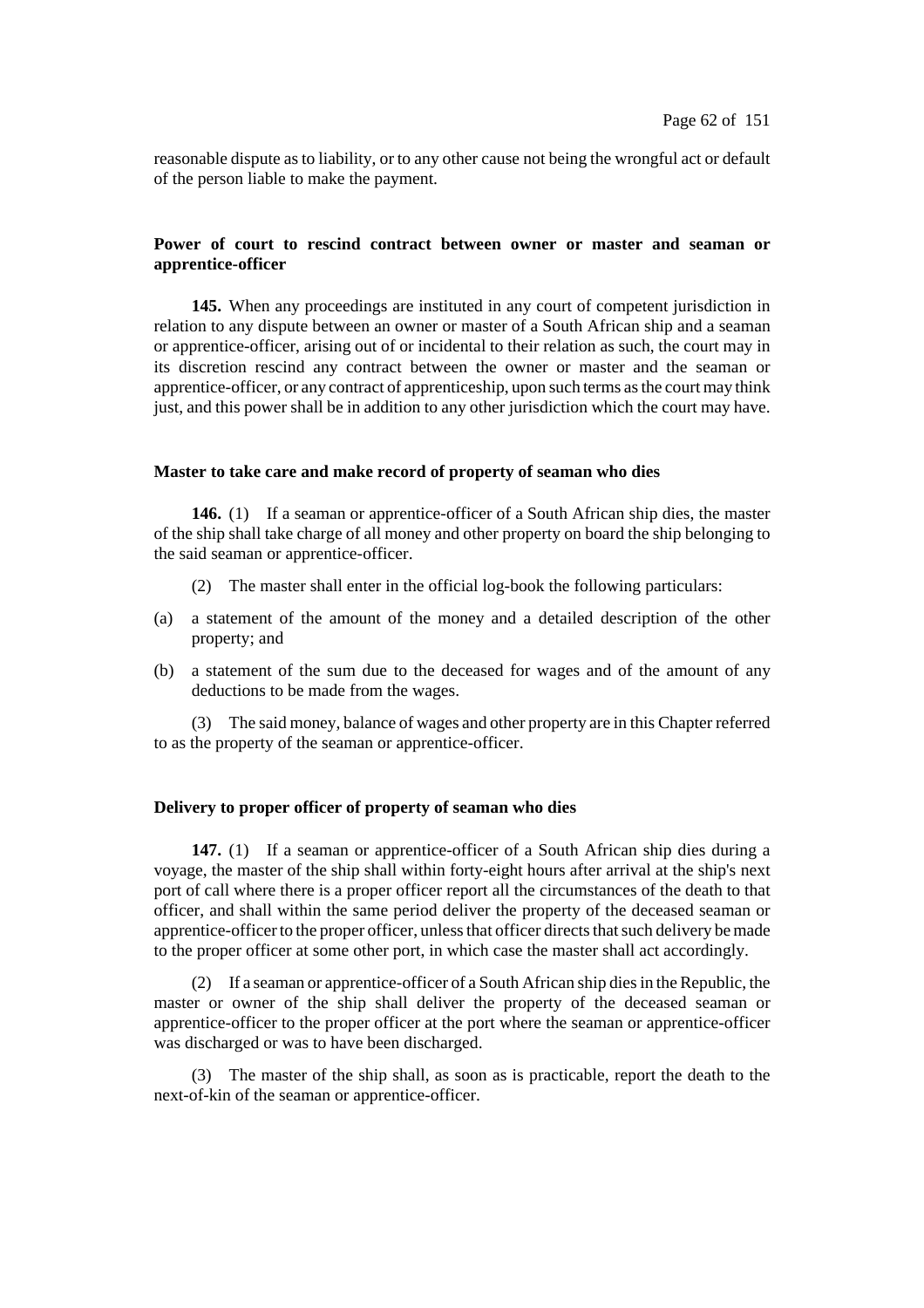reasonable dispute as to liability, or to any other cause not being the wrongful act or default of the person liable to make the payment.

**Power of court to rescind contract between owner or master and seaman or apprentice-officer**

**145.** When any proceedings are instituted in any court of competent jurisdiction in relation to any dispute between an owner or master of a South African ship and a seaman or apprentice-officer, arising out of or incidental to their relation as such, the court may in its discretion rescind any contract between the owner or master and the seaman or apprentice-officer, or any contract of apprenticeship, upon such terms as the court may think just, and this power shall be in addition to any other jurisdiction which the court may have.

**Master to take care and make record of property of seaman who dies**

**146.** (1) If a seaman or apprentice-officer of a South African ship dies, the master of the ship shall take charge of all money and other property on board the ship belonging to the said seaman or apprentice-officer.

(2) The master shall enter in the official log-book the following particulars:

(a) a statement of the amount of the money and a detailed description of the other property; and

(b) a statement of the sum due to the deceased for wages and of the amount of any deductions to be made from the wages.

(3) The said money, balance of wages and other property are in this Chapter referred to as the property of the seaman or apprentice-officer.

**Delivery to proper officer of property of seaman who dies**

**147.** (1) If a seaman or apprentice-officer of a South African ship dies during a voyage, the master of the ship shall within forty-eight hours after arrival at the ship's next port of call where there is a proper officer report all the circumstances of the death to that officer, and shall within the same period deliver the property of the deceased seaman or apprentice-officer to the proper officer, unless that officer directs that such delivery be made to the proper officer at some other port, in which case the master shall act accordingly.

(2) If a seaman or apprentice-officer of a South African ship dies in the Republic, the master or owner of the ship shall deliver the property of the deceased seaman or apprentice-officer to the proper officer at the port where the seaman or apprentice-officer was discharged or was to have been discharged.

(3) The master of the ship shall, as soon as is practicable, report the death to the next-of-kin of the seaman or apprentice-officer.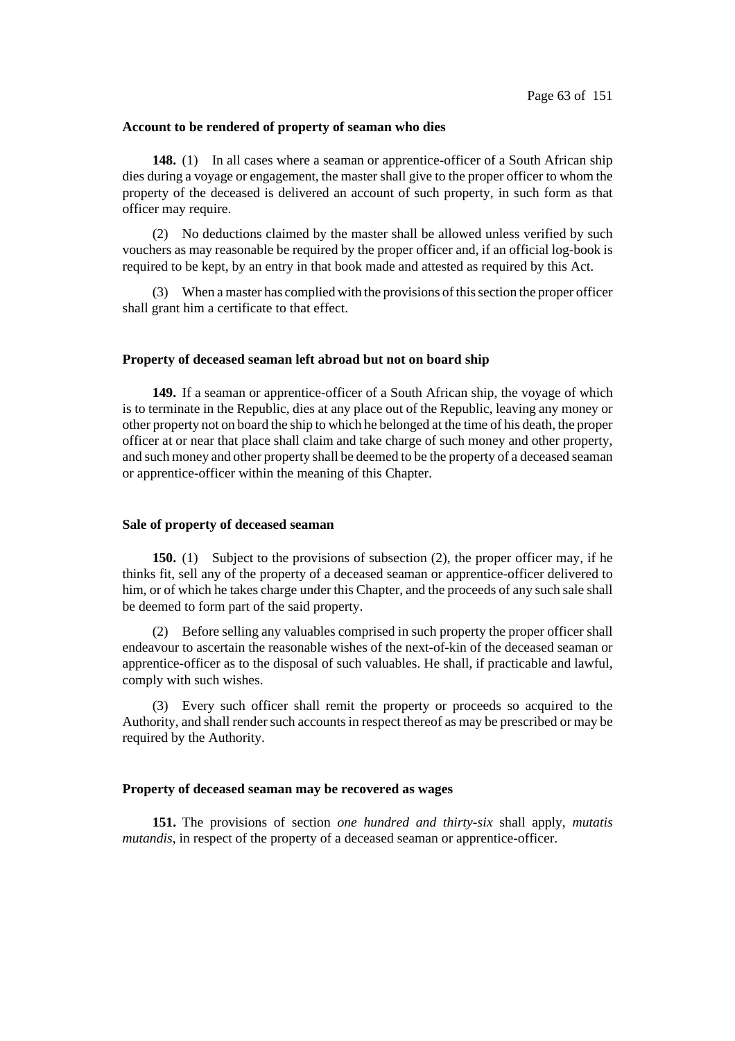**Account to be rendered of property of seaman who dies**

**148.** (1) In all cases where a seaman or apprentice-officer of a South African ship dies during a voyage or engagement, the master shall give to the proper officer to whom the property of the deceased is delivered an account of such property, in such form as that officer may require.

(2) No deductions claimed by the master shall be allowed unless verified by such vouchers as may reasonable be required by the proper officer and, if an official log-book is required to be kept, by an entry in that book made and attested as required by this Act.

(3) When a master has complied with the provisions of this section the proper officer shall grant him a certificate to that effect.

**Property of deceased seaman left abroad but not on board ship**

**149.** If a seaman or apprentice-officer of a South African ship, the voyage of which is to terminate in the Republic, dies at any place out of the Republic, leaving any money or other property not on board the ship to which he belonged at the time of his death, the proper officer at or near that place shall claim and take charge of such money and other property, and such money and other property shall be deemed to be the property of a deceased seaman or apprentice-officer within the meaning of this Chapter.

**Sale of property of deceased seaman**

**150.** (1) Subject to the provisions of subsection (2), the proper officer may, if he thinks fit, sell any of the property of a deceased seaman or apprentice-officer delivered to him, or of which he takes charge under this Chapter, and the proceeds of any such sale shall be deemed to form part of the said property.

(2) Before selling any valuables comprised in such property the proper officer shall endeavour to ascertain the reasonable wishes of the next-of-kin of the deceased seaman or apprentice-officer as to the disposal of such valuables. He shall, if practicable and lawful, comply with such wishes.

(3) Every such officer shall remit the property or proceeds so acquired to the Authority, and shall render such accounts in respect thereof as may be prescribed or may be required by the Authority.

**Property of deceased seaman may be recovered as wages**

**151.** The provisions of section *one hundred and thirty-six* shall apply, *mutatis mutandis*, in respect of the property of a deceased seaman or apprentice-officer.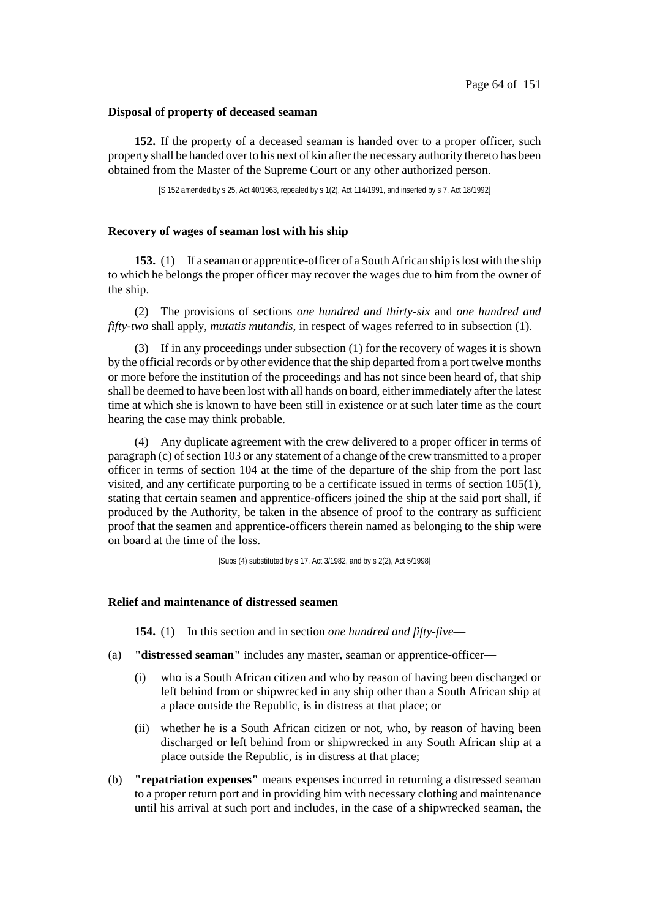**Disposal of property of deceased seaman**

**152.** If the property of a deceased seaman is handed over to a proper officer, such property shall be handed over to his next of kin after the necessary authority thereto has been obtained from the Master of the Supreme Court or any other authorized person.

[S 152 amended by s 25, Act 40/1963, repealed by s 1(2), Act 114/1991, and inserted by s 7, Act 18/1992]

**Recovery of wages of seaman lost with his ship**

**153.** (1) If a seaman or apprentice-officer of a South African ship is lost with the ship to which he belongs the proper officer may recover the wages due to him from the owner of the ship.

(2) The provisions of sections *one hundred and thirty-six* and *one hundred and fifty-two* shall apply, *mutatis mutandis*, in respect of wages referred to in subsection (1).

(3) If in any proceedings under subsection (1) for the recovery of wages it is shown by the official records or by other evidence that the ship departed from a port twelve months or more before the institution of the proceedings and has not since been heard of, that ship shall be deemed to have been lost with all hands on board, either immediately after the latest time at which she is known to have been still in existence or at such later time as the court hearing the case may think probable.

(4) Any duplicate agreement with the crew delivered to a proper officer in terms of paragraph (c) of section 103 or any statement of a change of the crew transmitted to a proper officer in terms of section 104 at the time of the departure of the ship from the port last visited, and any certificate purporting to be a certificate issued in terms of section 105(1), stating that certain seamen and apprentice-officers joined the ship at the said port shall, if produced by the Authority, be taken in the absence of proof to the contrary as sufficient proof that the seamen and apprentice-officers therein named as belonging to the ship were on board at the time of the loss.

[Subs (4) substituted by s 17, Act 3/1982, and by s 2(2), Act 5/1998]

**Relief and maintenance of distressed seamen**

**154.** (1) In this section and in section *one hundred and fifty-five*—

(a) **"distressed seaman"** includes any master, seaman or apprentice-officer—

   (i) who is a South African citizen and who by reason of having been discharged or left behind from or shipwrecked in any ship other than a South African ship at a place outside the Republic, is in distress at that place; or

   (ii) whether he is a South African citizen or not, who, by reason of having been discharged or left behind from or shipwrecked in any South African ship at a place outside the Republic, is in distress at that place;

(b) **"repatriation expenses"** means expenses incurred in returning a distressed seaman to a proper return port and in providing him with necessary clothing and maintenance until his arrival at such port and includes, in the case of a shipwrecked seaman, the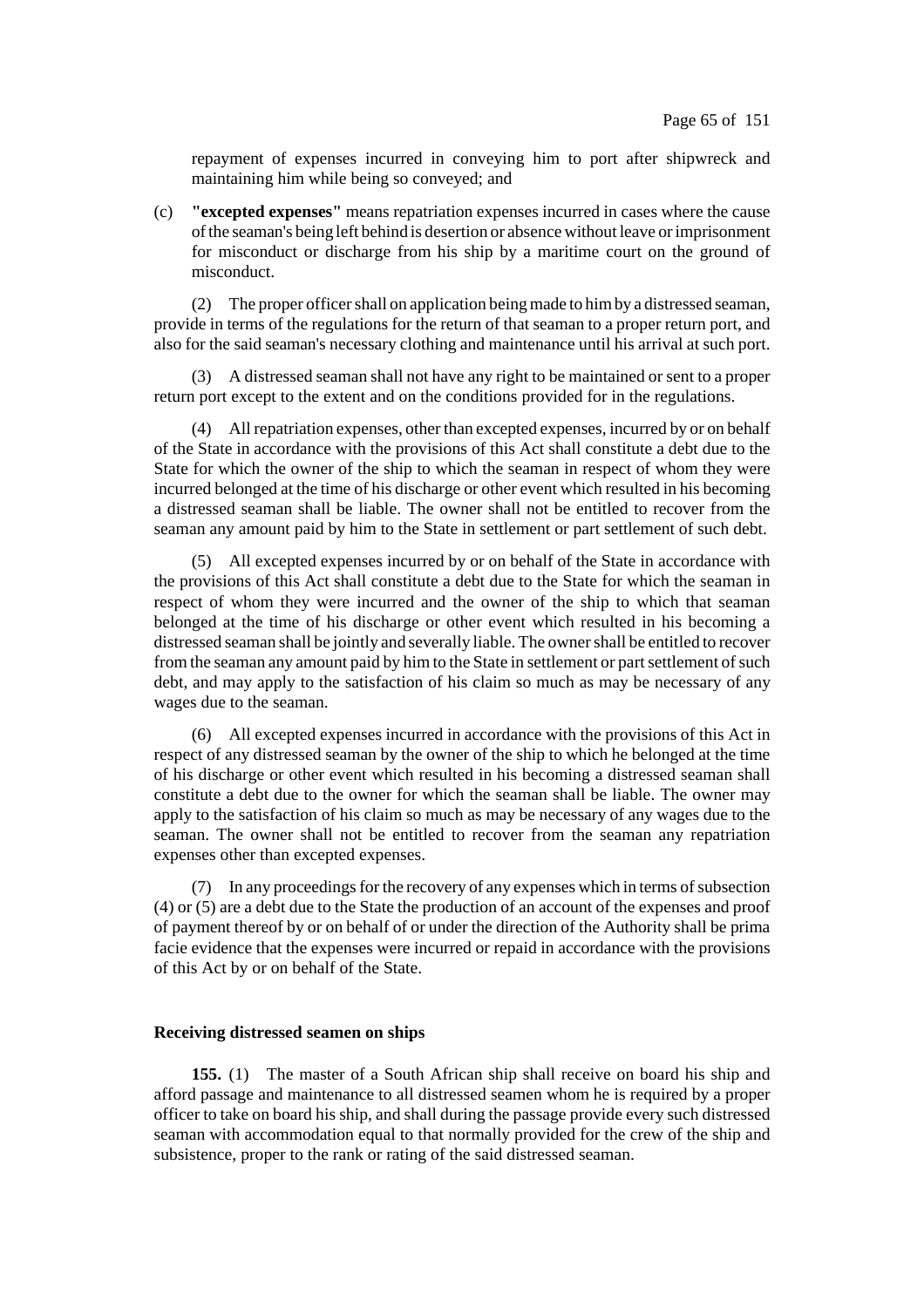repayment of expenses incurred in conveying him to port after shipwreck and maintaining him while being so conveyed; and

(c) **"excepted expenses"** means repatriation expenses incurred in cases where the cause of the seaman's being left behind is desertion or absence without leave or imprisonment for misconduct or discharge from his ship by a maritime court on the ground of misconduct.

(2) The proper officer shall on application being made to him by a distressed seaman, provide in terms of the regulations for the return of that seaman to a proper return port, and also for the said seaman's necessary clothing and maintenance until his arrival at such port.

(3) A distressed seaman shall not have any right to be maintained or sent to a proper return port except to the extent and on the conditions provided for in the regulations.

(4) All repatriation expenses, other than excepted expenses, incurred by or on behalf of the State in accordance with the provisions of this Act shall constitute a debt due to the State for which the owner of the ship to which the seaman in respect of whom they were incurred belonged at the time of his discharge or other event which resulted in his becoming a distressed seaman shall be liable. The owner shall not be entitled to recover from the seaman any amount paid by him to the State in settlement or part settlement of such debt.

(5) All excepted expenses incurred by or on behalf of the State in accordance with the provisions of this Act shall constitute a debt due to the State for which the seaman in respect of whom they were incurred and the owner of the ship to which that seaman belonged at the time of his discharge or other event which resulted in his becoming a distressed seaman shall be jointly and severally liable. The owner shall be entitled to recover from the seaman any amount paid by him to the State in settlement or part settlement of such debt, and may apply to the satisfaction of his claim so much as may be necessary of any wages due to the seaman.

(6) All excepted expenses incurred in accordance with the provisions of this Act in respect of any distressed seaman by the owner of the ship to which he belonged at the time of his discharge or other event which resulted in his becoming a distressed seaman shall constitute a debt due to the owner for which the seaman shall be liable. The owner may apply to the satisfaction of his claim so much as may be necessary of any wages due to the seaman. The owner shall not be entitled to recover from the seaman any repatriation expenses other than excepted expenses.

(7) In any proceedings for the recovery of any expenses which in terms of subsection (4) or (5) are a debt due to the State the production of an account of the expenses and proof of payment thereof by or on behalf of or under the direction of the Authority shall be prima facie evidence that the expenses were incurred or repaid in accordance with the provisions of this Act by or on behalf of the State.

**Receiving distressed seamen on ships**

**155.** (1) The master of a South African ship shall receive on board his ship and afford passage and maintenance to all distressed seamen whom he is required by a proper officer to take on board his ship, and shall during the passage provide every such distressed seaman with accommodation equal to that normally provided for the crew of the ship and subsistence, proper to the rank or rating of the said distressed seaman.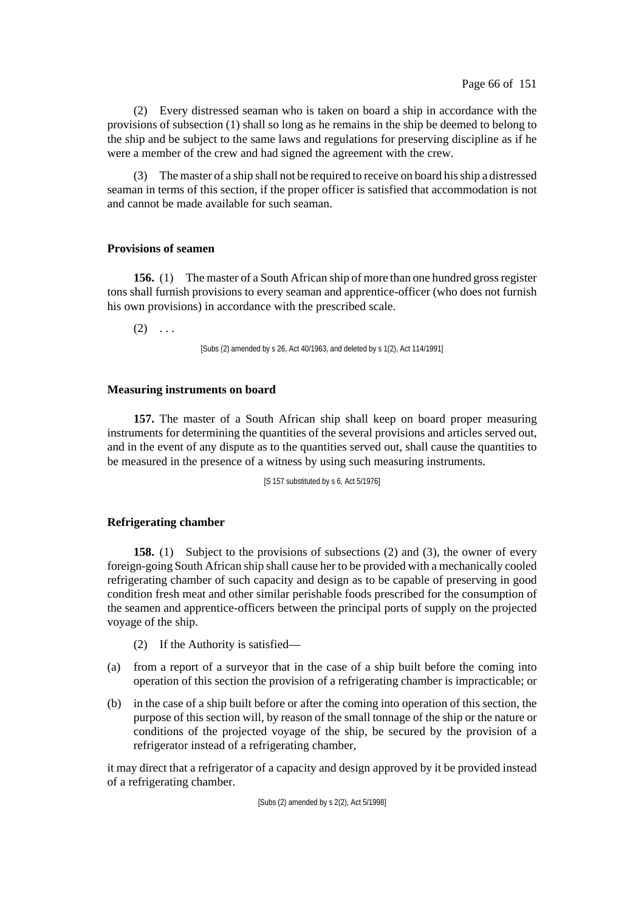(2) Every distressed seaman who is taken on board a ship in accordance with the provisions of subsection (1) shall so long as he remains in the ship be deemed to belong to the ship and be subject to the same laws and regulations for preserving discipline as if he were a member of the crew and had signed the agreement with the crew.

(3) The master of a ship shall not be required to receive on board his ship a distressed seaman in terms of this section, if the proper officer is satisfied that accommodation is not and cannot be made available for such seaman.

**Provisions of seamen**

**156.** (1) The master of a South African ship of more than one hundred gross register tons shall furnish provisions to every seaman and apprentice-officer (who does not furnish his own provisions) in accordance with the prescribed scale.

(2) . . .

[Subs (2) amended by s 26, Act 40/1963, and deleted by s 1(2), Act 114/1991]

**Measuring instruments on board**

**157.** The master of a South African ship shall keep on board proper measuring instruments for determining the quantities of the several provisions and articles served out, and in the event of any dispute as to the quantities served out, shall cause the quantities to be measured in the presence of a witness by using such measuring instruments.

[S 157 substituted by s 6, Act 5/1976]

**Refrigerating chamber**

**158.** (1) Subject to the provisions of subsections (2) and (3), the owner of every foreign-going South African ship shall cause her to be provided with a mechanically cooled refrigerating chamber of such capacity and design as to be capable of preserving in good condition fresh meat and other similar perishable foods prescribed for the consumption of the seamen and apprentice-officers between the principal ports of supply on the projected voyage of the ship.

(2) If the Authority is satisfied—

(a) from a report of a surveyor that in the case of a ship built before the coming into operation of this section the provision of a refrigerating chamber is impracticable; or

(b) in the case of a ship built before or after the coming into operation of this section, the purpose of this section will, by reason of the small tonnage of the ship or the nature or conditions of the projected voyage of the ship, be secured by the provision of a refrigerator instead of a refrigerating chamber,

it may direct that a refrigerator of a capacity and design approved by it be provided instead of a refrigerating chamber.

[Subs (2) amended by s 2(2), Act 5/1998]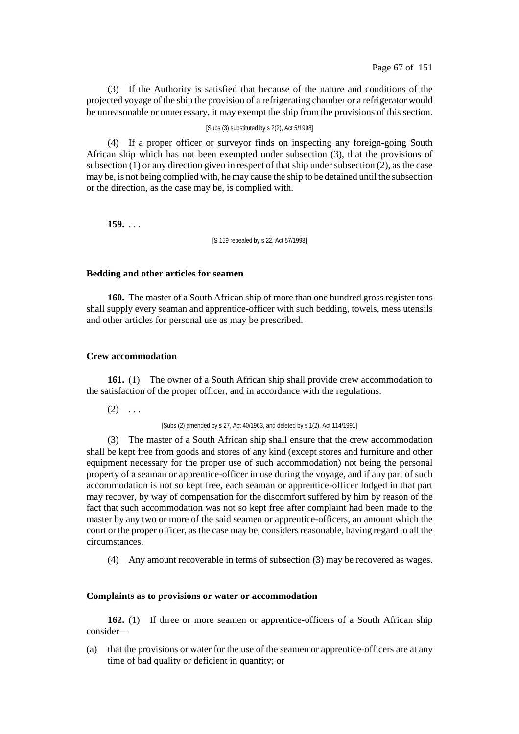(3) If the Authority is satisfied that because of the nature and conditions of the projected voyage of the ship the provision of a refrigerating chamber or a refrigerator would be unreasonable or unnecessary, it may exempt the ship from the provisions of this section.

[Subs (3) substituted by s 2(2), Act 5/1998]

(4) If a proper officer or surveyor finds on inspecting any foreign-going South African ship which has not been exempted under subsection (3), that the provisions of subsection (1) or any direction given in respect of that ship under subsection (2), as the case may be, is not being complied with, he may cause the ship to be detained until the subsection or the direction, as the case may be, is complied with.

**159.** . . .

[S 159 repealed by s 22, Act 57/1998]

**Bedding and other articles for seamen**

**160.** The master of a South African ship of more than one hundred gross register tons shall supply every seaman and apprentice-officer with such bedding, towels, mess utensils and other articles for personal use as may be prescribed.

**Crew accommodation**

**161.** (1) The owner of a South African ship shall provide crew accommodation to the satisfaction of the proper officer, and in accordance with the regulations.

(2) . . .

[Subs (2) amended by s 27, Act 40/1963, and deleted by s 1(2), Act 114/1991]

(3) The master of a South African ship shall ensure that the crew accommodation shall be kept free from goods and stores of any kind (except stores and furniture and other equipment necessary for the proper use of such accommodation) not being the personal property of a seaman or apprentice-officer in use during the voyage, and if any part of such accommodation is not so kept free, each seaman or apprentice-officer lodged in that part may recover, by way of compensation for the discomfort suffered by him by reason of the fact that such accommodation was not so kept free after complaint had been made to the master by any two or more of the said seamen or apprentice-officers, an amount which the court or the proper officer, as the case may be, considers reasonable, having regard to all the circumstances.

(4) Any amount recoverable in terms of subsection (3) may be recovered as wages.

**Complaints as to provisions or water or accommodation**

**162.** (1) If three or more seamen or apprentice-officers of a South African ship consider—

(a) that the provisions or water for the use of the seamen or apprentice-officers are at any time of bad quality or deficient in quantity; or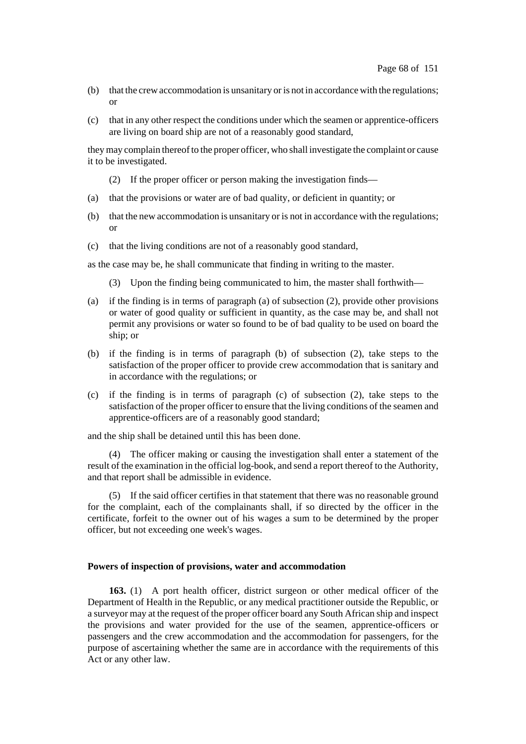(b) that the crew accommodation is unsanitary or is not in accordance with the regulations; or

(c) that in any other respect the conditions under which the seamen or apprentice-officers are living on board ship are not of a reasonably good standard,

they may complain thereof to the proper officer, who shall investigate the complaint or cause it to be investigated.

(2) If the proper officer or person making the investigation finds—

(a) that the provisions or water are of bad quality, or deficient in quantity; or

(b) that the new accommodation is unsanitary or is not in accordance with the regulations; or

(c) that the living conditions are not of a reasonably good standard,

as the case may be, he shall communicate that finding in writing to the master.

(3) Upon the finding being communicated to him, the master shall forthwith—

(a) if the finding is in terms of paragraph (a) of subsection (2), provide other provisions or water of good quality or sufficient in quantity, as the case may be, and shall not permit any provisions or water so found to be of bad quality to be used on board the ship; or

(b) if the finding is in terms of paragraph (b) of subsection (2), take steps to the satisfaction of the proper officer to provide crew accommodation that is sanitary and in accordance with the regulations; or

(c) if the finding is in terms of paragraph (c) of subsection (2), take steps to the satisfaction of the proper officer to ensure that the living conditions of the seamen and apprentice-officers are of a reasonably good standard;

and the ship shall be detained until this has been done.

(4) The officer making or causing the investigation shall enter a statement of the result of the examination in the official log-book, and send a report thereof to the Authority, and that report shall be admissible in evidence.

(5) If the said officer certifies in that statement that there was no reasonable ground for the complaint, each of the complainants shall, if so directed by the officer in the certificate, forfeit to the owner out of his wages a sum to be determined by the proper officer, but not exceeding one week's wages.

**Powers of inspection of provisions, water and accommodation**

**163.** (1) A port health officer, district surgeon or other medical officer of the Department of Health in the Republic, or any medical practitioner outside the Republic, or a surveyor may at the request of the proper officer board any South African ship and inspect the provisions and water provided for the use of the seamen, apprentice-officers or passengers and the crew accommodation and the accommodation for passengers, for the purpose of ascertaining whether the same are in accordance with the requirements of this Act or any other law.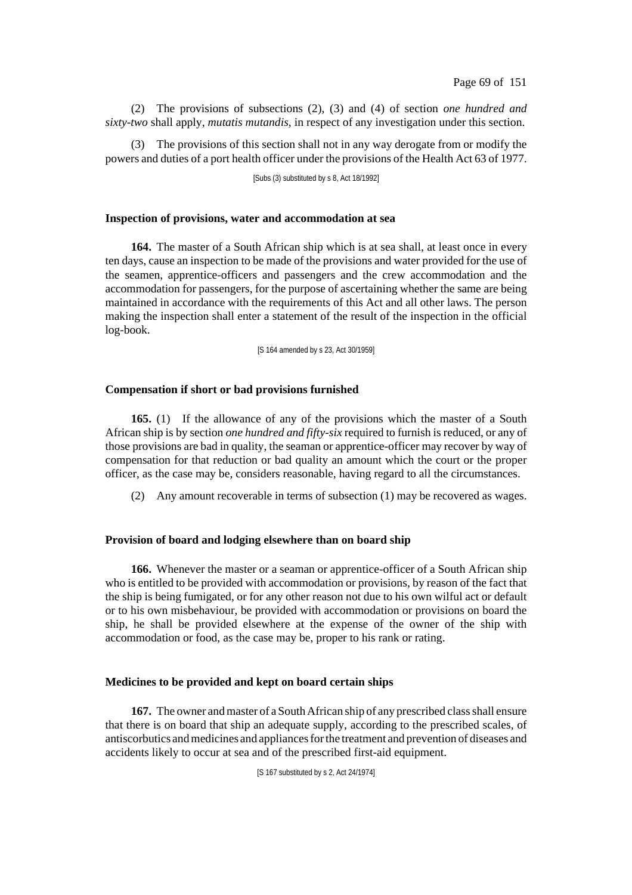(2) The provisions of subsections (2), (3) and (4) of section *one hundred and sixty-two* shall apply, *mutatis mutandis*, in respect of any investigation under this section.

(3) The provisions of this section shall not in any way derogate from or modify the powers and duties of a port health officer under the provisions of the Health Act 63 of 1977.

[Subs (3) substituted by s 8, Act 18/1992]

**Inspection of provisions, water and accommodation at sea**

**164.** The master of a South African ship which is at sea shall, at least once in every ten days, cause an inspection to be made of the provisions and water provided for the use of the seamen, apprentice-officers and passengers and the crew accommodation and the accommodation for passengers, for the purpose of ascertaining whether the same are being maintained in accordance with the requirements of this Act and all other laws. The person making the inspection shall enter a statement of the result of the inspection in the official log-book.

[S 164 amended by s 23, Act 30/1959]

**Compensation if short or bad provisions furnished**

**165.** (1) If the allowance of any of the provisions which the master of a South African ship is by section *one hundred and fifty-six* required to furnish is reduced, or any of those provisions are bad in quality, the seaman or apprentice-officer may recover by way of compensation for that reduction or bad quality an amount which the court or the proper officer, as the case may be, considers reasonable, having regard to all the circumstances.

(2) Any amount recoverable in terms of subsection (1) may be recovered as wages.

**Provision of board and lodging elsewhere than on board ship**

**166.** Whenever the master or a seaman or apprentice-officer of a South African ship who is entitled to be provided with accommodation or provisions, by reason of the fact that the ship is being fumigated, or for any other reason not due to his own wilful act or default or to his own misbehaviour, be provided with accommodation or provisions on board the ship, he shall be provided elsewhere at the expense of the owner of the ship with accommodation or food, as the case may be, proper to his rank or rating.

**Medicines to be provided and kept on board certain ships**

**167.** The owner and master of a South African ship of any prescribed class shall ensure that there is on board that ship an adequate supply, according to the prescribed scales, of antiscorbutics and medicines and appliances for the treatment and prevention of diseases and accidents likely to occur at sea and of the prescribed first-aid equipment.

[S 167 substituted by s 2, Act 24/1974]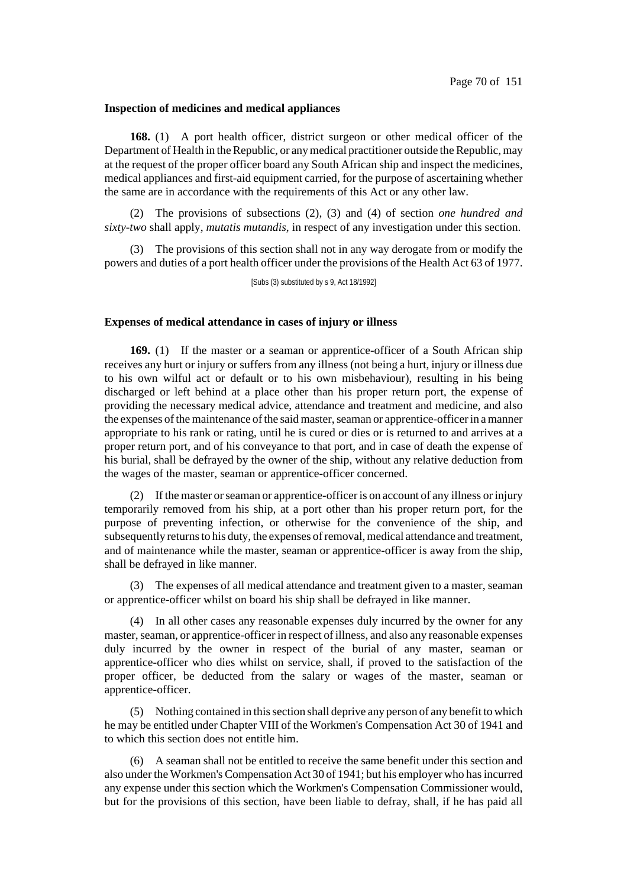**Inspection of medicines and medical appliances**

**168.** (1) A port health officer, district surgeon or other medical officer of the Department of Health in the Republic, or any medical practitioner outside the Republic, may at the request of the proper officer board any South African ship and inspect the medicines, medical appliances and first-aid equipment carried, for the purpose of ascertaining whether the same are in accordance with the requirements of this Act or any other law.

(2) The provisions of subsections (2), (3) and (4) of section *one hundred and sixty-two* shall apply, *mutatis mutandis*, in respect of any investigation under this section.

(3) The provisions of this section shall not in any way derogate from or modify the powers and duties of a port health officer under the provisions of the Health Act 63 of 1977.

[Subs (3) substituted by s 9, Act 18/1992]

**Expenses of medical attendance in cases of injury or illness**

**169.** (1) If the master or a seaman or apprentice-officer of a South African ship receives any hurt or injury or suffers from any illness (not being a hurt, injury or illness due to his own wilful act or default or to his own misbehaviour), resulting in his being discharged or left behind at a place other than his proper return port, the expense of providing the necessary medical advice, attendance and treatment and medicine, and also the expenses of the maintenance of the said master, seaman or apprentice-officer in a manner appropriate to his rank or rating, until he is cured or dies or is returned to and arrives at a proper return port, and of his conveyance to that port, and in case of death the expense of his burial, shall be defrayed by the owner of the ship, without any relative deduction from the wages of the master, seaman or apprentice-officer concerned.

(2) If the master or seaman or apprentice-officer is on account of any illness or injury temporarily removed from his ship, at a port other than his proper return port, for the purpose of preventing infection, or otherwise for the convenience of the ship, and subsequently returns to his duty, the expenses of removal, medical attendance and treatment, and of maintenance while the master, seaman or apprentice-officer is away from the ship, shall be defrayed in like manner.

(3) The expenses of all medical attendance and treatment given to a master, seaman or apprentice-officer whilst on board his ship shall be defrayed in like manner.

(4) In all other cases any reasonable expenses duly incurred by the owner for any master, seaman, or apprentice-officer in respect of illness, and also any reasonable expenses duly incurred by the owner in respect of the burial of any master, seaman or apprentice-officer who dies whilst on service, shall, if proved to the satisfaction of the proper officer, be deducted from the salary or wages of the master, seaman or apprentice-officer.

(5) Nothing contained in this section shall deprive any person of any benefit to which he may be entitled under Chapter VIII of the Workmen's Compensation Act 30 of 1941 and to which this section does not entitle him.

(6) A seaman shall not be entitled to receive the same benefit under this section and also under the Workmen's Compensation Act 30 of 1941; but his employer who has incurred any expense under this section which the Workmen's Compensation Commissioner would, but for the provisions of this section, have been liable to defray, shall, if he has paid all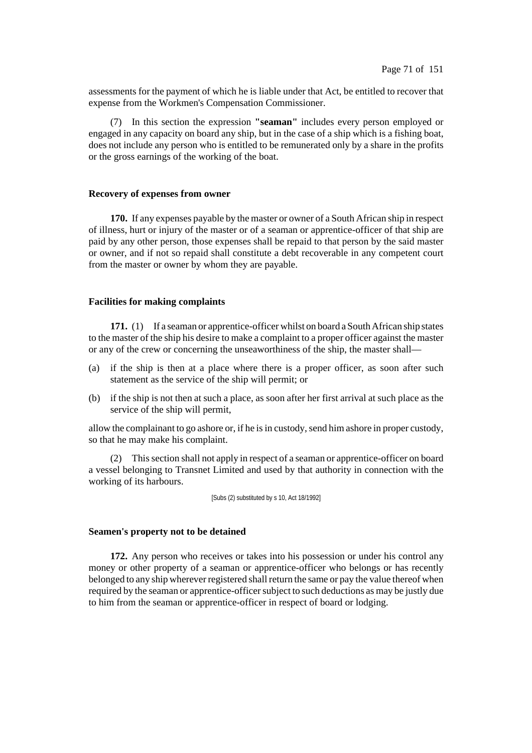assessments for the payment of which he is liable under that Act, be entitled to recover that expense from the Workmen's Compensation Commissioner.

(7) In this section the expression **"seaman"** includes every person employed or engaged in any capacity on board any ship, but in the case of a ship which is a fishing boat, does not include any person who is entitled to be remunerated only by a share in the profits or the gross earnings of the working of the boat.

### Recovery of expenses from owner

**170.** If any expenses payable by the master or owner of a South African ship in respect of illness, hurt or injury of the master or of a seaman or apprentice-officer of that ship are paid by any other person, those expenses shall be repaid to that person by the said master or owner, and if not so repaid shall constitute a debt recoverable in any competent court from the master or owner by whom they are payable.

### Facilities for making complaints

**171.** (1) If a seaman or apprentice-officer whilst on board a South African ship states to the master of the ship his desire to make a complaint to a proper officer against the master or any of the crew or concerning the unseaworthiness of the ship, the master shall—

(a) if the ship is then at a place where there is a proper officer, as soon after such statement as the service of the ship will permit; or

(b) if the ship is not then at such a place, as soon after her first arrival at such place as the service of the ship will permit,

allow the complainant to go ashore or, if he is in custody, send him ashore in proper custody, so that he may make his complaint.

(2) This section shall not apply in respect of a seaman or apprentice-officer on board a vessel belonging to Transnet Limited and used by that authority in connection with the working of its harbours.

[Subs (2) substituted by s 10, Act 18/1992]

### Seamen's property not to be detained

**172.** Any person who receives or takes into his possession or under his control any money or other property of a seaman or apprentice-officer who belongs or has recently belonged to any ship wherever registered shall return the same or pay the value thereof when required by the seaman or apprentice-officer subject to such deductions as may be justly due to him from the seaman or apprentice-officer in respect of board or lodging.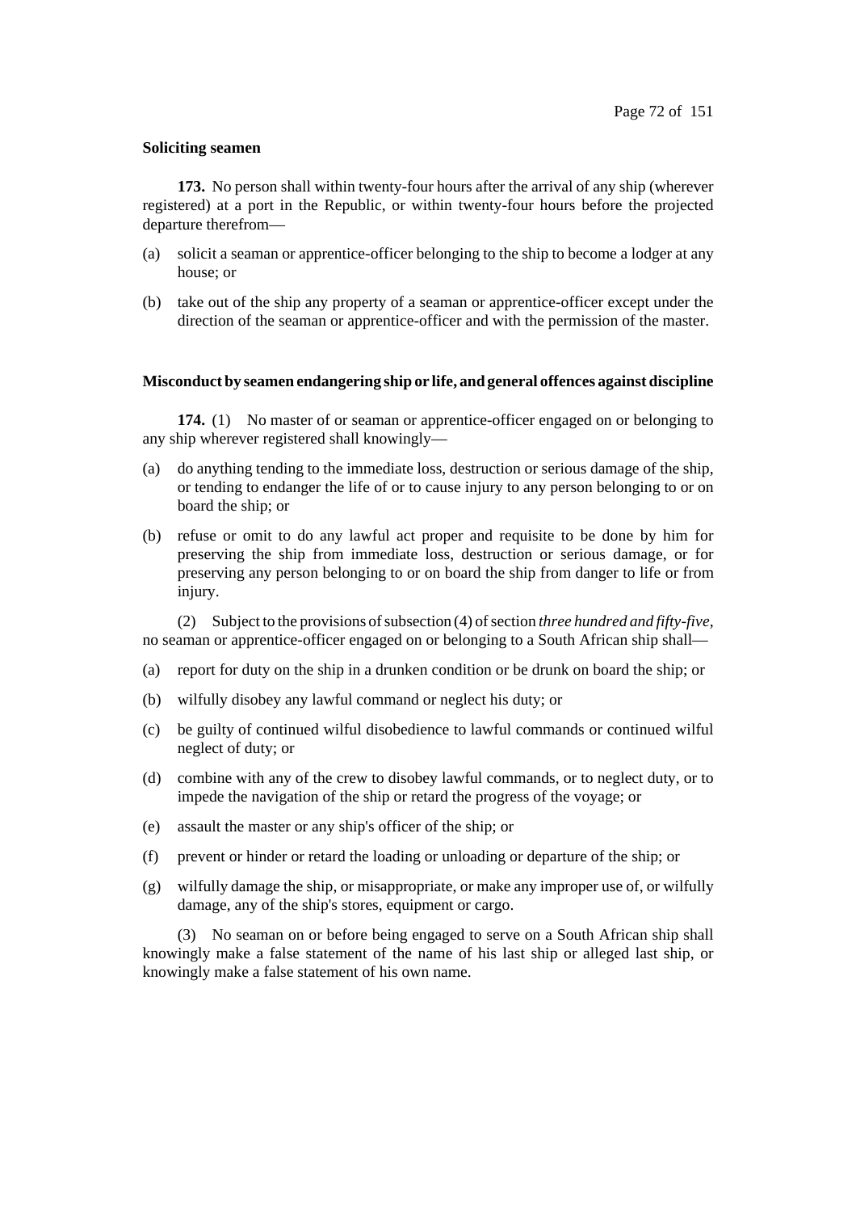**Soliciting seamen**

**173.** No person shall within twenty-four hours after the arrival of any ship (wherever registered) at a port in the Republic, or within twenty-four hours before the projected departure therefrom—

(a) solicit a seaman or apprentice-officer belonging to the ship to become a lodger at any house; or

(b) take out of the ship any property of a seaman or apprentice-officer except under the direction of the seaman or apprentice-officer and with the permission of the master.

**Misconduct by seamen endangering ship or life, and general offences against discipline**

**174.** (1) No master of or seaman or apprentice-officer engaged on or belonging to any ship wherever registered shall knowingly—

(a) do anything tending to the immediate loss, destruction or serious damage of the ship, or tending to endanger the life of or to cause injury to any person belonging to or on board the ship; or

(b) refuse or omit to do any lawful act proper and requisite to be done by him for preserving the ship from immediate loss, destruction or serious damage, or for preserving any person belonging to or on board the ship from danger to life or from injury.

(2) Subject to the provisions of subsection (4) of section *three hundred and fifty-five*, no seaman or apprentice-officer engaged on or belonging to a South African ship shall—

(a) report for duty on the ship in a drunken condition or be drunk on board the ship; or

(b) wilfully disobey any lawful command or neglect his duty; or

(c) be guilty of continued wilful disobedience to lawful commands or continued wilful neglect of duty; or

(d) combine with any of the crew to disobey lawful commands, or to neglect duty, or to impede the navigation of the ship or retard the progress of the voyage; or

(e) assault the master or any ship's officer of the ship; or

(f) prevent or hinder or retard the loading or unloading or departure of the ship; or

(g) wilfully damage the ship, or misappropriate, or make any improper use of, or wilfully damage, any of the ship's stores, equipment or cargo.

(3) No seaman on or before being engaged to serve on a South African ship shall knowingly make a false statement of the name of his last ship or alleged last ship, or knowingly make a false statement of his own name.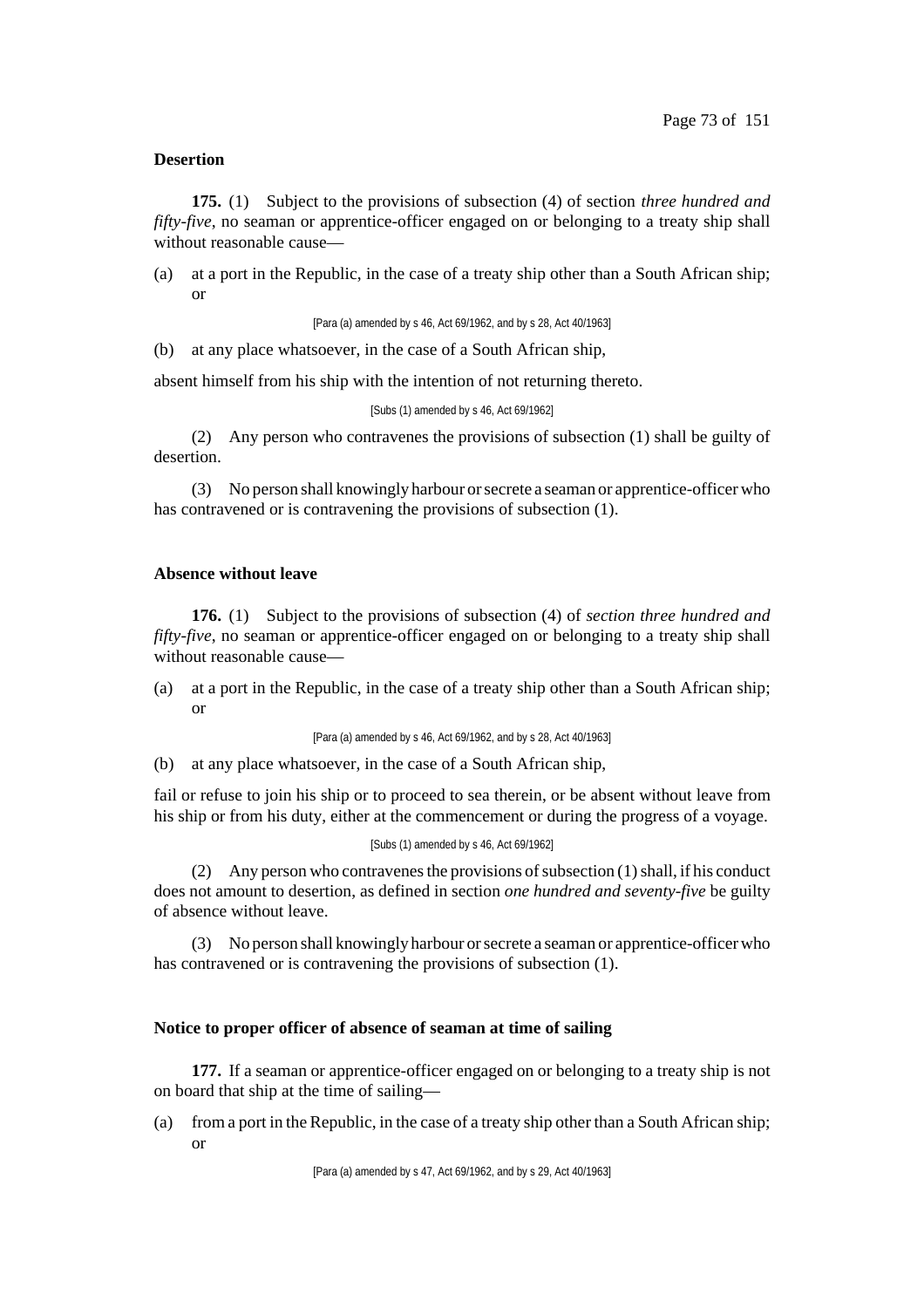**Desertion**

**175.** (1) Subject to the provisions of subsection (4) of section *three hundred and fifty-five*, no seaman or apprentice-officer engaged on or belonging to a treaty ship shall without reasonable cause—

(a) at a port in the Republic, in the case of a treaty ship other than a South African ship; or

[Para (a) amended by s 46, Act 69/1962, and by s 28, Act 40/1963]

(b) at any place whatsoever, in the case of a South African ship,

absent himself from his ship with the intention of not returning thereto.

[Subs (1) amended by s 46, Act 69/1962]

(2) Any person who contravenes the provisions of subsection (1) shall be guilty of desertion.

(3) No person shall knowingly harbour or secrete a seaman or apprentice-officer who has contravened or is contravening the provisions of subsection (1).

**Absence without leave**

**176.** (1) Subject to the provisions of subsection (4) of *section three hundred and fifty-five*, no seaman or apprentice-officer engaged on or belonging to a treaty ship shall without reasonable cause—

(a) at a port in the Republic, in the case of a treaty ship other than a South African ship; or

[Para (a) amended by s 46, Act 69/1962, and by s 28, Act 40/1963]

(b) at any place whatsoever, in the case of a South African ship,

fail or refuse to join his ship or to proceed to sea therein, or be absent without leave from his ship or from his duty, either at the commencement or during the progress of a voyage.

[Subs (1) amended by s 46, Act 69/1962]

(2) Any person who contravenes the provisions of subsection (1) shall, if his conduct does not amount to desertion, as defined in section *one hundred and seventy-five* be guilty of absence without leave.

(3) No person shall knowingly harbour or secrete a seaman or apprentice-officer who has contravened or is contravening the provisions of subsection (1).

**Notice to proper officer of absence of seaman at time of sailing**

**177.** If a seaman or apprentice-officer engaged on or belonging to a treaty ship is not on board that ship at the time of sailing—

(a) from a port in the Republic, in the case of a treaty ship other than a South African ship; or

[Para (a) amended by s 47, Act 69/1962, and by s 29, Act 40/1963]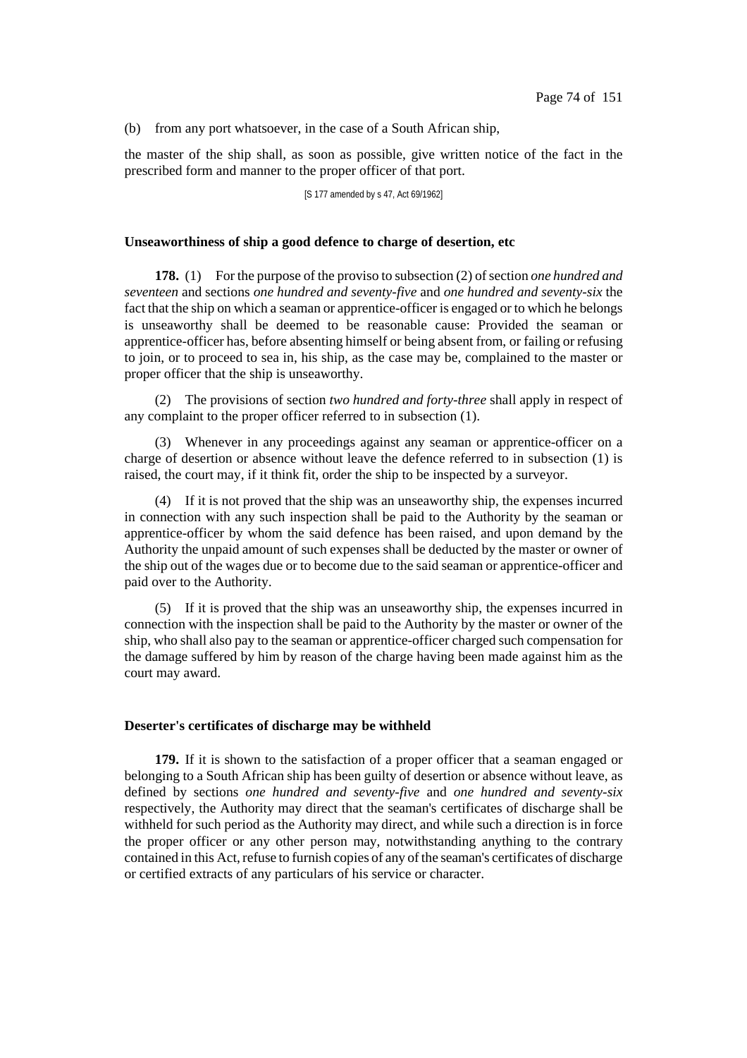(b) from any port whatsoever, in the case of a South African ship,

the master of the ship shall, as soon as possible, give written notice of the fact in the prescribed form and manner to the proper officer of that port.

[S 177 amended by s 47, Act 69/1962]

#### Unseaworthiness of ship a good defence to charge of desertion, etc

**178.** (1) For the purpose of the proviso to subsection (2) of section *one hundred and seventeen* and sections *one hundred and seventy-five* and *one hundred and seventy-six* the fact that the ship on which a seaman or apprentice-officer is engaged or to which he belongs is unseaworthy shall be deemed to be reasonable cause: Provided the seaman or apprentice-officer has, before absenting himself or being absent from, or failing or refusing to join, or to proceed to sea in, his ship, as the case may be, complained to the master or proper officer that the ship is unseaworthy.

(2) The provisions of section *two hundred and forty-three* shall apply in respect of any complaint to the proper officer referred to in subsection (1).

(3) Whenever in any proceedings against any seaman or apprentice-officer on a charge of desertion or absence without leave the defence referred to in subsection (1) is raised, the court may, if it think fit, order the ship to be inspected by a surveyor.

(4) If it is not proved that the ship was an unseaworthy ship, the expenses incurred in connection with any such inspection shall be paid to the Authority by the seaman or apprentice-officer by whom the said defence has been raised, and upon demand by the Authority the unpaid amount of such expenses shall be deducted by the master or owner of the ship out of the wages due or to become due to the said seaman or apprentice-officer and paid over to the Authority.

(5) If it is proved that the ship was an unseaworthy ship, the expenses incurred in connection with the inspection shall be paid to the Authority by the master or owner of the ship, who shall also pay to the seaman or apprentice-officer charged such compensation for the damage suffered by him by reason of the charge having been made against him as the court may award.

#### Deserter's certificates of discharge may be withheld

**179.** If it is shown to the satisfaction of a proper officer that a seaman engaged or belonging to a South African ship has been guilty of desertion or absence without leave, as defined by sections *one hundred and seventy-five* and *one hundred and seventy-six* respectively, the Authority may direct that the seaman's certificates of discharge shall be withheld for such period as the Authority may direct, and while such a direction is in force the proper officer or any other person may, notwithstanding anything to the contrary contained in this Act, refuse to furnish copies of any of the seaman's certificates of discharge or certified extracts of any particulars of his service or character.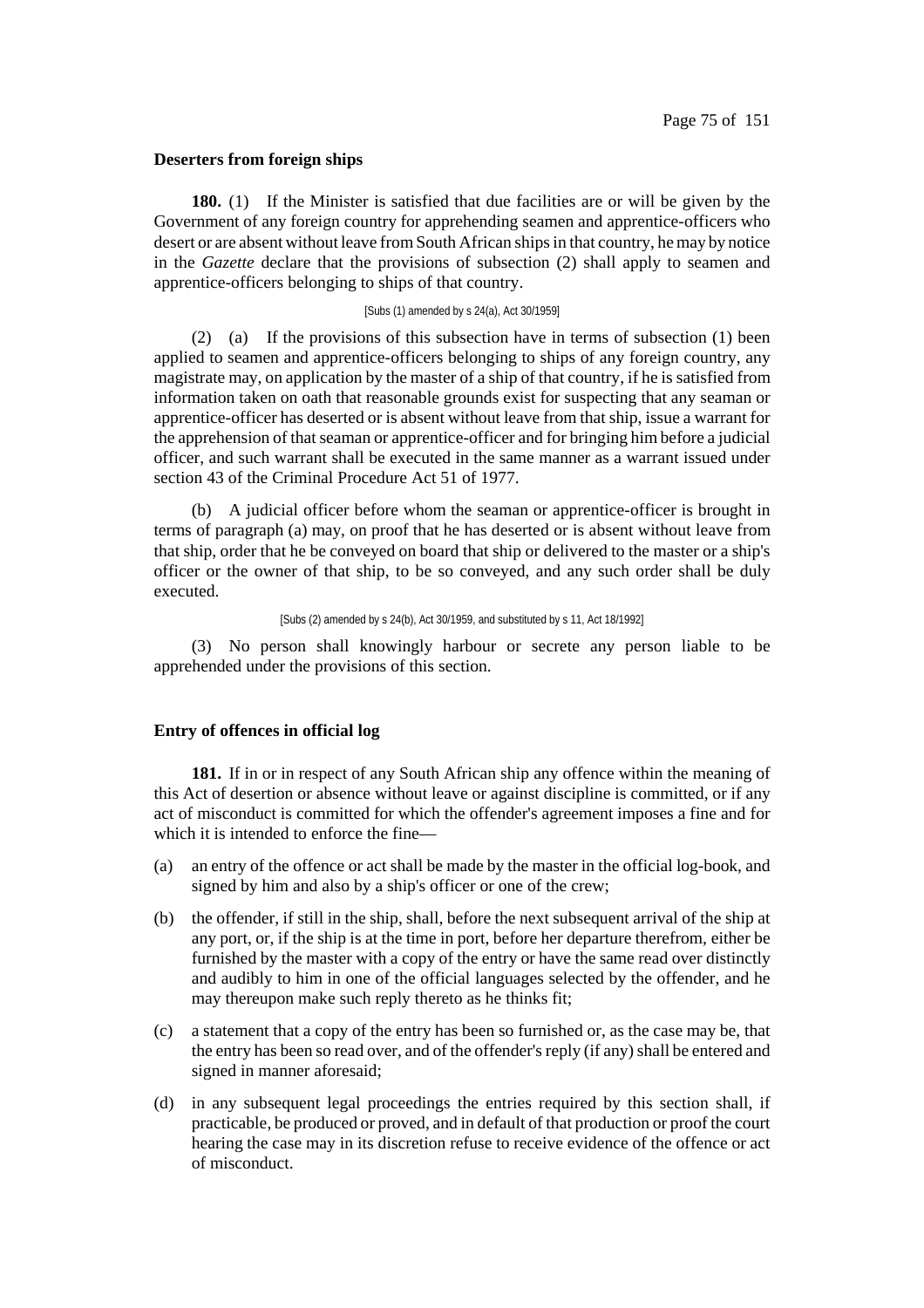**Deserters from foreign ships**

**180.** (1) If the Minister is satisfied that due facilities are or will be given by the Government of any foreign country for apprehending seamen and apprentice-officers who desert or are absent without leave from South African ships in that country, he may by notice in the *Gazette* declare that the provisions of subsection (2) shall apply to seamen and apprentice-officers belonging to ships of that country.

[Subs (1) amended by s 24(a), Act 30/1959]

(2) (a) If the provisions of this subsection have in terms of subsection (1) been applied to seamen and apprentice-officers belonging to ships of any foreign country, any magistrate may, on application by the master of a ship of that country, if he is satisfied from information taken on oath that reasonable grounds exist for suspecting that any seaman or apprentice-officer has deserted or is absent without leave from that ship, issue a warrant for the apprehension of that seaman or apprentice-officer and for bringing him before a judicial officer, and such warrant shall be executed in the same manner as a warrant issued under section 43 of the Criminal Procedure Act 51 of 1977.

(b) A judicial officer before whom the seaman or apprentice-officer is brought in terms of paragraph (a) may, on proof that he has deserted or is absent without leave from that ship, order that he be conveyed on board that ship or delivered to the master or a ship's officer or the owner of that ship, to be so conveyed, and any such order shall be duly executed.

[Subs (2) amended by s 24(b), Act 30/1959, and substituted by s 11, Act 18/1992]

(3) No person shall knowingly harbour or secrete any person liable to be apprehended under the provisions of this section.

**Entry of offences in official log**

**181.** If in or in respect of any South African ship any offence within the meaning of this Act of desertion or absence without leave or against discipline is committed, or if any act of misconduct is committed for which the offender's agreement imposes a fine and for which it is intended to enforce the fine—

(a) an entry of the offence or act shall be made by the master in the official log-book, and signed by him and also by a ship's officer or one of the crew;

(b) the offender, if still in the ship, shall, before the next subsequent arrival of the ship at any port, or, if the ship is at the time in port, before her departure therefrom, either be furnished by the master with a copy of the entry or have the same read over distinctly and audibly to him in one of the official languages selected by the offender, and he may thereupon make such reply thereto as he thinks fit;

(c) a statement that a copy of the entry has been so furnished or, as the case may be, that the entry has been so read over, and of the offender's reply (if any) shall be entered and signed in manner aforesaid;

(d) in any subsequent legal proceedings the entries required by this section shall, if practicable, be produced or proved, and in default of that production or proof the court hearing the case may in its discretion refuse to receive evidence of the offence or act of misconduct.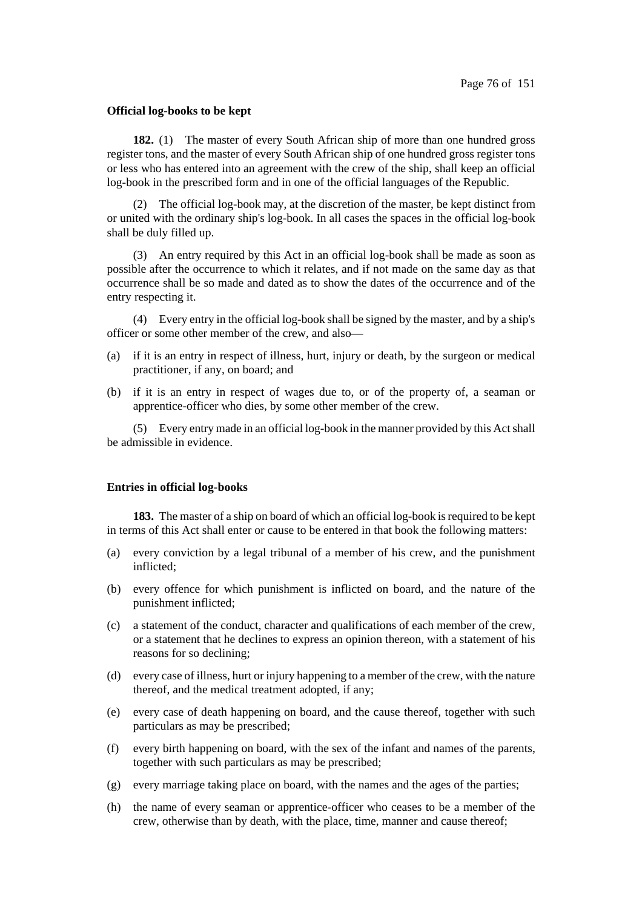**Official log-books to be kept**

**182.** (1) The master of every South African ship of more than one hundred gross register tons, and the master of every South African ship of one hundred gross register tons or less who has entered into an agreement with the crew of the ship, shall keep an official log-book in the prescribed form and in one of the official languages of the Republic.

(2) The official log-book may, at the discretion of the master, be kept distinct from or united with the ordinary ship's log-book. In all cases the spaces in the official log-book shall be duly filled up.

(3) An entry required by this Act in an official log-book shall be made as soon as possible after the occurrence to which it relates, and if not made on the same day as that occurrence shall be so made and dated as to show the dates of the occurrence and of the entry respecting it.

(4) Every entry in the official log-book shall be signed by the master, and by a ship's officer or some other member of the crew, and also—

(a) if it is an entry in respect of illness, hurt, injury or death, by the surgeon or medical practitioner, if any, on board; and

(b) if it is an entry in respect of wages due to, or of the property of, a seaman or apprentice-officer who dies, by some other member of the crew.

(5) Every entry made in an official log-book in the manner provided by this Act shall be admissible in evidence.

**Entries in official log-books**

**183.** The master of a ship on board of which an official log-book is required to be kept in terms of this Act shall enter or cause to be entered in that book the following matters:

(a) every conviction by a legal tribunal of a member of his crew, and the punishment inflicted;

(b) every offence for which punishment is inflicted on board, and the nature of the punishment inflicted;

(c) a statement of the conduct, character and qualifications of each member of the crew, or a statement that he declines to express an opinion thereon, with a statement of his reasons for so declining;

(d) every case of illness, hurt or injury happening to a member of the crew, with the nature thereof, and the medical treatment adopted, if any;

(e) every case of death happening on board, and the cause thereof, together with such particulars as may be prescribed;

(f) every birth happening on board, with the sex of the infant and names of the parents, together with such particulars as may be prescribed;

(g) every marriage taking place on board, with the names and the ages of the parties;

(h) the name of every seaman or apprentice-officer who ceases to be a member of the crew, otherwise than by death, with the place, time, manner and cause thereof;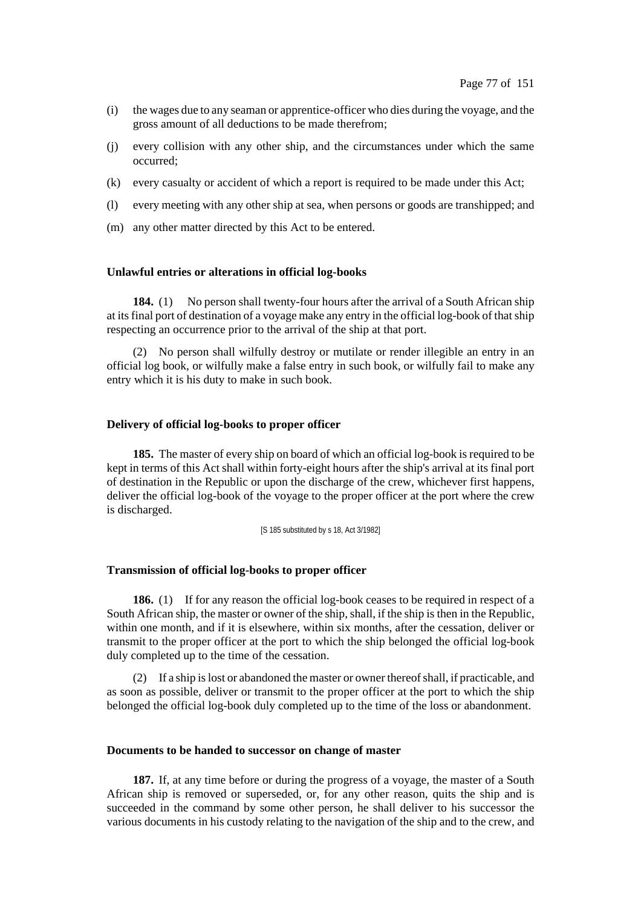(i) the wages due to any seaman or apprentice-officer who dies during the voyage, and the gross amount of all deductions to be made therefrom;

(j) every collision with any other ship, and the circumstances under which the same occurred;

(k) every casualty or accident of which a report is required to be made under this Act;

(l) every meeting with any other ship at sea, when persons or goods are transhipped; and

(m) any other matter directed by this Act to be entered.

**Unlawful entries or alterations in official log-books**

**184.** (1) No person shall twenty-four hours after the arrival of a South African ship at its final port of destination of a voyage make any entry in the official log-book of that ship respecting an occurrence prior to the arrival of the ship at that port.

(2) No person shall wilfully destroy or mutilate or render illegible an entry in an official log book, or wilfully make a false entry in such book, or wilfully fail to make any entry which it is his duty to make in such book.

**Delivery of official log-books to proper officer**

**185.** The master of every ship on board of which an official log-book is required to be kept in terms of this Act shall within forty-eight hours after the ship's arrival at its final port of destination in the Republic or upon the discharge of the crew, whichever first happens, deliver the official log-book of the voyage to the proper officer at the port where the crew is discharged.

[S 185 substituted by s 18, Act 3/1982]

**Transmission of official log-books to proper officer**

**186.** (1) If for any reason the official log-book ceases to be required in respect of a South African ship, the master or owner of the ship, shall, if the ship is then in the Republic, within one month, and if it is elsewhere, within six months, after the cessation, deliver or transmit to the proper officer at the port to which the ship belonged the official log-book duly completed up to the time of the cessation.

(2) If a ship is lost or abandoned the master or owner thereof shall, if practicable, and as soon as possible, deliver or transmit to the proper officer at the port to which the ship belonged the official log-book duly completed up to the time of the loss or abandonment.

**Documents to be handed to successor on change of master**

**187.** If, at any time before or during the progress of a voyage, the master of a South African ship is removed or superseded, or, for any other reason, quits the ship and is succeeded in the command by some other person, he shall deliver to his successor the various documents in his custody relating to the navigation of the ship and to the crew, and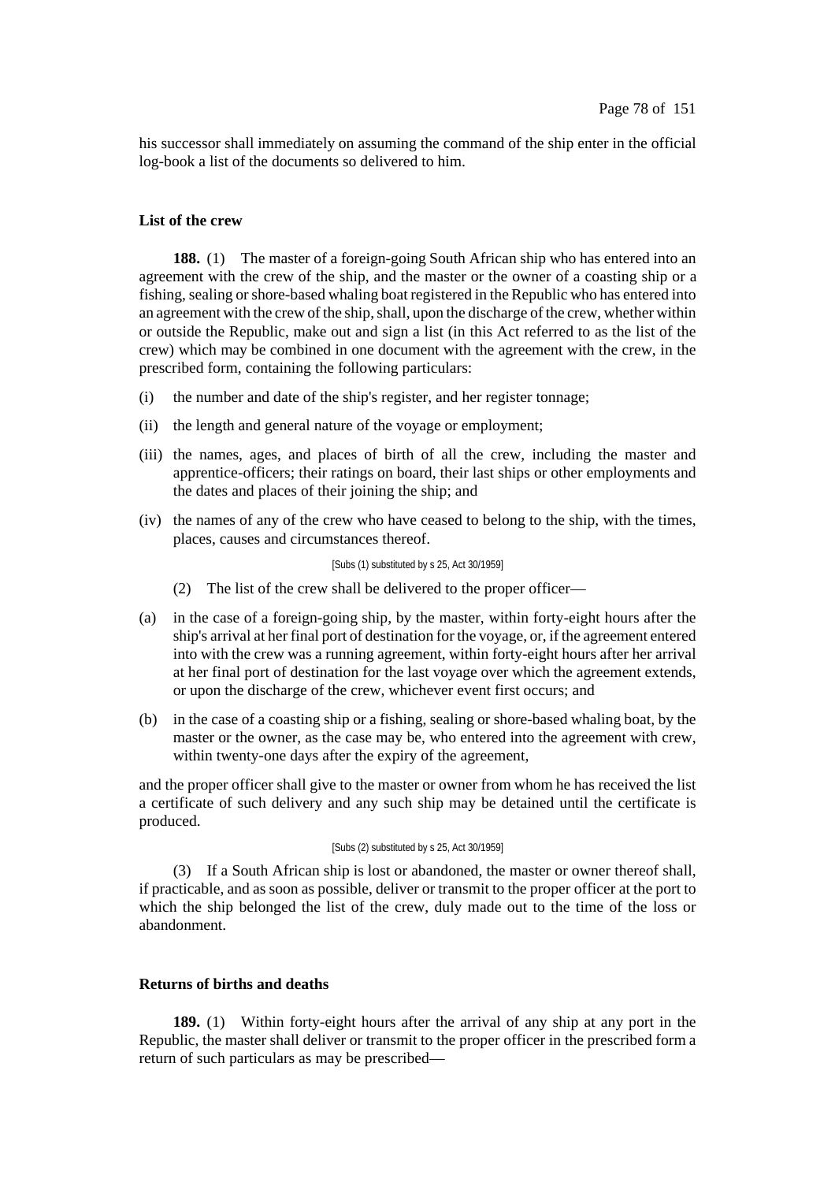his successor shall immediately on assuming the command of the ship enter in the official log-book a list of the documents so delivered to him.

### List of the crew

**188.** (1) The master of a foreign-going South African ship who has entered into an agreement with the crew of the ship, and the master or the owner of a coasting ship or a fishing, sealing or shore-based whaling boat registered in the Republic who has entered into an agreement with the crew of the ship, shall, upon the discharge of the crew, whether within or outside the Republic, make out and sign a list (in this Act referred to as the list of the crew) which may be combined in one document with the agreement with the crew, in the prescribed form, containing the following particulars:

(i) the number and date of the ship's register, and her register tonnage;

(ii) the length and general nature of the voyage or employment;

(iii) the names, ages, and places of birth of all the crew, including the master and apprentice-officers; their ratings on board, their last ships or other employments and the dates and places of their joining the ship; and

(iv) the names of any of the crew who have ceased to belong to the ship, with the times, places, causes and circumstances thereof.

[Subs (1) substituted by s 25, Act 30/1959]

(2) The list of the crew shall be delivered to the proper officer—

(a) in the case of a foreign-going ship, by the master, within forty-eight hours after the ship's arrival at her final port of destination for the voyage, or, if the agreement entered into with the crew was a running agreement, within forty-eight hours after her arrival at her final port of destination for the last voyage over which the agreement extends, or upon the discharge of the crew, whichever event first occurs; and

(b) in the case of a coasting ship or a fishing, sealing or shore-based whaling boat, by the master or the owner, as the case may be, who entered into the agreement with crew, within twenty-one days after the expiry of the agreement,

and the proper officer shall give to the master or owner from whom he has received the list a certificate of such delivery and any such ship may be detained until the certificate is produced.

[Subs (2) substituted by s 25, Act 30/1959]

(3) If a South African ship is lost or abandoned, the master or owner thereof shall, if practicable, and as soon as possible, deliver or transmit to the proper officer at the port to which the ship belonged the list of the crew, duly made out to the time of the loss or abandonment.

### Returns of births and deaths

**189.** (1) Within forty-eight hours after the arrival of any ship at any port in the Republic, the master shall deliver or transmit to the proper officer in the prescribed form a return of such particulars as may be prescribed—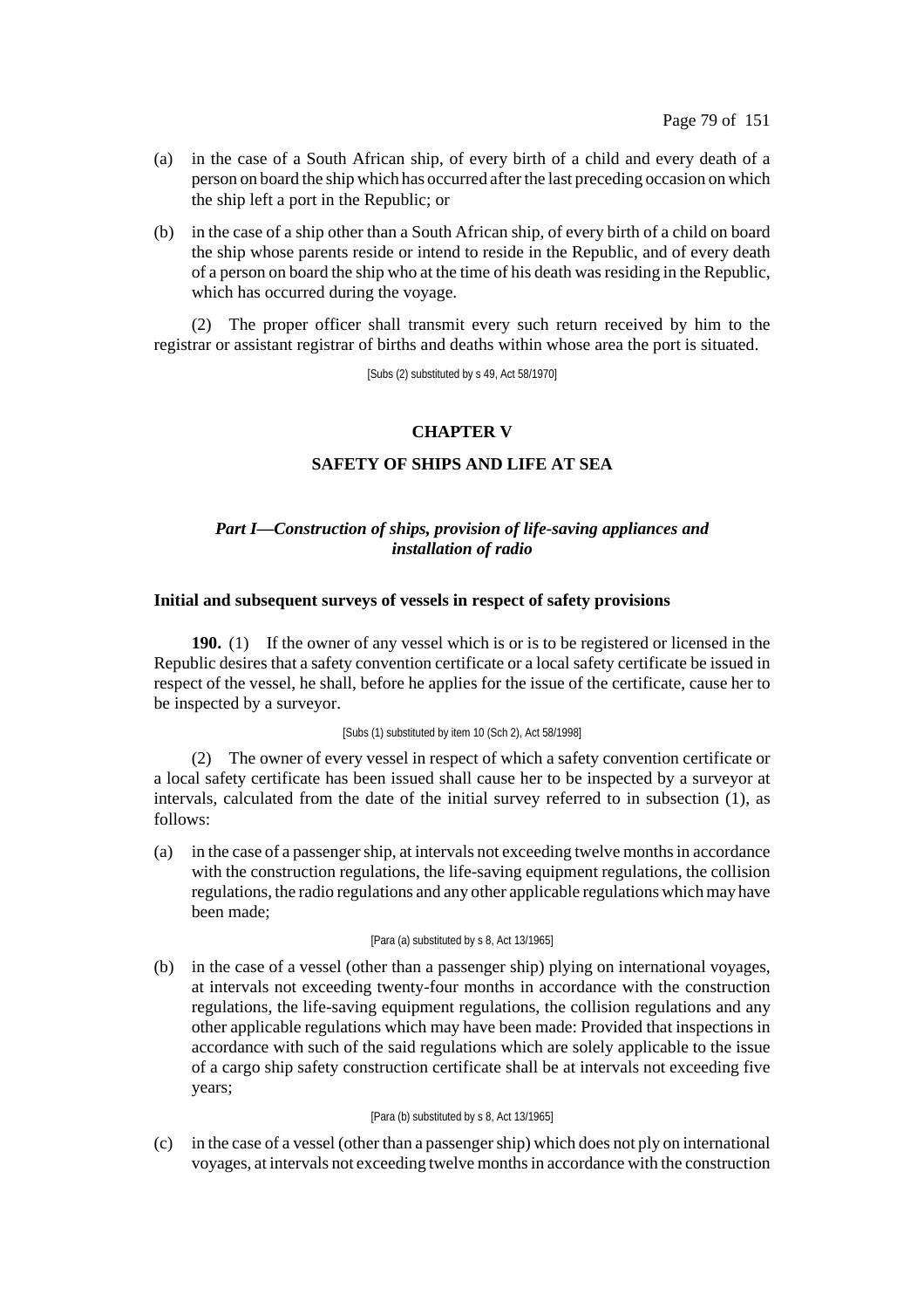(a) in the case of a South African ship, of every birth of a child and every death of a person on board the ship which has occurred after the last preceding occasion on which the ship left a port in the Republic; or

(b) in the case of a ship other than a South African ship, of every birth of a child on board the ship whose parents reside or intend to reside in the Republic, and of every death of a person on board the ship who at the time of his death was residing in the Republic, which has occurred during the voyage.

(2) The proper officer shall transmit every such return received by him to the registrar or assistant registrar of births and deaths within whose area the port is situated.

[Subs (2) substituted by s 49, Act 58/1970]

## CHAPTER V

## SAFETY OF SHIPS AND LIFE AT SEA

### *Part I—Construction of ships, provision of life-saving appliances and installation of radio*

#### Initial and subsequent surveys of vessels in respect of safety provisions

**190.** (1) If the owner of any vessel which is or is to be registered or licensed in the Republic desires that a safety convention certificate or a local safety certificate be issued in respect of the vessel, he shall, before he applies for the issue of the certificate, cause her to be inspected by a surveyor.

[Subs (1) substituted by item 10 (Sch 2), Act 58/1998]

(2) The owner of every vessel in respect of which a safety convention certificate or a local safety certificate has been issued shall cause her to be inspected by a surveyor at intervals, calculated from the date of the initial survey referred to in subsection (1), as follows:

(a) in the case of a passenger ship, at intervals not exceeding twelve months in accordance with the construction regulations, the life-saving equipment regulations, the collision regulations, the radio regulations and any other applicable regulations which may have been made;

[Para (a) substituted by s 8, Act 13/1965]

(b) in the case of a vessel (other than a passenger ship) plying on international voyages, at intervals not exceeding twenty-four months in accordance with the construction regulations, the life-saving equipment regulations, the collision regulations and any other applicable regulations which may have been made: Provided that inspections in accordance with such of the said regulations which are solely applicable to the issue of a cargo ship safety construction certificate shall be at intervals not exceeding five years;

[Para (b) substituted by s 8, Act 13/1965]

(c) in the case of a vessel (other than a passenger ship) which does not ply on international voyages, at intervals not exceeding twelve months in accordance with the construction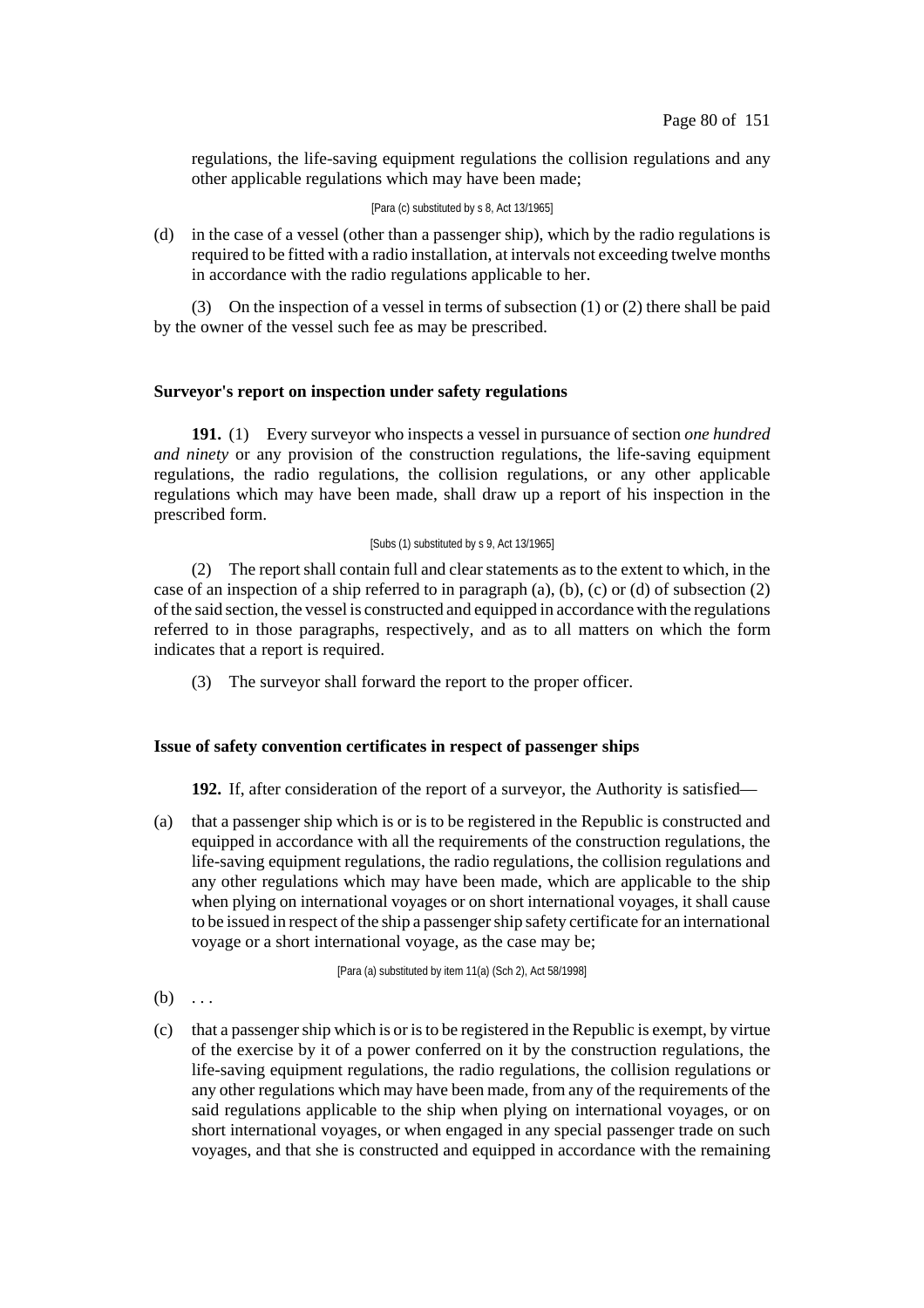regulations, the life-saving equipment regulations the collision regulations and any other applicable regulations which may have been made;

[Para (c) substituted by s 8, Act 13/1965]

(d) in the case of a vessel (other than a passenger ship), which by the radio regulations is required to be fitted with a radio installation, at intervals not exceeding twelve months in accordance with the radio regulations applicable to her.

(3) On the inspection of a vessel in terms of subsection (1) or (2) there shall be paid by the owner of the vessel such fee as may be prescribed.

### Surveyor's report on inspection under safety regulations

**191.** (1) Every surveyor who inspects a vessel in pursuance of section *one hundred and ninety* or any provision of the construction regulations, the life-saving equipment regulations, the radio regulations, the collision regulations, or any other applicable regulations which may have been made, shall draw up a report of his inspection in the prescribed form.

[Subs (1) substituted by s 9, Act 13/1965]

(2) The report shall contain full and clear statements as to the extent to which, in the case of an inspection of a ship referred to in paragraph (a), (b), (c) or (d) of subsection (2) of the said section, the vessel is constructed and equipped in accordance with the regulations referred to in those paragraphs, respectively, and as to all matters on which the form indicates that a report is required.

(3) The surveyor shall forward the report to the proper officer.

### Issue of safety convention certificates in respect of passenger ships

**192.** If, after consideration of the report of a surveyor, the Authority is satisfied—

(a) that a passenger ship which is or is to be registered in the Republic is constructed and equipped in accordance with all the requirements of the construction regulations, the life-saving equipment regulations, the radio regulations, the collision regulations and any other regulations which may have been made, which are applicable to the ship when plying on international voyages or on short international voyages, it shall cause to be issued in respect of the ship a passenger ship safety certificate for an international voyage or a short international voyage, as the case may be;

[Para (a) substituted by item 11(a) (Sch 2), Act 58/1998]

(b) . . .

(c) that a passenger ship which is or is to be registered in the Republic is exempt, by virtue of the exercise by it of a power conferred on it by the construction regulations, the life-saving equipment regulations, the radio regulations, the collision regulations or any other regulations which may have been made, from any of the requirements of the said regulations applicable to the ship when plying on international voyages, or on short international voyages, or when engaged in any special passenger trade on such voyages, and that she is constructed and equipped in accordance with the remaining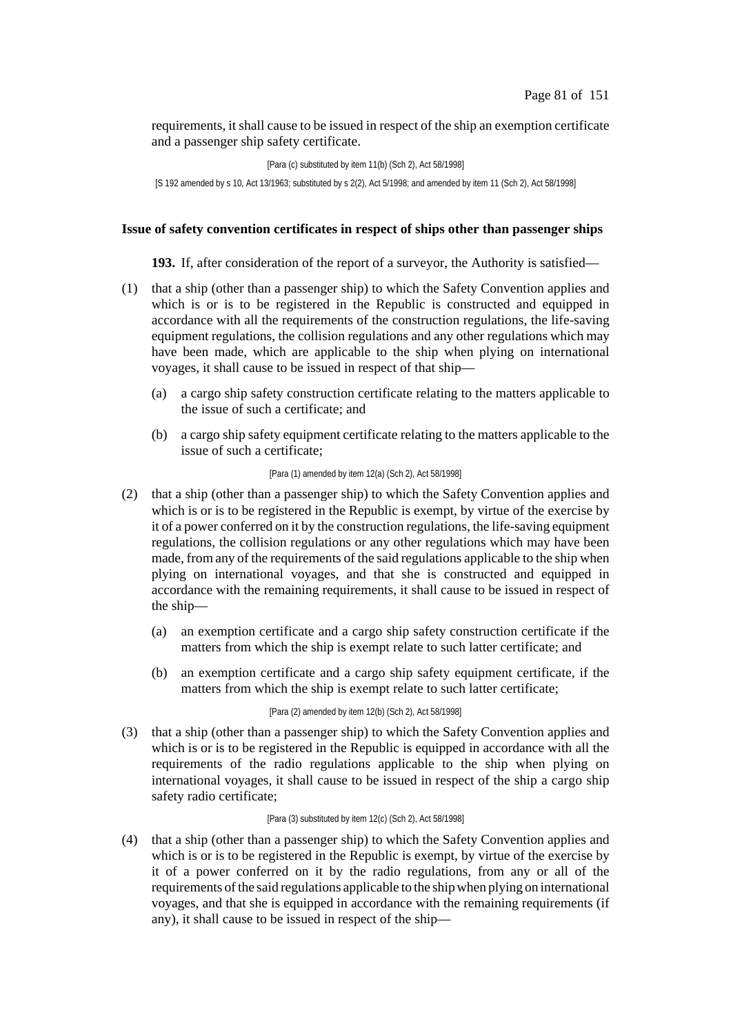requirements, it shall cause to be issued in respect of the ship an exemption certificate and a passenger ship safety certificate.

[Para (c) substituted by item 11(b) (Sch 2), Act 58/1998]

[S 192 amended by s 10, Act 13/1963; substituted by s 2(2), Act 5/1998; and amended by item 11 (Sch 2), Act 58/1998]

**Issue of safety convention certificates in respect of ships other than passenger ships**

**193.** If, after consideration of the report of a surveyor, the Authority is satisfied—

(1) that a ship (other than a passenger ship) to which the Safety Convention applies and which is or is to be registered in the Republic is constructed and equipped in accordance with all the requirements of the construction regulations, the life-saving equipment regulations, the collision regulations and any other regulations which may have been made, which are applicable to the ship when plying on international voyages, it shall cause to be issued in respect of that ship—

(a) a cargo ship safety construction certificate relating to the matters applicable to the issue of such a certificate; and

(b) a cargo ship safety equipment certificate relating to the matters applicable to the issue of such a certificate;

[Para (1) amended by item 12(a) (Sch 2), Act 58/1998]

(2) that a ship (other than a passenger ship) to which the Safety Convention applies and which is or is to be registered in the Republic is exempt, by virtue of the exercise by it of a power conferred on it by the construction regulations, the life-saving equipment regulations, the collision regulations or any other regulations which may have been made, from any of the requirements of the said regulations applicable to the ship when plying on international voyages, and that she is constructed and equipped in accordance with the remaining requirements, it shall cause to be issued in respect of the ship—

(a) an exemption certificate and a cargo ship safety construction certificate if the matters from which the ship is exempt relate to such latter certificate; and

(b) an exemption certificate and a cargo ship safety equipment certificate, if the matters from which the ship is exempt relate to such latter certificate;

[Para (2) amended by item 12(b) (Sch 2), Act 58/1998]

(3) that a ship (other than a passenger ship) to which the Safety Convention applies and which is or is to be registered in the Republic is equipped in accordance with all the requirements of the radio regulations applicable to the ship when plying on international voyages, it shall cause to be issued in respect of the ship a cargo ship safety radio certificate;

[Para (3) substituted by item 12(c) (Sch 2), Act 58/1998]

(4) that a ship (other than a passenger ship) to which the Safety Convention applies and which is or is to be registered in the Republic is exempt, by virtue of the exercise by it of a power conferred on it by the radio regulations, from any or all of the requirements of the said regulations applicable to the ship when plying on international voyages, and that she is equipped in accordance with the remaining requirements (if any), it shall cause to be issued in respect of the ship—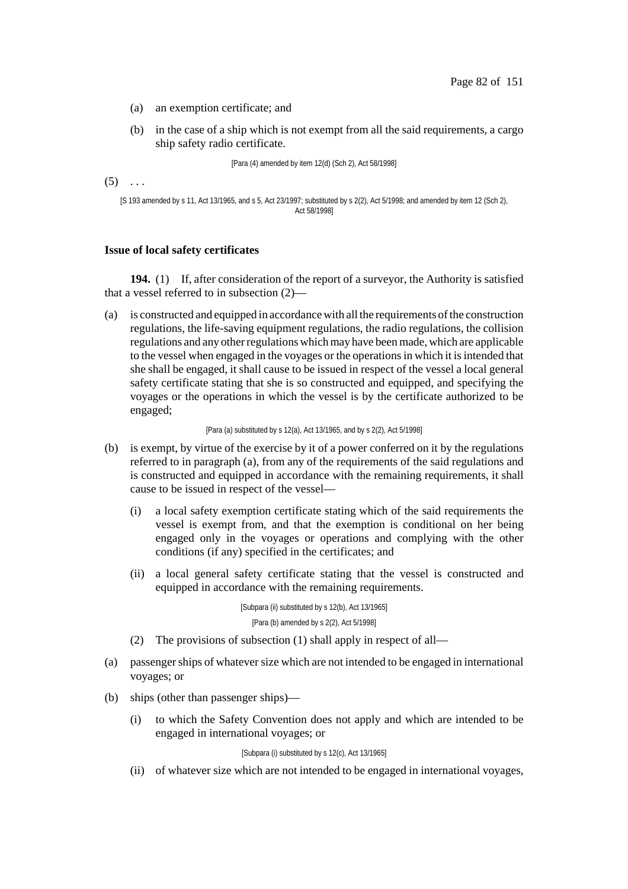(a) an exemption certificate; and

(b) in the case of a ship which is not exempt from all the said requirements, a cargo ship safety radio certificate.

[Para (4) amended by item 12(d) (Sch 2), Act 58/1998]

(5) . . .

[S 193 amended by s 11, Act 13/1965, and s 5, Act 23/1997; substituted by s 2(2), Act 5/1998; and amended by item 12 (Sch 2), Act 58/1998]

**Issue of local safety certificates**

**194.** (1) If, after consideration of the report of a surveyor, the Authority is satisfied that a vessel referred to in subsection (2)—

(a) is constructed and equipped in accordance with all the requirements of the construction regulations, the life-saving equipment regulations, the radio regulations, the collision regulations and any other regulations which may have been made, which are applicable to the vessel when engaged in the voyages or the operations in which it is intended that she shall be engaged, it shall cause to be issued in respect of the vessel a local general safety certificate stating that she is so constructed and equipped, and specifying the voyages or the operations in which the vessel is by the certificate authorized to be engaged;

[Para (a) substituted by s 12(a), Act 13/1965, and by s 2(2), Act 5/1998]

(b) is exempt, by virtue of the exercise by it of a power conferred on it by the regulations referred to in paragraph (a), from any of the requirements of the said regulations and is constructed and equipped in accordance with the remaining requirements, it shall cause to be issued in respect of the vessel—

(i) a local safety exemption certificate stating which of the said requirements the vessel is exempt from, and that the exemption is conditional on her being engaged only in the voyages or operations and complying with the other conditions (if any) specified in the certificates; and

(ii) a local general safety certificate stating that the vessel is constructed and equipped in accordance with the remaining requirements.

[Subpara (ii) substituted by s 12(b), Act 13/1965]

[Para (b) amended by s 2(2), Act 5/1998]

(2) The provisions of subsection (1) shall apply in respect of all—

(a) passenger ships of whatever size which are not intended to be engaged in international voyages; or

(b) ships (other than passenger ships)—

(i) to which the Safety Convention does not apply and which are intended to be engaged in international voyages; or

[Subpara (i) substituted by s 12(c), Act 13/1965]

(ii) of whatever size which are not intended to be engaged in international voyages,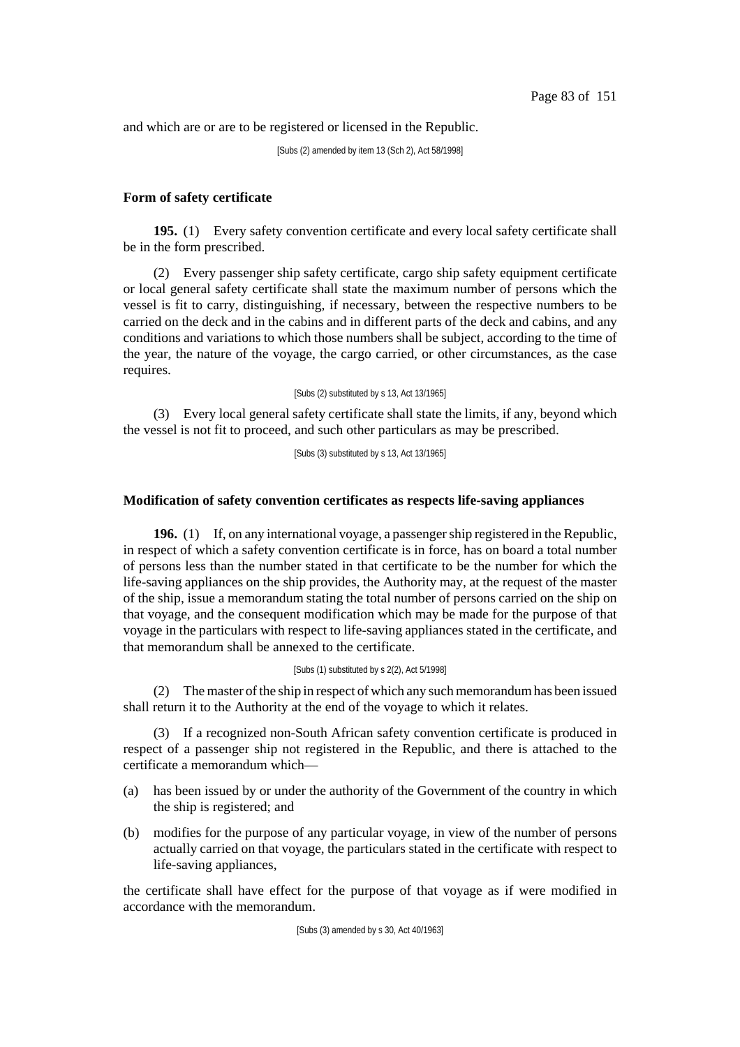and which are or are to be registered or licensed in the Republic.

[Subs (2) amended by item 13 (Sch 2), Act 58/1998]

**Form of safety certificate**

**195.** (1) Every safety convention certificate and every local safety certificate shall be in the form prescribed.

(2) Every passenger ship safety certificate, cargo ship safety equipment certificate or local general safety certificate shall state the maximum number of persons which the vessel is fit to carry, distinguishing, if necessary, between the respective numbers to be carried on the deck and in the cabins and in different parts of the deck and cabins, and any conditions and variations to which those numbers shall be subject, according to the time of the year, the nature of the voyage, the cargo carried, or other circumstances, as the case requires.

[Subs (2) substituted by s 13, Act 13/1965]

(3) Every local general safety certificate shall state the limits, if any, beyond which the vessel is not fit to proceed, and such other particulars as may be prescribed.

[Subs (3) substituted by s 13, Act 13/1965]

**Modification of safety convention certificates as respects life-saving appliances**

**196.** (1) If, on any international voyage, a passenger ship registered in the Republic, in respect of which a safety convention certificate is in force, has on board a total number of persons less than the number stated in that certificate to be the number for which the life-saving appliances on the ship provides, the Authority may, at the request of the master of the ship, issue a memorandum stating the total number of persons carried on the ship on that voyage, and the consequent modification which may be made for the purpose of that voyage in the particulars with respect to life-saving appliances stated in the certificate, and that memorandum shall be annexed to the certificate.

[Subs (1) substituted by s 2(2), Act 5/1998]

(2) The master of the ship in respect of which any such memorandum has been issued shall return it to the Authority at the end of the voyage to which it relates.

(3) If a recognized non-South African safety convention certificate is produced in respect of a passenger ship not registered in the Republic, and there is attached to the certificate a memorandum which—

(a) has been issued by or under the authority of the Government of the country in which the ship is registered; and

(b) modifies for the purpose of any particular voyage, in view of the number of persons actually carried on that voyage, the particulars stated in the certificate with respect to life-saving appliances,

the certificate shall have effect for the purpose of that voyage as if were modified in accordance with the memorandum.

[Subs (3) amended by s 30, Act 40/1963]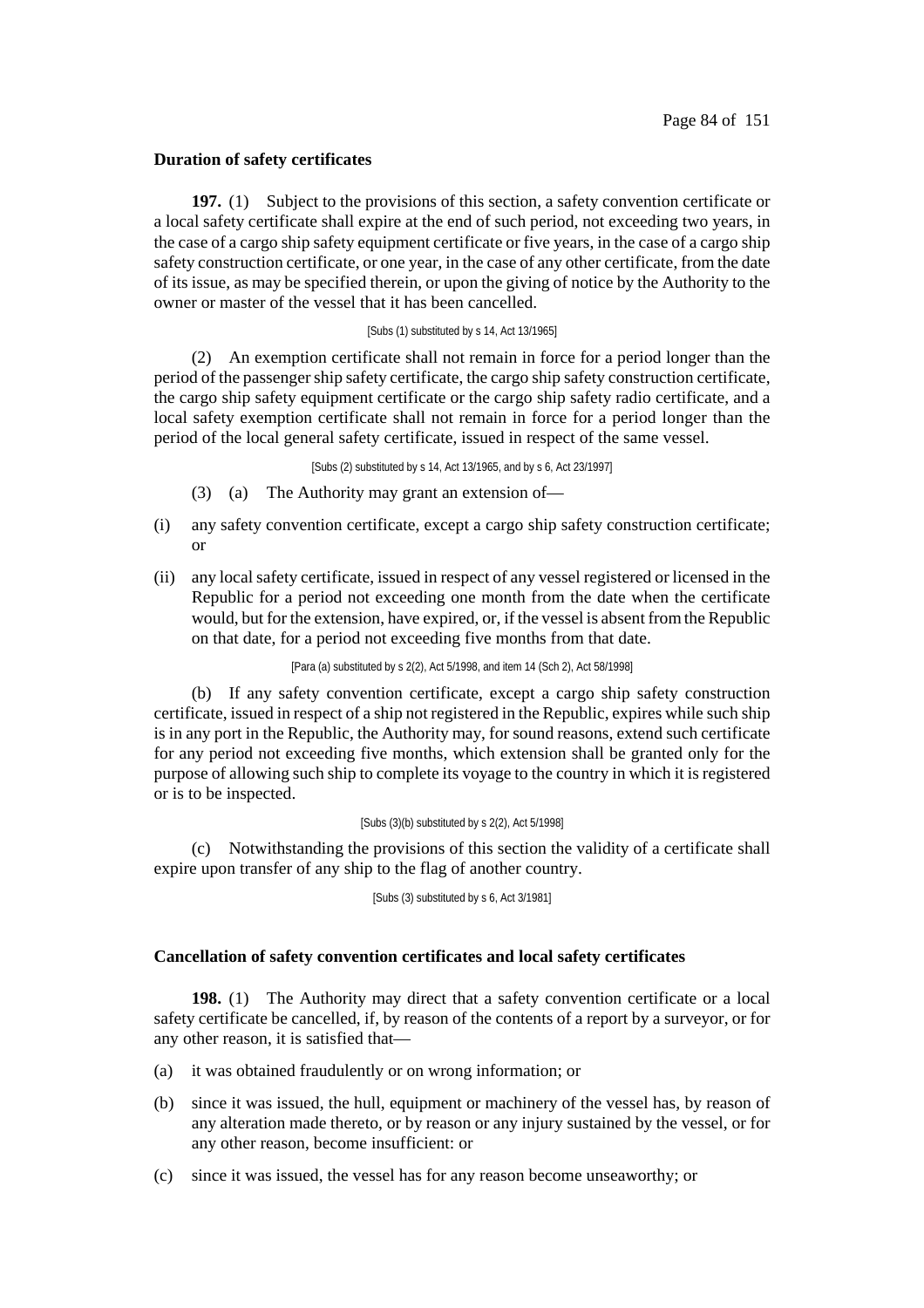**Duration of safety certificates**

**197.** (1) Subject to the provisions of this section, a safety convention certificate or a local safety certificate shall expire at the end of such period, not exceeding two years, in the case of a cargo ship safety equipment certificate or five years, in the case of a cargo ship safety construction certificate, or one year, in the case of any other certificate, from the date of its issue, as may be specified therein, or upon the giving of notice by the Authority to the owner or master of the vessel that it has been cancelled.

[Subs (1) substituted by s 14, Act 13/1965]

(2) An exemption certificate shall not remain in force for a period longer than the period of the passenger ship safety certificate, the cargo ship safety construction certificate, the cargo ship safety equipment certificate or the cargo ship safety radio certificate, and a local safety exemption certificate shall not remain in force for a period longer than the period of the local general safety certificate, issued in respect of the same vessel.

[Subs (2) substituted by s 14, Act 13/1965, and by s 6, Act 23/1997]

(3) (a) The Authority may grant an extension of—

(i) any safety convention certificate, except a cargo ship safety construction certificate; or

(ii) any local safety certificate, issued in respect of any vessel registered or licensed in the Republic for a period not exceeding one month from the date when the certificate would, but for the extension, have expired, or, if the vessel is absent from the Republic on that date, for a period not exceeding five months from that date.

[Para (a) substituted by s 2(2), Act 5/1998, and item 14 (Sch 2), Act 58/1998]

(b) If any safety convention certificate, except a cargo ship safety construction certificate, issued in respect of a ship not registered in the Republic, expires while such ship is in any port in the Republic, the Authority may, for sound reasons, extend such certificate for any period not exceeding five months, which extension shall be granted only for the purpose of allowing such ship to complete its voyage to the country in which it is registered or is to be inspected.

[Subs (3)(b) substituted by s 2(2), Act 5/1998]

(c) Notwithstanding the provisions of this section the validity of a certificate shall expire upon transfer of any ship to the flag of another country.

[Subs (3) substituted by s 6, Act 3/1981]

**Cancellation of safety convention certificates and local safety certificates**

**198.** (1) The Authority may direct that a safety convention certificate or a local safety certificate be cancelled, if, by reason of the contents of a report by a surveyor, or for any other reason, it is satisfied that—

(a) it was obtained fraudulently or on wrong information; or

(b) since it was issued, the hull, equipment or machinery of the vessel has, by reason of any alteration made thereto, or by reason or any injury sustained by the vessel, or for any other reason, become insufficient: or

(c) since it was issued, the vessel has for any reason become unseaworthy; or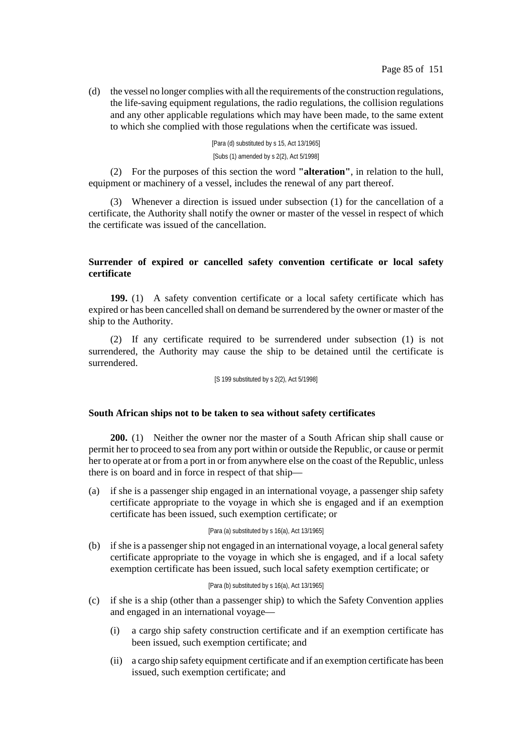(d) the vessel no longer complies with all the requirements of the construction regulations, the life-saving equipment regulations, the radio regulations, the collision regulations and any other applicable regulations which may have been made, to the same extent to which she complied with those regulations when the certificate was issued.

[Para (d) substituted by s 15, Act 13/1965]

[Subs (1) amended by s 2(2), Act 5/1998]

(2) For the purposes of this section the word **"alteration"**, in relation to the hull, equipment or machinery of a vessel, includes the renewal of any part thereof.

(3) Whenever a direction is issued under subsection (1) for the cancellation of a certificate, the Authority shall notify the owner or master of the vessel in respect of which the certificate was issued of the cancellation.

**Surrender of expired or cancelled safety convention certificate or local safety certificate**

**199.** (1) A safety convention certificate or a local safety certificate which has expired or has been cancelled shall on demand be surrendered by the owner or master of the ship to the Authority.

(2) If any certificate required to be surrendered under subsection (1) is not surrendered, the Authority may cause the ship to be detained until the certificate is surrendered.

[S 199 substituted by s 2(2), Act 5/1998]

**South African ships not to be taken to sea without safety certificates**

**200.** (1) Neither the owner nor the master of a South African ship shall cause or permit her to proceed to sea from any port within or outside the Republic, or cause or permit her to operate at or from a port in or from anywhere else on the coast of the Republic, unless there is on board and in force in respect of that ship—

(a) if she is a passenger ship engaged in an international voyage, a passenger ship safety certificate appropriate to the voyage in which she is engaged and if an exemption certificate has been issued, such exemption certificate; or

[Para (a) substituted by s 16(a), Act 13/1965]

(b) if she is a passenger ship not engaged in an international voyage, a local general safety certificate appropriate to the voyage in which she is engaged, and if a local safety exemption certificate has been issued, such local safety exemption certificate; or

[Para (b) substituted by s 16(a), Act 13/1965]

(c) if she is a ship (other than a passenger ship) to which the Safety Convention applies and engaged in an international voyage—

   (i) a cargo ship safety construction certificate and if an exemption certificate has been issued, such exemption certificate; and

   (ii) a cargo ship safety equipment certificate and if an exemption certificate has been issued, such exemption certificate; and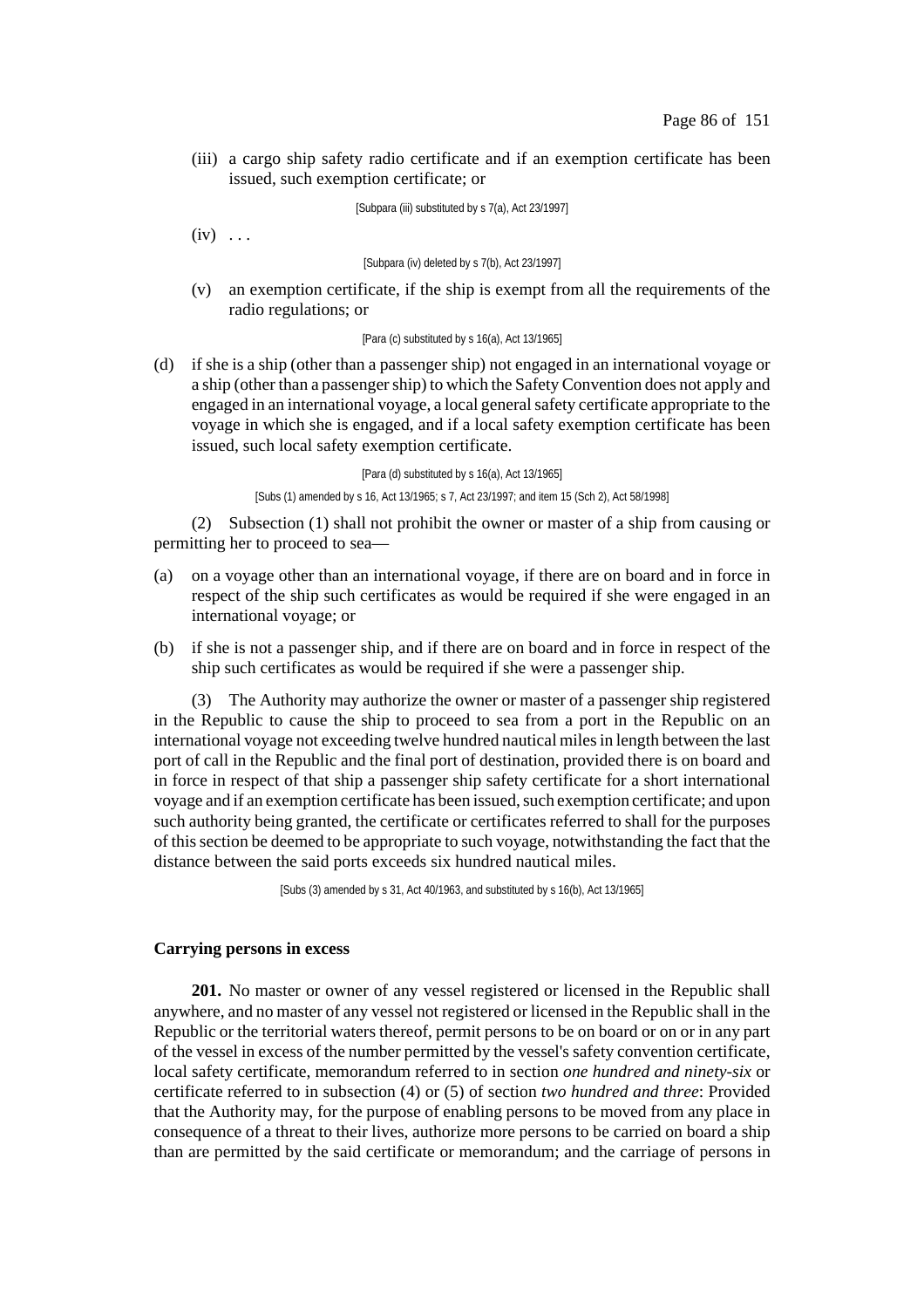(iii) a cargo ship safety radio certificate and if an exemption certificate has been issued, such exemption certificate; or

[Subpara (iii) substituted by s 7(a), Act 23/1997]

(iv) . . .

[Subpara (iv) deleted by s 7(b), Act 23/1997]

(v) an exemption certificate, if the ship is exempt from all the requirements of the radio regulations; or

[Para (c) substituted by s 16(a), Act 13/1965]

(d) if she is a ship (other than a passenger ship) not engaged in an international voyage or a ship (other than a passenger ship) to which the Safety Convention does not apply and engaged in an international voyage, a local general safety certificate appropriate to the voyage in which she is engaged, and if a local safety exemption certificate has been issued, such local safety exemption certificate.

[Para (d) substituted by s 16(a), Act 13/1965]

[Subs (1) amended by s 16, Act 13/1965; s 7, Act 23/1997; and item 15 (Sch 2), Act 58/1998]

(2) Subsection (1) shall not prohibit the owner or master of a ship from causing or permitting her to proceed to sea—

(a) on a voyage other than an international voyage, if there are on board and in force in respect of the ship such certificates as would be required if she were engaged in an international voyage; or

(b) if she is not a passenger ship, and if there are on board and in force in respect of the ship such certificates as would be required if she were a passenger ship.

(3) The Authority may authorize the owner or master of a passenger ship registered in the Republic to cause the ship to proceed to sea from a port in the Republic on an international voyage not exceeding twelve hundred nautical miles in length between the last port of call in the Republic and the final port of destination, provided there is on board and in force in respect of that ship a passenger ship safety certificate for a short international voyage and if an exemption certificate has been issued, such exemption certificate; and upon such authority being granted, the certificate or certificates referred to shall for the purposes of this section be deemed to be appropriate to such voyage, notwithstanding the fact that the distance between the said ports exceeds six hundred nautical miles.

[Subs (3) amended by s 31, Act 40/1963, and substituted by s 16(b), Act 13/1965]

**Carrying persons in excess**

**201.** No master or owner of any vessel registered or licensed in the Republic shall anywhere, and no master of any vessel not registered or licensed in the Republic shall in the Republic or the territorial waters thereof, permit persons to be on board or on or in any part of the vessel in excess of the number permitted by the vessel's safety convention certificate, local safety certificate, memorandum referred to in section *one hundred and ninety-six* or certificate referred to in subsection (4) or (5) of section *two hundred and three*: Provided that the Authority may, for the purpose of enabling persons to be moved from any place in consequence of a threat to their lives, authorize more persons to be carried on board a ship than are permitted by the said certificate or memorandum; and the carriage of persons in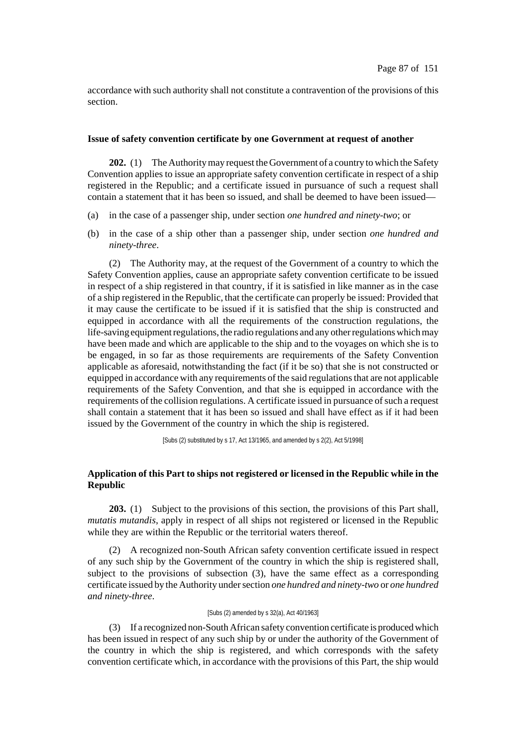accordance with such authority shall not constitute a contravention of the provisions of this section.

### Issue of safety convention certificate by one Government at request of another

**202.** (1) The Authority may request the Government of a country to which the Safety Convention applies to issue an appropriate safety convention certificate in respect of a ship registered in the Republic; and a certificate issued in pursuance of such a request shall contain a statement that it has been so issued, and shall be deemed to have been issued—

(a) in the case of a passenger ship, under section *one hundred and ninety-two*; or

(b) in the case of a ship other than a passenger ship, under section *one hundred and ninety-three*.

(2) The Authority may, at the request of the Government of a country to which the Safety Convention applies, cause an appropriate safety convention certificate to be issued in respect of a ship registered in that country, if it is satisfied in like manner as in the case of a ship registered in the Republic, that the certificate can properly be issued: Provided that it may cause the certificate to be issued if it is satisfied that the ship is constructed and equipped in accordance with all the requirements of the construction regulations, the life-saving equipment regulations, the radio regulations and any other regulations which may have been made and which are applicable to the ship and to the voyages on which she is to be engaged, in so far as those requirements are requirements of the Safety Convention applicable as aforesaid, notwithstanding the fact (if it be so) that she is not constructed or equipped in accordance with any requirements of the said regulations that are not applicable requirements of the Safety Convention, and that she is equipped in accordance with the requirements of the collision regulations. A certificate issued in pursuance of such a request shall contain a statement that it has been so issued and shall have effect as if it had been issued by the Government of the country in which the ship is registered.

[Subs (2) substituted by s 17, Act 13/1965, and amended by s 2(2), Act 5/1998]

### Application of this Part to ships not registered or licensed in the Republic while in the Republic

**203.** (1) Subject to the provisions of this section, the provisions of this Part shall, *mutatis mutandis*, apply in respect of all ships not registered or licensed in the Republic while they are within the Republic or the territorial waters thereof.

(2) A recognized non-South African safety convention certificate issued in respect of any such ship by the Government of the country in which the ship is registered shall, subject to the provisions of subsection (3), have the same effect as a corresponding certificate issued by the Authority under section *one hundred and ninety-two* or *one hundred and ninety-three*.

[Subs (2) amended by s 32(a), Act 40/1963]

(3) If a recognized non-South African safety convention certificate is produced which has been issued in respect of any such ship by or under the authority of the Government of the country in which the ship is registered, and which corresponds with the safety convention certificate which, in accordance with the provisions of this Part, the ship would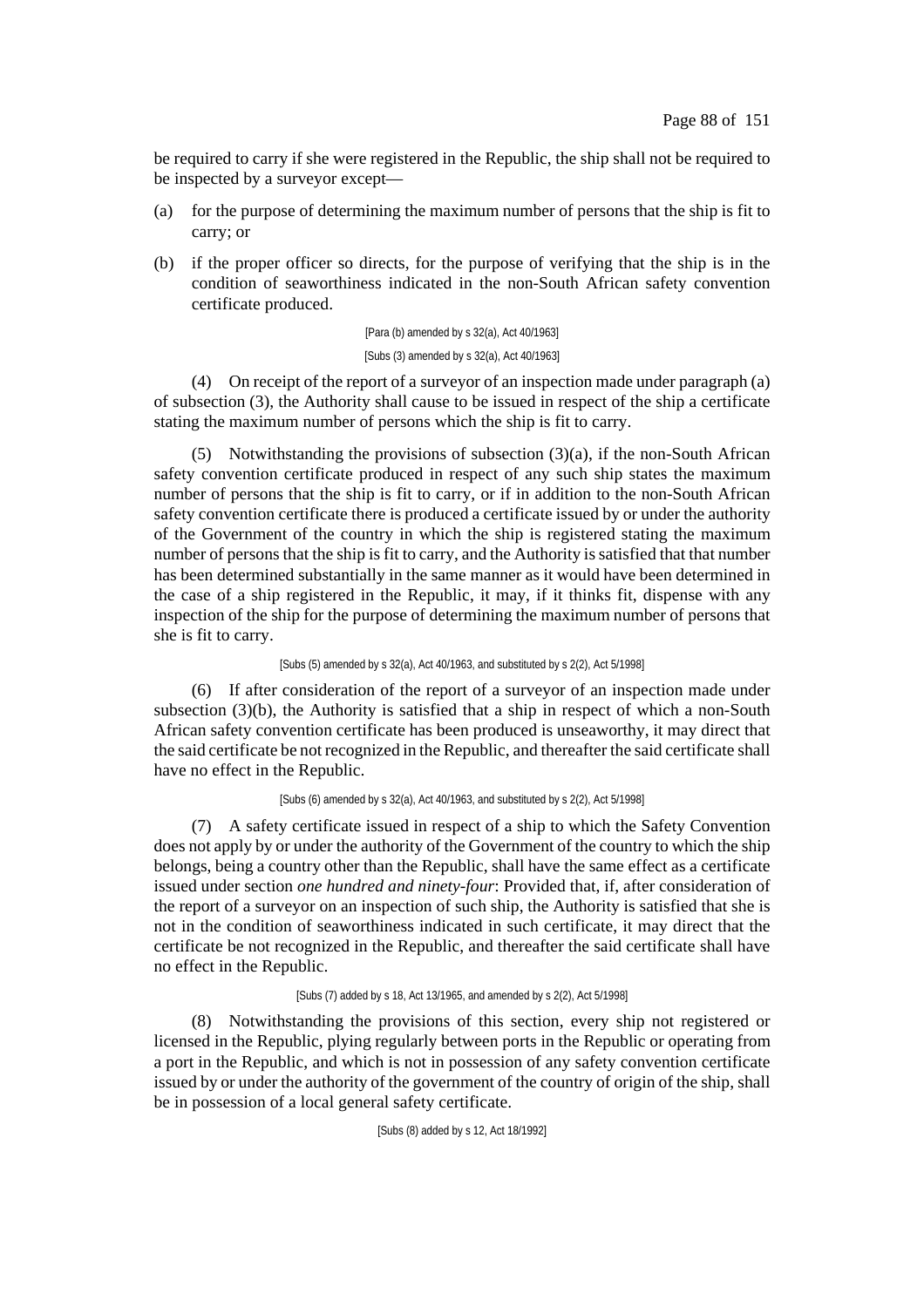be required to carry if she were registered in the Republic, the ship shall not be required to be inspected by a surveyor except—

(a) for the purpose of determining the maximum number of persons that the ship is fit to carry; or

(b) if the proper officer so directs, for the purpose of verifying that the ship is in the condition of seaworthiness indicated in the non-South African safety convention certificate produced.

[Para (b) amended by s 32(a), Act 40/1963]

[Subs (3) amended by s 32(a), Act 40/1963]

(4) On receipt of the report of a surveyor of an inspection made under paragraph (a) of subsection (3), the Authority shall cause to be issued in respect of the ship a certificate stating the maximum number of persons which the ship is fit to carry.

(5) Notwithstanding the provisions of subsection (3)(a), if the non-South African safety convention certificate produced in respect of any such ship states the maximum number of persons that the ship is fit to carry, or if in addition to the non-South African safety convention certificate there is produced a certificate issued by or under the authority of the Government of the country in which the ship is registered stating the maximum number of persons that the ship is fit to carry, and the Authority is satisfied that that number has been determined substantially in the same manner as it would have been determined in the case of a ship registered in the Republic, it may, if it thinks fit, dispense with any inspection of the ship for the purpose of determining the maximum number of persons that she is fit to carry.

[Subs (5) amended by s 32(a), Act 40/1963, and substituted by s 2(2), Act 5/1998]

(6) If after consideration of the report of a surveyor of an inspection made under subsection (3)(b), the Authority is satisfied that a ship in respect of which a non-South African safety convention certificate has been produced is unseaworthy, it may direct that the said certificate be not recognized in the Republic, and thereafter the said certificate shall have no effect in the Republic.

[Subs (6) amended by s 32(a), Act 40/1963, and substituted by s 2(2), Act 5/1998]

(7) A safety certificate issued in respect of a ship to which the Safety Convention does not apply by or under the authority of the Government of the country to which the ship belongs, being a country other than the Republic, shall have the same effect as a certificate issued under section *one hundred and ninety-four*: Provided that, if, after consideration of the report of a surveyor on an inspection of such ship, the Authority is satisfied that she is not in the condition of seaworthiness indicated in such certificate, it may direct that the certificate be not recognized in the Republic, and thereafter the said certificate shall have no effect in the Republic.

[Subs (7) added by s 18, Act 13/1965, and amended by s 2(2), Act 5/1998]

(8) Notwithstanding the provisions of this section, every ship not registered or licensed in the Republic, plying regularly between ports in the Republic or operating from a port in the Republic, and which is not in possession of any safety convention certificate issued by or under the authority of the government of the country of origin of the ship, shall be in possession of a local general safety certificate.

[Subs (8) added by s 12, Act 18/1992]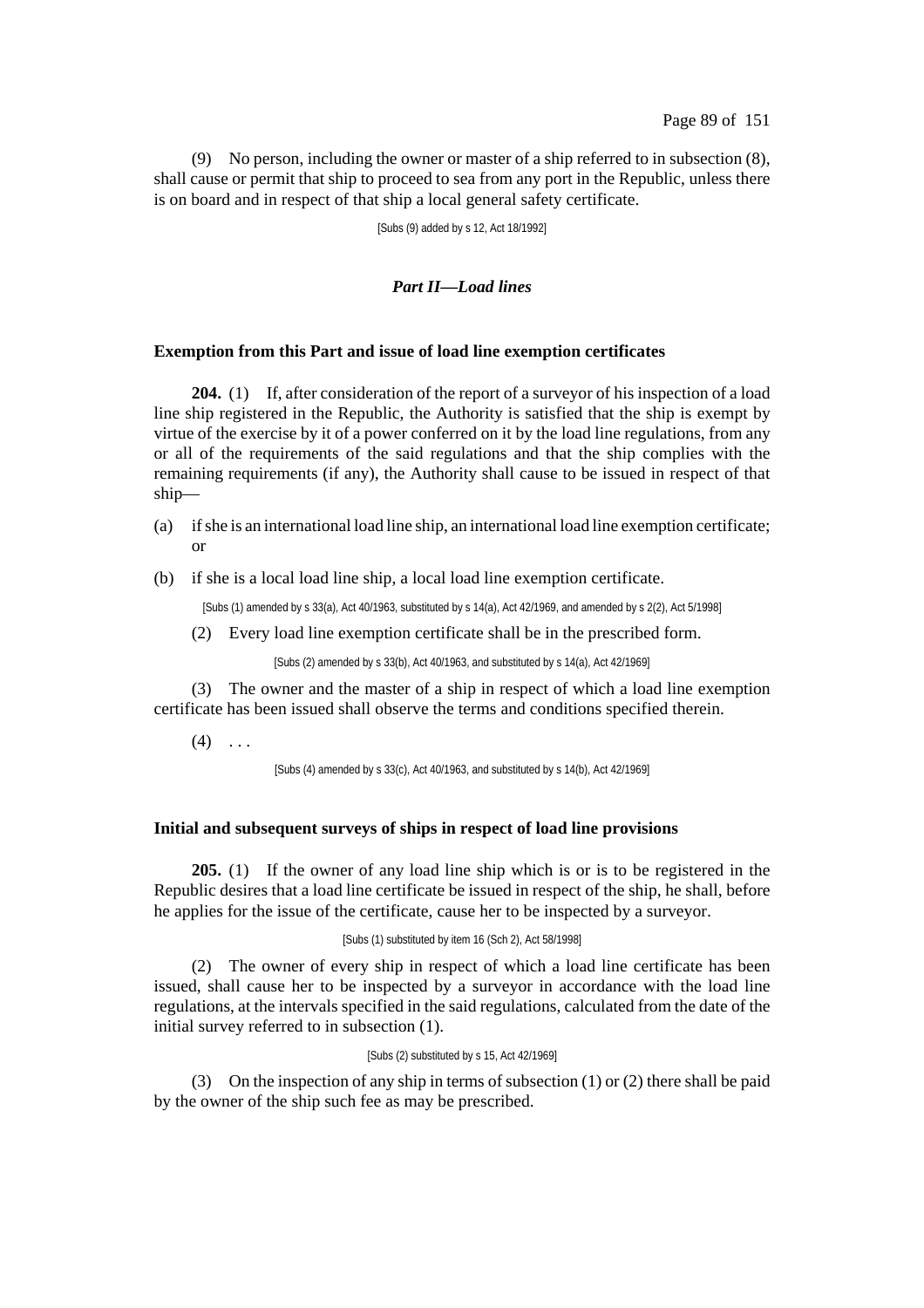(9) No person, including the owner or master of a ship referred to in subsection (8), shall cause or permit that ship to proceed to sea from any port in the Republic, unless there is on board and in respect of that ship a local general safety certificate.

[Subs (9) added by s 12, Act 18/1992]

## *Part II—Load lines*

### Exemption from this Part and issue of load line exemption certificates

**204.** (1) If, after consideration of the report of a surveyor of his inspection of a load line ship registered in the Republic, the Authority is satisfied that the ship is exempt by virtue of the exercise by it of a power conferred on it by the load line regulations, from any or all of the requirements of the said regulations and that the ship complies with the remaining requirements (if any), the Authority shall cause to be issued in respect of that ship—

(a) if she is an international load line ship, an international load line exemption certificate; or

(b) if she is a local load line ship, a local load line exemption certificate.

[Subs (1) amended by s 33(a), Act 40/1963, substituted by s 14(a), Act 42/1969, and amended by s 2(2), Act 5/1998]

(2) Every load line exemption certificate shall be in the prescribed form.

[Subs (2) amended by s 33(b), Act 40/1963, and substituted by s 14(a), Act 42/1969]

(3) The owner and the master of a ship in respect of which a load line exemption certificate has been issued shall observe the terms and conditions specified therein.

(4) . . .

[Subs (4) amended by s 33(c), Act 40/1963, and substituted by s 14(b), Act 42/1969]

### Initial and subsequent surveys of ships in respect of load line provisions

**205.** (1) If the owner of any load line ship which is or is to be registered in the Republic desires that a load line certificate be issued in respect of the ship, he shall, before he applies for the issue of the certificate, cause her to be inspected by a surveyor.

[Subs (1) substituted by item 16 (Sch 2), Act 58/1998]

(2) The owner of every ship in respect of which a load line certificate has been issued, shall cause her to be inspected by a surveyor in accordance with the load line regulations, at the intervals specified in the said regulations, calculated from the date of the initial survey referred to in subsection (1).

[Subs (2) substituted by s 15, Act 42/1969]

(3) On the inspection of any ship in terms of subsection (1) or (2) there shall be paid by the owner of the ship such fee as may be prescribed.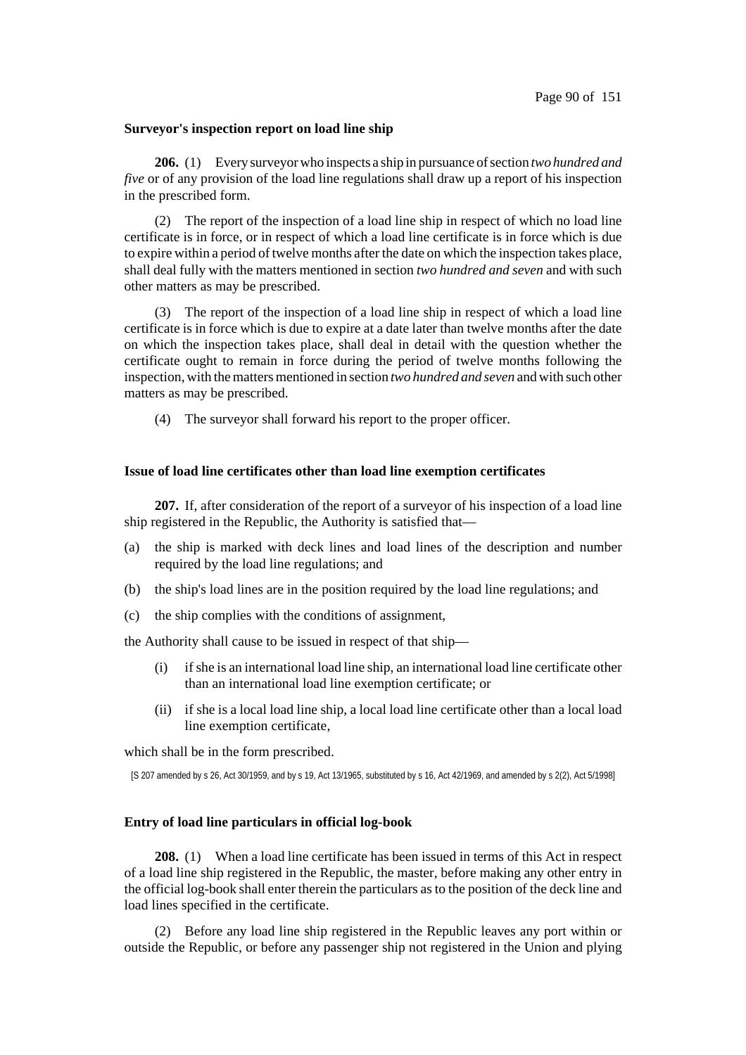**Surveyor's inspection report on load line ship**

**206.** (1) Every surveyor who inspects a ship in pursuance of section *two hundred and five* or of any provision of the load line regulations shall draw up a report of his inspection in the prescribed form.

(2) The report of the inspection of a load line ship in respect of which no load line certificate is in force, or in respect of which a load line certificate is in force which is due to expire within a period of twelve months after the date on which the inspection takes place, shall deal fully with the matters mentioned in section *two hundred and seven* and with such other matters as may be prescribed.

(3) The report of the inspection of a load line ship in respect of which a load line certificate is in force which is due to expire at a date later than twelve months after the date on which the inspection takes place, shall deal in detail with the question whether the certificate ought to remain in force during the period of twelve months following the inspection, with the matters mentioned in section *two hundred and seven* and with such other matters as may be prescribed.

(4) The surveyor shall forward his report to the proper officer.

**Issue of load line certificates other than load line exemption certificates**

**207.** If, after consideration of the report of a surveyor of his inspection of a load line ship registered in the Republic, the Authority is satisfied that—

(a) the ship is marked with deck lines and load lines of the description and number required by the load line regulations; and

(b) the ship's load lines are in the position required by the load line regulations; and

(c) the ship complies with the conditions of assignment,

the Authority shall cause to be issued in respect of that ship—

(i) if she is an international load line ship, an international load line certificate other than an international load line exemption certificate; or

(ii) if she is a local load line ship, a local load line certificate other than a local load line exemption certificate,

which shall be in the form prescribed.

[S 207 amended by s 26, Act 30/1959, and by s 19, Act 13/1965, substituted by s 16, Act 42/1969, and amended by s 2(2), Act 5/1998]

**Entry of load line particulars in official log-book**

**208.** (1) When a load line certificate has been issued in terms of this Act in respect of a load line ship registered in the Republic, the master, before making any other entry in the official log-book shall enter therein the particulars as to the position of the deck line and load lines specified in the certificate.

(2) Before any load line ship registered in the Republic leaves any port within or outside the Republic, or before any passenger ship not registered in the Union and plying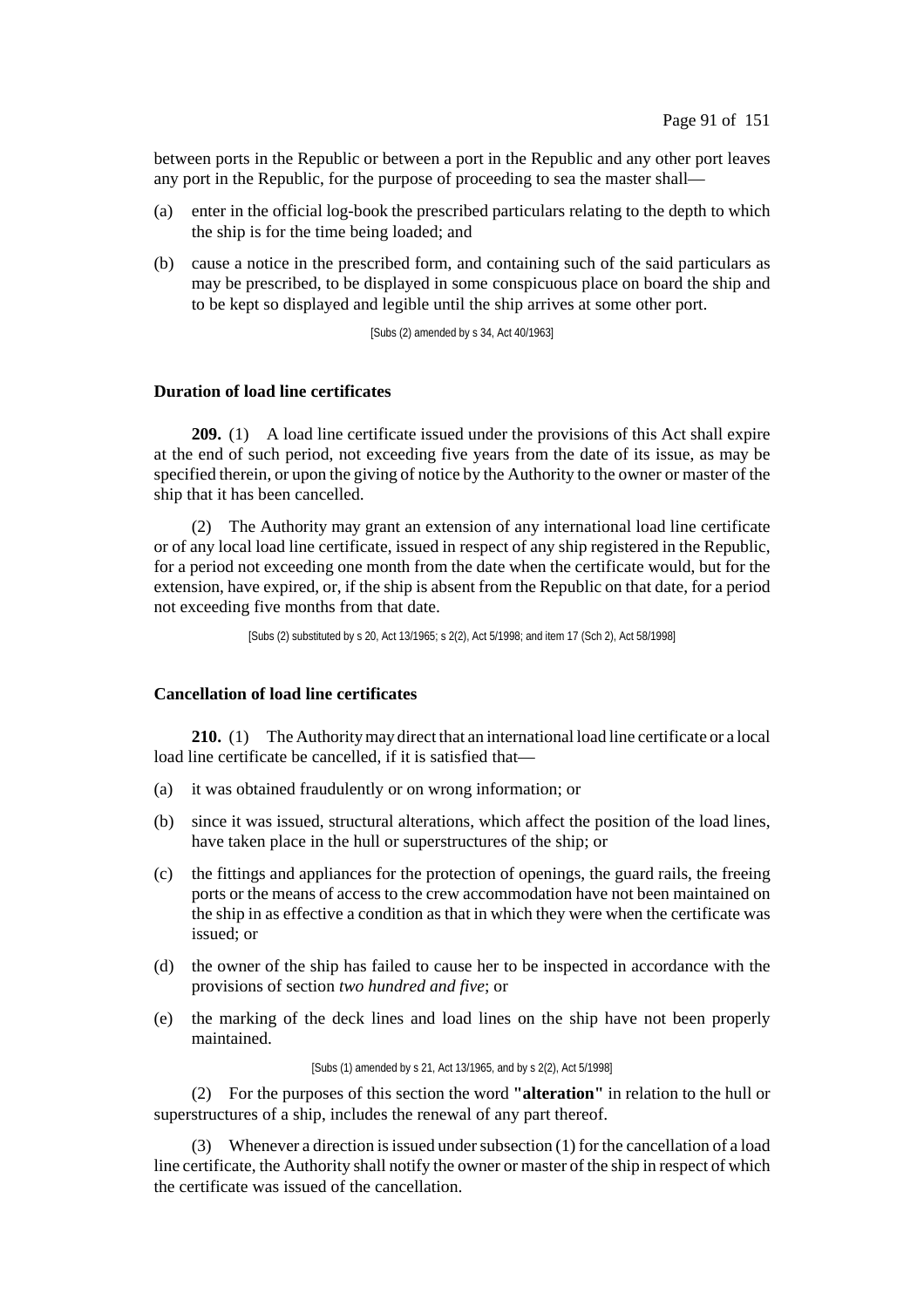between ports in the Republic or between a port in the Republic and any other port leaves any port in the Republic, for the purpose of proceeding to sea the master shall—

(a) enter in the official log-book the prescribed particulars relating to the depth to which the ship is for the time being loaded; and

(b) cause a notice in the prescribed form, and containing such of the said particulars as may be prescribed, to be displayed in some conspicuous place on board the ship and to be kept so displayed and legible until the ship arrives at some other port.

[Subs (2) amended by s 34, Act 40/1963]

### Duration of load line certificates

**209.** (1) A load line certificate issued under the provisions of this Act shall expire at the end of such period, not exceeding five years from the date of its issue, as may be specified therein, or upon the giving of notice by the Authority to the owner or master of the ship that it has been cancelled.

(2) The Authority may grant an extension of any international load line certificate or of any local load line certificate, issued in respect of any ship registered in the Republic, for a period not exceeding one month from the date when the certificate would, but for the extension, have expired, or, if the ship is absent from the Republic on that date, for a period not exceeding five months from that date.

[Subs (2) substituted by s 20, Act 13/1965; s 2(2), Act 5/1998; and item 17 (Sch 2), Act 58/1998]

### Cancellation of load line certificates

**210.** (1) The Authority may direct that an international load line certificate or a local load line certificate be cancelled, if it is satisfied that—

(a) it was obtained fraudulently or on wrong information; or

(b) since it was issued, structural alterations, which affect the position of the load lines, have taken place in the hull or superstructures of the ship; or

(c) the fittings and appliances for the protection of openings, the guard rails, the freeing ports or the means of access to the crew accommodation have not been maintained on the ship in as effective a condition as that in which they were when the certificate was issued; or

(d) the owner of the ship has failed to cause her to be inspected in accordance with the provisions of section *two hundred and five*; or

(e) the marking of the deck lines and load lines on the ship have not been properly maintained.

[Subs (1) amended by s 21, Act 13/1965, and by s 2(2), Act 5/1998]

(2) For the purposes of this section the word **"alteration"** in relation to the hull or superstructures of a ship, includes the renewal of any part thereof.

(3) Whenever a direction is issued under subsection (1) for the cancellation of a load line certificate, the Authority shall notify the owner or master of the ship in respect of which the certificate was issued of the cancellation.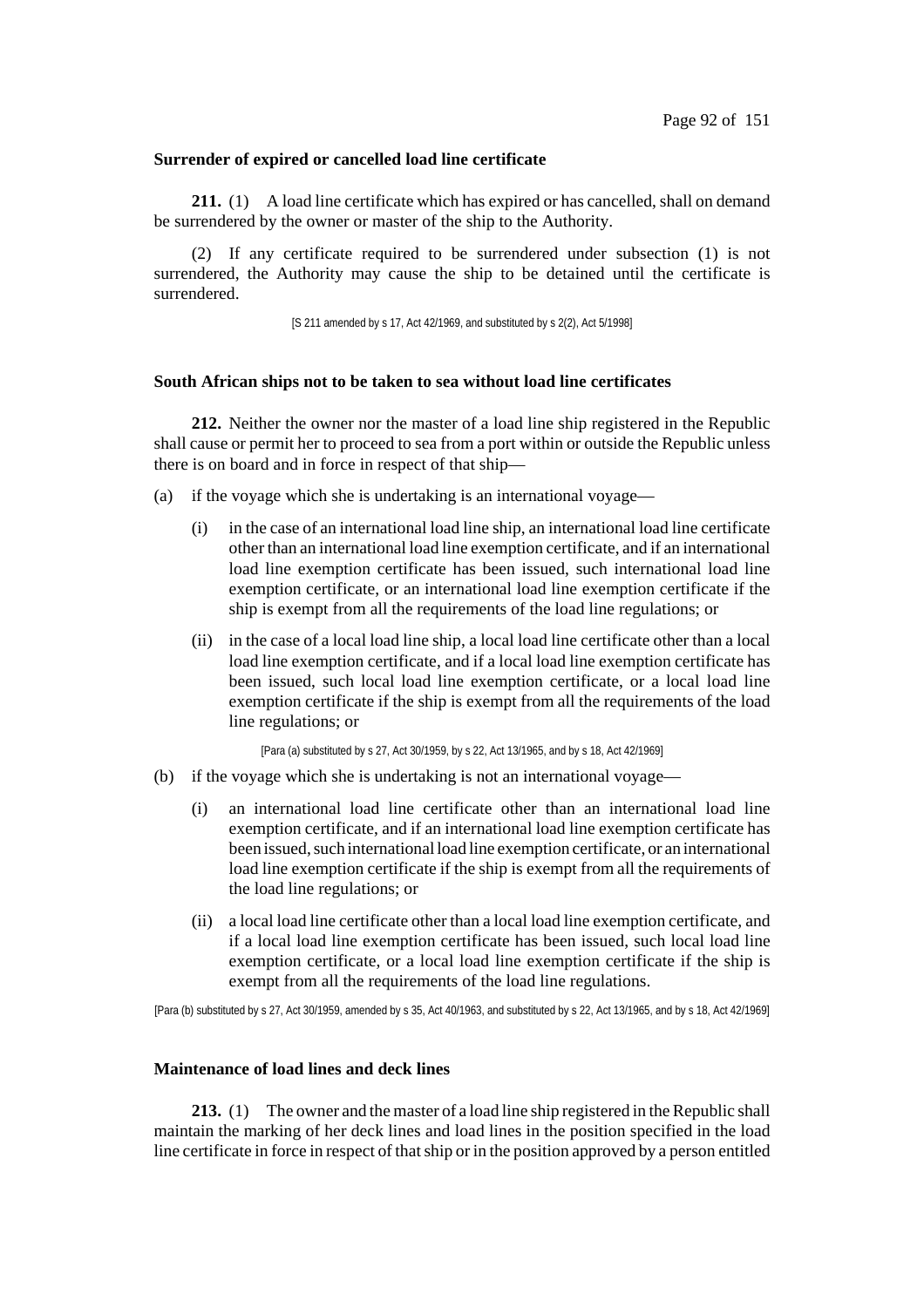**Surrender of expired or cancelled load line certificate**

**211.** (1) A load line certificate which has expired or has cancelled, shall on demand be surrendered by the owner or master of the ship to the Authority.

(2) If any certificate required to be surrendered under subsection (1) is not surrendered, the Authority may cause the ship to be detained until the certificate is surrendered.

[S 211 amended by s 17, Act 42/1969, and substituted by s 2(2), Act 5/1998]

**South African ships not to be taken to sea without load line certificates**

**212.** Neither the owner nor the master of a load line ship registered in the Republic shall cause or permit her to proceed to sea from a port within or outside the Republic unless there is on board and in force in respect of that ship—

(a) if the voyage which she is undertaking is an international voyage—

   (i) in the case of an international load line ship, an international load line certificate other than an international load line exemption certificate, and if an international load line exemption certificate has been issued, such international load line exemption certificate, or an international load line exemption certificate if the ship is exempt from all the requirements of the load line regulations; or

   (ii) in the case of a local load line ship, a local load line certificate other than a local load line exemption certificate, and if a local load line exemption certificate has been issued, such local load line exemption certificate, or a local load line exemption certificate if the ship is exempt from all the requirements of the load line regulations; or

[Para (a) substituted by s 27, Act 30/1959, by s 22, Act 13/1965, and by s 18, Act 42/1969]

(b) if the voyage which she is undertaking is not an international voyage—

   (i) an international load line certificate other than an international load line exemption certificate, and if an international load line exemption certificate has been issued, such international load line exemption certificate, or an international load line exemption certificate if the ship is exempt from all the requirements of the load line regulations; or

   (ii) a local load line certificate other than a local load line exemption certificate, and if a local load line exemption certificate has been issued, such local load line exemption certificate, or a local load line exemption certificate if the ship is exempt from all the requirements of the load line regulations.

[Para (b) substituted by s 27, Act 30/1959, amended by s 35, Act 40/1963, and substituted by s 22, Act 13/1965, and by s 18, Act 42/1969]

**Maintenance of load lines and deck lines**

**213.** (1) The owner and the master of a load line ship registered in the Republic shall maintain the marking of her deck lines and load lines in the position specified in the load line certificate in force in respect of that ship or in the position approved by a person entitled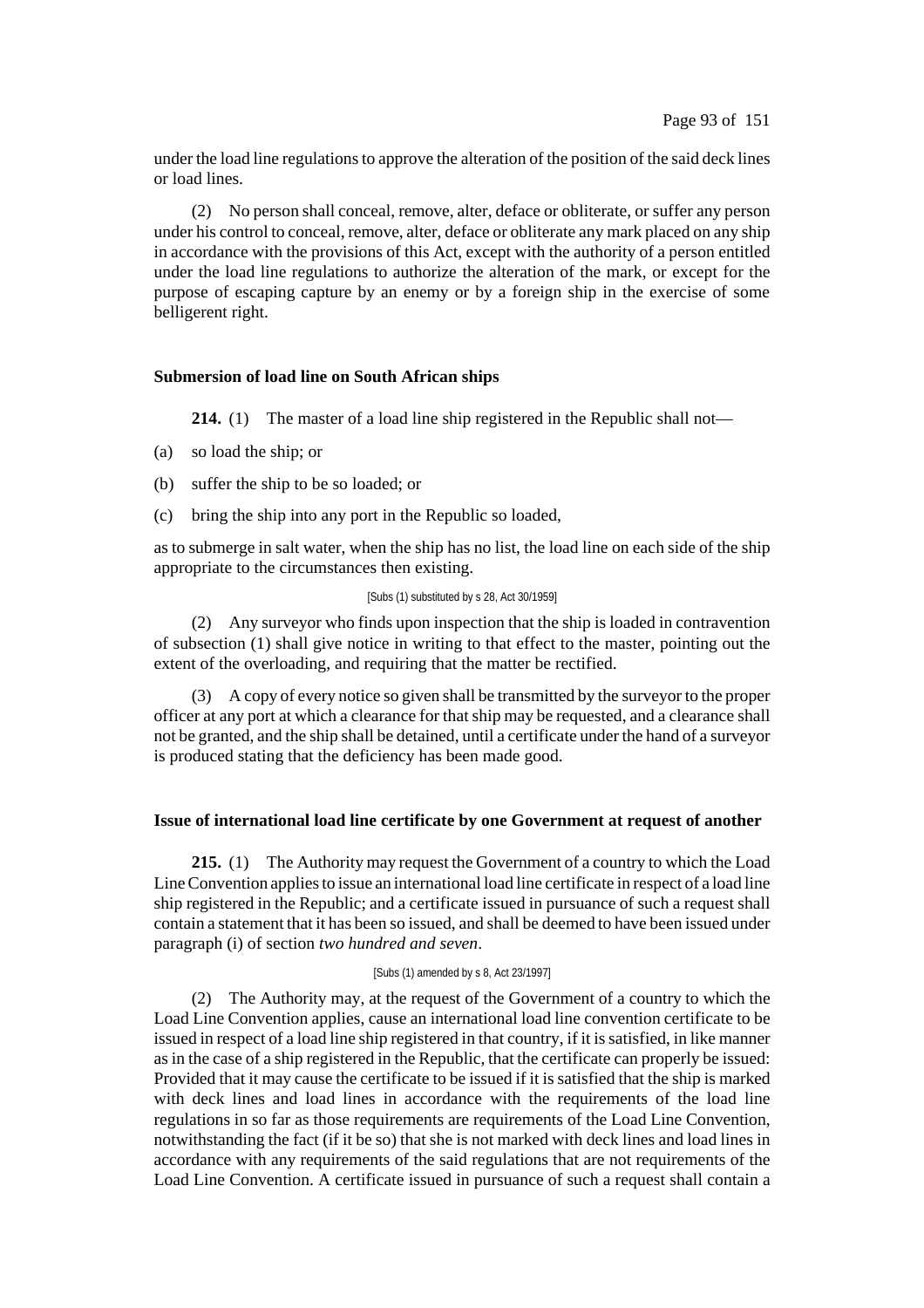under the load line regulations to approve the alteration of the position of the said deck lines or load lines.

(2) No person shall conceal, remove, alter, deface or obliterate, or suffer any person under his control to conceal, remove, alter, deface or obliterate any mark placed on any ship in accordance with the provisions of this Act, except with the authority of a person entitled under the load line regulations to authorize the alteration of the mark, or except for the purpose of escaping capture by an enemy or by a foreign ship in the exercise of some belligerent right.

**Submersion of load line on South African ships**

**214.** (1) The master of a load line ship registered in the Republic shall not—

(a) so load the ship; or

(b) suffer the ship to be so loaded; or

(c) bring the ship into any port in the Republic so loaded,

as to submerge in salt water, when the ship has no list, the load line on each side of the ship appropriate to the circumstances then existing.

[Subs (1) substituted by s 28, Act 30/1959]

(2) Any surveyor who finds upon inspection that the ship is loaded in contravention of subsection (1) shall give notice in writing to that effect to the master, pointing out the extent of the overloading, and requiring that the matter be rectified.

(3) A copy of every notice so given shall be transmitted by the surveyor to the proper officer at any port at which a clearance for that ship may be requested, and a clearance shall not be granted, and the ship shall be detained, until a certificate under the hand of a surveyor is produced stating that the deficiency has been made good.

**Issue of international load line certificate by one Government at request of another**

**215.** (1) The Authority may request the Government of a country to which the Load Line Convention applies to issue an international load line certificate in respect of a load line ship registered in the Republic; and a certificate issued in pursuance of such a request shall contain a statement that it has been so issued, and shall be deemed to have been issued under paragraph (i) of section *two hundred and seven*.

[Subs (1) amended by s 8, Act 23/1997]

(2) The Authority may, at the request of the Government of a country to which the Load Line Convention applies, cause an international load line convention certificate to be issued in respect of a load line ship registered in that country, if it is satisfied, in like manner as in the case of a ship registered in the Republic, that the certificate can properly be issued: Provided that it may cause the certificate to be issued if it is satisfied that the ship is marked with deck lines and load lines in accordance with the requirements of the load line regulations in so far as those requirements are requirements of the Load Line Convention, notwithstanding the fact (if it be so) that she is not marked with deck lines and load lines in accordance with any requirements of the said regulations that are not requirements of the Load Line Convention. A certificate issued in pursuance of such a request shall contain a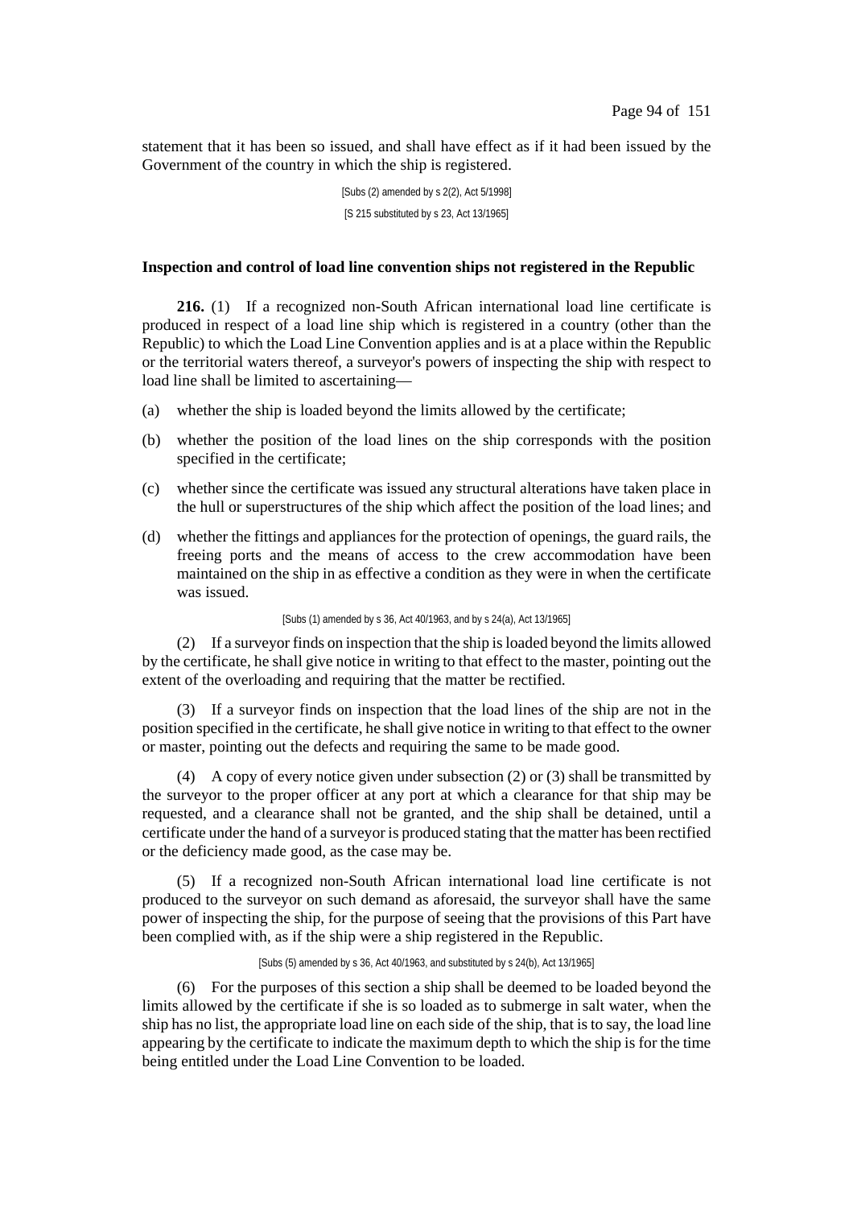statement that it has been so issued, and shall have effect as if it had been issued by the Government of the country in which the ship is registered.

[Subs (2) amended by s 2(2), Act 5/1998]

[S 215 substituted by s 23, Act 13/1965]

**Inspection and control of load line convention ships not registered in the Republic**

**216.** (1) If a recognized non-South African international load line certificate is produced in respect of a load line ship which is registered in a country (other than the Republic) to which the Load Line Convention applies and is at a place within the Republic or the territorial waters thereof, a surveyor's powers of inspecting the ship with respect to load line shall be limited to ascertaining—

(a) whether the ship is loaded beyond the limits allowed by the certificate;

(b) whether the position of the load lines on the ship corresponds with the position specified in the certificate;

(c) whether since the certificate was issued any structural alterations have taken place in the hull or superstructures of the ship which affect the position of the load lines; and

(d) whether the fittings and appliances for the protection of openings, the guard rails, the freeing ports and the means of access to the crew accommodation have been maintained on the ship in as effective a condition as they were in when the certificate was issued.

[Subs (1) amended by s 36, Act 40/1963, and by s 24(a), Act 13/1965]

(2) If a surveyor finds on inspection that the ship is loaded beyond the limits allowed by the certificate, he shall give notice in writing to that effect to the master, pointing out the extent of the overloading and requiring that the matter be rectified.

(3) If a surveyor finds on inspection that the load lines of the ship are not in the position specified in the certificate, he shall give notice in writing to that effect to the owner or master, pointing out the defects and requiring the same to be made good.

(4) A copy of every notice given under subsection (2) or (3) shall be transmitted by the surveyor to the proper officer at any port at which a clearance for that ship may be requested, and a clearance shall not be granted, and the ship shall be detained, until a certificate under the hand of a surveyor is produced stating that the matter has been rectified or the deficiency made good, as the case may be.

(5) If a recognized non-South African international load line certificate is not produced to the surveyor on such demand as aforesaid, the surveyor shall have the same power of inspecting the ship, for the purpose of seeing that the provisions of this Part have been complied with, as if the ship were a ship registered in the Republic.

[Subs (5) amended by s 36, Act 40/1963, and substituted by s 24(b), Act 13/1965]

(6) For the purposes of this section a ship shall be deemed to be loaded beyond the limits allowed by the certificate if she is so loaded as to submerge in salt water, when the ship has no list, the appropriate load line on each side of the ship, that is to say, the load line appearing by the certificate to indicate the maximum depth to which the ship is for the time being entitled under the Load Line Convention to be loaded.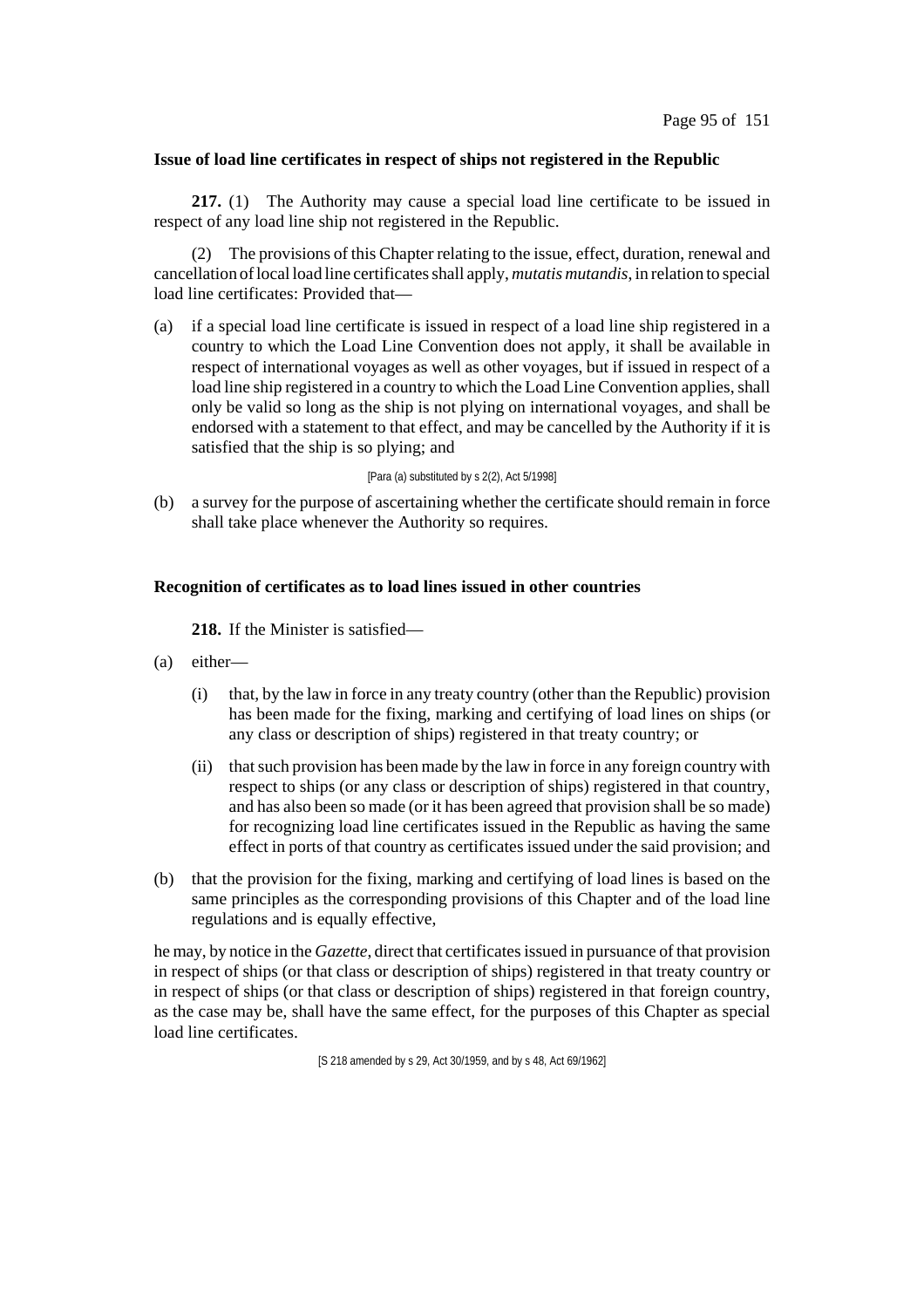**Issue of load line certificates in respect of ships not registered in the Republic**

**217.** (1) The Authority may cause a special load line certificate to be issued in respect of any load line ship not registered in the Republic.

(2) The provisions of this Chapter relating to the issue, effect, duration, renewal and cancellation of local load line certificates shall apply, *mutatis mutandis*, in relation to special load line certificates: Provided that—

(a) if a special load line certificate is issued in respect of a load line ship registered in a country to which the Load Line Convention does not apply, it shall be available in respect of international voyages as well as other voyages, but if issued in respect of a load line ship registered in a country to which the Load Line Convention applies, shall only be valid so long as the ship is not plying on international voyages, and shall be endorsed with a statement to that effect, and may be cancelled by the Authority if it is satisfied that the ship is so plying; and

[Para (a) substituted by s 2(2), Act 5/1998]

(b) a survey for the purpose of ascertaining whether the certificate should remain in force shall take place whenever the Authority so requires.

**Recognition of certificates as to load lines issued in other countries**

**218.** If the Minister is satisfied—

(a) either—

(i) that, by the law in force in any treaty country (other than the Republic) provision has been made for the fixing, marking and certifying of load lines on ships (or any class or description of ships) registered in that treaty country; or

(ii) that such provision has been made by the law in force in any foreign country with respect to ships (or any class or description of ships) registered in that country, and has also been so made (or it has been agreed that provision shall be so made) for recognizing load line certificates issued in the Republic as having the same effect in ports of that country as certificates issued under the said provision; and

(b) that the provision for the fixing, marking and certifying of load lines is based on the same principles as the corresponding provisions of this Chapter and of the load line regulations and is equally effective,

he may, by notice in the *Gazette*, direct that certificates issued in pursuance of that provision in respect of ships (or that class or description of ships) registered in that treaty country or in respect of ships (or that class or description of ships) registered in that foreign country, as the case may be, shall have the same effect, for the purposes of this Chapter as special load line certificates.

[S 218 amended by s 29, Act 30/1959, and by s 48, Act 69/1962]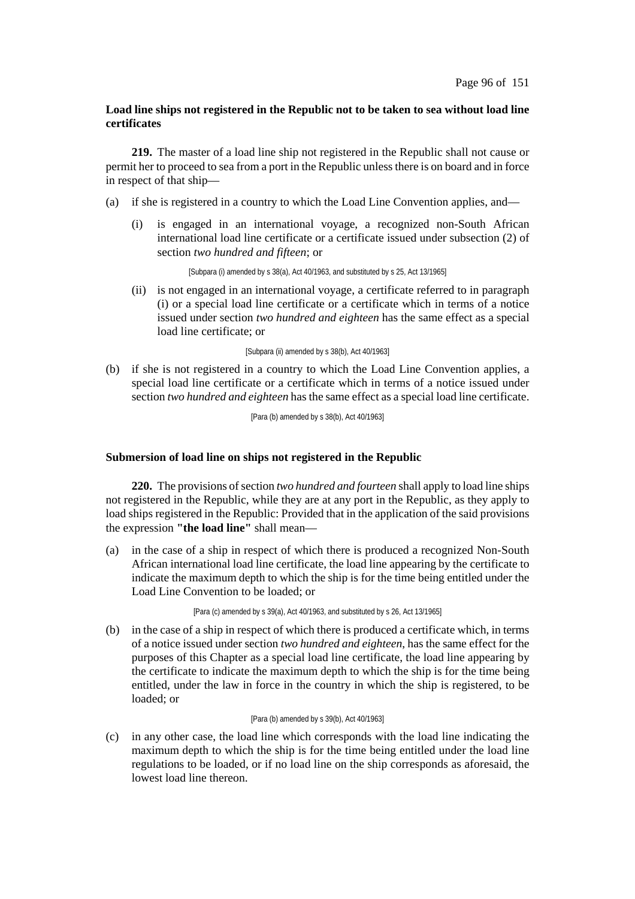**Load line ships not registered in the Republic not to be taken to sea without load line certificates**

**219.** The master of a load line ship not registered in the Republic shall not cause or permit her to proceed to sea from a port in the Republic unless there is on board and in force in respect of that ship—

(a) if she is registered in a country to which the Load Line Convention applies, and—

  (i) is engaged in an international voyage, a recognized non-South African international load line certificate or a certificate issued under subsection (2) of section *two hundred and fifteen*; or

  [Subpara (i) amended by s 38(a), Act 40/1963, and substituted by s 25, Act 13/1965]

  (ii) is not engaged in an international voyage, a certificate referred to in paragraph (i) or a special load line certificate or a certificate which in terms of a notice issued under section *two hundred and eighteen* has the same effect as a special load line certificate; or

  [Subpara (ii) amended by s 38(b), Act 40/1963]

(b) if she is not registered in a country to which the Load Line Convention applies, a special load line certificate or a certificate which in terms of a notice issued under section *two hundred and eighteen* has the same effect as a special load line certificate.

[Para (b) amended by s 38(b), Act 40/1963]

**Submersion of load line on ships not registered in the Republic**

**220.** The provisions of section *two hundred and fourteen* shall apply to load line ships not registered in the Republic, while they are at any port in the Republic, as they apply to load ships registered in the Republic: Provided that in the application of the said provisions the expression **"the load line"** shall mean—

(a) in the case of a ship in respect of which there is produced a recognized Non-South African international load line certificate, the load line appearing by the certificate to indicate the maximum depth to which the ship is for the time being entitled under the Load Line Convention to be loaded; or

[Para (c) amended by s 39(a), Act 40/1963, and substituted by s 26, Act 13/1965]

(b) in the case of a ship in respect of which there is produced a certificate which, in terms of a notice issued under section *two hundred and eighteen*, has the same effect for the purposes of this Chapter as a special load line certificate, the load line appearing by the certificate to indicate the maximum depth to which the ship is for the time being entitled, under the law in force in the country in which the ship is registered, to be loaded; or

[Para (b) amended by s 39(b), Act 40/1963]

(c) in any other case, the load line which corresponds with the load line indicating the maximum depth to which the ship is for the time being entitled under the load line regulations to be loaded, or if no load line on the ship corresponds as aforesaid, the lowest load line thereon.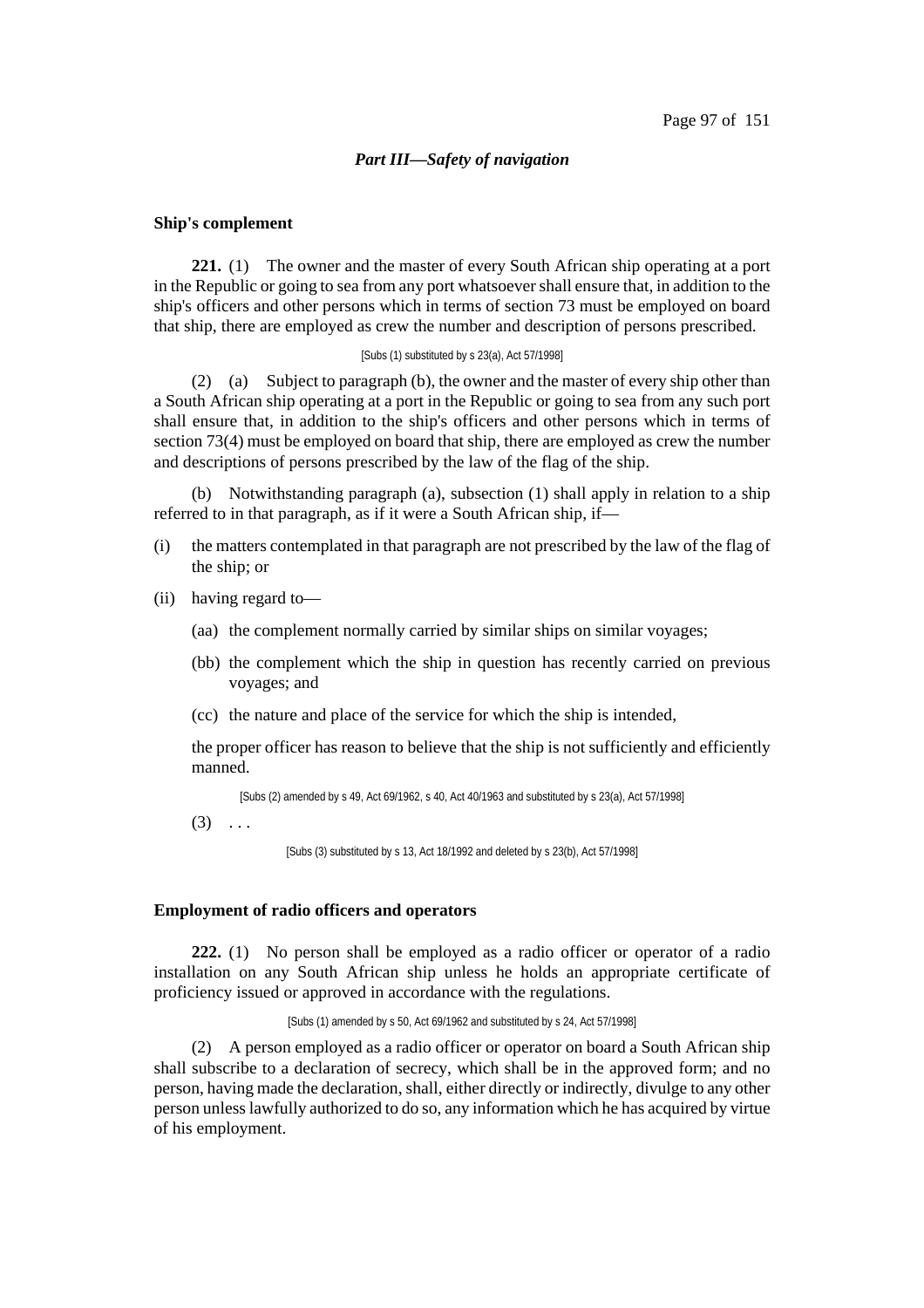*Part III—Safety of navigation*

**Ship's complement**

**221.** (1) The owner and the master of every South African ship operating at a port in the Republic or going to sea from any port whatsoever shall ensure that, in addition to the ship's officers and other persons which in terms of section 73 must be employed on board that ship, there are employed as crew the number and description of persons prescribed.

[Subs (1) substituted by s 23(a), Act 57/1998]

(2) (a) Subject to paragraph (b), the owner and the master of every ship other than a South African ship operating at a port in the Republic or going to sea from any such port shall ensure that, in addition to the ship's officers and other persons which in terms of section 73(4) must be employed on board that ship, there are employed as crew the number and descriptions of persons prescribed by the law of the flag of the ship.

(b) Notwithstanding paragraph (a), subsection (1) shall apply in relation to a ship referred to in that paragraph, as if it were a South African ship, if—

(i) the matters contemplated in that paragraph are not prescribed by the law of the flag of the ship; or

(ii) having regard to—

(aa) the complement normally carried by similar ships on similar voyages;

(bb) the complement which the ship in question has recently carried on previous voyages; and

(cc) the nature and place of the service for which the ship is intended,

the proper officer has reason to believe that the ship is not sufficiently and efficiently manned.

[Subs (2) amended by s 49, Act 69/1962, s 40, Act 40/1963 and substituted by s 23(a), Act 57/1998]

(3) . . .

[Subs (3) substituted by s 13, Act 18/1992 and deleted by s 23(b), Act 57/1998]

**Employment of radio officers and operators**

**222.** (1) No person shall be employed as a radio officer or operator of a radio installation on any South African ship unless he holds an appropriate certificate of proficiency issued or approved in accordance with the regulations.

[Subs (1) amended by s 50, Act 69/1962 and substituted by s 24, Act 57/1998]

(2) A person employed as a radio officer or operator on board a South African ship shall subscribe to a declaration of secrecy, which shall be in the approved form; and no person, having made the declaration, shall, either directly or indirectly, divulge to any other person unless lawfully authorized to do so, any information which he has acquired by virtue of his employment.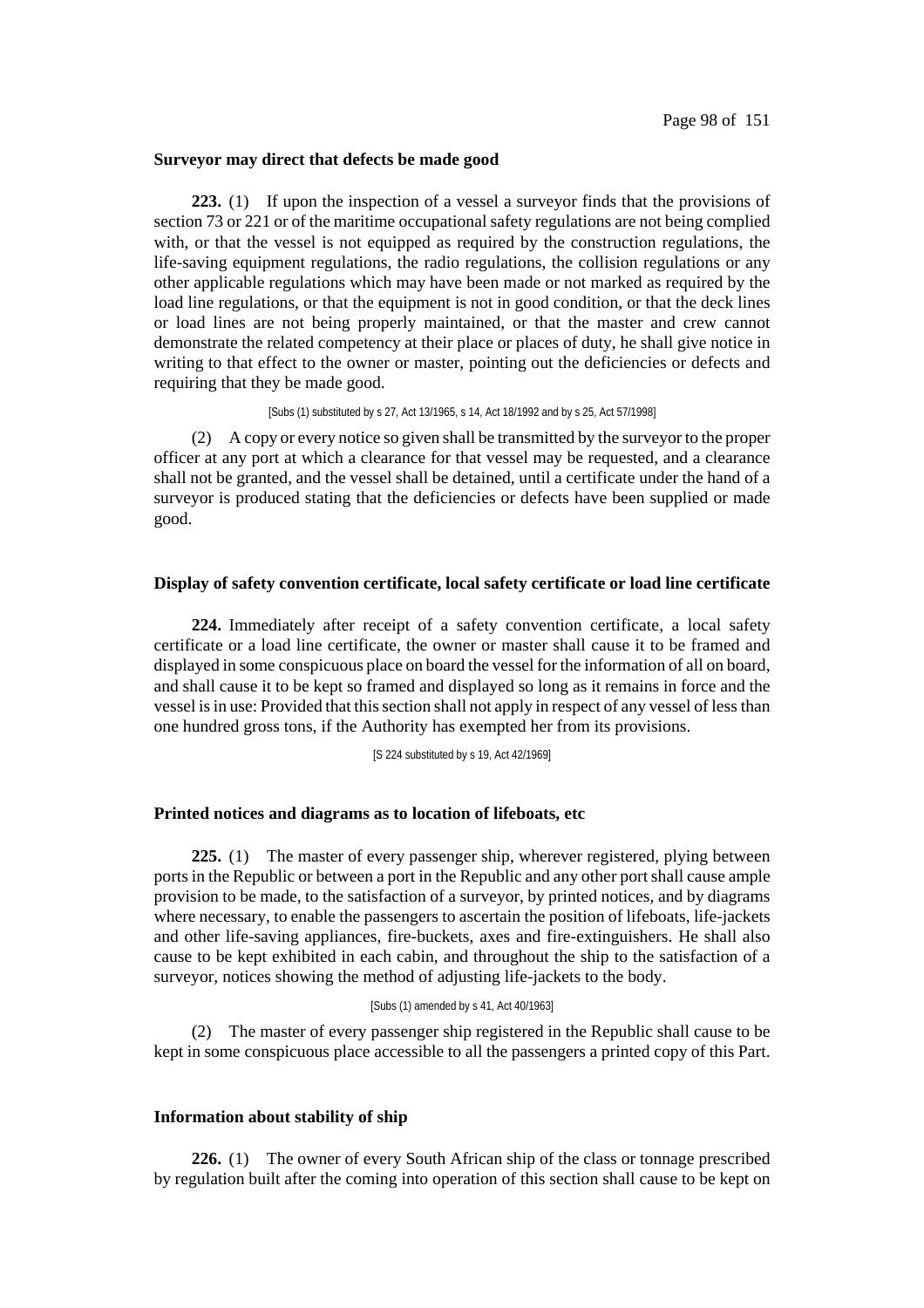**Surveyor may direct that defects be made good**

**223.** (1) If upon the inspection of a vessel a surveyor finds that the provisions of section 73 or 221 or of the maritime occupational safety regulations are not being complied with, or that the vessel is not equipped as required by the construction regulations, the life-saving equipment regulations, the radio regulations, the collision regulations or any other applicable regulations which may have been made or not marked as required by the load line regulations, or that the equipment is not in good condition, or that the deck lines or load lines are not being properly maintained, or that the master and crew cannot demonstrate the related competency at their place or places of duty, he shall give notice in writing to that effect to the owner or master, pointing out the deficiencies or defects and requiring that they be made good.

[Subs (1) substituted by s 27, Act 13/1965, s 14, Act 18/1992 and by s 25, Act 57/1998]

(2) A copy or every notice so given shall be transmitted by the surveyor to the proper officer at any port at which a clearance for that vessel may be requested, and a clearance shall not be granted, and the vessel shall be detained, until a certificate under the hand of a surveyor is produced stating that the deficiencies or defects have been supplied or made good.

**Display of safety convention certificate, local safety certificate or load line certificate**

**224.** Immediately after receipt of a safety convention certificate, a local safety certificate or a load line certificate, the owner or master shall cause it to be framed and displayed in some conspicuous place on board the vessel for the information of all on board, and shall cause it to be kept so framed and displayed so long as it remains in force and the vessel is in use: Provided that this section shall not apply in respect of any vessel of less than one hundred gross tons, if the Authority has exempted her from its provisions.

[S 224 substituted by s 19, Act 42/1969]

**Printed notices and diagrams as to location of lifeboats, etc**

**225.** (1) The master of every passenger ship, wherever registered, plying between ports in the Republic or between a port in the Republic and any other port shall cause ample provision to be made, to the satisfaction of a surveyor, by printed notices, and by diagrams where necessary, to enable the passengers to ascertain the position of lifeboats, life-jackets and other life-saving appliances, fire-buckets, axes and fire-extinguishers. He shall also cause to be kept exhibited in each cabin, and throughout the ship to the satisfaction of a surveyor, notices showing the method of adjusting life-jackets to the body.

[Subs (1) amended by s 41, Act 40/1963]

(2) The master of every passenger ship registered in the Republic shall cause to be kept in some conspicuous place accessible to all the passengers a printed copy of this Part.

**Information about stability of ship**

**226.** (1) The owner of every South African ship of the class or tonnage prescribed by regulation built after the coming into operation of this section shall cause to be kept on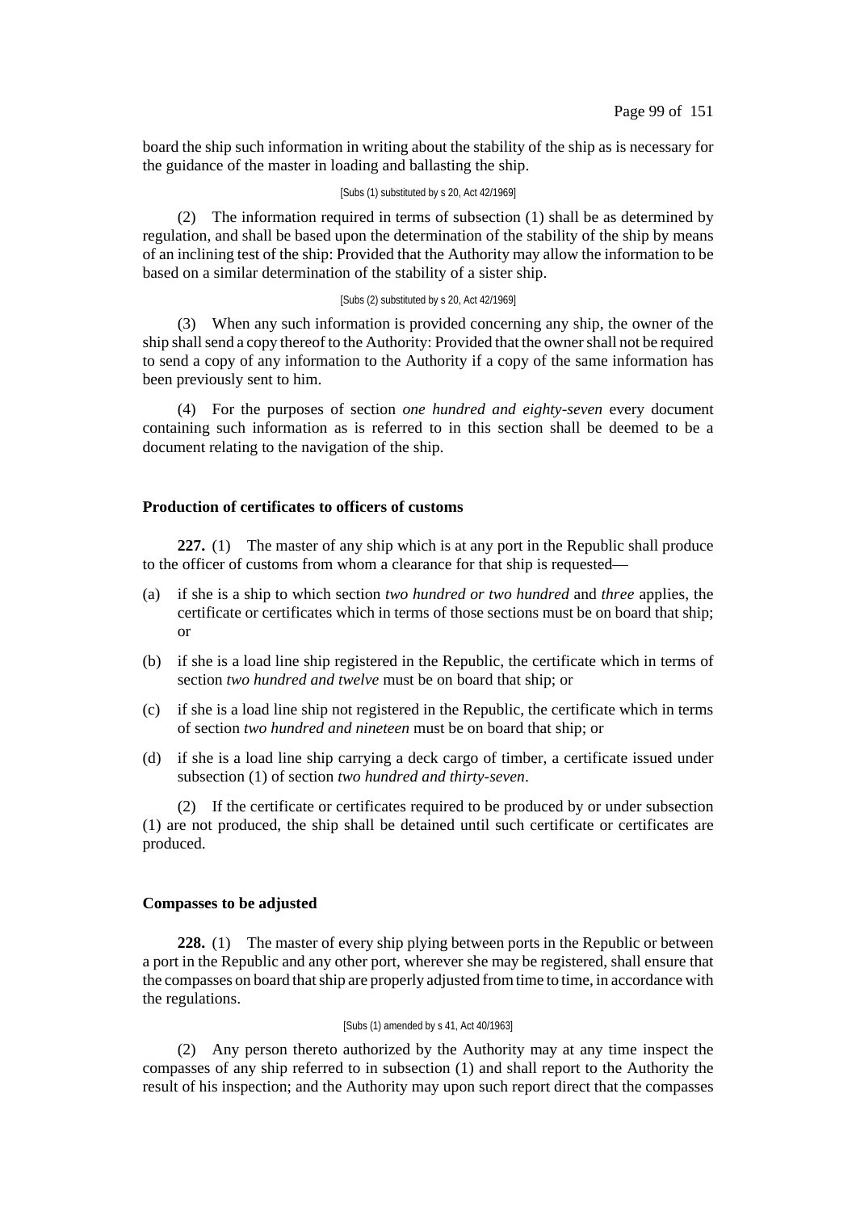board the ship such information in writing about the stability of the ship as is necessary for the guidance of the master in loading and ballasting the ship.

[Subs (1) substituted by s 20, Act 42/1969]

(2) The information required in terms of subsection (1) shall be as determined by regulation, and shall be based upon the determination of the stability of the ship by means of an inclining test of the ship: Provided that the Authority may allow the information to be based on a similar determination of the stability of a sister ship.

[Subs (2) substituted by s 20, Act 42/1969]

(3) When any such information is provided concerning any ship, the owner of the ship shall send a copy thereof to the Authority: Provided that the owner shall not be required to send a copy of any information to the Authority if a copy of the same information has been previously sent to him.

(4) For the purposes of section *one hundred and eighty-seven* every document containing such information as is referred to in this section shall be deemed to be a document relating to the navigation of the ship.

**Production of certificates to officers of customs**

**227.** (1) The master of any ship which is at any port in the Republic shall produce to the officer of customs from whom a clearance for that ship is requested—

(a) if she is a ship to which section *two hundred or two hundred* and *three* applies, the certificate or certificates which in terms of those sections must be on board that ship; or

(b) if she is a load line ship registered in the Republic, the certificate which in terms of section *two hundred and twelve* must be on board that ship; or

(c) if she is a load line ship not registered in the Republic, the certificate which in terms of section *two hundred and nineteen* must be on board that ship; or

(d) if she is a load line ship carrying a deck cargo of timber, a certificate issued under subsection (1) of section *two hundred and thirty-seven*.

(2) If the certificate or certificates required to be produced by or under subsection (1) are not produced, the ship shall be detained until such certificate or certificates are produced.

**Compasses to be adjusted**

**228.** (1) The master of every ship plying between ports in the Republic or between a port in the Republic and any other port, wherever she may be registered, shall ensure that the compasses on board that ship are properly adjusted from time to time, in accordance with the regulations.

[Subs (1) amended by s 41, Act 40/1963]

(2) Any person thereto authorized by the Authority may at any time inspect the compasses of any ship referred to in subsection (1) and shall report to the Authority the result of his inspection; and the Authority may upon such report direct that the compasses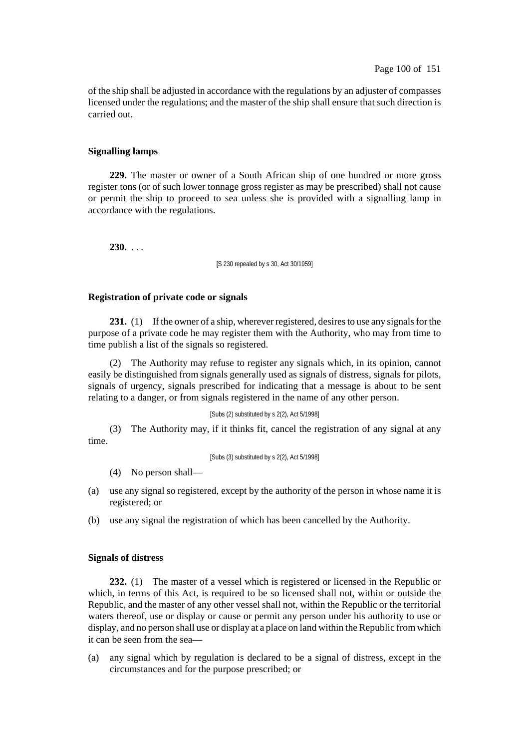of the ship shall be adjusted in accordance with the regulations by an adjuster of compasses licensed under the regulations; and the master of the ship shall ensure that such direction is carried out.

### Signalling lamps

**229.** The master or owner of a South African ship of one hundred or more gross register tons (or of such lower tonnage gross register as may be prescribed) shall not cause or permit the ship to proceed to sea unless she is provided with a signalling lamp in accordance with the regulations.

**230.** . . .

[S 230 repealed by s 30, Act 30/1959]

### Registration of private code or signals

**231.** (1) If the owner of a ship, wherever registered, desires to use any signals for the purpose of a private code he may register them with the Authority, who may from time to time publish a list of the signals so registered.

(2) The Authority may refuse to register any signals which, in its opinion, cannot easily be distinguished from signals generally used as signals of distress, signals for pilots, signals of urgency, signals prescribed for indicating that a message is about to be sent relating to a danger, or from signals registered in the name of any other person.

[Subs (2) substituted by s 2(2), Act 5/1998]

(3) The Authority may, if it thinks fit, cancel the registration of any signal at any time.

[Subs (3) substituted by s 2(2), Act 5/1998]

(4) No person shall—

(a) use any signal so registered, except by the authority of the person in whose name it is registered; or

(b) use any signal the registration of which has been cancelled by the Authority.

### Signals of distress

**232.** (1) The master of a vessel which is registered or licensed in the Republic or which, in terms of this Act, is required to be so licensed shall not, within or outside the Republic, and the master of any other vessel shall not, within the Republic or the territorial waters thereof, use or display or cause or permit any person under his authority to use or display, and no person shall use or display at a place on land within the Republic from which it can be seen from the sea—

(a) any signal which by regulation is declared to be a signal of distress, except in the circumstances and for the purpose prescribed; or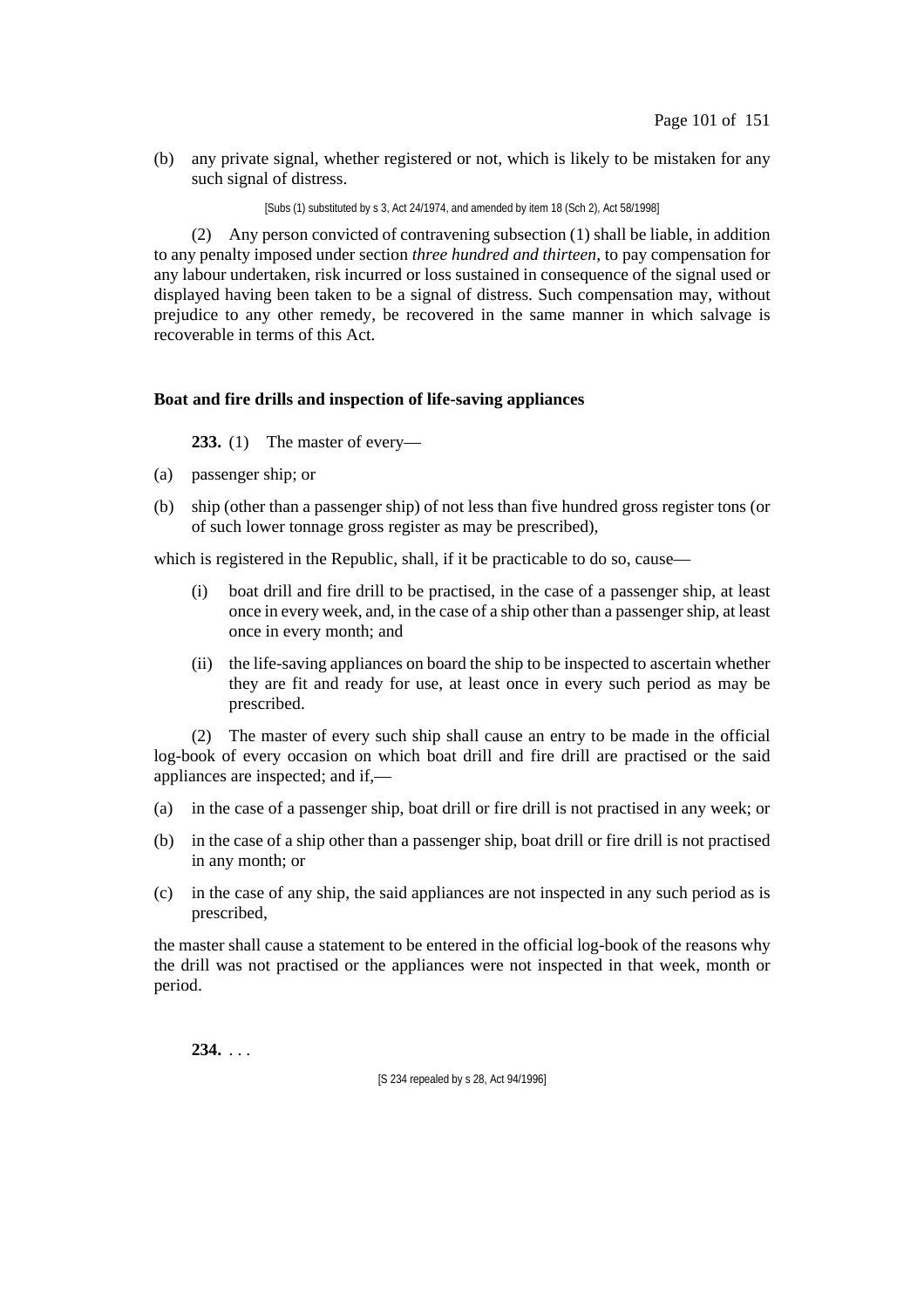(b) any private signal, whether registered or not, which is likely to be mistaken for any such signal of distress.

[Subs (1) substituted by s 3, Act 24/1974, and amended by item 18 (Sch 2), Act 58/1998]

(2) Any person convicted of contravening subsection (1) shall be liable, in addition to any penalty imposed under section *three hundred and thirteen*, to pay compensation for any labour undertaken, risk incurred or loss sustained in consequence of the signal used or displayed having been taken to be a signal of distress. Such compensation may, without prejudice to any other remedy, be recovered in the same manner in which salvage is recoverable in terms of this Act.

**Boat and fire drills and inspection of life-saving appliances**

**233.** (1) The master of every—

(a) passenger ship; or

(b) ship (other than a passenger ship) of not less than five hundred gross register tons (or of such lower tonnage gross register as may be prescribed),

which is registered in the Republic, shall, if it be practicable to do so, cause—

(i) boat drill and fire drill to be practised, in the case of a passenger ship, at least once in every week, and, in the case of a ship other than a passenger ship, at least once in every month; and

(ii) the life-saving appliances on board the ship to be inspected to ascertain whether they are fit and ready for use, at least once in every such period as may be prescribed.

(2) The master of every such ship shall cause an entry to be made in the official log-book of every occasion on which boat drill and fire drill are practised or the said appliances are inspected; and if,—

(a) in the case of a passenger ship, boat drill or fire drill is not practised in any week; or

(b) in the case of a ship other than a passenger ship, boat drill or fire drill is not practised in any month; or

(c) in the case of any ship, the said appliances are not inspected in any such period as is prescribed,

the master shall cause a statement to be entered in the official log-book of the reasons why the drill was not practised or the appliances were not inspected in that week, month or period.

**234.** . . .

[S 234 repealed by s 28, Act 94/1996]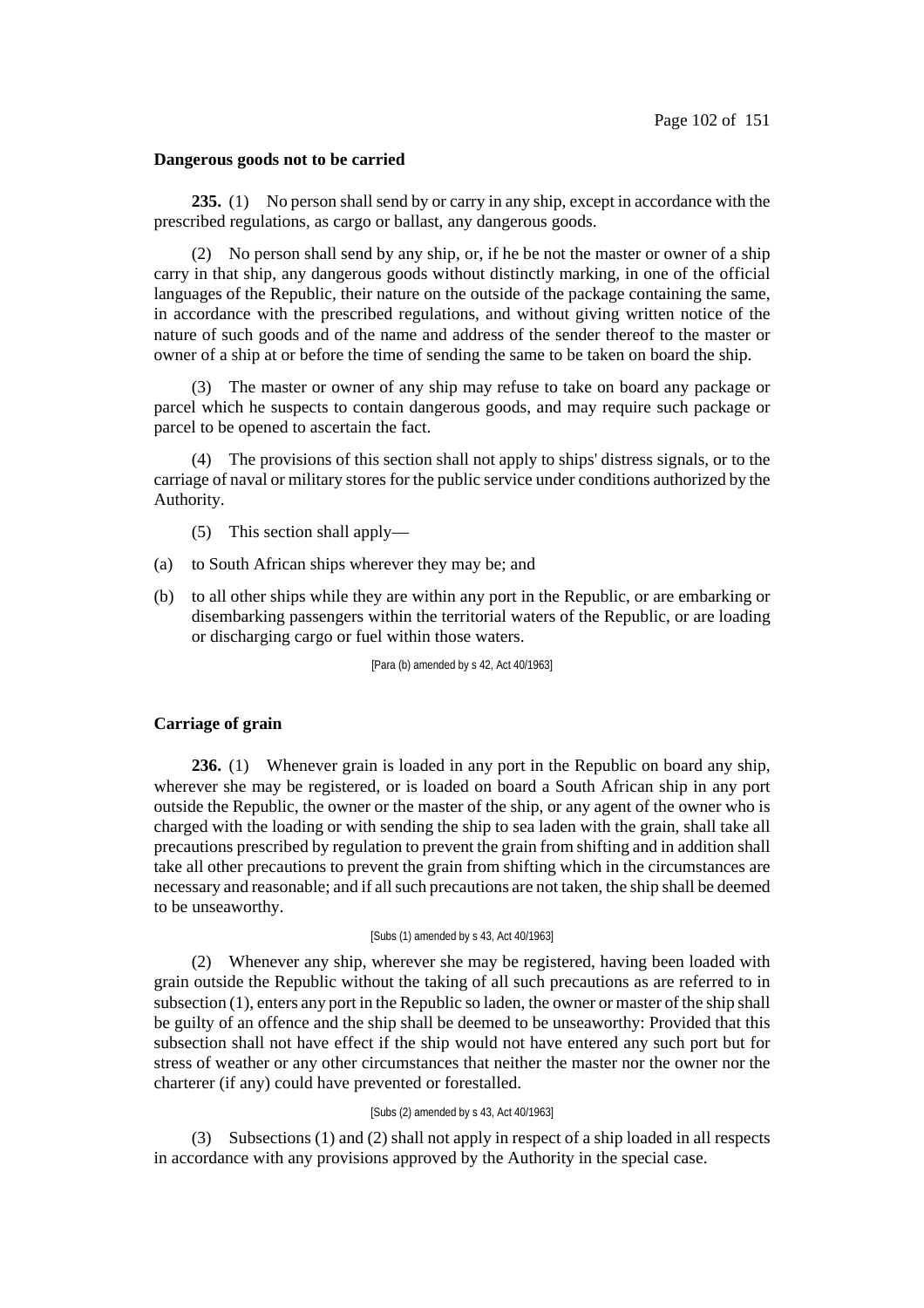**Dangerous goods not to be carried**

**235.** (1) No person shall send by or carry in any ship, except in accordance with the prescribed regulations, as cargo or ballast, any dangerous goods.

(2) No person shall send by any ship, or, if he be not the master or owner of a ship carry in that ship, any dangerous goods without distinctly marking, in one of the official languages of the Republic, their nature on the outside of the package containing the same, in accordance with the prescribed regulations, and without giving written notice of the nature of such goods and of the name and address of the sender thereof to the master or owner of a ship at or before the time of sending the same to be taken on board the ship.

(3) The master or owner of any ship may refuse to take on board any package or parcel which he suspects to contain dangerous goods, and may require such package or parcel to be opened to ascertain the fact.

(4) The provisions of this section shall not apply to ships' distress signals, or to the carriage of naval or military stores for the public service under conditions authorized by the Authority.

(5) This section shall apply—

(a) to South African ships wherever they may be; and

(b) to all other ships while they are within any port in the Republic, or are embarking or disembarking passengers within the territorial waters of the Republic, or are loading or discharging cargo or fuel within those waters.

[Para (b) amended by s 42, Act 40/1963]

**Carriage of grain**

**236.** (1) Whenever grain is loaded in any port in the Republic on board any ship, wherever she may be registered, or is loaded on board a South African ship in any port outside the Republic, the owner or the master of the ship, or any agent of the owner who is charged with the loading or with sending the ship to sea laden with the grain, shall take all precautions prescribed by regulation to prevent the grain from shifting and in addition shall take all other precautions to prevent the grain from shifting which in the circumstances are necessary and reasonable; and if all such precautions are not taken, the ship shall be deemed to be unseaworthy.

[Subs (1) amended by s 43, Act 40/1963]

(2) Whenever any ship, wherever she may be registered, having been loaded with grain outside the Republic without the taking of all such precautions as are referred to in subsection (1), enters any port in the Republic so laden, the owner or master of the ship shall be guilty of an offence and the ship shall be deemed to be unseaworthy: Provided that this subsection shall not have effect if the ship would not have entered any such port but for stress of weather or any other circumstances that neither the master nor the owner nor the charterer (if any) could have prevented or forestalled.

[Subs (2) amended by s 43, Act 40/1963]

(3) Subsections (1) and (2) shall not apply in respect of a ship loaded in all respects in accordance with any provisions approved by the Authority in the special case.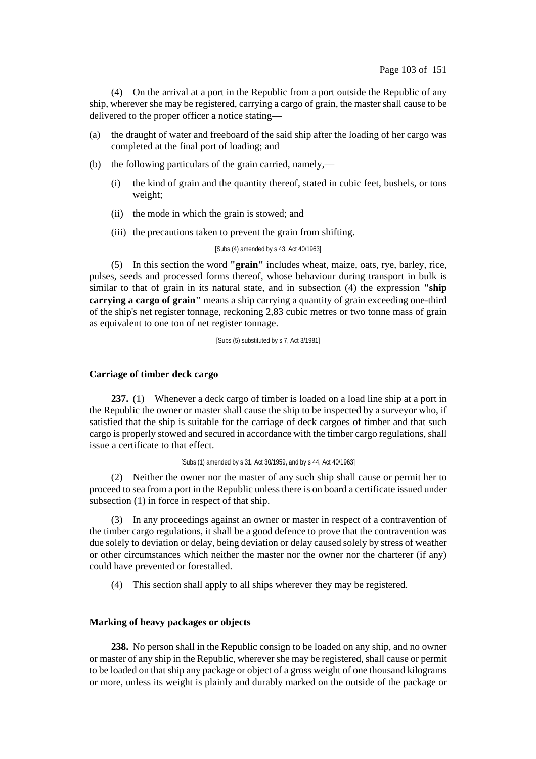(4) On the arrival at a port in the Republic from a port outside the Republic of any ship, wherever she may be registered, carrying a cargo of grain, the master shall cause to be delivered to the proper officer a notice stating—

(a) the draught of water and freeboard of the said ship after the loading of her cargo was completed at the final port of loading; and

(b) the following particulars of the grain carried, namely,—

   (i) the kind of grain and the quantity thereof, stated in cubic feet, bushels, or tons weight;

   (ii) the mode in which the grain is stowed; and

   (iii) the precautions taken to prevent the grain from shifting.

[Subs (4) amended by s 43, Act 40/1963]

(5) In this section the word **"grain"** includes wheat, maize, oats, rye, barley, rice, pulses, seeds and processed forms thereof, whose behaviour during transport in bulk is similar to that of grain in its natural state, and in subsection (4) the expression **"ship carrying a cargo of grain"** means a ship carrying a quantity of grain exceeding one-third of the ship's net register tonnage, reckoning 2,83 cubic metres or two tonne mass of grain as equivalent to one ton of net register tonnage.

[Subs (5) substituted by s 7, Act 3/1981]

### Carriage of timber deck cargo

**237.** (1) Whenever a deck cargo of timber is loaded on a load line ship at a port in the Republic the owner or master shall cause the ship to be inspected by a surveyor who, if satisfied that the ship is suitable for the carriage of deck cargoes of timber and that such cargo is properly stowed and secured in accordance with the timber cargo regulations, shall issue a certificate to that effect.

[Subs (1) amended by s 31, Act 30/1959, and by s 44, Act 40/1963]

(2) Neither the owner nor the master of any such ship shall cause or permit her to proceed to sea from a port in the Republic unless there is on board a certificate issued under subsection (1) in force in respect of that ship.

(3) In any proceedings against an owner or master in respect of a contravention of the timber cargo regulations, it shall be a good defence to prove that the contravention was due solely to deviation or delay, being deviation or delay caused solely by stress of weather or other circumstances which neither the master nor the owner nor the charterer (if any) could have prevented or forestalled.

(4) This section shall apply to all ships wherever they may be registered.

### Marking of heavy packages or objects

**238.** No person shall in the Republic consign to be loaded on any ship, and no owner or master of any ship in the Republic, wherever she may be registered, shall cause or permit to be loaded on that ship any package or object of a gross weight of one thousand kilograms or more, unless its weight is plainly and durably marked on the outside of the package or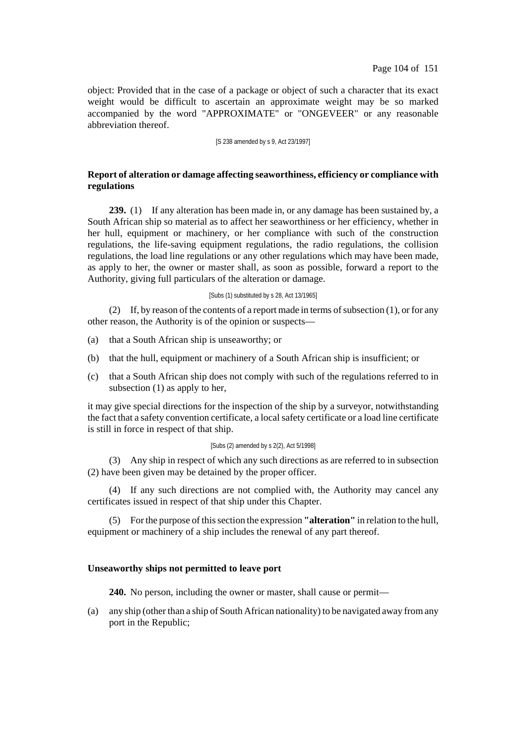object: Provided that in the case of a package or object of such a character that its exact weight would be difficult to ascertain an approximate weight may be so marked accompanied by the word "APPROXIMATE" or "ONGEVEER" or any reasonable abbreviation thereof.

[S 238 amended by s 9, Act 23/1997]

**Report of alteration or damage affecting seaworthiness, efficiency or compliance with regulations**

**239.** (1) If any alteration has been made in, or any damage has been sustained by, a South African ship so material as to affect her seaworthiness or her efficiency, whether in her hull, equipment or machinery, or her compliance with such of the construction regulations, the life-saving equipment regulations, the radio regulations, the collision regulations, the load line regulations or any other regulations which may have been made, as apply to her, the owner or master shall, as soon as possible, forward a report to the Authority, giving full particulars of the alteration or damage.

[Subs (1) substituted by s 28, Act 13/1965]

(2) If, by reason of the contents of a report made in terms of subsection (1), or for any other reason, the Authority is of the opinion or suspects—

(a) that a South African ship is unseaworthy; or

(b) that the hull, equipment or machinery of a South African ship is insufficient; or

(c) that a South African ship does not comply with such of the regulations referred to in subsection (1) as apply to her,

it may give special directions for the inspection of the ship by a surveyor, notwithstanding the fact that a safety convention certificate, a local safety certificate or a load line certificate is still in force in respect of that ship.

[Subs (2) amended by s 2(2), Act 5/1998]

(3) Any ship in respect of which any such directions as are referred to in subsection (2) have been given may be detained by the proper officer.

(4) If any such directions are not complied with, the Authority may cancel any certificates issued in respect of that ship under this Chapter.

(5) For the purpose of this section the expression **"alteration"** in relation to the hull, equipment or machinery of a ship includes the renewal of any part thereof.

**Unseaworthy ships not permitted to leave port**

**240.** No person, including the owner or master, shall cause or permit—

(a) any ship (other than a ship of South African nationality) to be navigated away from any port in the Republic;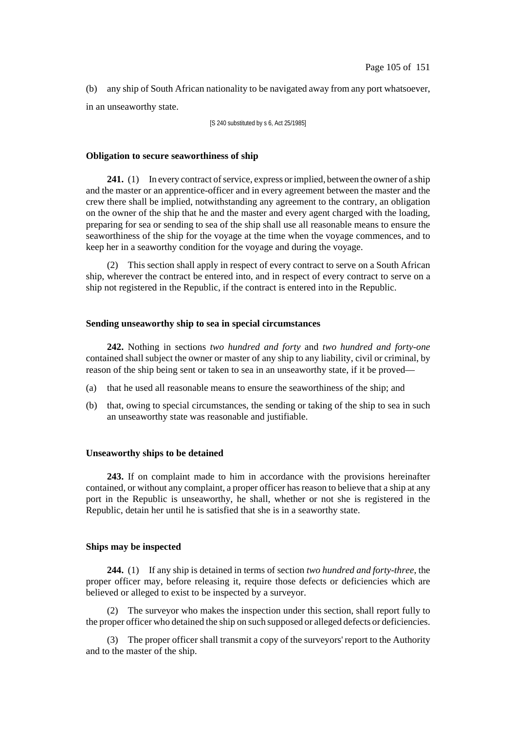(b) any ship of South African nationality to be navigated away from any port whatsoever, in an unseaworthy state.

[S 240 substituted by s 6, Act 25/1985]

**Obligation to secure seaworthiness of ship**

**241.** (1) In every contract of service, express or implied, between the owner of a ship and the master or an apprentice-officer and in every agreement between the master and the crew there shall be implied, notwithstanding any agreement to the contrary, an obligation on the owner of the ship that he and the master and every agent charged with the loading, preparing for sea or sending to sea of the ship shall use all reasonable means to ensure the seaworthiness of the ship for the voyage at the time when the voyage commences, and to keep her in a seaworthy condition for the voyage and during the voyage.

(2) This section shall apply in respect of every contract to serve on a South African ship, wherever the contract be entered into, and in respect of every contract to serve on a ship not registered in the Republic, if the contract is entered into in the Republic.

**Sending unseaworthy ship to sea in special circumstances**

**242.** Nothing in sections *two hundred and forty* and *two hundred and forty-one* contained shall subject the owner or master of any ship to any liability, civil or criminal, by reason of the ship being sent or taken to sea in an unseaworthy state, if it be proved—

(a) that he used all reasonable means to ensure the seaworthiness of the ship; and

(b) that, owing to special circumstances, the sending or taking of the ship to sea in such an unseaworthy state was reasonable and justifiable.

**Unseaworthy ships to be detained**

**243.** If on complaint made to him in accordance with the provisions hereinafter contained, or without any complaint, a proper officer has reason to believe that a ship at any port in the Republic is unseaworthy, he shall, whether or not she is registered in the Republic, detain her until he is satisfied that she is in a seaworthy state.

**Ships may be inspected**

**244.** (1) If any ship is detained in terms of section *two hundred and forty-three*, the proper officer may, before releasing it, require those defects or deficiencies which are believed or alleged to exist to be inspected by a surveyor.

(2) The surveyor who makes the inspection under this section, shall report fully to the proper officer who detained the ship on such supposed or alleged defects or deficiencies.

(3) The proper officer shall transmit a copy of the surveyors' report to the Authority and to the master of the ship.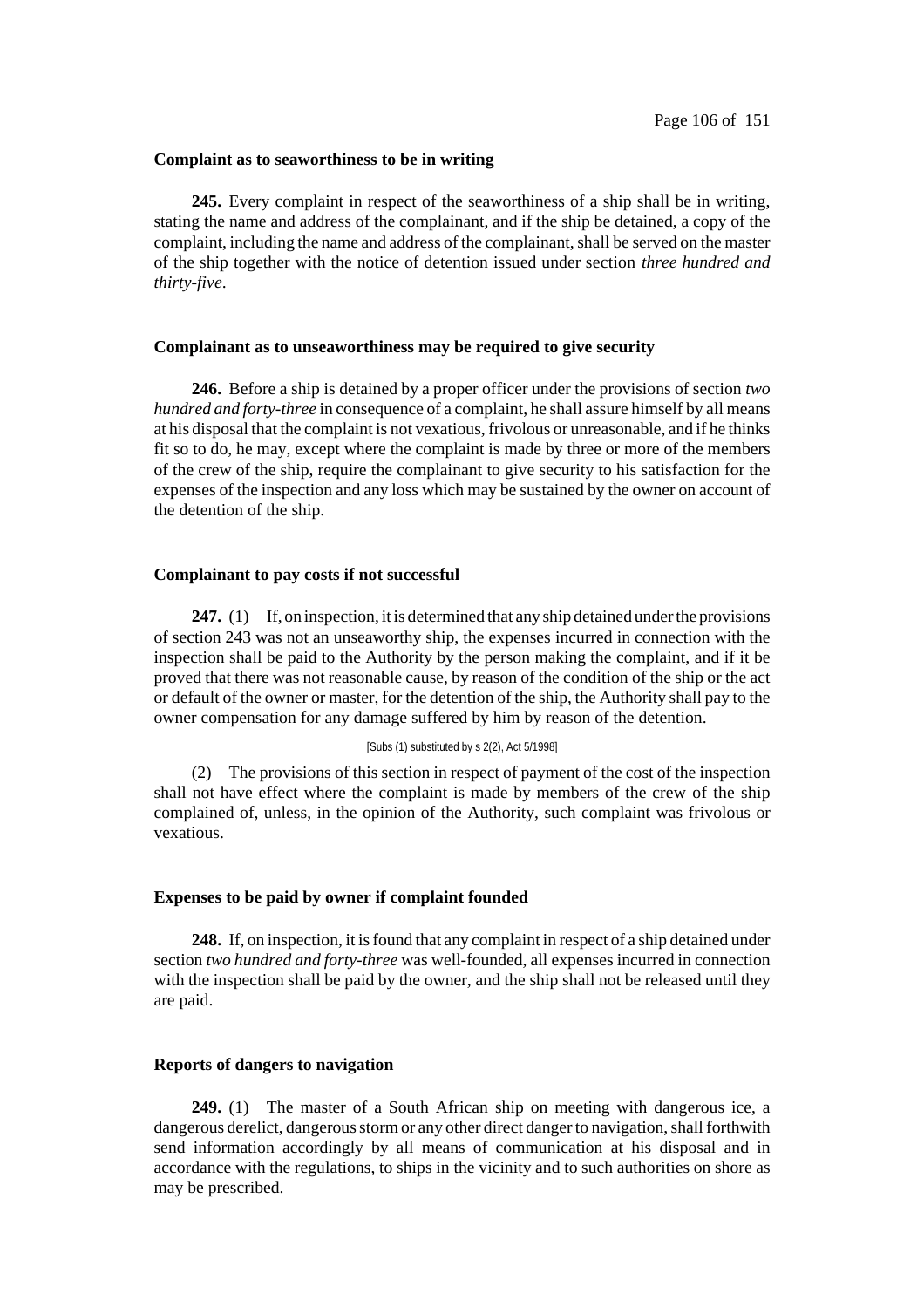**Complaint as to seaworthiness to be in writing**

**245.** Every complaint in respect of the seaworthiness of a ship shall be in writing, stating the name and address of the complainant, and if the ship be detained, a copy of the complaint, including the name and address of the complainant, shall be served on the master of the ship together with the notice of detention issued under section *three hundred and thirty-five*.

**Complainant as to unseaworthiness may be required to give security**

**246.** Before a ship is detained by a proper officer under the provisions of section *two hundred and forty-three* in consequence of a complaint, he shall assure himself by all means at his disposal that the complaint is not vexatious, frivolous or unreasonable, and if he thinks fit so to do, he may, except where the complaint is made by three or more of the members of the crew of the ship, require the complainant to give security to his satisfaction for the expenses of the inspection and any loss which may be sustained by the owner on account of the detention of the ship.

**Complainant to pay costs if not successful**

**247.** (1) If, on inspection, it is determined that any ship detained under the provisions of section 243 was not an unseaworthy ship, the expenses incurred in connection with the inspection shall be paid to the Authority by the person making the complaint, and if it be proved that there was not reasonable cause, by reason of the condition of the ship or the act or default of the owner or master, for the detention of the ship, the Authority shall pay to the owner compensation for any damage suffered by him by reason of the detention.

[Subs (1) substituted by s 2(2), Act 5/1998]

(2) The provisions of this section in respect of payment of the cost of the inspection shall not have effect where the complaint is made by members of the crew of the ship complained of, unless, in the opinion of the Authority, such complaint was frivolous or vexatious.

**Expenses to be paid by owner if complaint founded**

**248.** If, on inspection, it is found that any complaint in respect of a ship detained under section *two hundred and forty-three* was well-founded, all expenses incurred in connection with the inspection shall be paid by the owner, and the ship shall not be released until they are paid.

**Reports of dangers to navigation**

**249.** (1) The master of a South African ship on meeting with dangerous ice, a dangerous derelict, dangerous storm or any other direct danger to navigation, shall forthwith send information accordingly by all means of communication at his disposal and in accordance with the regulations, to ships in the vicinity and to such authorities on shore as may be prescribed.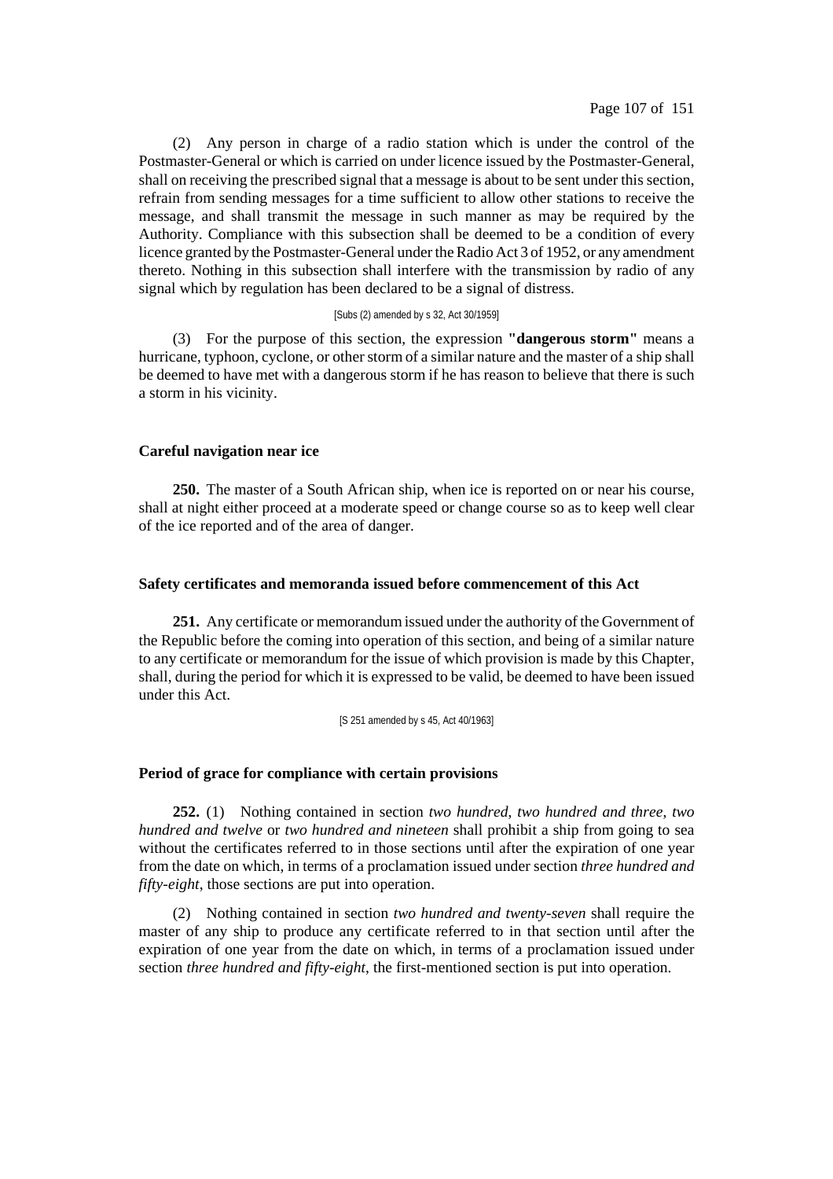(2) Any person in charge of a radio station which is under the control of the Postmaster-General or which is carried on under licence issued by the Postmaster-General, shall on receiving the prescribed signal that a message is about to be sent under this section, refrain from sending messages for a time sufficient to allow other stations to receive the message, and shall transmit the message in such manner as may be required by the Authority. Compliance with this subsection shall be deemed to be a condition of every licence granted by the Postmaster-General under the Radio Act 3 of 1952, or any amendment thereto. Nothing in this subsection shall interfere with the transmission by radio of any signal which by regulation has been declared to be a signal of distress.

[Subs (2) amended by s 32, Act 30/1959]

(3) For the purpose of this section, the expression **"dangerous storm"** means a hurricane, typhoon, cyclone, or other storm of a similar nature and the master of a ship shall be deemed to have met with a dangerous storm if he has reason to believe that there is such a storm in his vicinity.

#### Careful navigation near ice

**250.** The master of a South African ship, when ice is reported on or near his course, shall at night either proceed at a moderate speed or change course so as to keep well clear of the ice reported and of the area of danger.

#### Safety certificates and memoranda issued before commencement of this Act

**251.** Any certificate or memorandum issued under the authority of the Government of the Republic before the coming into operation of this section, and being of a similar nature to any certificate or memorandum for the issue of which provision is made by this Chapter, shall, during the period for which it is expressed to be valid, be deemed to have been issued under this Act.

[S 251 amended by s 45, Act 40/1963]

#### Period of grace for compliance with certain provisions

**252.** (1) Nothing contained in section *two hundred*, *two hundred and three*, *two hundred and twelve* or *two hundred and nineteen* shall prohibit a ship from going to sea without the certificates referred to in those sections until after the expiration of one year from the date on which, in terms of a proclamation issued under section *three hundred and fifty-eight*, those sections are put into operation.

(2) Nothing contained in section *two hundred and twenty-seven* shall require the master of any ship to produce any certificate referred to in that section until after the expiration of one year from the date on which, in terms of a proclamation issued under section *three hundred and fifty-eight*, the first-mentioned section is put into operation.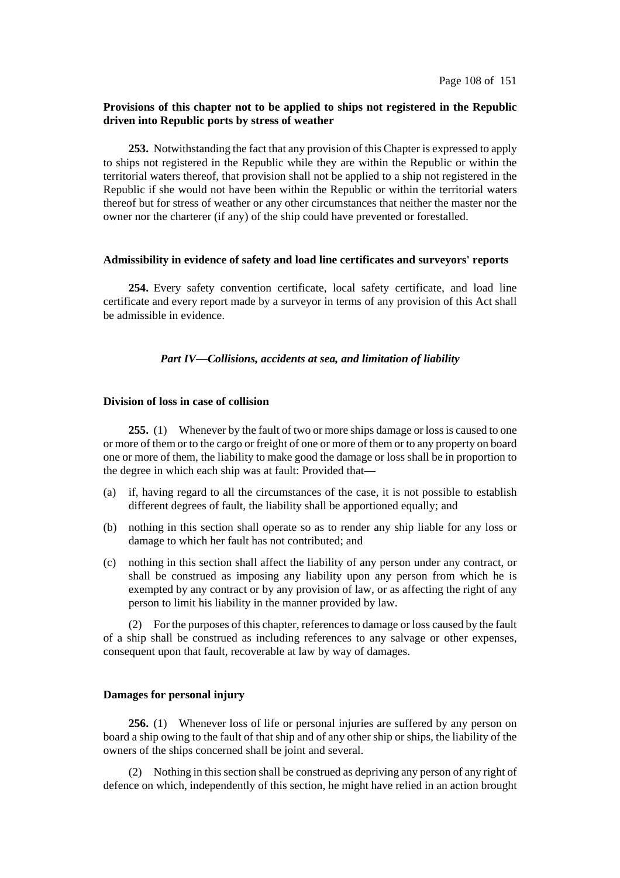**Provisions of this chapter not to be applied to ships not registered in the Republic driven into Republic ports by stress of weather**

**253.** Notwithstanding the fact that any provision of this Chapter is expressed to apply to ships not registered in the Republic while they are within the Republic or within the territorial waters thereof, that provision shall not be applied to a ship not registered in the Republic if she would not have been within the Republic or within the territorial waters thereof but for stress of weather or any other circumstances that neither the master nor the owner nor the charterer (if any) of the ship could have prevented or forestalled.

**Admissibility in evidence of safety and load line certificates and surveyors' reports**

**254.** Every safety convention certificate, local safety certificate, and load line certificate and every report made by a surveyor in terms of any provision of this Act shall be admissible in evidence.

***Part IV—Collisions, accidents at sea, and limitation of liability***

**Division of loss in case of collision**

**255.** (1) Whenever by the fault of two or more ships damage or loss is caused to one or more of them or to the cargo or freight of one or more of them or to any property on board one or more of them, the liability to make good the damage or loss shall be in proportion to the degree in which each ship was at fault: Provided that—

(a) if, having regard to all the circumstances of the case, it is not possible to establish different degrees of fault, the liability shall be apportioned equally; and

(b) nothing in this section shall operate so as to render any ship liable for any loss or damage to which her fault has not contributed; and

(c) nothing in this section shall affect the liability of any person under any contract, or shall be construed as imposing any liability upon any person from which he is exempted by any contract or by any provision of law, or as affecting the right of any person to limit his liability in the manner provided by law.

(2) For the purposes of this chapter, references to damage or loss caused by the fault of a ship shall be construed as including references to any salvage or other expenses, consequent upon that fault, recoverable at law by way of damages.

**Damages for personal injury**

**256.** (1) Whenever loss of life or personal injuries are suffered by any person on board a ship owing to the fault of that ship and of any other ship or ships, the liability of the owners of the ships concerned shall be joint and several.

(2) Nothing in this section shall be construed as depriving any person of any right of defence on which, independently of this section, he might have relied in an action brought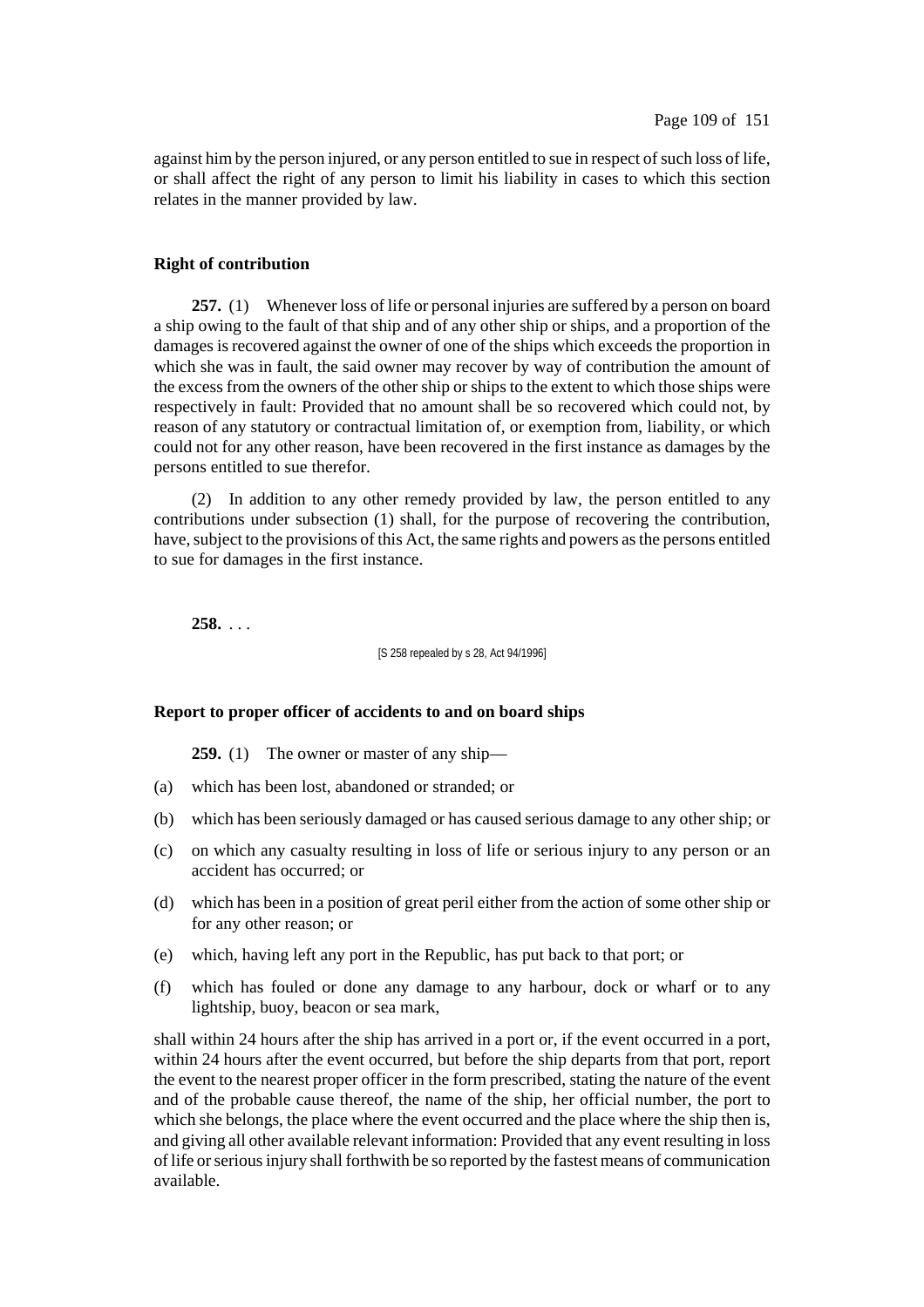against him by the person injured, or any person entitled to sue in respect of such loss of life, or shall affect the right of any person to limit his liability in cases to which this section relates in the manner provided by law.

**Right of contribution**

**257.** (1) Whenever loss of life or personal injuries are suffered by a person on board a ship owing to the fault of that ship and of any other ship or ships, and a proportion of the damages is recovered against the owner of one of the ships which exceeds the proportion in which she was in fault, the said owner may recover by way of contribution the amount of the excess from the owners of the other ship or ships to the extent to which those ships were respectively in fault: Provided that no amount shall be so recovered which could not, by reason of any statutory or contractual limitation of, or exemption from, liability, or which could not for any other reason, have been recovered in the first instance as damages by the persons entitled to sue therefor.

(2) In addition to any other remedy provided by law, the person entitled to any contributions under subsection (1) shall, for the purpose of recovering the contribution, have, subject to the provisions of this Act, the same rights and powers as the persons entitled to sue for damages in the first instance.

**258.** . . .

[S 258 repealed by s 28, Act 94/1996]

**Report to proper officer of accidents to and on board ships**

**259.** (1) The owner or master of any ship—

(a) which has been lost, abandoned or stranded; or

(b) which has been seriously damaged or has caused serious damage to any other ship; or

(c) on which any casualty resulting in loss of life or serious injury to any person or an accident has occurred; or

(d) which has been in a position of great peril either from the action of some other ship or for any other reason; or

(e) which, having left any port in the Republic, has put back to that port; or

(f) which has fouled or done any damage to any harbour, dock or wharf or to any lightship, buoy, beacon or sea mark,

shall within 24 hours after the ship has arrived in a port or, if the event occurred in a port, within 24 hours after the event occurred, but before the ship departs from that port, report the event to the nearest proper officer in the form prescribed, stating the nature of the event and of the probable cause thereof, the name of the ship, her official number, the port to which she belongs, the place where the event occurred and the place where the ship then is, and giving all other available relevant information: Provided that any event resulting in loss of life or serious injury shall forthwith be so reported by the fastest means of communication available.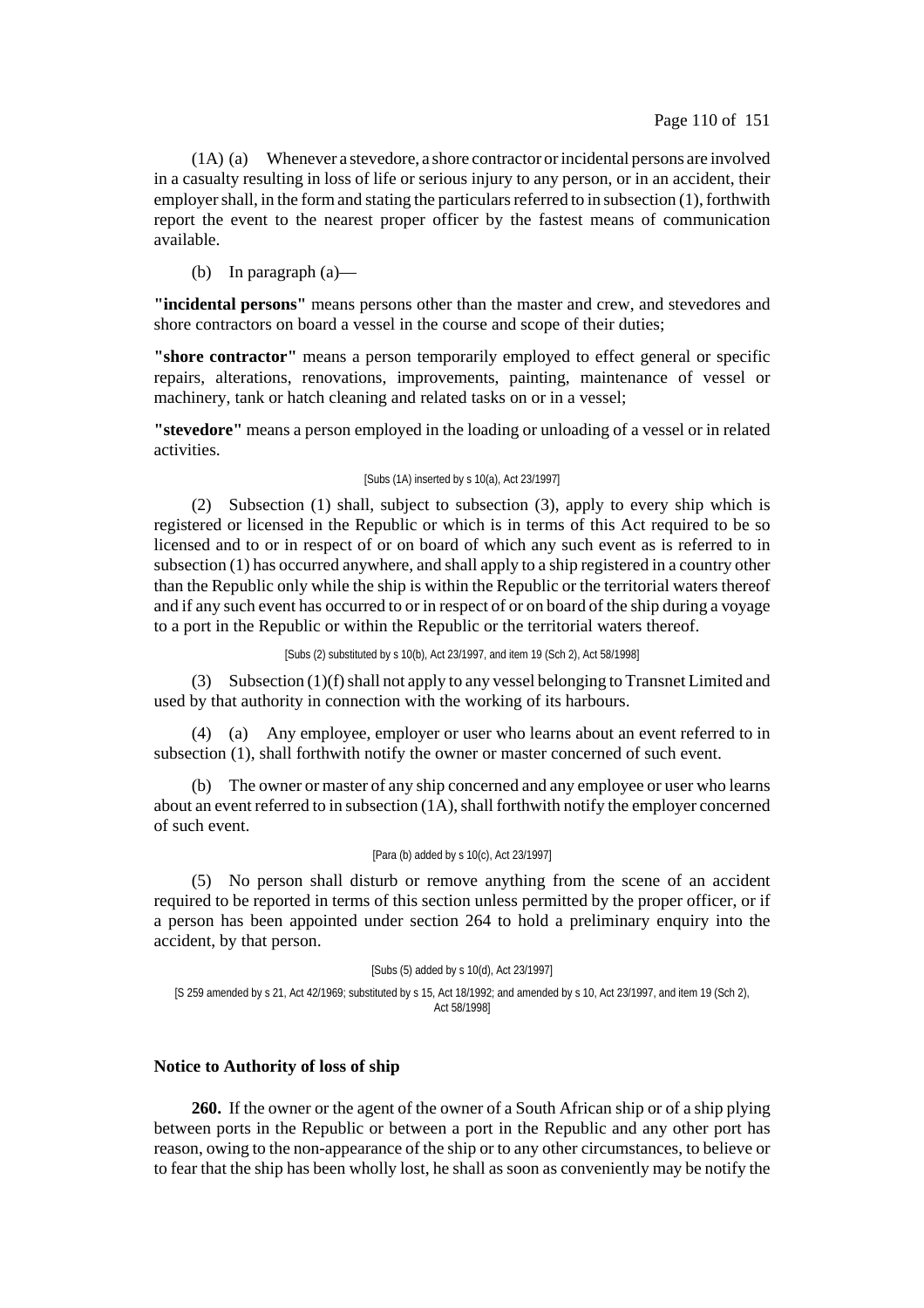(1A) (a) Whenever a stevedore, a shore contractor or incidental persons are involved in a casualty resulting in loss of life or serious injury to any person, or in an accident, their employer shall, in the form and stating the particulars referred to in subsection (1), forthwith report the event to the nearest proper officer by the fastest means of communication available.

(b) In paragraph (a)—

**"incidental persons"** means persons other than the master and crew, and stevedores and shore contractors on board a vessel in the course and scope of their duties;

**"shore contractor"** means a person temporarily employed to effect general or specific repairs, alterations, renovations, improvements, painting, maintenance of vessel or machinery, tank or hatch cleaning and related tasks on or in a vessel;

**"stevedore"** means a person employed in the loading or unloading of a vessel or in related activities.

[Subs (1A) inserted by s 10(a), Act 23/1997]

(2) Subsection (1) shall, subject to subsection (3), apply to every ship which is registered or licensed in the Republic or which is in terms of this Act required to be so licensed and to or in respect of or on board of which any such event as is referred to in subsection (1) has occurred anywhere, and shall apply to a ship registered in a country other than the Republic only while the ship is within the Republic or the territorial waters thereof and if any such event has occurred to or in respect of or on board of the ship during a voyage to a port in the Republic or within the Republic or the territorial waters thereof.

[Subs (2) substituted by s 10(b), Act 23/1997, and item 19 (Sch 2), Act 58/1998]

(3) Subsection (1)(f) shall not apply to any vessel belonging to Transnet Limited and used by that authority in connection with the working of its harbours.

(4) (a) Any employee, employer or user who learns about an event referred to in subsection (1), shall forthwith notify the owner or master concerned of such event.

(b) The owner or master of any ship concerned and any employee or user who learns about an event referred to in subsection (1A), shall forthwith notify the employer concerned of such event.

[Para (b) added by s 10(c), Act 23/1997]

(5) No person shall disturb or remove anything from the scene of an accident required to be reported in terms of this section unless permitted by the proper officer, or if a person has been appointed under section 264 to hold a preliminary enquiry into the accident, by that person.

[Subs (5) added by s 10(d), Act 23/1997]

[S 259 amended by s 21, Act 42/1969; substituted by s 15, Act 18/1992; and amended by s 10, Act 23/1997, and item 19 (Sch 2), Act 58/1998]

### Notice to Authority of loss of ship

**260.** If the owner or the agent of the owner of a South African ship or of a ship plying between ports in the Republic or between a port in the Republic and any other port has reason, owing to the non-appearance of the ship or to any other circumstances, to believe or to fear that the ship has been wholly lost, he shall as soon as conveniently may be notify the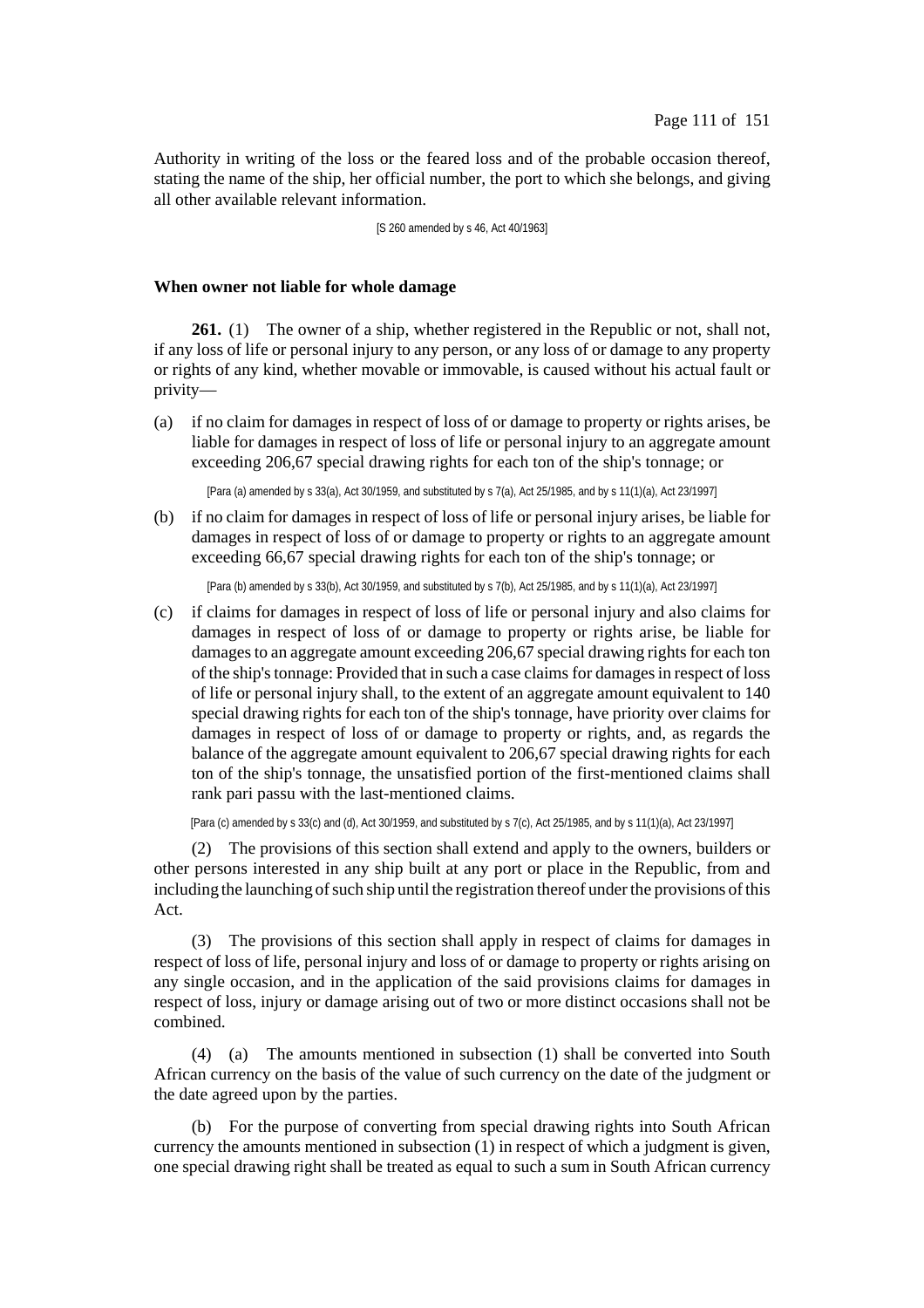Authority in writing of the loss or the feared loss and of the probable occasion thereof, stating the name of the ship, her official number, the port to which she belongs, and giving all other available relevant information.

[S 260 amended by s 46, Act 40/1963]

**When owner not liable for whole damage**

**261.** (1) The owner of a ship, whether registered in the Republic or not, shall not, if any loss of life or personal injury to any person, or any loss of or damage to any property or rights of any kind, whether movable or immovable, is caused without his actual fault or privity—

(a) if no claim for damages in respect of loss of or damage to property or rights arises, be liable for damages in respect of loss of life or personal injury to an aggregate amount exceeding 206,67 special drawing rights for each ton of the ship's tonnage; or

[Para (a) amended by s 33(a), Act 30/1959, and substituted by s 7(a), Act 25/1985, and by s 11(1)(a), Act 23/1997]

(b) if no claim for damages in respect of loss of life or personal injury arises, be liable for damages in respect of loss of or damage to property or rights to an aggregate amount exceeding 66,67 special drawing rights for each ton of the ship's tonnage; or

[Para (b) amended by s 33(b), Act 30/1959, and substituted by s 7(b), Act 25/1985, and by s 11(1)(a), Act 23/1997]

(c) if claims for damages in respect of loss of life or personal injury and also claims for damages in respect of loss of or damage to property or rights arise, be liable for damages to an aggregate amount exceeding 206,67 special drawing rights for each ton of the ship's tonnage: Provided that in such a case claims for damages in respect of loss of life or personal injury shall, to the extent of an aggregate amount equivalent to 140 special drawing rights for each ton of the ship's tonnage, have priority over claims for damages in respect of loss of or damage to property or rights, and, as regards the balance of the aggregate amount equivalent to 206,67 special drawing rights for each ton of the ship's tonnage, the unsatisfied portion of the first-mentioned claims shall rank pari passu with the last-mentioned claims.

[Para (c) amended by s 33(c) and (d), Act 30/1959, and substituted by s 7(c), Act 25/1985, and by s 11(1)(a), Act 23/1997]

(2) The provisions of this section shall extend and apply to the owners, builders or other persons interested in any ship built at any port or place in the Republic, from and including the launching of such ship until the registration thereof under the provisions of this Act.

(3) The provisions of this section shall apply in respect of claims for damages in respect of loss of life, personal injury and loss of or damage to property or rights arising on any single occasion, and in the application of the said provisions claims for damages in respect of loss, injury or damage arising out of two or more distinct occasions shall not be combined.

(4) (a) The amounts mentioned in subsection (1) shall be converted into South African currency on the basis of the value of such currency on the date of the judgment or the date agreed upon by the parties.

(b) For the purpose of converting from special drawing rights into South African currency the amounts mentioned in subsection (1) in respect of which a judgment is given, one special drawing right shall be treated as equal to such a sum in South African currency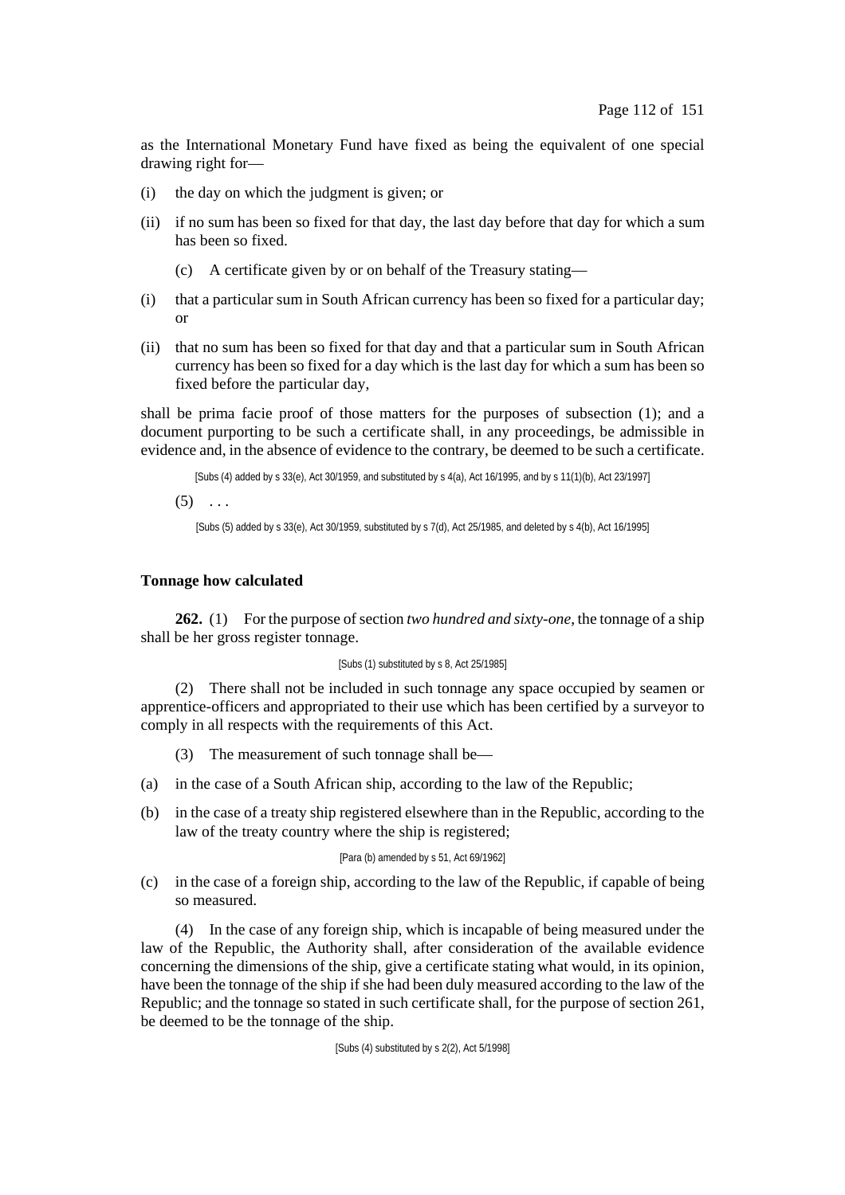as the International Monetary Fund have fixed as being the equivalent of one special drawing right for—

(i) the day on which the judgment is given; or

(ii) if no sum has been so fixed for that day, the last day before that day for which a sum has been so fixed.

(c) A certificate given by or on behalf of the Treasury stating—

(i) that a particular sum in South African currency has been so fixed for a particular day; or

(ii) that no sum has been so fixed for that day and that a particular sum in South African currency has been so fixed for a day which is the last day for which a sum has been so fixed before the particular day,

shall be prima facie proof of those matters for the purposes of subsection (1); and a document purporting to be such a certificate shall, in any proceedings, be admissible in evidence and, in the absence of evidence to the contrary, be deemed to be such a certificate.

[Subs (4) added by s 33(e), Act 30/1959, and substituted by s 4(a), Act 16/1995, and by s 11(1)(b), Act 23/1997]

(5) . . .

[Subs (5) added by s 33(e), Act 30/1959, substituted by s 7(d), Act 25/1985, and deleted by s 4(b), Act 16/1995]

**Tonnage how calculated**

**262.** (1) For the purpose of section *two hundred and sixty-one*, the tonnage of a ship shall be her gross register tonnage.

[Subs (1) substituted by s 8, Act 25/1985]

(2) There shall not be included in such tonnage any space occupied by seamen or apprentice-officers and appropriated to their use which has been certified by a surveyor to comply in all respects with the requirements of this Act.

(3) The measurement of such tonnage shall be—

(a) in the case of a South African ship, according to the law of the Republic;

(b) in the case of a treaty ship registered elsewhere than in the Republic, according to the law of the treaty country where the ship is registered;

[Para (b) amended by s 51, Act 69/1962]

(c) in the case of a foreign ship, according to the law of the Republic, if capable of being so measured.

(4) In the case of any foreign ship, which is incapable of being measured under the law of the Republic, the Authority shall, after consideration of the available evidence concerning the dimensions of the ship, give a certificate stating what would, in its opinion, have been the tonnage of the ship if she had been duly measured according to the law of the Republic; and the tonnage so stated in such certificate shall, for the purpose of section 261, be deemed to be the tonnage of the ship.

[Subs (4) substituted by s 2(2), Act 5/1998]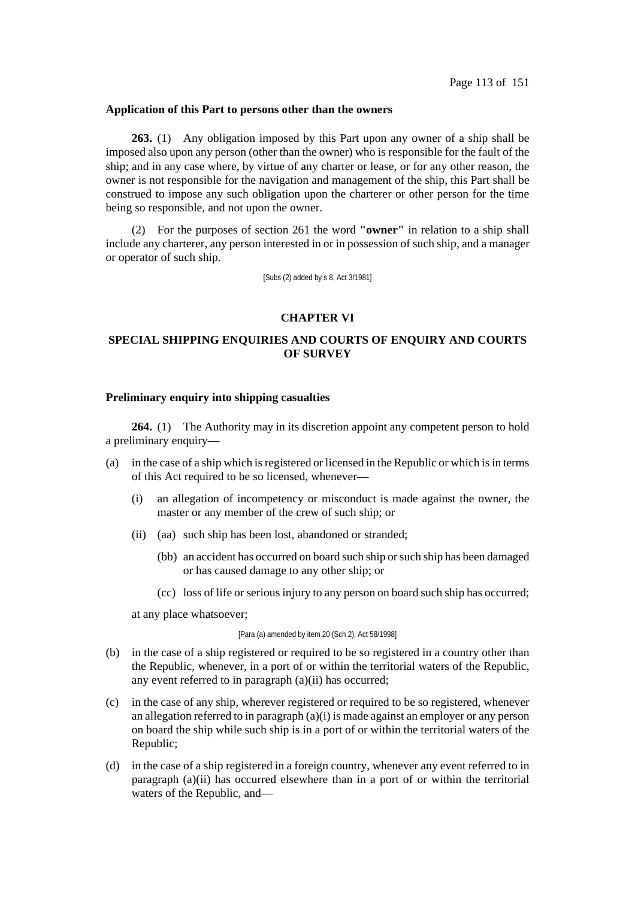**Application of this Part to persons other than the owners**

**263.** (1) Any obligation imposed by this Part upon any owner of a ship shall be imposed also upon any person (other than the owner) who is responsible for the fault of the ship; and in any case where, by virtue of any charter or lease, or for any other reason, the owner is not responsible for the navigation and management of the ship, this Part shall be construed to impose any such obligation upon the charterer or other person for the time being so responsible, and not upon the owner.

(2) For the purposes of section 261 the word **"owner"** in relation to a ship shall include any charterer, any person interested in or in possession of such ship, and a manager or operator of such ship.

[Subs (2) added by s 8, Act 3/1981]

## CHAPTER VI

## SPECIAL SHIPPING ENQUIRIES AND COURTS OF ENQUIRY AND COURTS OF SURVEY

**Preliminary enquiry into shipping casualties**

**264.** (1) The Authority may in its discretion appoint any competent person to hold a preliminary enquiry—

(a) in the case of a ship which is registered or licensed in the Republic or which is in terms of this Act required to be so licensed, whenever—

  (i) an allegation of incompetency or misconduct is made against the owner, the master or any member of the crew of such ship; or

  (ii) (aa) such ship has been lost, abandoned or stranded;

    (bb) an accident has occurred on board such ship or such ship has been damaged or has caused damage to any other ship; or

    (cc) loss of life or serious injury to any person on board such ship has occurred;

  at any place whatsoever;

[Para (a) amended by item 20 (Sch 2), Act 58/1998]

(b) in the case of a ship registered or required to be so registered in a country other than the Republic, whenever, in a port of or within the territorial waters of the Republic, any event referred to in paragraph (a)(ii) has occurred;

(c) in the case of any ship, wherever registered or required to be so registered, whenever an allegation referred to in paragraph (a)(i) is made against an employer or any person on board the ship while such ship is in a port of or within the territorial waters of the Republic;

(d) in the case of a ship registered in a foreign country, whenever any event referred to in paragraph (a)(ii) has occurred elsewhere than in a port of or within the territorial waters of the Republic, and—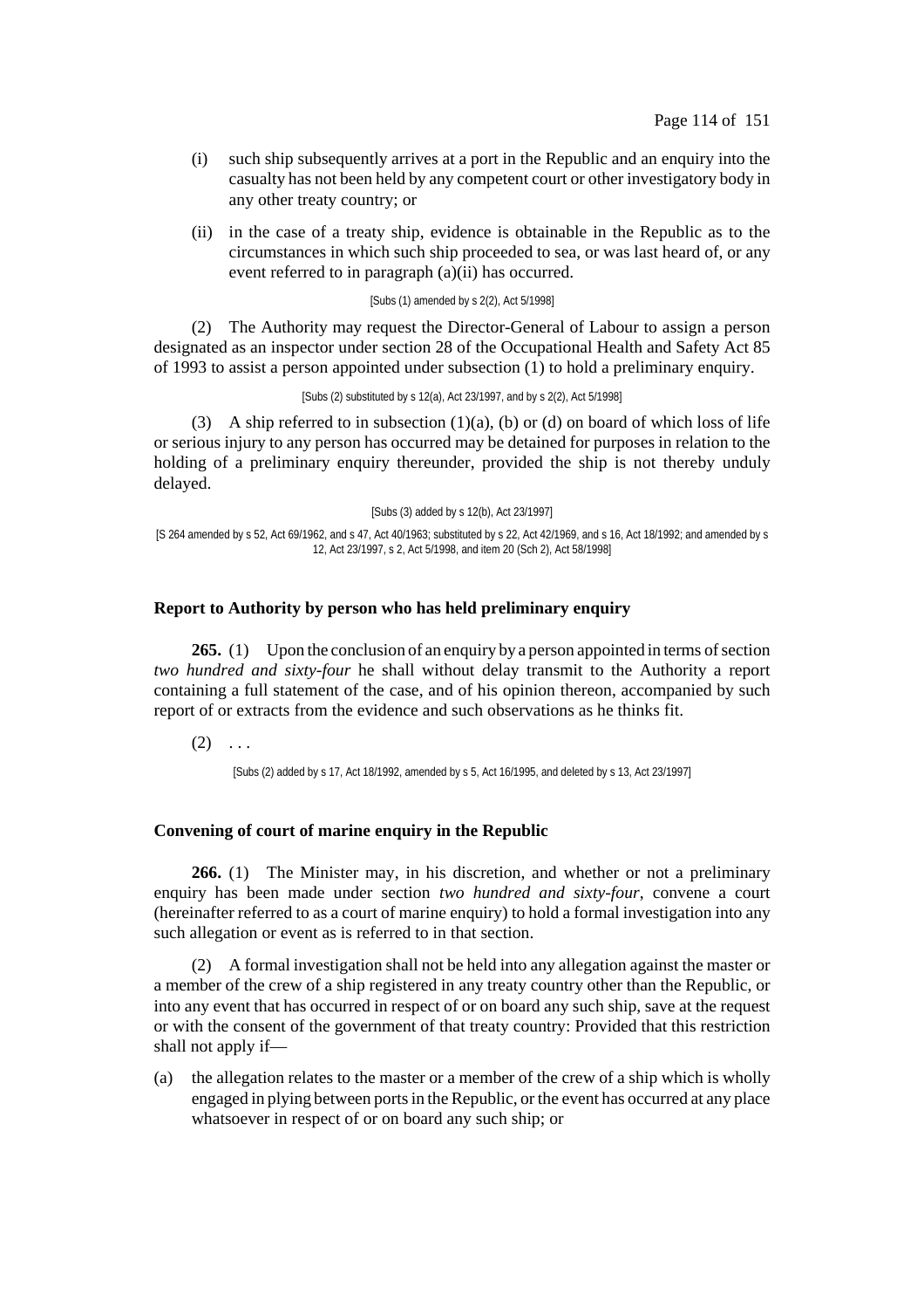(i) such ship subsequently arrives at a port in the Republic and an enquiry into the casualty has not been held by any competent court or other investigatory body in any other treaty country; or

(ii) in the case of a treaty ship, evidence is obtainable in the Republic as to the circumstances in which such ship proceeded to sea, or was last heard of, or any event referred to in paragraph (a)(ii) has occurred.

[Subs (1) amended by s 2(2), Act 5/1998]

(2) The Authority may request the Director-General of Labour to assign a person designated as an inspector under section 28 of the Occupational Health and Safety Act 85 of 1993 to assist a person appointed under subsection (1) to hold a preliminary enquiry.

[Subs (2) substituted by s 12(a), Act 23/1997, and by s 2(2), Act 5/1998]

(3) A ship referred to in subsection (1)(a), (b) or (d) on board of which loss of life or serious injury to any person has occurred may be detained for purposes in relation to the holding of a preliminary enquiry thereunder, provided the ship is not thereby unduly delayed.

[Subs (3) added by s 12(b), Act 23/1997]

[S 264 amended by s 52, Act 69/1962, and s 47, Act 40/1963; substituted by s 22, Act 42/1969, and s 16, Act 18/1992; and amended by s 12, Act 23/1997, s 2, Act 5/1998, and item 20 (Sch 2), Act 58/1998]

**Report to Authority by person who has held preliminary enquiry**

**265.** (1) Upon the conclusion of an enquiry by a person appointed in terms of section *two hundred and sixty-four* he shall without delay transmit to the Authority a report containing a full statement of the case, and of his opinion thereon, accompanied by such report of or extracts from the evidence and such observations as he thinks fit.

(2) . . .

[Subs (2) added by s 17, Act 18/1992, amended by s 5, Act 16/1995, and deleted by s 13, Act 23/1997]

**Convening of court of marine enquiry in the Republic**

**266.** (1) The Minister may, in his discretion, and whether or not a preliminary enquiry has been made under section *two hundred and sixty-four*, convene a court (hereinafter referred to as a court of marine enquiry) to hold a formal investigation into any such allegation or event as is referred to in that section.

(2) A formal investigation shall not be held into any allegation against the master or a member of the crew of a ship registered in any treaty country other than the Republic, or into any event that has occurred in respect of or on board any such ship, save at the request or with the consent of the government of that treaty country: Provided that this restriction shall not apply if—

(a) the allegation relates to the master or a member of the crew of a ship which is wholly engaged in plying between ports in the Republic, or the event has occurred at any place whatsoever in respect of or on board any such ship; or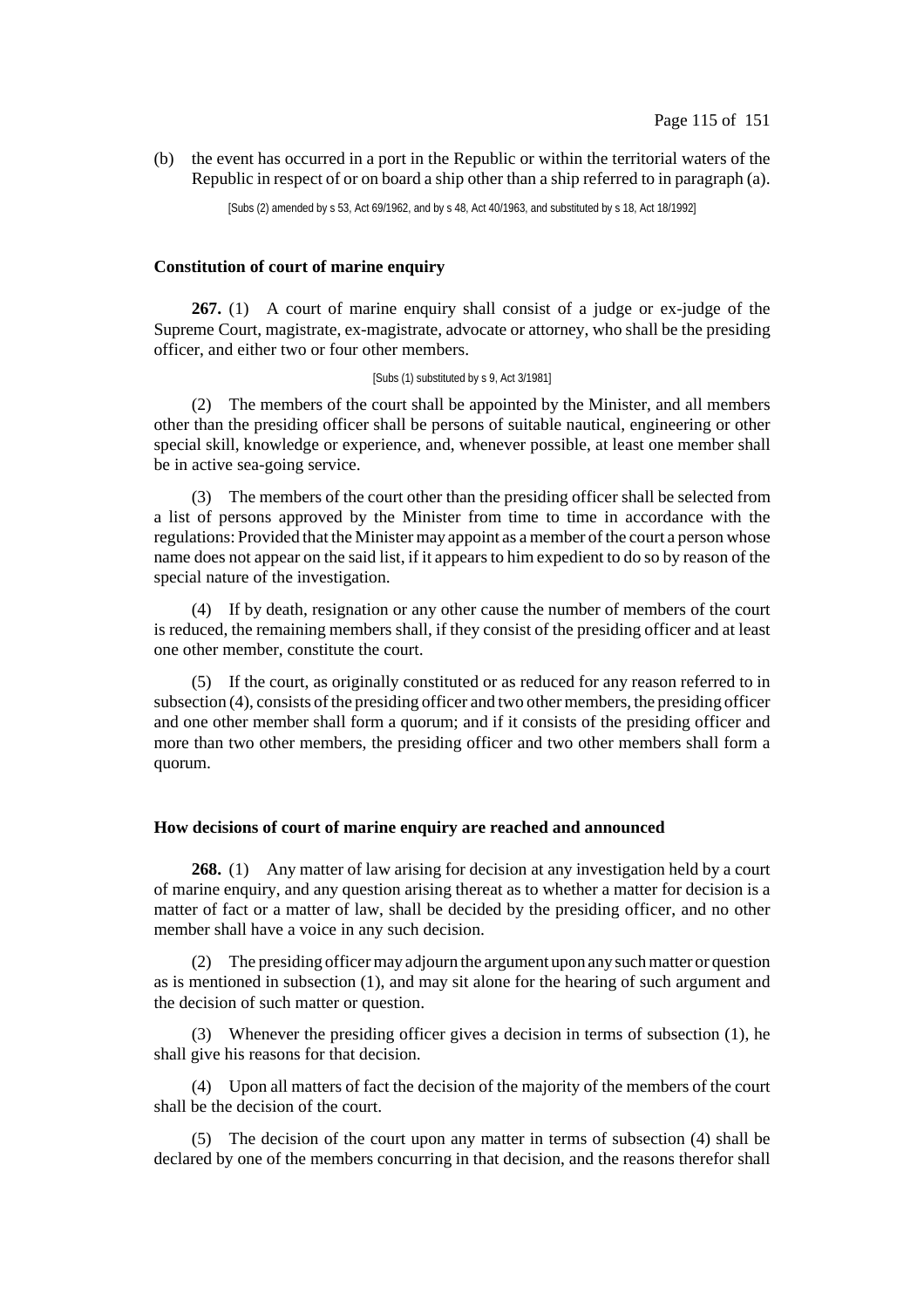(b) the event has occurred in a port in the Republic or within the territorial waters of the Republic in respect of or on board a ship other than a ship referred to in paragraph (a).

[Subs (2) amended by s 53, Act 69/1962, and by s 48, Act 40/1963, and substituted by s 18, Act 18/1992]

### Constitution of court of marine enquiry

**267.** (1) A court of marine enquiry shall consist of a judge or ex-judge of the Supreme Court, magistrate, ex-magistrate, advocate or attorney, who shall be the presiding officer, and either two or four other members.

[Subs (1) substituted by s 9, Act 3/1981]

(2) The members of the court shall be appointed by the Minister, and all members other than the presiding officer shall be persons of suitable nautical, engineering or other special skill, knowledge or experience, and, whenever possible, at least one member shall be in active sea-going service.

(3) The members of the court other than the presiding officer shall be selected from a list of persons approved by the Minister from time to time in accordance with the regulations: Provided that the Minister may appoint as a member of the court a person whose name does not appear on the said list, if it appears to him expedient to do so by reason of the special nature of the investigation.

(4) If by death, resignation or any other cause the number of members of the court is reduced, the remaining members shall, if they consist of the presiding officer and at least one other member, constitute the court.

(5) If the court, as originally constituted or as reduced for any reason referred to in subsection (4), consists of the presiding officer and two other members, the presiding officer and one other member shall form a quorum; and if it consists of the presiding officer and more than two other members, the presiding officer and two other members shall form a quorum.

### How decisions of court of marine enquiry are reached and announced

**268.** (1) Any matter of law arising for decision at any investigation held by a court of marine enquiry, and any question arising thereat as to whether a matter for decision is a matter of fact or a matter of law, shall be decided by the presiding officer, and no other member shall have a voice in any such decision.

(2) The presiding officer may adjourn the argument upon any such matter or question as is mentioned in subsection (1), and may sit alone for the hearing of such argument and the decision of such matter or question.

(3) Whenever the presiding officer gives a decision in terms of subsection (1), he shall give his reasons for that decision.

(4) Upon all matters of fact the decision of the majority of the members of the court shall be the decision of the court.

(5) The decision of the court upon any matter in terms of subsection (4) shall be declared by one of the members concurring in that decision, and the reasons therefor shall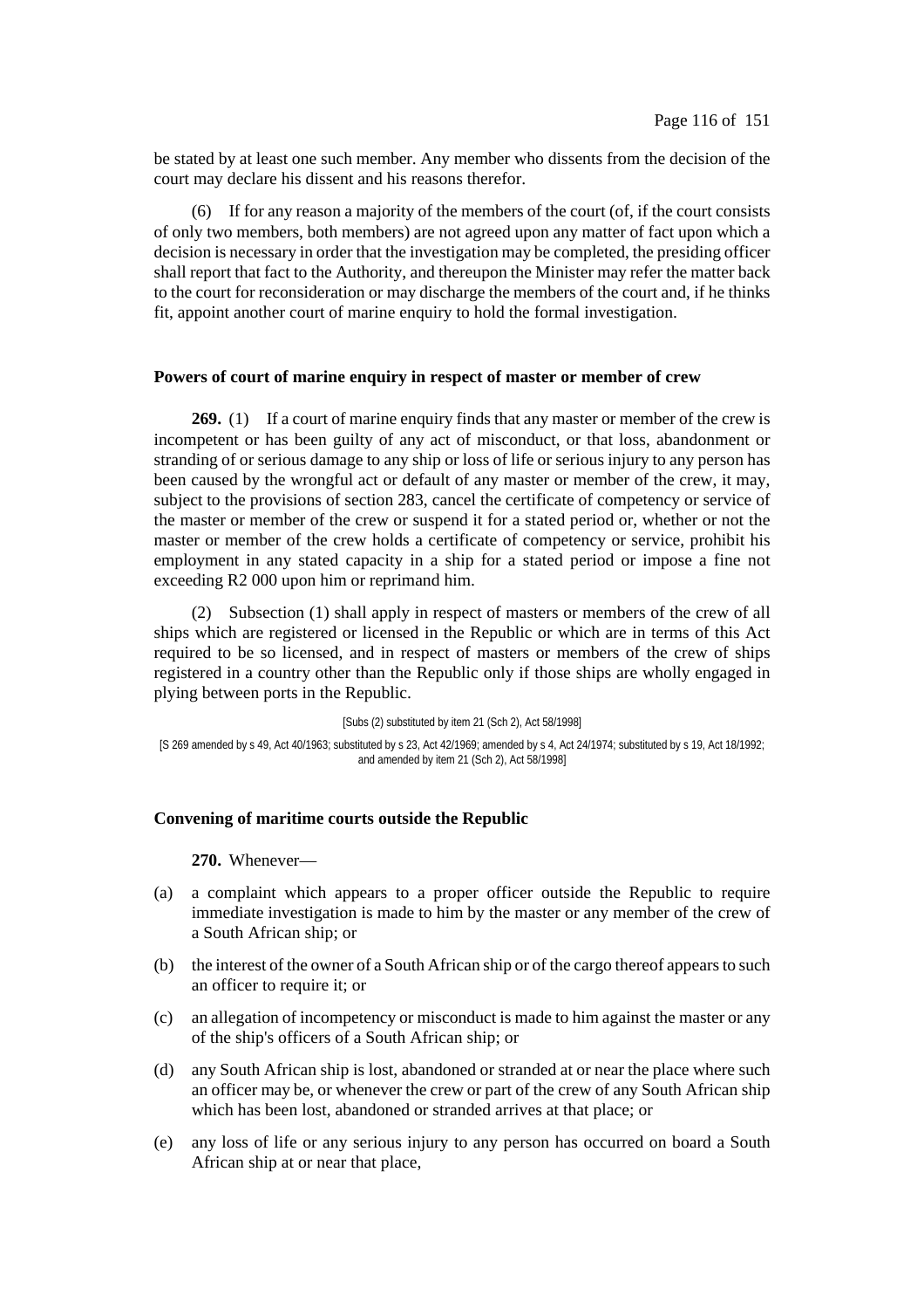be stated by at least one such member. Any member who dissents from the decision of the court may declare his dissent and his reasons therefor.

(6) If for any reason a majority of the members of the court (of, if the court consists of only two members, both members) are not agreed upon any matter of fact upon which a decision is necessary in order that the investigation may be completed, the presiding officer shall report that fact to the Authority, and thereupon the Minister may refer the matter back to the court for reconsideration or may discharge the members of the court and, if he thinks fit, appoint another court of marine enquiry to hold the formal investigation.

### Powers of court of marine enquiry in respect of master or member of crew

**269.** (1) If a court of marine enquiry finds that any master or member of the crew is incompetent or has been guilty of any act of misconduct, or that loss, abandonment or stranding of or serious damage to any ship or loss of life or serious injury to any person has been caused by the wrongful act or default of any master or member of the crew, it may, subject to the provisions of section 283, cancel the certificate of competency or service of the master or member of the crew or suspend it for a stated period or, whether or not the master or member of the crew holds a certificate of competency or service, prohibit his employment in any stated capacity in a ship for a stated period or impose a fine not exceeding R2 000 upon him or reprimand him.

(2) Subsection (1) shall apply in respect of masters or members of the crew of all ships which are registered or licensed in the Republic or which are in terms of this Act required to be so licensed, and in respect of masters or members of the crew of ships registered in a country other than the Republic only if those ships are wholly engaged in plying between ports in the Republic.

[Subs (2) substituted by item 21 (Sch 2), Act 58/1998]

[S 269 amended by s 49, Act 40/1963; substituted by s 23, Act 42/1969; amended by s 4, Act 24/1974; substituted by s 19, Act 18/1992; and amended by item 21 (Sch 2), Act 58/1998]

### Convening of maritime courts outside the Republic

**270.** Whenever—

(a) a complaint which appears to a proper officer outside the Republic to require immediate investigation is made to him by the master or any member of the crew of a South African ship; or

(b) the interest of the owner of a South African ship or of the cargo thereof appears to such an officer to require it; or

(c) an allegation of incompetency or misconduct is made to him against the master or any of the ship's officers of a South African ship; or

(d) any South African ship is lost, abandoned or stranded at or near the place where such an officer may be, or whenever the crew or part of the crew of any South African ship which has been lost, abandoned or stranded arrives at that place; or

(e) any loss of life or any serious injury to any person has occurred on board a South African ship at or near that place,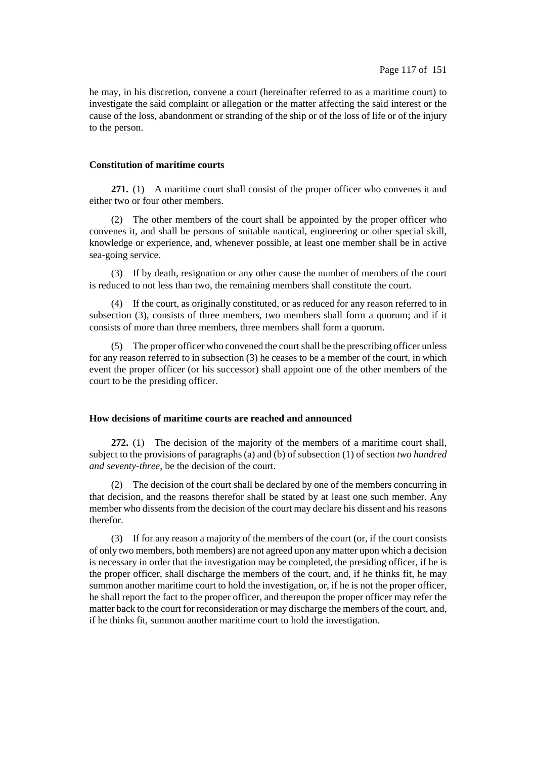he may, in his discretion, convene a court (hereinafter referred to as a maritime court) to investigate the said complaint or allegation or the matter affecting the said interest or the cause of the loss, abandonment or stranding of the ship or of the loss of life or of the injury to the person.

### Constitution of maritime courts

**271.** (1) A maritime court shall consist of the proper officer who convenes it and either two or four other members.

(2) The other members of the court shall be appointed by the proper officer who convenes it, and shall be persons of suitable nautical, engineering or other special skill, knowledge or experience, and, whenever possible, at least one member shall be in active sea-going service.

(3) If by death, resignation or any other cause the number of members of the court is reduced to not less than two, the remaining members shall constitute the court.

(4) If the court, as originally constituted, or as reduced for any reason referred to in subsection (3), consists of three members, two members shall form a quorum; and if it consists of more than three members, three members shall form a quorum.

(5) The proper officer who convened the court shall be the prescribing officer unless for any reason referred to in subsection (3) he ceases to be a member of the court, in which event the proper officer (or his successor) shall appoint one of the other members of the court to be the presiding officer.

### How decisions of maritime courts are reached and announced

**272.** (1) The decision of the majority of the members of a maritime court shall, subject to the provisions of paragraphs (a) and (b) of subsection (1) of section *two hundred and seventy-three*, be the decision of the court.

(2) The decision of the court shall be declared by one of the members concurring in that decision, and the reasons therefor shall be stated by at least one such member. Any member who dissents from the decision of the court may declare his dissent and his reasons therefor.

(3) If for any reason a majority of the members of the court (or, if the court consists of only two members, both members) are not agreed upon any matter upon which a decision is necessary in order that the investigation may be completed, the presiding officer, if he is the proper officer, shall discharge the members of the court, and, if he thinks fit, he may summon another maritime court to hold the investigation, or, if he is not the proper officer, he shall report the fact to the proper officer, and thereupon the proper officer may refer the matter back to the court for reconsideration or may discharge the members of the court, and, if he thinks fit, summon another maritime court to hold the investigation.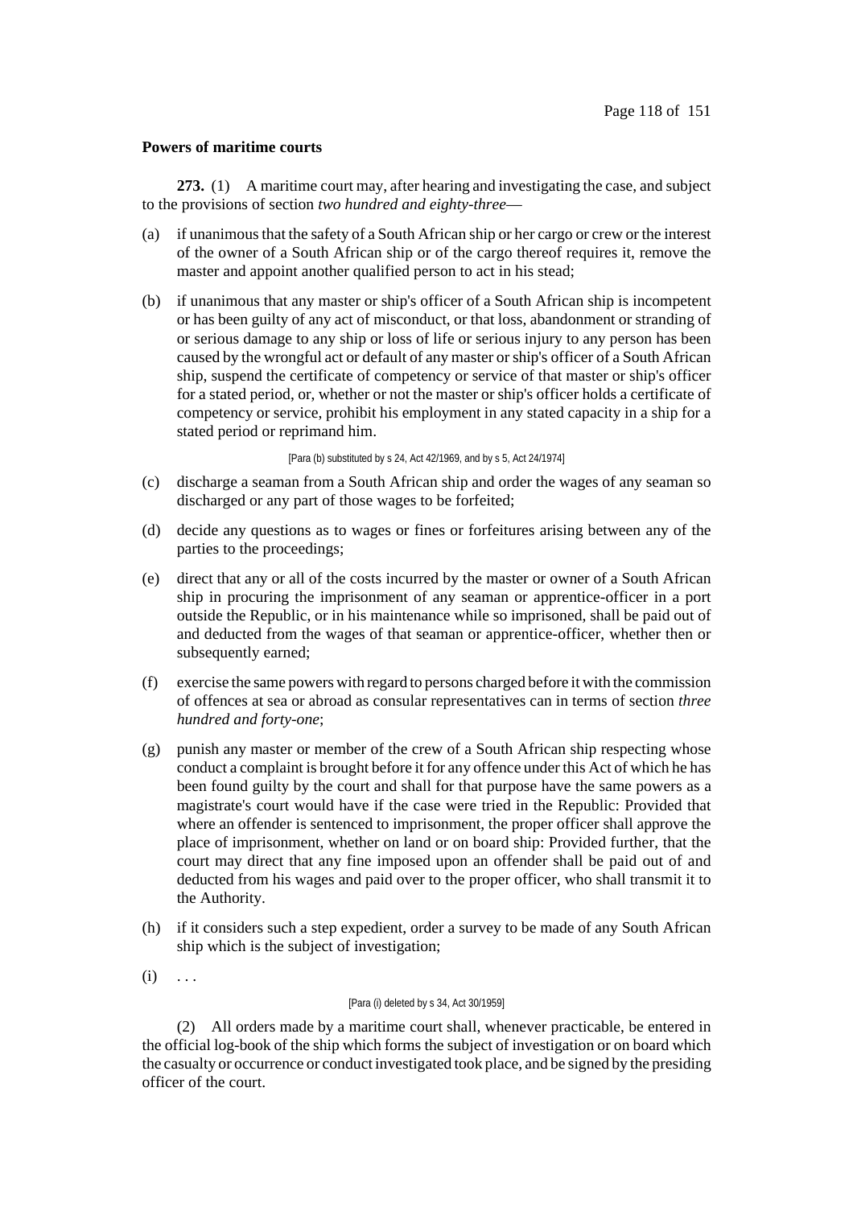**Powers of maritime courts**

**273.** (1) A maritime court may, after hearing and investigating the case, and subject to the provisions of section *two hundred and eighty-three*—

(a) if unanimous that the safety of a South African ship or her cargo or crew or the interest of the owner of a South African ship or of the cargo thereof requires it, remove the master and appoint another qualified person to act in his stead;

(b) if unanimous that any master or ship's officer of a South African ship is incompetent or has been guilty of any act of misconduct, or that loss, abandonment or stranding of or serious damage to any ship or loss of life or serious injury to any person has been caused by the wrongful act or default of any master or ship's officer of a South African ship, suspend the certificate of competency or service of that master or ship's officer for a stated period, or, whether or not the master or ship's officer holds a certificate of competency or service, prohibit his employment in any stated capacity in a ship for a stated period or reprimand him.

[Para (b) substituted by s 24, Act 42/1969, and by s 5, Act 24/1974]

(c) discharge a seaman from a South African ship and order the wages of any seaman so discharged or any part of those wages to be forfeited;

(d) decide any questions as to wages or fines or forfeitures arising between any of the parties to the proceedings;

(e) direct that any or all of the costs incurred by the master or owner of a South African ship in procuring the imprisonment of any seaman or apprentice-officer in a port outside the Republic, or in his maintenance while so imprisoned, shall be paid out of and deducted from the wages of that seaman or apprentice-officer, whether then or subsequently earned;

(f) exercise the same powers with regard to persons charged before it with the commission of offences at sea or abroad as consular representatives can in terms of section *three hundred and forty-one*;

(g) punish any master or member of the crew of a South African ship respecting whose conduct a complaint is brought before it for any offence under this Act of which he has been found guilty by the court and shall for that purpose have the same powers as a magistrate's court would have if the case were tried in the Republic: Provided that where an offender is sentenced to imprisonment, the proper officer shall approve the place of imprisonment, whether on land or on board ship: Provided further, that the court may direct that any fine imposed upon an offender shall be paid out of and deducted from his wages and paid over to the proper officer, who shall transmit it to the Authority.

(h) if it considers such a step expedient, order a survey to be made of any South African ship which is the subject of investigation;

(i) . . .

[Para (i) deleted by s 34, Act 30/1959]

(2) All orders made by a maritime court shall, whenever practicable, be entered in the official log-book of the ship which forms the subject of investigation or on board which the casualty or occurrence or conduct investigated took place, and be signed by the presiding officer of the court.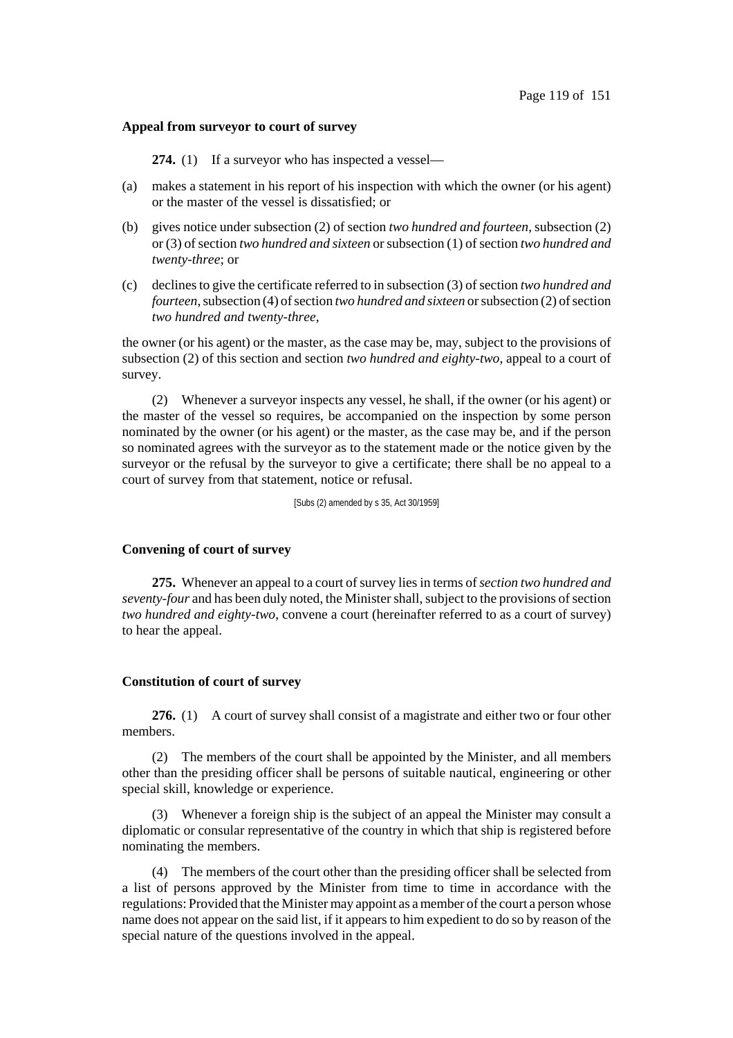### Appeal from surveyor to court of survey

**274.** (1) If a surveyor who has inspected a vessel—

(a) makes a statement in his report of his inspection with which the owner (or his agent) or the master of the vessel is dissatisfied; or

(b) gives notice under subsection (2) of section *two hundred and fourteen*, subsection (2) or (3) of section *two hundred and sixteen* or subsection (1) of section *two hundred and twenty-three*; or

(c) declines to give the certificate referred to in subsection (3) of section *two hundred and fourteen*, subsection (4) of section *two hundred and sixteen* or subsection (2) of section *two hundred and twenty-three*,

the owner (or his agent) or the master, as the case may be, may, subject to the provisions of subsection (2) of this section and section *two hundred and eighty-two*, appeal to a court of survey.

(2) Whenever a surveyor inspects any vessel, he shall, if the owner (or his agent) or the master of the vessel so requires, be accompanied on the inspection by some person nominated by the owner (or his agent) or the master, as the case may be, and if the person so nominated agrees with the surveyor as to the statement made or the notice given by the surveyor or the refusal by the surveyor to give a certificate; there shall be no appeal to a court of survey from that statement, notice or refusal.

[Subs (2) amended by s 35, Act 30/1959]

### Convening of court of survey

**275.** Whenever an appeal to a court of survey lies in terms of *section two hundred and seventy-four* and has been duly noted, the Minister shall, subject to the provisions of section *two hundred and eighty-two*, convene a court (hereinafter referred to as a court of survey) to hear the appeal.

### Constitution of court of survey

**276.** (1) A court of survey shall consist of a magistrate and either two or four other members.

(2) The members of the court shall be appointed by the Minister, and all members other than the presiding officer shall be persons of suitable nautical, engineering or other special skill, knowledge or experience.

(3) Whenever a foreign ship is the subject of an appeal the Minister may consult a diplomatic or consular representative of the country in which that ship is registered before nominating the members.

(4) The members of the court other than the presiding officer shall be selected from a list of persons approved by the Minister from time to time in accordance with the regulations: Provided that the Minister may appoint as a member of the court a person whose name does not appear on the said list, if it appears to him expedient to do so by reason of the special nature of the questions involved in the appeal.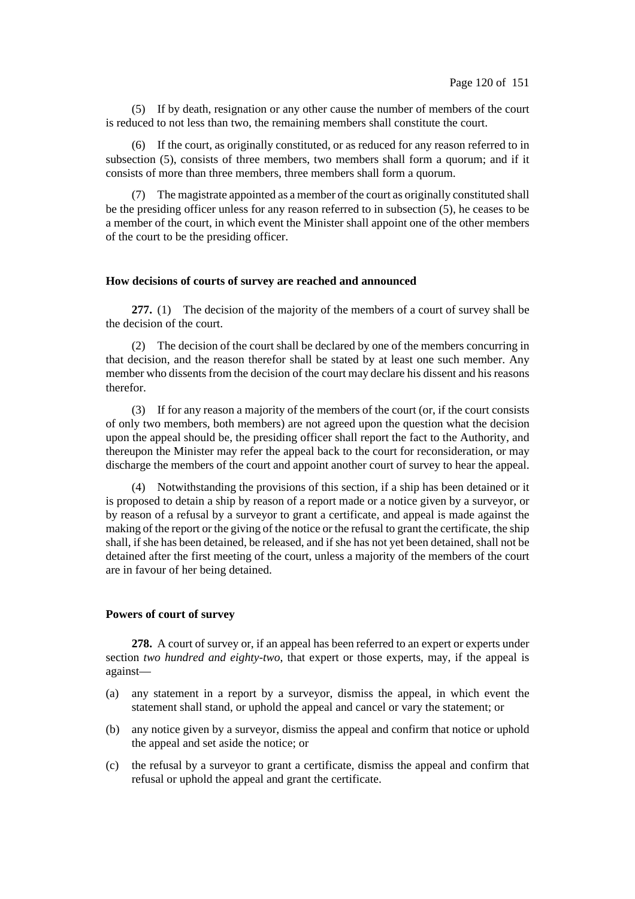(5) If by death, resignation or any other cause the number of members of the court is reduced to not less than two, the remaining members shall constitute the court.

(6) If the court, as originally constituted, or as reduced for any reason referred to in subsection (5), consists of three members, two members shall form a quorum; and if it consists of more than three members, three members shall form a quorum.

(7) The magistrate appointed as a member of the court as originally constituted shall be the presiding officer unless for any reason referred to in subsection (5), he ceases to be a member of the court, in which event the Minister shall appoint one of the other members of the court to be the presiding officer.

**How decisions of courts of survey are reached and announced**

**277.** (1) The decision of the majority of the members of a court of survey shall be the decision of the court.

(2) The decision of the court shall be declared by one of the members concurring in that decision, and the reason therefor shall be stated by at least one such member. Any member who dissents from the decision of the court may declare his dissent and his reasons therefor.

(3) If for any reason a majority of the members of the court (or, if the court consists of only two members, both members) are not agreed upon the question what the decision upon the appeal should be, the presiding officer shall report the fact to the Authority, and thereupon the Minister may refer the appeal back to the court for reconsideration, or may discharge the members of the court and appoint another court of survey to hear the appeal.

(4) Notwithstanding the provisions of this section, if a ship has been detained or it is proposed to detain a ship by reason of a report made or a notice given by a surveyor, or by reason of a refusal by a surveyor to grant a certificate, and appeal is made against the making of the report or the giving of the notice or the refusal to grant the certificate, the ship shall, if she has been detained, be released, and if she has not yet been detained, shall not be detained after the first meeting of the court, unless a majority of the members of the court are in favour of her being detained.

**Powers of court of survey**

**278.** A court of survey or, if an appeal has been referred to an expert or experts under section *two hundred and eighty-two*, that expert or those experts, may, if the appeal is against—

(a) any statement in a report by a surveyor, dismiss the appeal, in which event the statement shall stand, or uphold the appeal and cancel or vary the statement; or

(b) any notice given by a surveyor, dismiss the appeal and confirm that notice or uphold the appeal and set aside the notice; or

(c) the refusal by a surveyor to grant a certificate, dismiss the appeal and confirm that refusal or uphold the appeal and grant the certificate.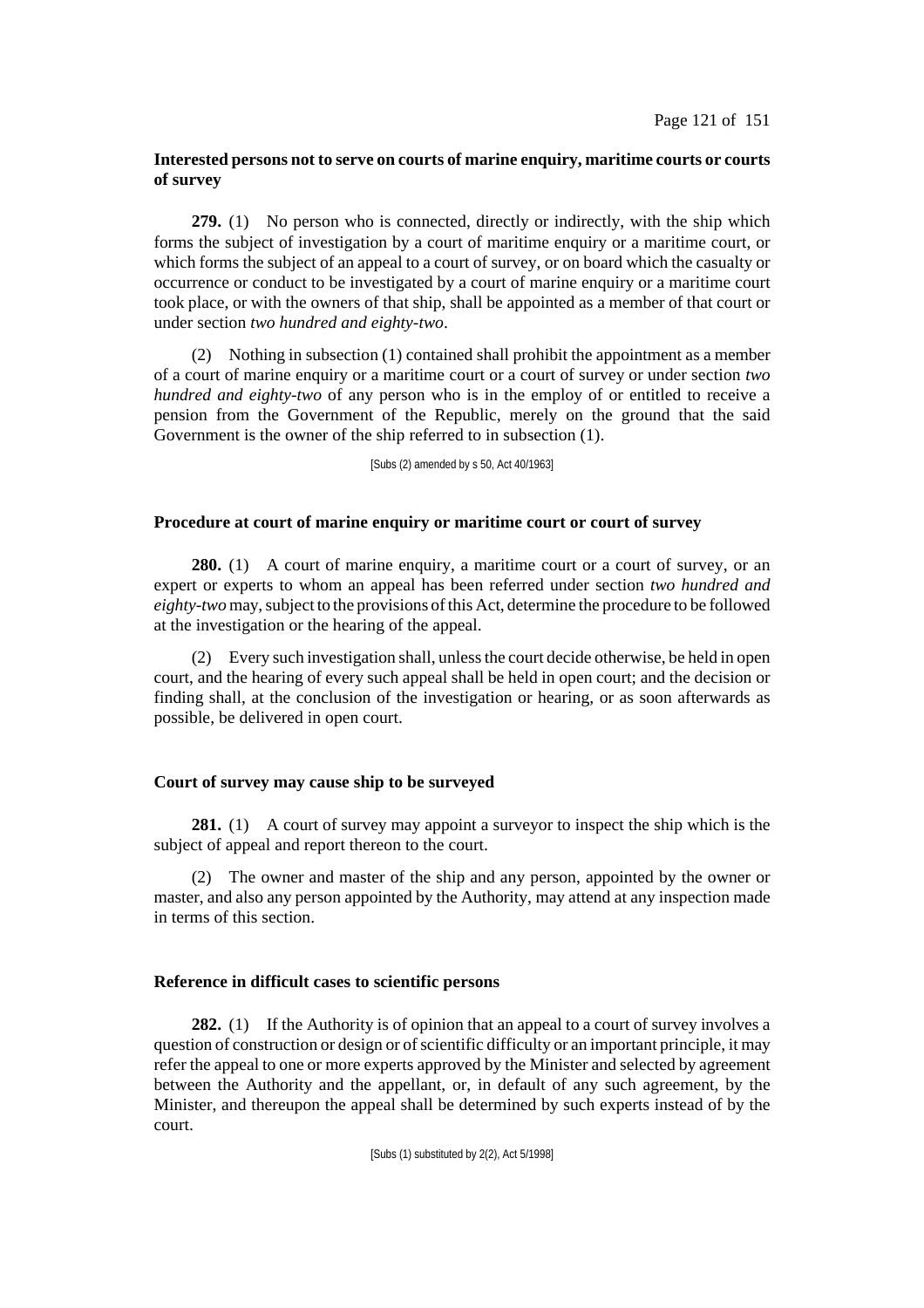**Interested persons not to serve on courts of marine enquiry, maritime courts or courts of survey**

**279.** (1) No person who is connected, directly or indirectly, with the ship which forms the subject of investigation by a court of maritime enquiry or a maritime court, or which forms the subject of an appeal to a court of survey, or on board which the casualty or occurrence or conduct to be investigated by a court of marine enquiry or a maritime court took place, or with the owners of that ship, shall be appointed as a member of that court or under section *two hundred and eighty-two*.

(2) Nothing in subsection (1) contained shall prohibit the appointment as a member of a court of marine enquiry or a maritime court or a court of survey or under section *two hundred and eighty-two* of any person who is in the employ of or entitled to receive a pension from the Government of the Republic, merely on the ground that the said Government is the owner of the ship referred to in subsection (1).

[Subs (2) amended by s 50, Act 40/1963]

**Procedure at court of marine enquiry or maritime court or court of survey**

**280.** (1) A court of marine enquiry, a maritime court or a court of survey, or an expert or experts to whom an appeal has been referred under section *two hundred and eighty-two* may, subject to the provisions of this Act, determine the procedure to be followed at the investigation or the hearing of the appeal.

(2) Every such investigation shall, unless the court decide otherwise, be held in open court, and the hearing of every such appeal shall be held in open court; and the decision or finding shall, at the conclusion of the investigation or hearing, or as soon afterwards as possible, be delivered in open court.

**Court of survey may cause ship to be surveyed**

**281.** (1) A court of survey may appoint a surveyor to inspect the ship which is the subject of appeal and report thereon to the court.

(2) The owner and master of the ship and any person, appointed by the owner or master, and also any person appointed by the Authority, may attend at any inspection made in terms of this section.

**Reference in difficult cases to scientific persons**

**282.** (1) If the Authority is of opinion that an appeal to a court of survey involves a question of construction or design or of scientific difficulty or an important principle, it may refer the appeal to one or more experts approved by the Minister and selected by agreement between the Authority and the appellant, or, in default of any such agreement, by the Minister, and thereupon the appeal shall be determined by such experts instead of by the court.

[Subs (1) substituted by 2(2), Act 5/1998]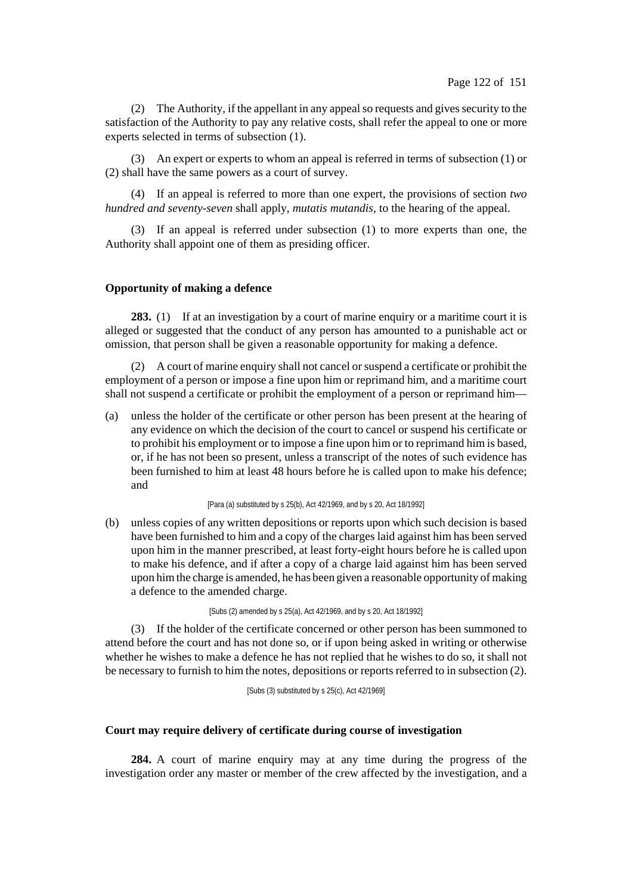(2) The Authority, if the appellant in any appeal so requests and gives security to the satisfaction of the Authority to pay any relative costs, shall refer the appeal to one or more experts selected in terms of subsection (1).

(3) An expert or experts to whom an appeal is referred in terms of subsection (1) or (2) shall have the same powers as a court of survey.

(4) If an appeal is referred to more than one expert, the provisions of section *two hundred and seventy-seven* shall apply, *mutatis mutandis*, to the hearing of the appeal.

(3) If an appeal is referred under subsection (1) to more experts than one, the Authority shall appoint one of them as presiding officer.

**Opportunity of making a defence**

**283.** (1) If at an investigation by a court of marine enquiry or a maritime court it is alleged or suggested that the conduct of any person has amounted to a punishable act or omission, that person shall be given a reasonable opportunity for making a defence.

(2) A court of marine enquiry shall not cancel or suspend a certificate or prohibit the employment of a person or impose a fine upon him or reprimand him, and a maritime court shall not suspend a certificate or prohibit the employment of a person or reprimand him—

(a) unless the holder of the certificate or other person has been present at the hearing of any evidence on which the decision of the court to cancel or suspend his certificate or to prohibit his employment or to impose a fine upon him or to reprimand him is based, or, if he has not been so present, unless a transcript of the notes of such evidence has been furnished to him at least 48 hours before he is called upon to make his defence; and

[Para (a) substituted by s 25(b), Act 42/1969, and by s 20, Act 18/1992]

(b) unless copies of any written depositions or reports upon which such decision is based have been furnished to him and a copy of the charges laid against him has been served upon him in the manner prescribed, at least forty-eight hours before he is called upon to make his defence, and if after a copy of a charge laid against him has been served upon him the charge is amended, he has been given a reasonable opportunity of making a defence to the amended charge.

[Subs (2) amended by s 25(a), Act 42/1969, and by s 20, Act 18/1992]

(3) If the holder of the certificate concerned or other person has been summoned to attend before the court and has not done so, or if upon being asked in writing or otherwise whether he wishes to make a defence he has not replied that he wishes to do so, it shall not be necessary to furnish to him the notes, depositions or reports referred to in subsection (2).

[Subs (3) substituted by s 25(c), Act 42/1969]

**Court may require delivery of certificate during course of investigation**

**284.** A court of marine enquiry may at any time during the progress of the investigation order any master or member of the crew affected by the investigation, and a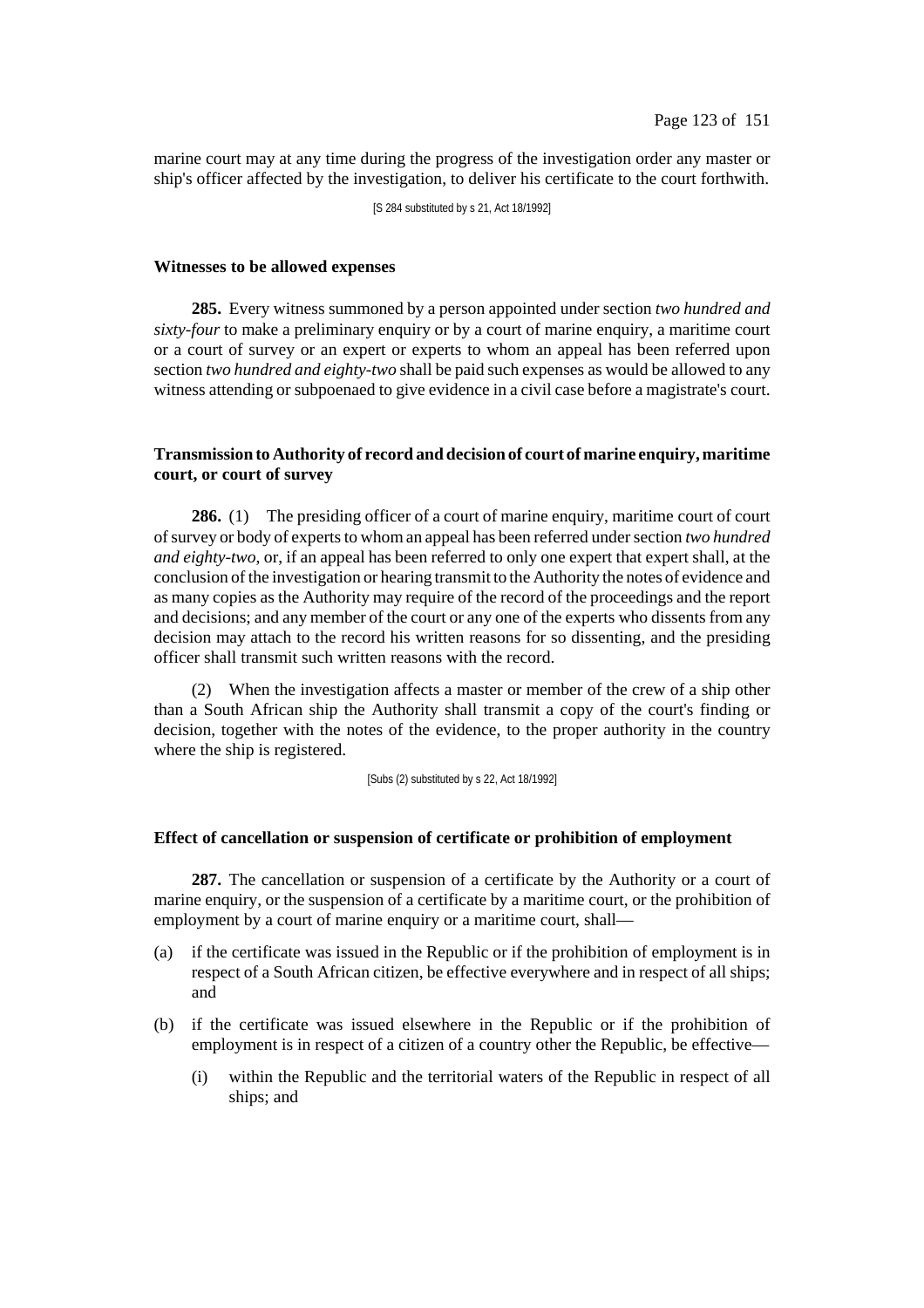marine court may at any time during the progress of the investigation order any master or ship's officer affected by the investigation, to deliver his certificate to the court forthwith.

[S 284 substituted by s 21, Act 18/1992]

**Witnesses to be allowed expenses**

**285.** Every witness summoned by a person appointed under section *two hundred and sixty-four* to make a preliminary enquiry or by a court of marine enquiry, a maritime court or a court of survey or an expert or experts to whom an appeal has been referred upon section *two hundred and eighty-two* shall be paid such expenses as would be allowed to any witness attending or subpoenaed to give evidence in a civil case before a magistrate's court.

**Transmission to Authority of record and decision of court of marine enquiry, maritime court, or court of survey**

**286.** (1) The presiding officer of a court of marine enquiry, maritime court of court of survey or body of experts to whom an appeal has been referred under section *two hundred and eighty-two*, or, if an appeal has been referred to only one expert that expert shall, at the conclusion of the investigation or hearing transmit to the Authority the notes of evidence and as many copies as the Authority may require of the record of the proceedings and the report and decisions; and any member of the court or any one of the experts who dissents from any decision may attach to the record his written reasons for so dissenting, and the presiding officer shall transmit such written reasons with the record.

(2) When the investigation affects a master or member of the crew of a ship other than a South African ship the Authority shall transmit a copy of the court's finding or decision, together with the notes of the evidence, to the proper authority in the country where the ship is registered.

[Subs (2) substituted by s 22, Act 18/1992]

**Effect of cancellation or suspension of certificate or prohibition of employment**

**287.** The cancellation or suspension of a certificate by the Authority or a court of marine enquiry, or the suspension of a certificate by a maritime court, or the prohibition of employment by a court of marine enquiry or a maritime court, shall—

(a) if the certificate was issued in the Republic or if the prohibition of employment is in respect of a South African citizen, be effective everywhere and in respect of all ships; and

(b) if the certificate was issued elsewhere in the Republic or if the prohibition of employment is in respect of a citizen of a country other the Republic, be effective—

   (i) within the Republic and the territorial waters of the Republic in respect of all ships; and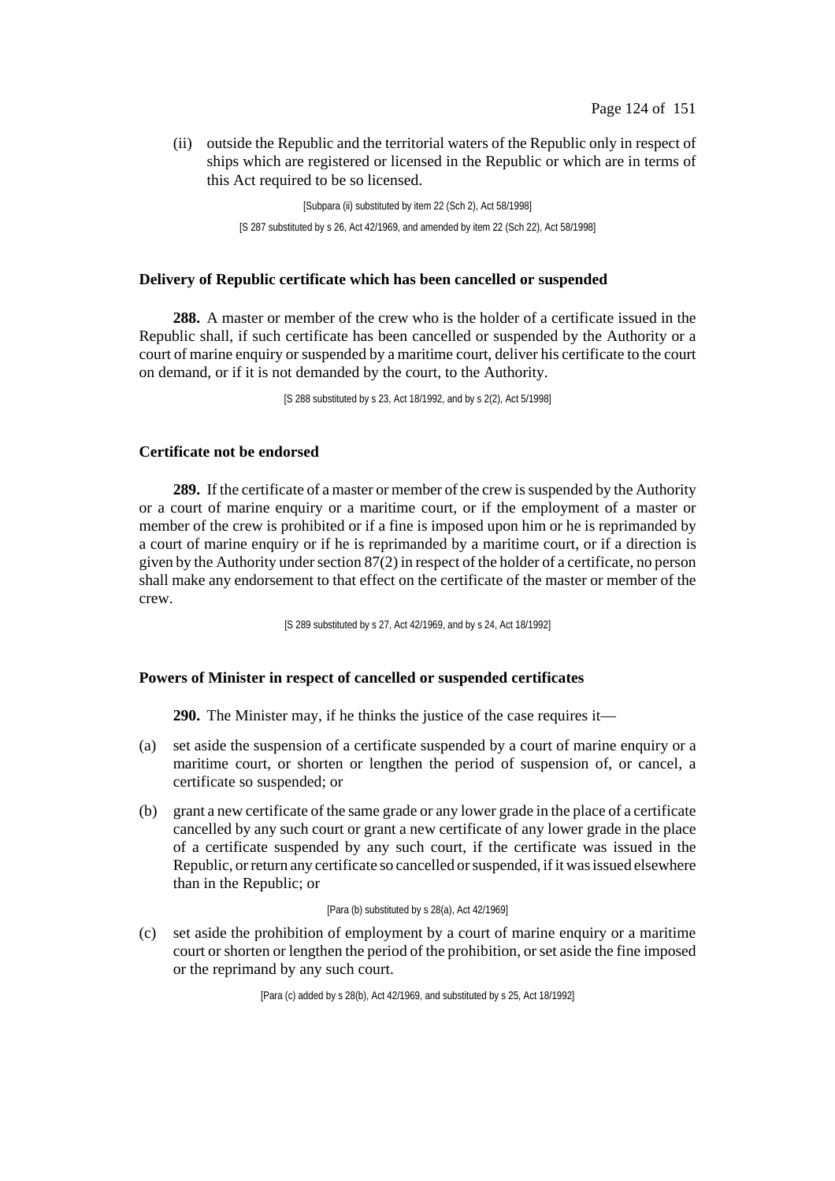(ii) outside the Republic and the territorial waters of the Republic only in respect of ships which are registered or licensed in the Republic or which are in terms of this Act required to be so licensed.

[Subpara (ii) substituted by item 22 (Sch 2), Act 58/1998]

[S 287 substituted by s 26, Act 42/1969, and amended by item 22 (Sch 22), Act 58/1998]

### Delivery of Republic certificate which has been cancelled or suspended

**288.** A master or member of the crew who is the holder of a certificate issued in the Republic shall, if such certificate has been cancelled or suspended by the Authority or a court of marine enquiry or suspended by a maritime court, deliver his certificate to the court on demand, or if it is not demanded by the court, to the Authority.

[S 288 substituted by s 23, Act 18/1992, and by s 2(2), Act 5/1998]

### Certificate not be endorsed

**289.** If the certificate of a master or member of the crew is suspended by the Authority or a court of marine enquiry or a maritime court, or if the employment of a master or member of the crew is prohibited or if a fine is imposed upon him or he is reprimanded by a court of marine enquiry or if he is reprimanded by a maritime court, or if a direction is given by the Authority under section 87(2) in respect of the holder of a certificate, no person shall make any endorsement to that effect on the certificate of the master or member of the crew.

[S 289 substituted by s 27, Act 42/1969, and by s 24, Act 18/1992]

### Powers of Minister in respect of cancelled or suspended certificates

**290.** The Minister may, if he thinks the justice of the case requires it—

(a) set aside the suspension of a certificate suspended by a court of marine enquiry or a maritime court, or shorten or lengthen the period of suspension of, or cancel, a certificate so suspended; or

(b) grant a new certificate of the same grade or any lower grade in the place of a certificate cancelled by any such court or grant a new certificate of any lower grade in the place of a certificate suspended by any such court, if the certificate was issued in the Republic, or return any certificate so cancelled or suspended, if it was issued elsewhere than in the Republic; or

[Para (b) substituted by s 28(a), Act 42/1969]

(c) set aside the prohibition of employment by a court of marine enquiry or a maritime court or shorten or lengthen the period of the prohibition, or set aside the fine imposed or the reprimand by any such court.

[Para (c) added by s 28(b), Act 42/1969, and substituted by s 25, Act 18/1992]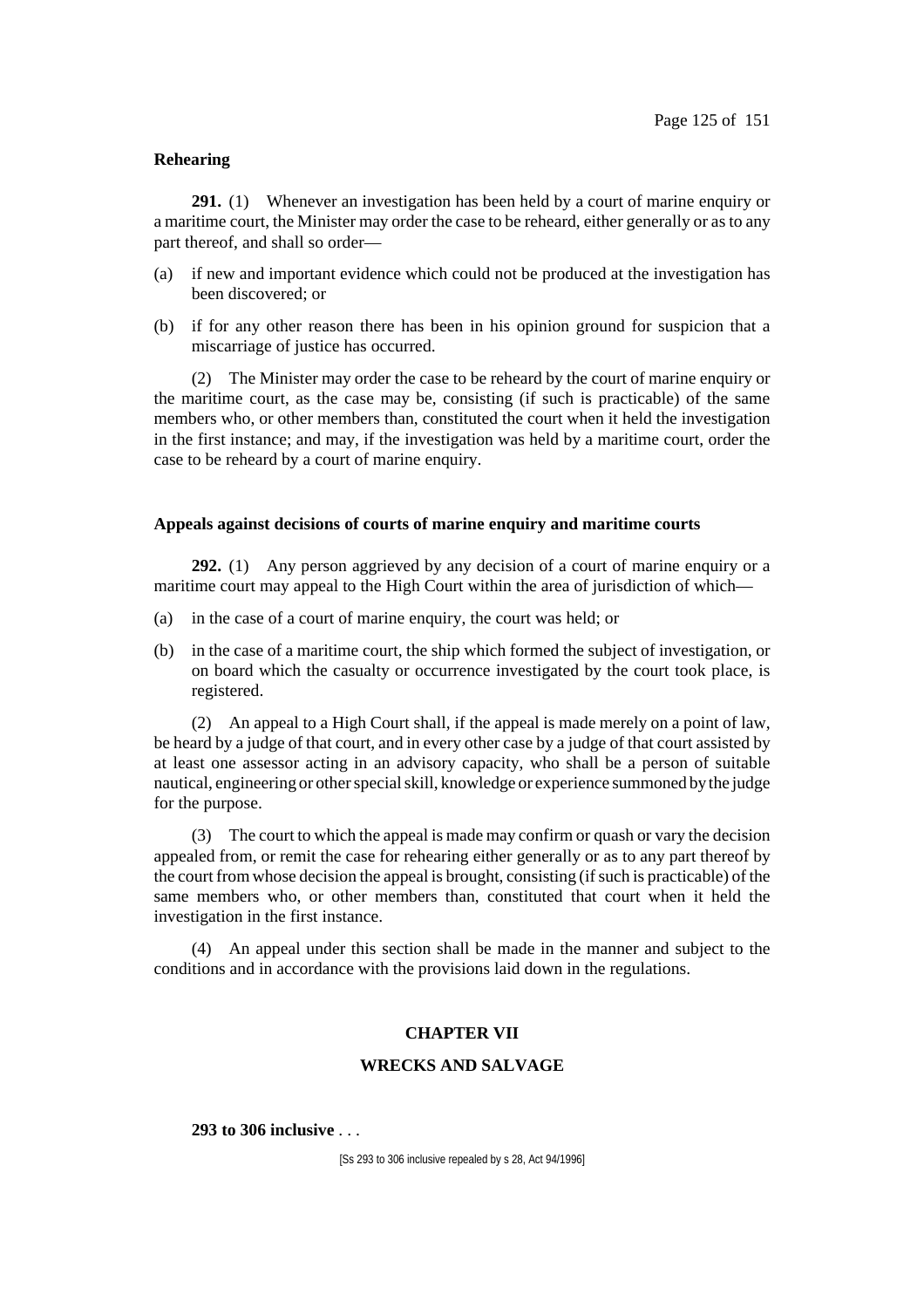**Rehearing**

**291.** (1) Whenever an investigation has been held by a court of marine enquiry or a maritime court, the Minister may order the case to be reheard, either generally or as to any part thereof, and shall so order—

(a) if new and important evidence which could not be produced at the investigation has been discovered; or

(b) if for any other reason there has been in his opinion ground for suspicion that a miscarriage of justice has occurred.

(2) The Minister may order the case to be reheard by the court of marine enquiry or the maritime court, as the case may be, consisting (if such is practicable) of the same members who, or other members than, constituted the court when it held the investigation in the first instance; and may, if the investigation was held by a maritime court, order the case to be reheard by a court of marine enquiry.

**Appeals against decisions of courts of marine enquiry and maritime courts**

**292.** (1) Any person aggrieved by any decision of a court of marine enquiry or a maritime court may appeal to the High Court within the area of jurisdiction of which—

(a) in the case of a court of marine enquiry, the court was held; or

(b) in the case of a maritime court, the ship which formed the subject of investigation, or on board which the casualty or occurrence investigated by the court took place, is registered.

(2) An appeal to a High Court shall, if the appeal is made merely on a point of law, be heard by a judge of that court, and in every other case by a judge of that court assisted by at least one assessor acting in an advisory capacity, who shall be a person of suitable nautical, engineering or other special skill, knowledge or experience summoned by the judge for the purpose.

(3) The court to which the appeal is made may confirm or quash or vary the decision appealed from, or remit the case for rehearing either generally or as to any part thereof by the court from whose decision the appeal is brought, consisting (if such is practicable) of the same members who, or other members than, constituted that court when it held the investigation in the first instance.

(4) An appeal under this section shall be made in the manner and subject to the conditions and in accordance with the provisions laid down in the regulations.

## CHAPTER VII

## WRECKS AND SALVAGE

**293 to 306 inclusive** . . .

[Ss 293 to 306 inclusive repealed by s 28, Act 94/1996]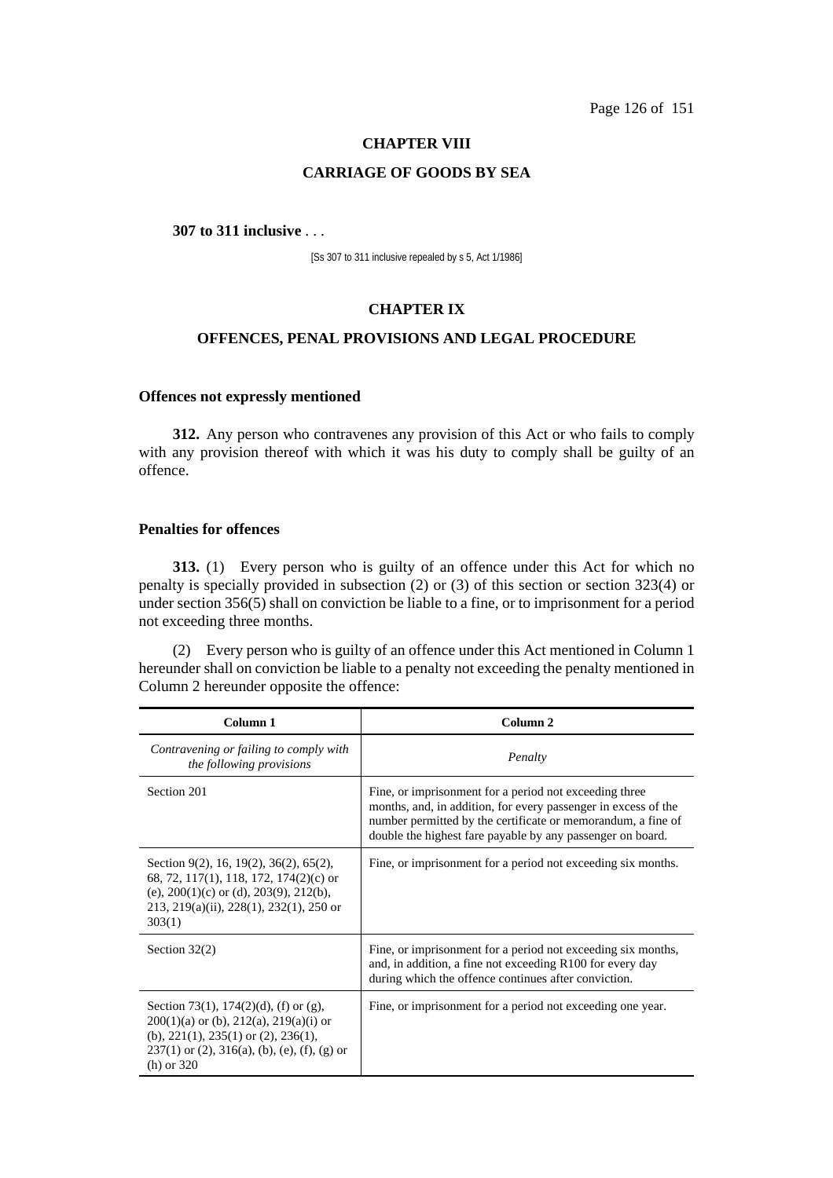## CHAPTER VIII

## CARRIAGE OF GOODS BY SEA

**307 to 311 inclusive** . . .

[Ss 307 to 311 inclusive repealed by s 5, Act 1/1986]

## CHAPTER IX

## OFFENCES, PENAL PROVISIONS AND LEGAL PROCEDURE

### Offences not expressly mentioned

**312.** Any person who contravenes any provision of this Act or who fails to comply with any provision thereof with which it was his duty to comply shall be guilty of an offence.

### Penalties for offences

**313.** (1) Every person who is guilty of an offence under this Act for which no penalty is specially provided in subsection (2) or (3) of this section or section 323(4) or under section 356(5) shall on conviction be liable to a fine, or to imprisonment for a period not exceeding three months.

(2) Every person who is guilty of an offence under this Act mentioned in Column 1 hereunder shall on conviction be liable to a penalty not exceeding the penalty mentioned in Column 2 hereunder opposite the offence:

| Column 1 | Column 2 |
|---|---|
| *Contravening or failing to comply with the following provisions* | *Penalty* |
| Section 201 | Fine, or imprisonment for a period not exceeding three months, and, in addition, for every passenger in excess of the number permitted by the certificate or memorandum, a fine of double the highest fare payable by any passenger on board. |
| Section 9(2), 16, 19(2), 36(2), 65(2), 68, 72, 117(1), 118, 172, 174(2)(c) or (e), 200(1)(c) or (d), 203(9), 212(b), 213, 219(a)(ii), 228(1), 232(1), 250 or 303(1) | Fine, or imprisonment for a period not exceeding six months. |
| Section 32(2) | Fine, or imprisonment for a period not exceeding six months, and, in addition, a fine not exceeding R100 for every day during which the offence continues after conviction. |
| Section 73(1), 174(2)(d), (f) or (g), 200(1)(a) or (b), 212(a), 219(a)(i) or (b), 221(1), 235(1) or (2), 236(1), 237(1) or (2), 316(a), (b), (e), (f), (g) or (h) or 320 | Fine, or imprisonment for a period not exceeding one year. |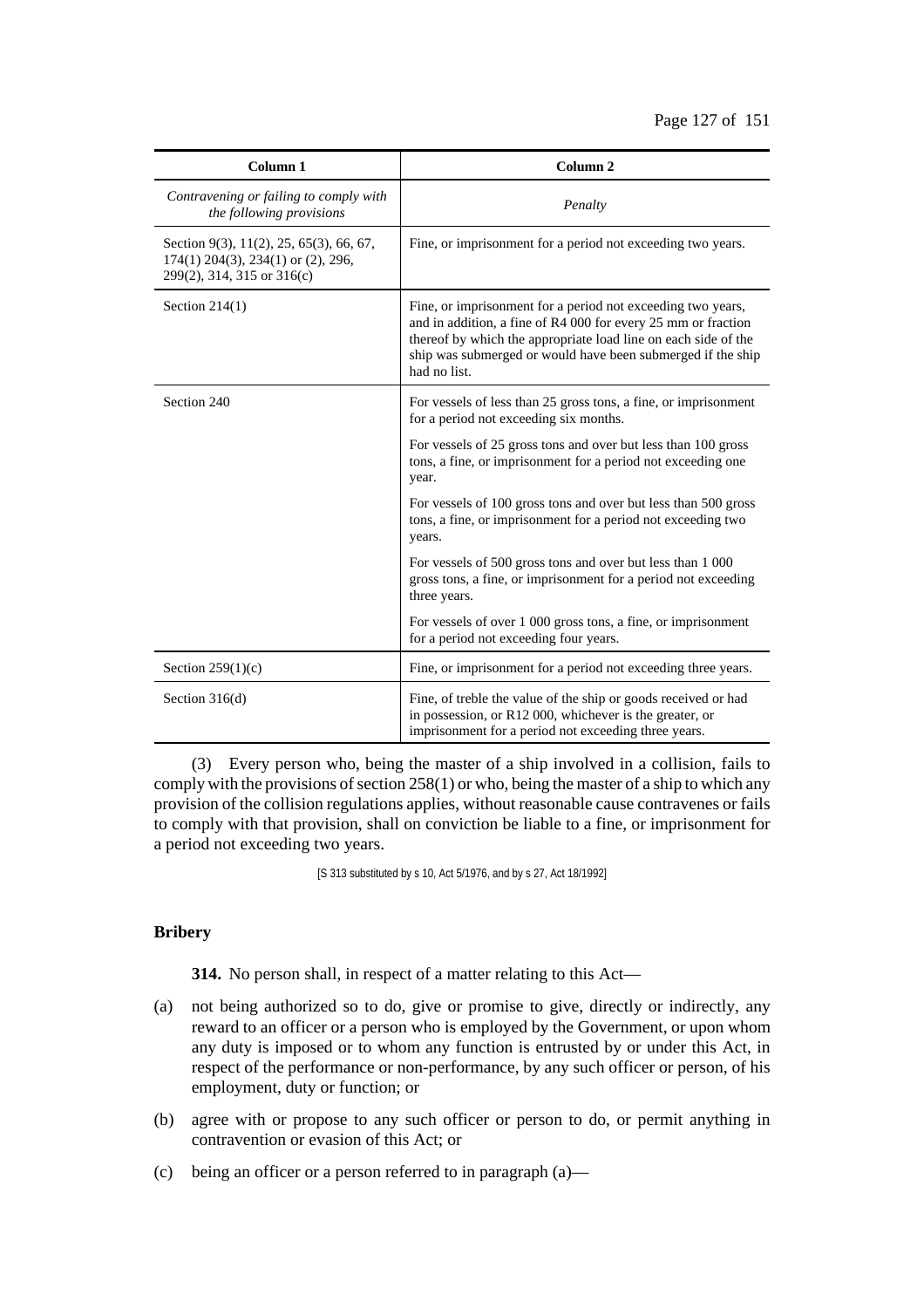| Column 1 | Column 2 |
|---|---|
| *Contravening or failing to comply with the following provisions* | *Penalty* |
| Section 9(3), 11(2), 25, 65(3), 66, 67, 174(1) 204(3), 234(1) or (2), 296, 299(2), 314, 315 or 316(c) | Fine, or imprisonment for a period not exceeding two years. |
| Section 214(1) | Fine, or imprisonment for a period not exceeding two years, and in addition, a fine of R4 000 for every 25 mm or fraction thereof by which the appropriate load line on each side of the ship was submerged or would have been submerged if the ship had no list. |
| Section 240 | For vessels of less than 25 gross tons, a fine, or imprisonment for a period not exceeding six months.<br><br>For vessels of 25 gross tons and over but less than 100 gross tons, a fine, or imprisonment for a period not exceeding one year.<br><br>For vessels of 100 gross tons and over but less than 500 gross tons, a fine, or imprisonment for a period not exceeding two years.<br><br>For vessels of 500 gross tons and over but less than 1 000 gross tons, a fine, or imprisonment for a period not exceeding three years.<br><br>For vessels of over 1 000 gross tons, a fine, or imprisonment for a period not exceeding four years. |
| Section 259(1)(c) | Fine, or imprisonment for a period not exceeding three years. |
| Section 316(d) | Fine, of treble the value of the ship or goods received or had in possession, or R12 000, whichever is the greater, or imprisonment for a period not exceeding three years. |

(3) Every person who, being the master of a ship involved in a collision, fails to comply with the provisions of section 258(1) or who, being the master of a ship to which any provision of the collision regulations applies, without reasonable cause contravenes or fails to comply with that provision, shall on conviction be liable to a fine, or imprisonment for a period not exceeding two years.

[S 313 substituted by s 10, Act 5/1976, and by s 27, Act 18/1992]

**Bribery**

**314.** No person shall, in respect of a matter relating to this Act—

(a) not being authorized so to do, give or promise to give, directly or indirectly, any reward to an officer or a person who is employed by the Government, or upon whom any duty is imposed or to whom any function is entrusted by or under this Act, in respect of the performance or non-performance, by any such officer or person, of his employment, duty or function; or

(b) agree with or propose to any such officer or person to do, or permit anything in contravention or evasion of this Act; or

(c) being an officer or a person referred to in paragraph (a)—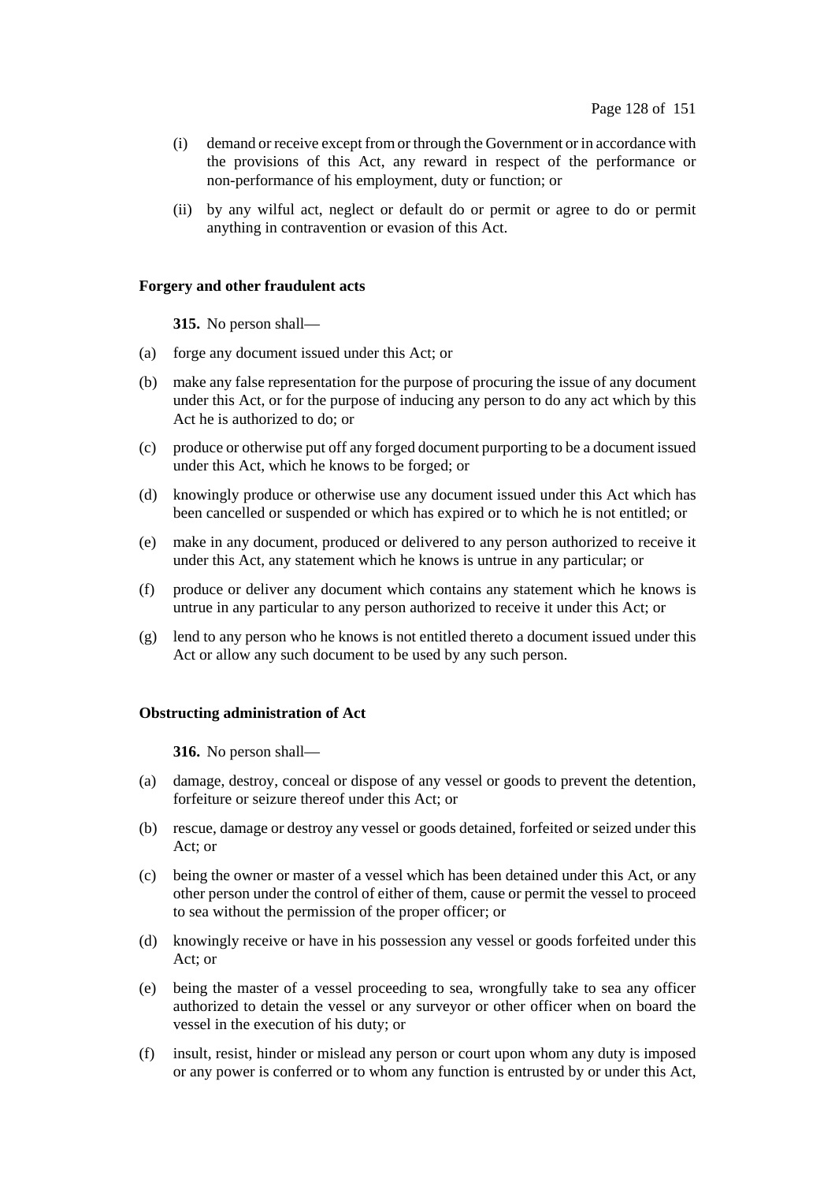(i) demand or receive except from or through the Government or in accordance with the provisions of this Act, any reward in respect of the performance or non-performance of his employment, duty or function; or

(ii) by any wilful act, neglect or default do or permit or agree to do or permit anything in contravention or evasion of this Act.

**Forgery and other fraudulent acts**

**315.** No person shall—

(a) forge any document issued under this Act; or

(b) make any false representation for the purpose of procuring the issue of any document under this Act, or for the purpose of inducing any person to do any act which by this Act he is authorized to do; or

(c) produce or otherwise put off any forged document purporting to be a document issued under this Act, which he knows to be forged; or

(d) knowingly produce or otherwise use any document issued under this Act which has been cancelled or suspended or which has expired or to which he is not entitled; or

(e) make in any document, produced or delivered to any person authorized to receive it under this Act, any statement which he knows is untrue in any particular; or

(f) produce or deliver any document which contains any statement which he knows is untrue in any particular to any person authorized to receive it under this Act; or

(g) lend to any person who he knows is not entitled thereto a document issued under this Act or allow any such document to be used by any such person.

**Obstructing administration of Act**

**316.** No person shall—

(a) damage, destroy, conceal or dispose of any vessel or goods to prevent the detention, forfeiture or seizure thereof under this Act; or

(b) rescue, damage or destroy any vessel or goods detained, forfeited or seized under this Act; or

(c) being the owner or master of a vessel which has been detained under this Act, or any other person under the control of either of them, cause or permit the vessel to proceed to sea without the permission of the proper officer; or

(d) knowingly receive or have in his possession any vessel or goods forfeited under this Act; or

(e) being the master of a vessel proceeding to sea, wrongfully take to sea any officer authorized to detain the vessel or any surveyor or other officer when on board the vessel in the execution of his duty; or

(f) insult, resist, hinder or mislead any person or court upon whom any duty is imposed or any power is conferred or to whom any function is entrusted by or under this Act,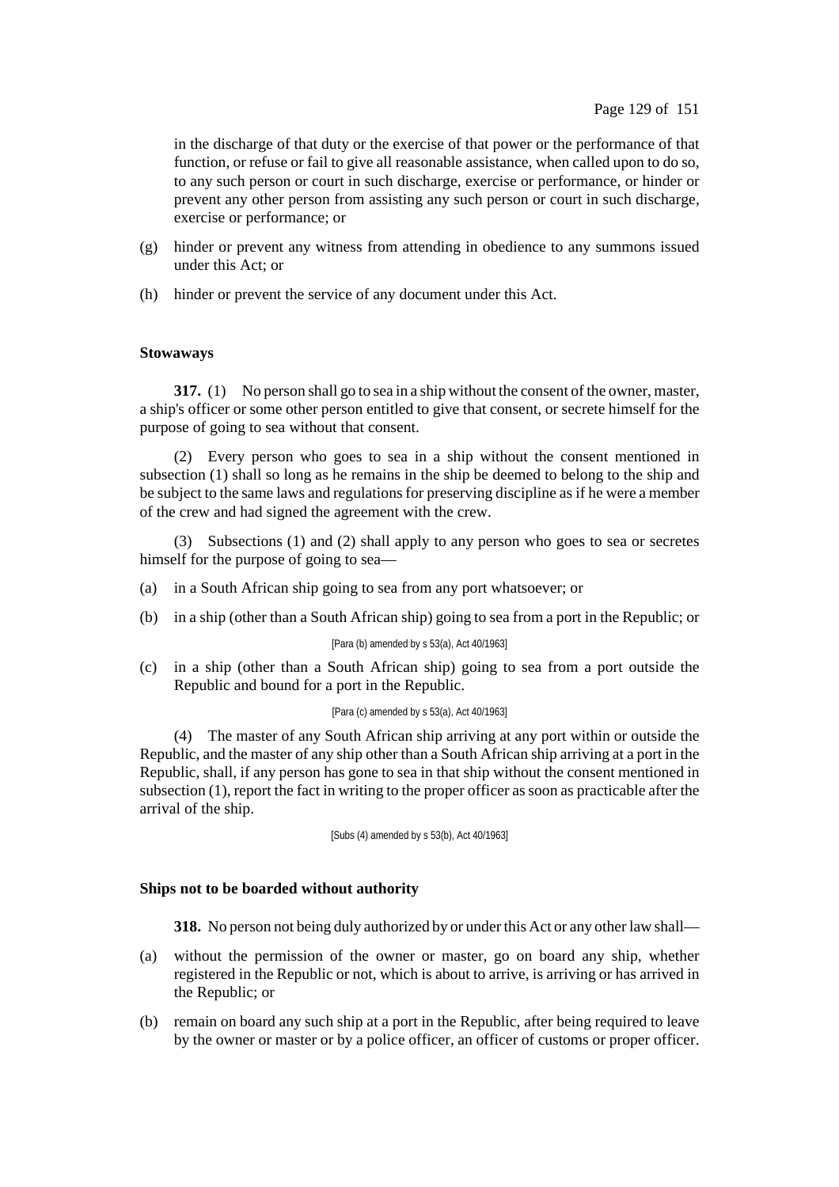in the discharge of that duty or the exercise of that power or the performance of that function, or refuse or fail to give all reasonable assistance, when called upon to do so, to any such person or court in such discharge, exercise or performance, or hinder or prevent any other person from assisting any such person or court in such discharge, exercise or performance; or

(g) hinder or prevent any witness from attending in obedience to any summons issued under this Act; or

(h) hinder or prevent the service of any document under this Act.

**Stowaways**

**317.** (1) No person shall go to sea in a ship without the consent of the owner, master, a ship's officer or some other person entitled to give that consent, or secrete himself for the purpose of going to sea without that consent.

(2) Every person who goes to sea in a ship without the consent mentioned in subsection (1) shall so long as he remains in the ship be deemed to belong to the ship and be subject to the same laws and regulations for preserving discipline as if he were a member of the crew and had signed the agreement with the crew.

(3) Subsections (1) and (2) shall apply to any person who goes to sea or secretes himself for the purpose of going to sea—

(a) in a South African ship going to sea from any port whatsoever; or

(b) in a ship (other than a South African ship) going to sea from a port in the Republic; or

[Para (b) amended by s 53(a), Act 40/1963]

(c) in a ship (other than a South African ship) going to sea from a port outside the Republic and bound for a port in the Republic.

[Para (c) amended by s 53(a), Act 40/1963]

(4) The master of any South African ship arriving at any port within or outside the Republic, and the master of any ship other than a South African ship arriving at a port in the Republic, shall, if any person has gone to sea in that ship without the consent mentioned in subsection (1), report the fact in writing to the proper officer as soon as practicable after the arrival of the ship.

[Subs (4) amended by s 53(b), Act 40/1963]

**Ships not to be boarded without authority**

**318.** No person not being duly authorized by or under this Act or any other law shall—

(a) without the permission of the owner or master, go on board any ship, whether registered in the Republic or not, which is about to arrive, is arriving or has arrived in the Republic; or

(b) remain on board any such ship at a port in the Republic, after being required to leave by the owner or master or by a police officer, an officer of customs or proper officer.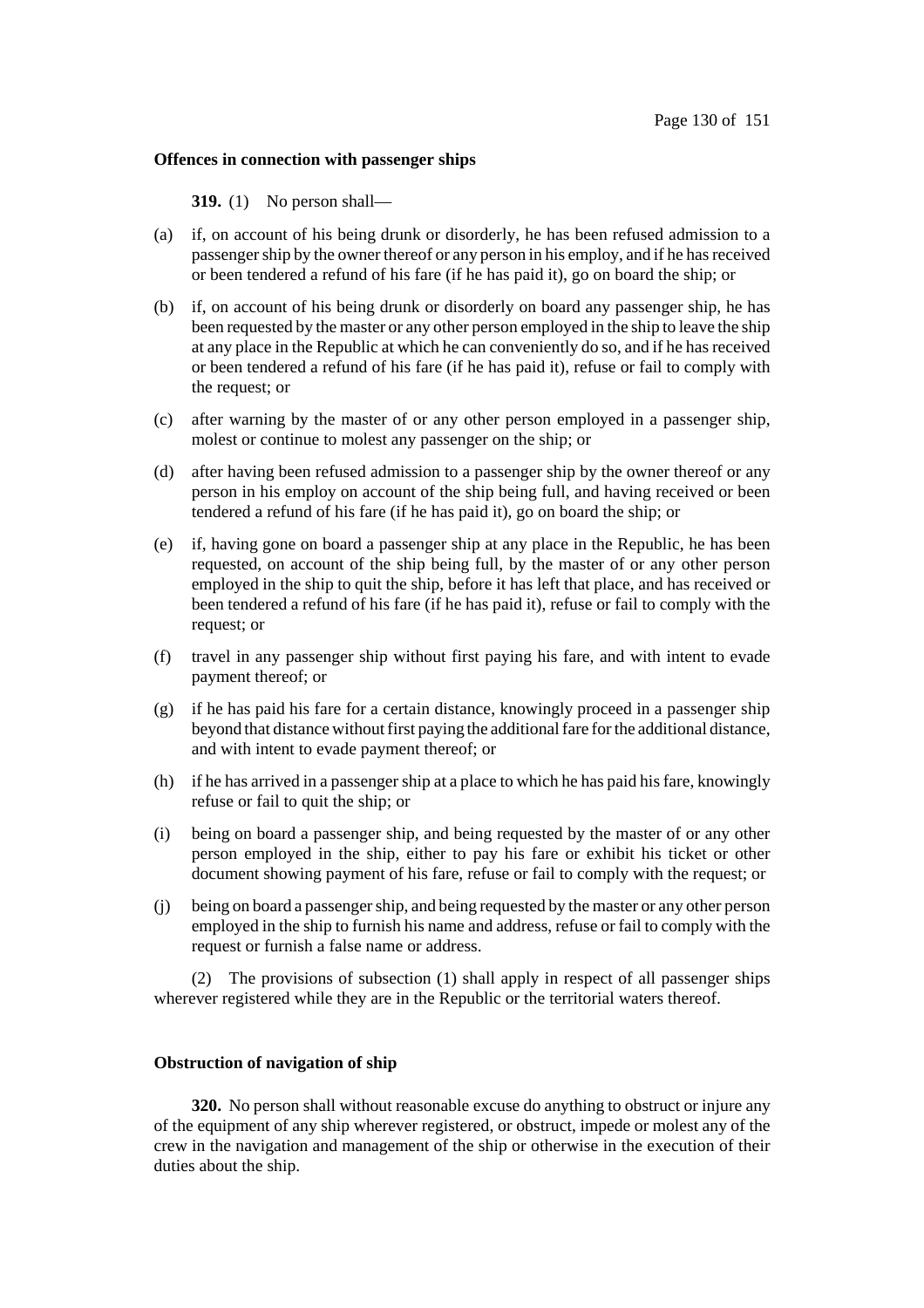**Offences in connection with passenger ships**

**319.** (1) No person shall—

(a) if, on account of his being drunk or disorderly, he has been refused admission to a passenger ship by the owner thereof or any person in his employ, and if he has received or been tendered a refund of his fare (if he has paid it), go on board the ship; or

(b) if, on account of his being drunk or disorderly on board any passenger ship, he has been requested by the master or any other person employed in the ship to leave the ship at any place in the Republic at which he can conveniently do so, and if he has received or been tendered a refund of his fare (if he has paid it), refuse or fail to comply with the request; or

(c) after warning by the master of or any other person employed in a passenger ship, molest or continue to molest any passenger on the ship; or

(d) after having been refused admission to a passenger ship by the owner thereof or any person in his employ on account of the ship being full, and having received or been tendered a refund of his fare (if he has paid it), go on board the ship; or

(e) if, having gone on board a passenger ship at any place in the Republic, he has been requested, on account of the ship being full, by the master of or any other person employed in the ship to quit the ship, before it has left that place, and has received or been tendered a refund of his fare (if he has paid it), refuse or fail to comply with the request; or

(f) travel in any passenger ship without first paying his fare, and with intent to evade payment thereof; or

(g) if he has paid his fare for a certain distance, knowingly proceed in a passenger ship beyond that distance without first paying the additional fare for the additional distance, and with intent to evade payment thereof; or

(h) if he has arrived in a passenger ship at a place to which he has paid his fare, knowingly refuse or fail to quit the ship; or

(i) being on board a passenger ship, and being requested by the master of or any other person employed in the ship, either to pay his fare or exhibit his ticket or other document showing payment of his fare, refuse or fail to comply with the request; or

(j) being on board a passenger ship, and being requested by the master or any other person employed in the ship to furnish his name and address, refuse or fail to comply with the request or furnish a false name or address.

(2) The provisions of subsection (1) shall apply in respect of all passenger ships wherever registered while they are in the Republic or the territorial waters thereof.

**Obstruction of navigation of ship**

**320.** No person shall without reasonable excuse do anything to obstruct or injure any of the equipment of any ship wherever registered, or obstruct, impede or molest any of the crew in the navigation and management of the ship or otherwise in the execution of their duties about the ship.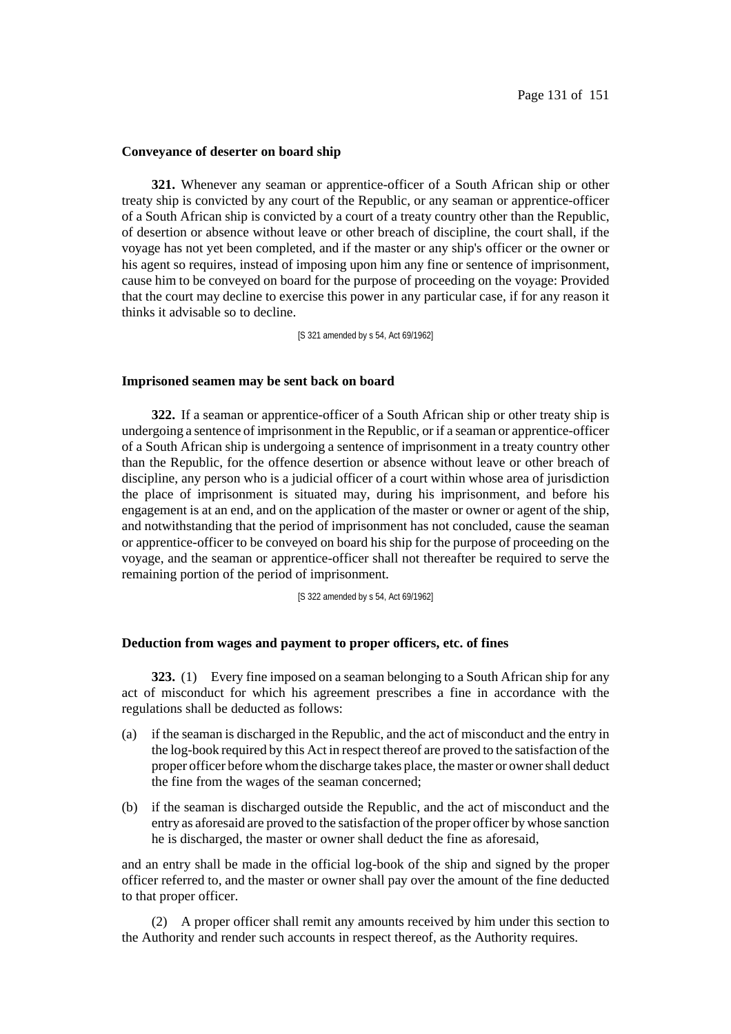**Conveyance of deserter on board ship**

**321.** Whenever any seaman or apprentice-officer of a South African ship or other treaty ship is convicted by any court of the Republic, or any seaman or apprentice-officer of a South African ship is convicted by a court of a treaty country other than the Republic, of desertion or absence without leave or other breach of discipline, the court shall, if the voyage has not yet been completed, and if the master or any ship's officer or the owner or his agent so requires, instead of imposing upon him any fine or sentence of imprisonment, cause him to be conveyed on board for the purpose of proceeding on the voyage: Provided that the court may decline to exercise this power in any particular case, if for any reason it thinks it advisable so to decline.

[S 321 amended by s 54, Act 69/1962]

**Imprisoned seamen may be sent back on board**

**322.** If a seaman or apprentice-officer of a South African ship or other treaty ship is undergoing a sentence of imprisonment in the Republic, or if a seaman or apprentice-officer of a South African ship is undergoing a sentence of imprisonment in a treaty country other than the Republic, for the offence desertion or absence without leave or other breach of discipline, any person who is a judicial officer of a court within whose area of jurisdiction the place of imprisonment is situated may, during his imprisonment, and before his engagement is at an end, and on the application of the master or owner or agent of the ship, and notwithstanding that the period of imprisonment has not concluded, cause the seaman or apprentice-officer to be conveyed on board his ship for the purpose of proceeding on the voyage, and the seaman or apprentice-officer shall not thereafter be required to serve the remaining portion of the period of imprisonment.

[S 322 amended by s 54, Act 69/1962]

**Deduction from wages and payment to proper officers, etc. of fines**

**323.** (1) Every fine imposed on a seaman belonging to a South African ship for any act of misconduct for which his agreement prescribes a fine in accordance with the regulations shall be deducted as follows:

(a) if the seaman is discharged in the Republic, and the act of misconduct and the entry in the log-book required by this Act in respect thereof are proved to the satisfaction of the proper officer before whom the discharge takes place, the master or owner shall deduct the fine from the wages of the seaman concerned;

(b) if the seaman is discharged outside the Republic, and the act of misconduct and the entry as aforesaid are proved to the satisfaction of the proper officer by whose sanction he is discharged, the master or owner shall deduct the fine as aforesaid,

and an entry shall be made in the official log-book of the ship and signed by the proper officer referred to, and the master or owner shall pay over the amount of the fine deducted to that proper officer.

(2) A proper officer shall remit any amounts received by him under this section to the Authority and render such accounts in respect thereof, as the Authority requires.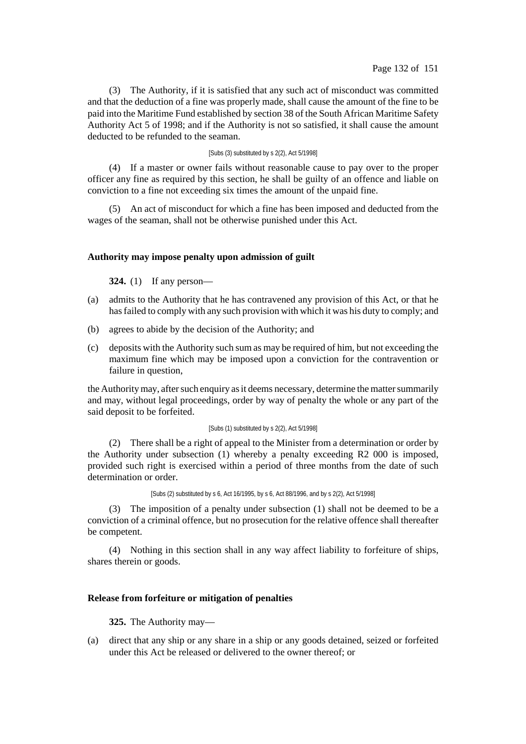(3) The Authority, if it is satisfied that any such act of misconduct was committed and that the deduction of a fine was properly made, shall cause the amount of the fine to be paid into the Maritime Fund established by section 38 of the South African Maritime Safety Authority Act 5 of 1998; and if the Authority is not so satisfied, it shall cause the amount deducted to be refunded to the seaman.

[Subs (3) substituted by s 2(2), Act 5/1998]

(4) If a master or owner fails without reasonable cause to pay over to the proper officer any fine as required by this section, he shall be guilty of an offence and liable on conviction to a fine not exceeding six times the amount of the unpaid fine.

(5) An act of misconduct for which a fine has been imposed and deducted from the wages of the seaman, shall not be otherwise punished under this Act.

**Authority may impose penalty upon admission of guilt**

**324.** (1) If any person—

(a) admits to the Authority that he has contravened any provision of this Act, or that he has failed to comply with any such provision with which it was his duty to comply; and

(b) agrees to abide by the decision of the Authority; and

(c) deposits with the Authority such sum as may be required of him, but not exceeding the maximum fine which may be imposed upon a conviction for the contravention or failure in question,

the Authority may, after such enquiry as it deems necessary, determine the matter summarily and may, without legal proceedings, order by way of penalty the whole or any part of the said deposit to be forfeited.

[Subs (1) substituted by s 2(2), Act 5/1998]

(2) There shall be a right of appeal to the Minister from a determination or order by the Authority under subsection (1) whereby a penalty exceeding R2 000 is imposed, provided such right is exercised within a period of three months from the date of such determination or order.

[Subs (2) substituted by s 6, Act 16/1995, by s 6, Act 88/1996, and by s 2(2), Act 5/1998]

(3) The imposition of a penalty under subsection (1) shall not be deemed to be a conviction of a criminal offence, but no prosecution for the relative offence shall thereafter be competent.

(4) Nothing in this section shall in any way affect liability to forfeiture of ships, shares therein or goods.

**Release from forfeiture or mitigation of penalties**

**325.** The Authority may—

(a) direct that any ship or any share in a ship or any goods detained, seized or forfeited under this Act be released or delivered to the owner thereof; or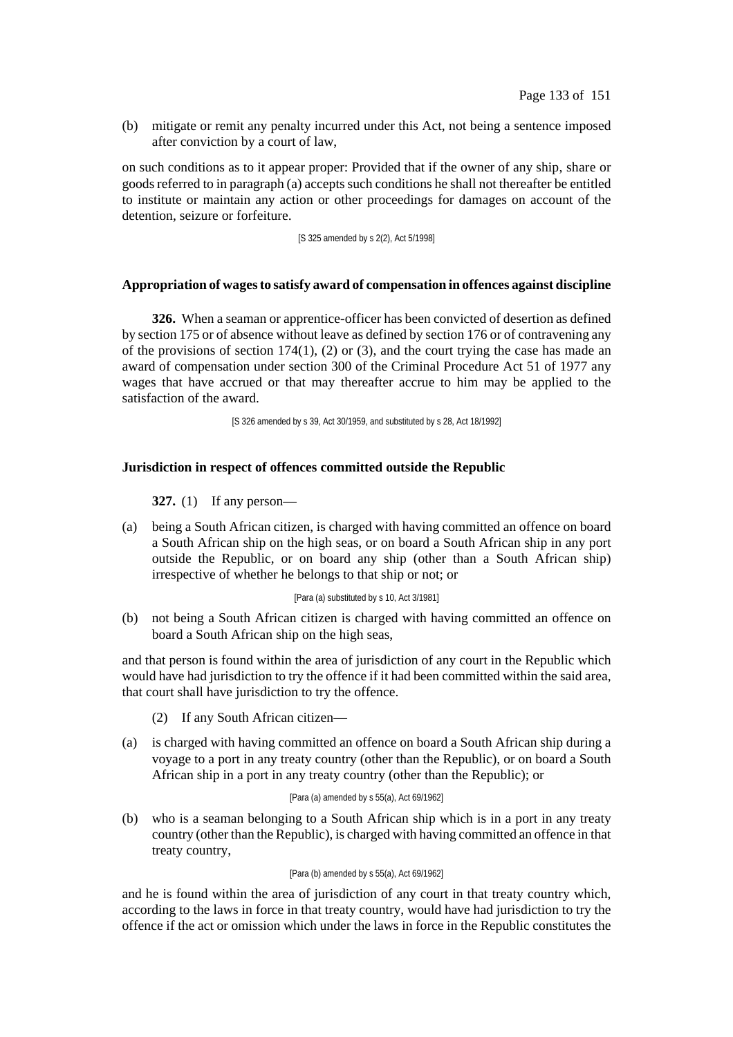(b) mitigate or remit any penalty incurred under this Act, not being a sentence imposed after conviction by a court of law,

on such conditions as to it appear proper: Provided that if the owner of any ship, share or goods referred to in paragraph (a) accepts such conditions he shall not thereafter be entitled to institute or maintain any action or other proceedings for damages on account of the detention, seizure or forfeiture.

[S 325 amended by s 2(2), Act 5/1998]

**Appropriation of wages to satisfy award of compensation in offences against discipline**

**326.** When a seaman or apprentice-officer has been convicted of desertion as defined by section 175 or of absence without leave as defined by section 176 or of contravening any of the provisions of section 174(1), (2) or (3), and the court trying the case has made an award of compensation under section 300 of the Criminal Procedure Act 51 of 1977 any wages that have accrued or that may thereafter accrue to him may be applied to the satisfaction of the award.

[S 326 amended by s 39, Act 30/1959, and substituted by s 28, Act 18/1992]

**Jurisdiction in respect of offences committed outside the Republic**

**327.** (1) If any person—

(a) being a South African citizen, is charged with having committed an offence on board a South African ship on the high seas, or on board a South African ship in any port outside the Republic, or on board any ship (other than a South African ship) irrespective of whether he belongs to that ship or not; or

[Para (a) substituted by s 10, Act 3/1981]

(b) not being a South African citizen is charged with having committed an offence on board a South African ship on the high seas,

and that person is found within the area of jurisdiction of any court in the Republic which would have had jurisdiction to try the offence if it had been committed within the said area, that court shall have jurisdiction to try the offence.

(2) If any South African citizen—

(a) is charged with having committed an offence on board a South African ship during a voyage to a port in any treaty country (other than the Republic), or on board a South African ship in a port in any treaty country (other than the Republic); or

[Para (a) amended by s 55(a), Act 69/1962]

(b) who is a seaman belonging to a South African ship which is in a port in any treaty country (other than the Republic), is charged with having committed an offence in that treaty country,

[Para (b) amended by s 55(a), Act 69/1962]

and he is found within the area of jurisdiction of any court in that treaty country which, according to the laws in force in that treaty country, would have had jurisdiction to try the offence if the act or omission which under the laws in force in the Republic constitutes the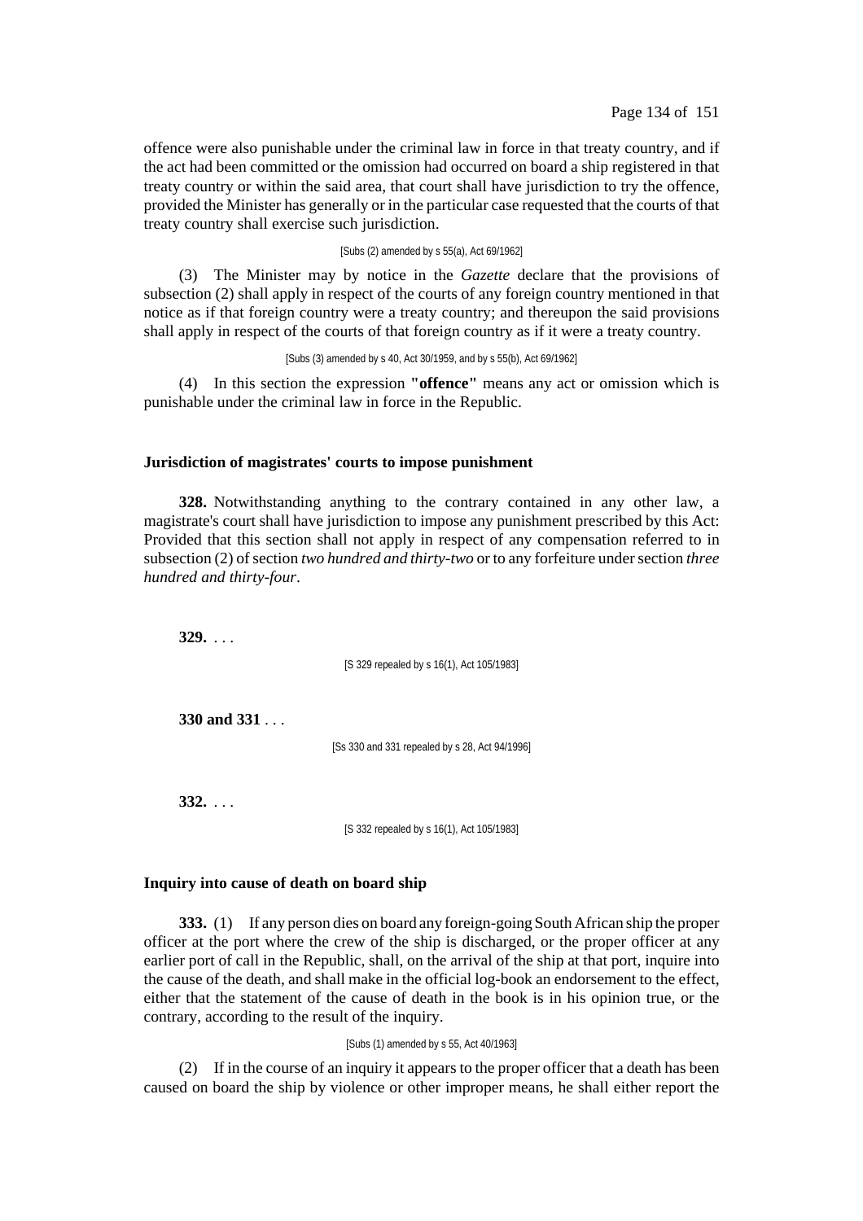offence were also punishable under the criminal law in force in that treaty country, and if the act had been committed or the omission had occurred on board a ship registered in that treaty country or within the said area, that court shall have jurisdiction to try the offence, provided the Minister has generally or in the particular case requested that the courts of that treaty country shall exercise such jurisdiction.

[Subs (2) amended by s 55(a), Act 69/1962]

(3) The Minister may by notice in the *Gazette* declare that the provisions of subsection (2) shall apply in respect of the courts of any foreign country mentioned in that notice as if that foreign country were a treaty country; and thereupon the said provisions shall apply in respect of the courts of that foreign country as if it were a treaty country.

[Subs (3) amended by s 40, Act 30/1959, and by s 55(b), Act 69/1962]

(4) In this section the expression **"offence"** means any act or omission which is punishable under the criminal law in force in the Republic.

### Jurisdiction of magistrates' courts to impose punishment

**328.** Notwithstanding anything to the contrary contained in any other law, a magistrate's court shall have jurisdiction to impose any punishment prescribed by this Act: Provided that this section shall not apply in respect of any compensation referred to in subsection (2) of section *two hundred and thirty-two* or to any forfeiture under section *three hundred and thirty-four*.

**329.** . . .

[S 329 repealed by s 16(1), Act 105/1983]

**330 and 331** . . .

[Ss 330 and 331 repealed by s 28, Act 94/1996]

**332.** . . .

[S 332 repealed by s 16(1), Act 105/1983]

### Inquiry into cause of death on board ship

**333.** (1) If any person dies on board any foreign-going South African ship the proper officer at the port where the crew of the ship is discharged, or the proper officer at any earlier port of call in the Republic, shall, on the arrival of the ship at that port, inquire into the cause of the death, and shall make in the official log-book an endorsement to the effect, either that the statement of the cause of death in the book is in his opinion true, or the contrary, according to the result of the inquiry.

[Subs (1) amended by s 55, Act 40/1963]

(2) If in the course of an inquiry it appears to the proper officer that a death has been caused on board the ship by violence or other improper means, he shall either report the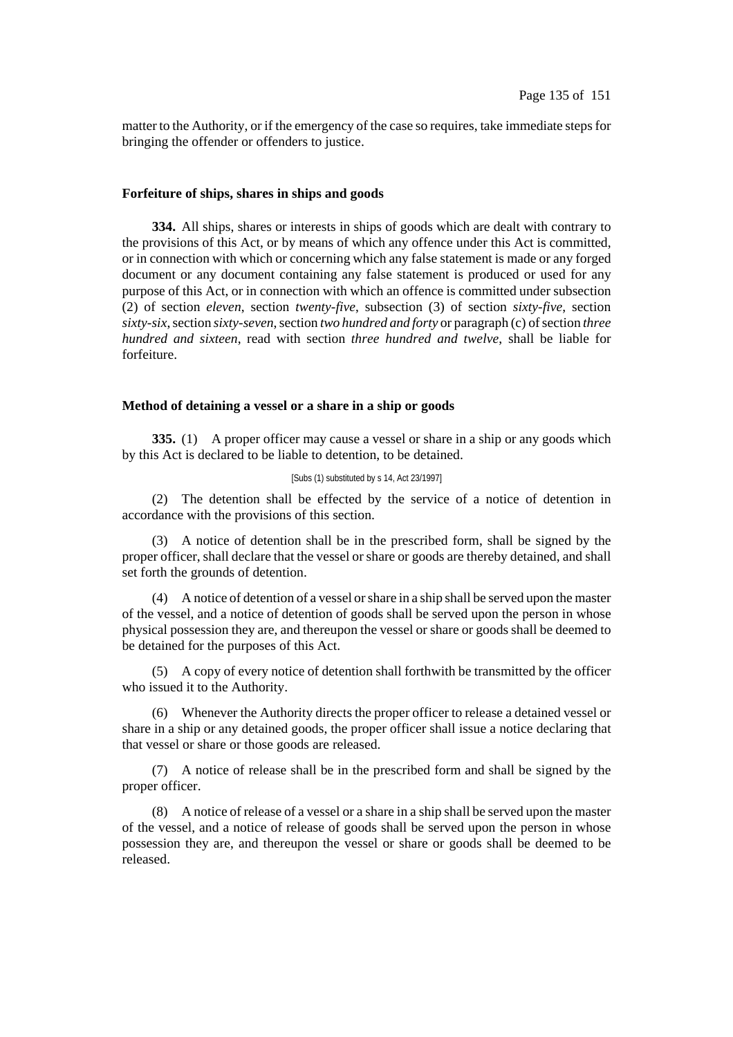matter to the Authority, or if the emergency of the case so requires, take immediate steps for bringing the offender or offenders to justice.

### Forfeiture of ships, shares in ships and goods

**334.** All ships, shares or interests in ships of goods which are dealt with contrary to the provisions of this Act, or by means of which any offence under this Act is committed, or in connection with which or concerning which any false statement is made or any forged document or any document containing any false statement is produced or used for any purpose of this Act, or in connection with which an offence is committed under subsection (2) of section *eleven*, section *twenty-five*, subsection (3) of section *sixty-five*, section *sixty-six*, section *sixty-seven*, section *two hundred and forty* or paragraph (c) of section *three hundred and sixteen*, read with section *three hundred and twelve,* shall be liable for forfeiture.

### Method of detaining a vessel or a share in a ship or goods

**335.** (1) A proper officer may cause a vessel or share in a ship or any goods which by this Act is declared to be liable to detention, to be detained.

[Subs (1) substituted by s 14, Act 23/1997]

(2) The detention shall be effected by the service of a notice of detention in accordance with the provisions of this section.

(3) A notice of detention shall be in the prescribed form, shall be signed by the proper officer, shall declare that the vessel or share or goods are thereby detained, and shall set forth the grounds of detention.

(4) A notice of detention of a vessel or share in a ship shall be served upon the master of the vessel, and a notice of detention of goods shall be served upon the person in whose physical possession they are, and thereupon the vessel or share or goods shall be deemed to be detained for the purposes of this Act.

(5) A copy of every notice of detention shall forthwith be transmitted by the officer who issued it to the Authority.

(6) Whenever the Authority directs the proper officer to release a detained vessel or share in a ship or any detained goods, the proper officer shall issue a notice declaring that that vessel or share or those goods are released.

(7) A notice of release shall be in the prescribed form and shall be signed by the proper officer.

(8) A notice of release of a vessel or a share in a ship shall be served upon the master of the vessel, and a notice of release of goods shall be served upon the person in whose possession they are, and thereupon the vessel or share or goods shall be deemed to be released.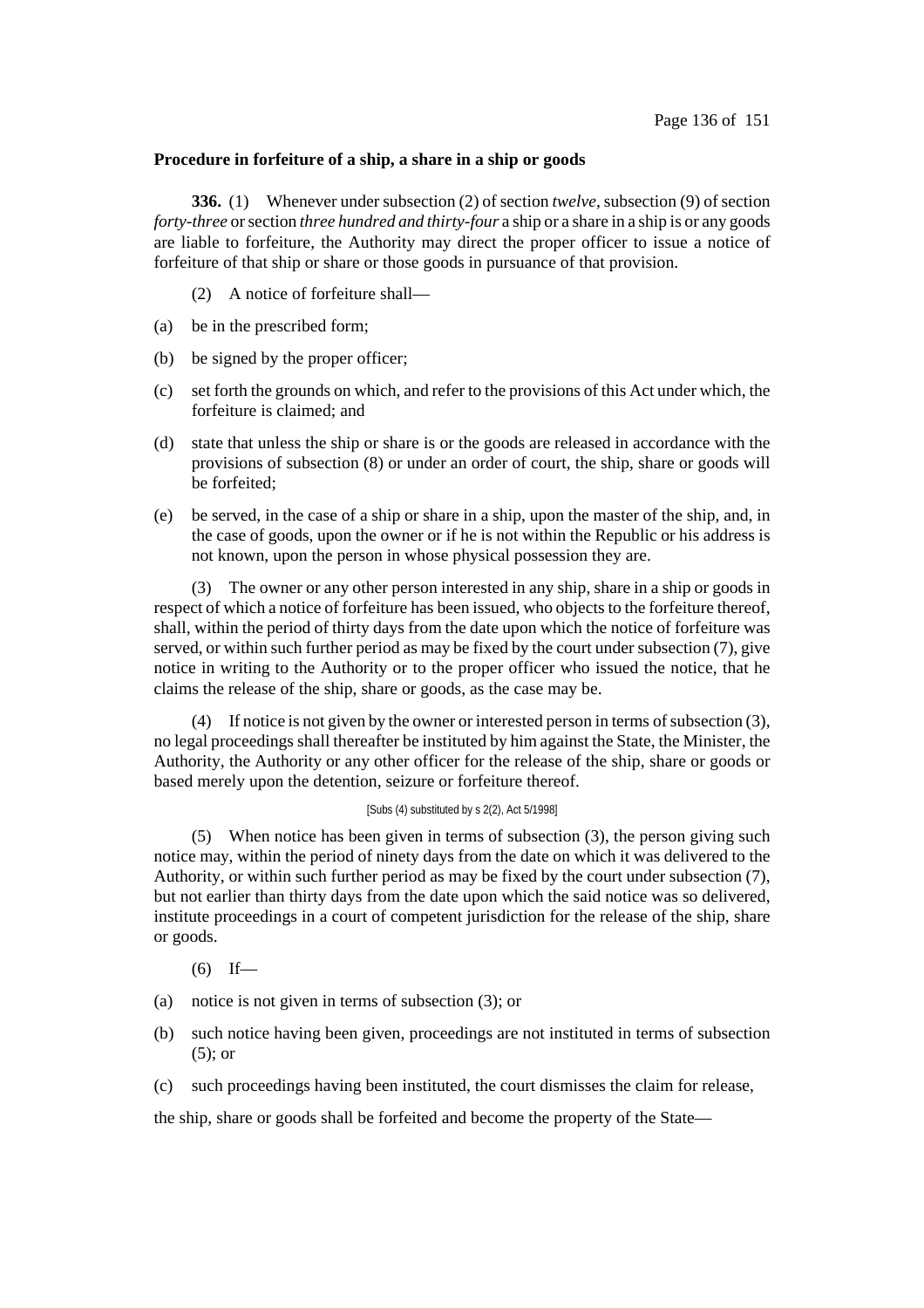**Procedure in forfeiture of a ship, a share in a ship or goods**

**336.** (1) Whenever under subsection (2) of section *twelve*, subsection (9) of section *forty-three* or section *three hundred and thirty-four* a ship or a share in a ship is or any goods are liable to forfeiture, the Authority may direct the proper officer to issue a notice of forfeiture of that ship or share or those goods in pursuance of that provision.

(2) A notice of forfeiture shall—

(a) be in the prescribed form;

(b) be signed by the proper officer;

(c) set forth the grounds on which, and refer to the provisions of this Act under which, the forfeiture is claimed; and

(d) state that unless the ship or share is or the goods are released in accordance with the provisions of subsection (8) or under an order of court, the ship, share or goods will be forfeited;

(e) be served, in the case of a ship or share in a ship, upon the master of the ship, and, in the case of goods, upon the owner or if he is not within the Republic or his address is not known, upon the person in whose physical possession they are.

(3) The owner or any other person interested in any ship, share in a ship or goods in respect of which a notice of forfeiture has been issued, who objects to the forfeiture thereof, shall, within the period of thirty days from the date upon which the notice of forfeiture was served, or within such further period as may be fixed by the court under subsection (7), give notice in writing to the Authority or to the proper officer who issued the notice, that he claims the release of the ship, share or goods, as the case may be.

(4) If notice is not given by the owner or interested person in terms of subsection (3), no legal proceedings shall thereafter be instituted by him against the State, the Minister, the Authority, the Authority or any other officer for the release of the ship, share or goods or based merely upon the detention, seizure or forfeiture thereof.

[Subs (4) substituted by s 2(2), Act 5/1998]

(5) When notice has been given in terms of subsection (3), the person giving such notice may, within the period of ninety days from the date on which it was delivered to the Authority, or within such further period as may be fixed by the court under subsection (7), but not earlier than thirty days from the date upon which the said notice was so delivered, institute proceedings in a court of competent jurisdiction for the release of the ship, share or goods.

(6) If—

(a) notice is not given in terms of subsection (3); or

(b) such notice having been given, proceedings are not instituted in terms of subsection (5); or

(c) such proceedings having been instituted, the court dismisses the claim for release,

the ship, share or goods shall be forfeited and become the property of the State—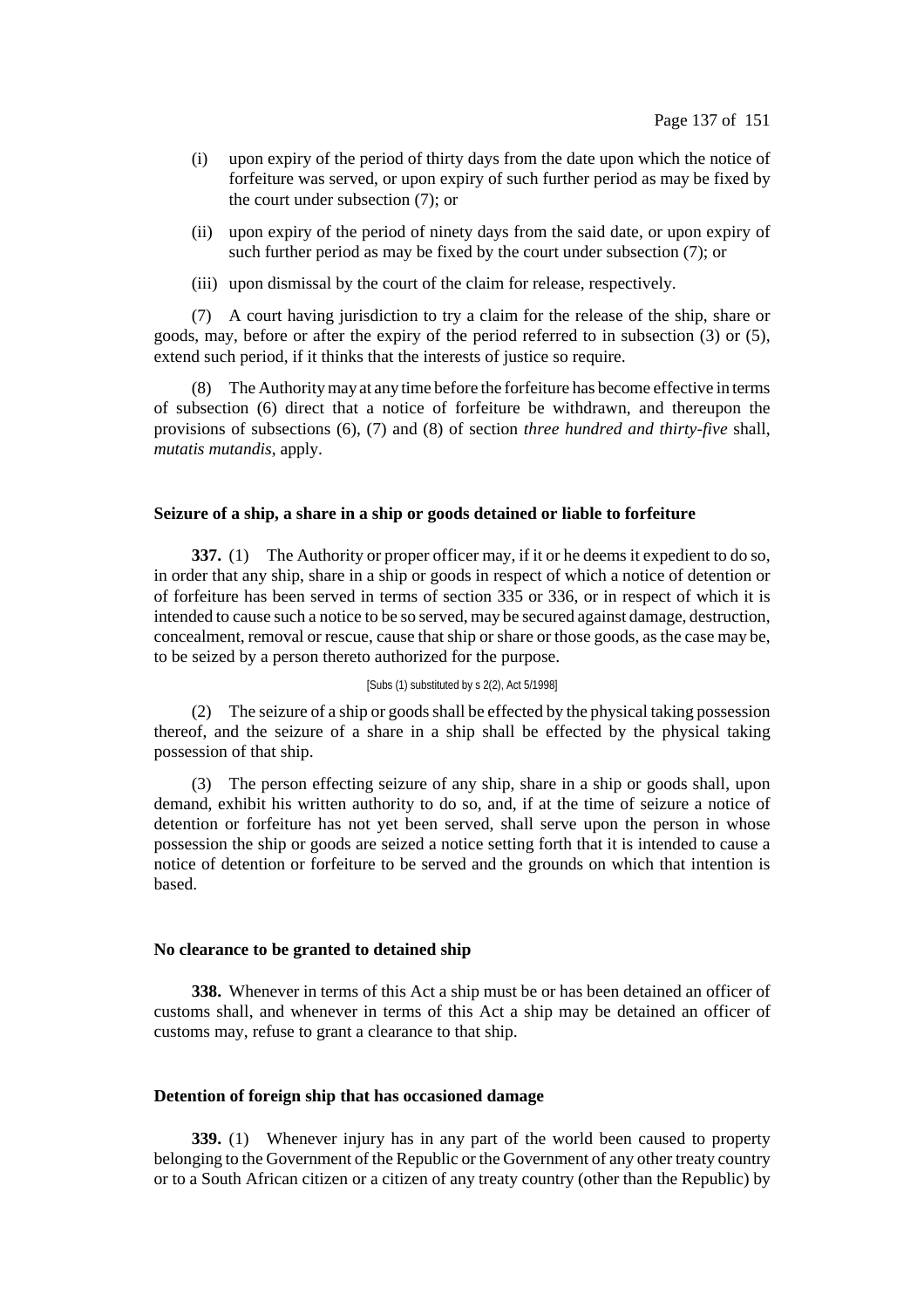(i) upon expiry of the period of thirty days from the date upon which the notice of forfeiture was served, or upon expiry of such further period as may be fixed by the court under subsection (7); or

(ii) upon expiry of the period of ninety days from the said date, or upon expiry of such further period as may be fixed by the court under subsection (7); or

(iii) upon dismissal by the court of the claim for release, respectively.

(7) A court having jurisdiction to try a claim for the release of the ship, share or goods, may, before or after the expiry of the period referred to in subsection (3) or (5), extend such period, if it thinks that the interests of justice so require.

(8) The Authority may at any time before the forfeiture has become effective in terms of subsection (6) direct that a notice of forfeiture be withdrawn, and thereupon the provisions of subsections (6), (7) and (8) of section *three hundred and thirty-five* shall, *mutatis mutandis*, apply.

**Seizure of a ship, a share in a ship or goods detained or liable to forfeiture**

**337.** (1) The Authority or proper officer may, if it or he deems it expedient to do so, in order that any ship, share in a ship or goods in respect of which a notice of detention or of forfeiture has been served in terms of section 335 or 336, or in respect of which it is intended to cause such a notice to be so served, may be secured against damage, destruction, concealment, removal or rescue, cause that ship or share or those goods, as the case may be, to be seized by a person thereto authorized for the purpose.

[Subs (1) substituted by s 2(2), Act 5/1998]

(2) The seizure of a ship or goods shall be effected by the physical taking possession thereof, and the seizure of a share in a ship shall be effected by the physical taking possession of that ship.

(3) The person effecting seizure of any ship, share in a ship or goods shall, upon demand, exhibit his written authority to do so, and, if at the time of seizure a notice of detention or forfeiture has not yet been served, shall serve upon the person in whose possession the ship or goods are seized a notice setting forth that it is intended to cause a notice of detention or forfeiture to be served and the grounds on which that intention is based.

**No clearance to be granted to detained ship**

**338.** Whenever in terms of this Act a ship must be or has been detained an officer of customs shall, and whenever in terms of this Act a ship may be detained an officer of customs may, refuse to grant a clearance to that ship.

**Detention of foreign ship that has occasioned damage**

**339.** (1) Whenever injury has in any part of the world been caused to property belonging to the Government of the Republic or the Government of any other treaty country or to a South African citizen or a citizen of any treaty country (other than the Republic) by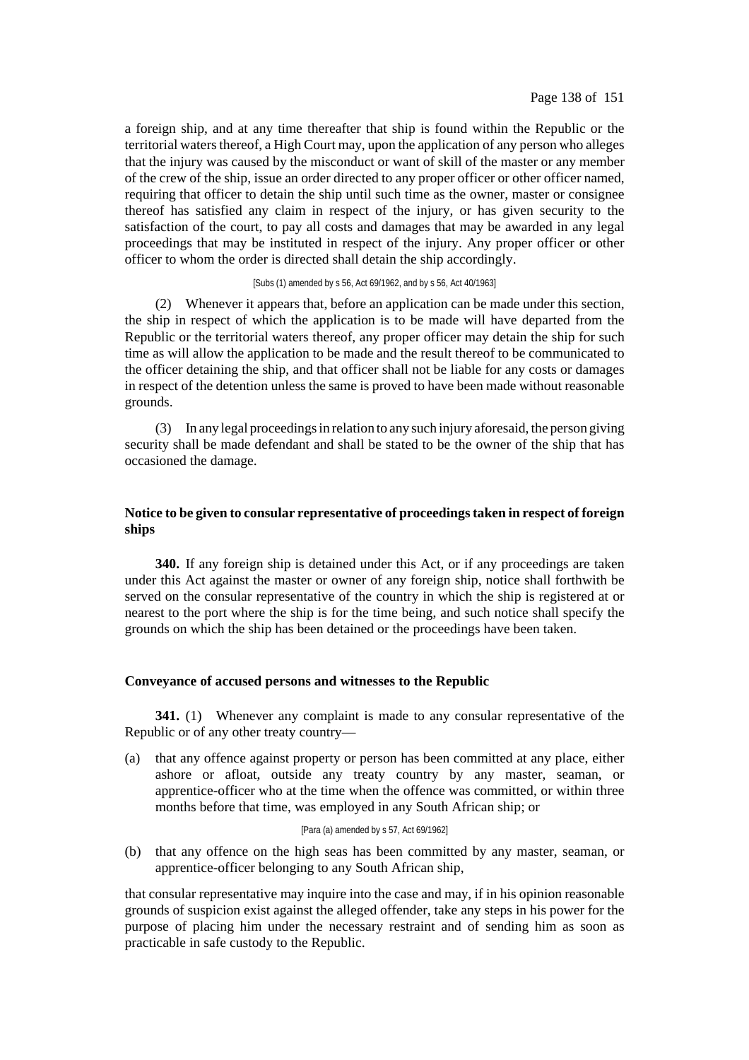a foreign ship, and at any time thereafter that ship is found within the Republic or the territorial waters thereof, a High Court may, upon the application of any person who alleges that the injury was caused by the misconduct or want of skill of the master or any member of the crew of the ship, issue an order directed to any proper officer or other officer named, requiring that officer to detain the ship until such time as the owner, master or consignee thereof has satisfied any claim in respect of the injury, or has given security to the satisfaction of the court, to pay all costs and damages that may be awarded in any legal proceedings that may be instituted in respect of the injury. Any proper officer or other officer to whom the order is directed shall detain the ship accordingly.

[Subs (1) amended by s 56, Act 69/1962, and by s 56, Act 40/1963]

(2) Whenever it appears that, before an application can be made under this section, the ship in respect of which the application is to be made will have departed from the Republic or the territorial waters thereof, any proper officer may detain the ship for such time as will allow the application to be made and the result thereof to be communicated to the officer detaining the ship, and that officer shall not be liable for any costs or damages in respect of the detention unless the same is proved to have been made without reasonable grounds.

(3) In any legal proceedings in relation to any such injury aforesaid, the person giving security shall be made defendant and shall be stated to be the owner of the ship that has occasioned the damage.

**Notice to be given to consular representative of proceedings taken in respect of foreign ships**

**340.** If any foreign ship is detained under this Act, or if any proceedings are taken under this Act against the master or owner of any foreign ship, notice shall forthwith be served on the consular representative of the country in which the ship is registered at or nearest to the port where the ship is for the time being, and such notice shall specify the grounds on which the ship has been detained or the proceedings have been taken.

**Conveyance of accused persons and witnesses to the Republic**

**341.** (1) Whenever any complaint is made to any consular representative of the Republic or of any other treaty country—

(a) that any offence against property or person has been committed at any place, either ashore or afloat, outside any treaty country by any master, seaman, or apprentice-officer who at the time when the offence was committed, or within three months before that time, was employed in any South African ship; or

[Para (a) amended by s 57, Act 69/1962]

(b) that any offence on the high seas has been committed by any master, seaman, or apprentice-officer belonging to any South African ship,

that consular representative may inquire into the case and may, if in his opinion reasonable grounds of suspicion exist against the alleged offender, take any steps in his power for the purpose of placing him under the necessary restraint and of sending him as soon as practicable in safe custody to the Republic.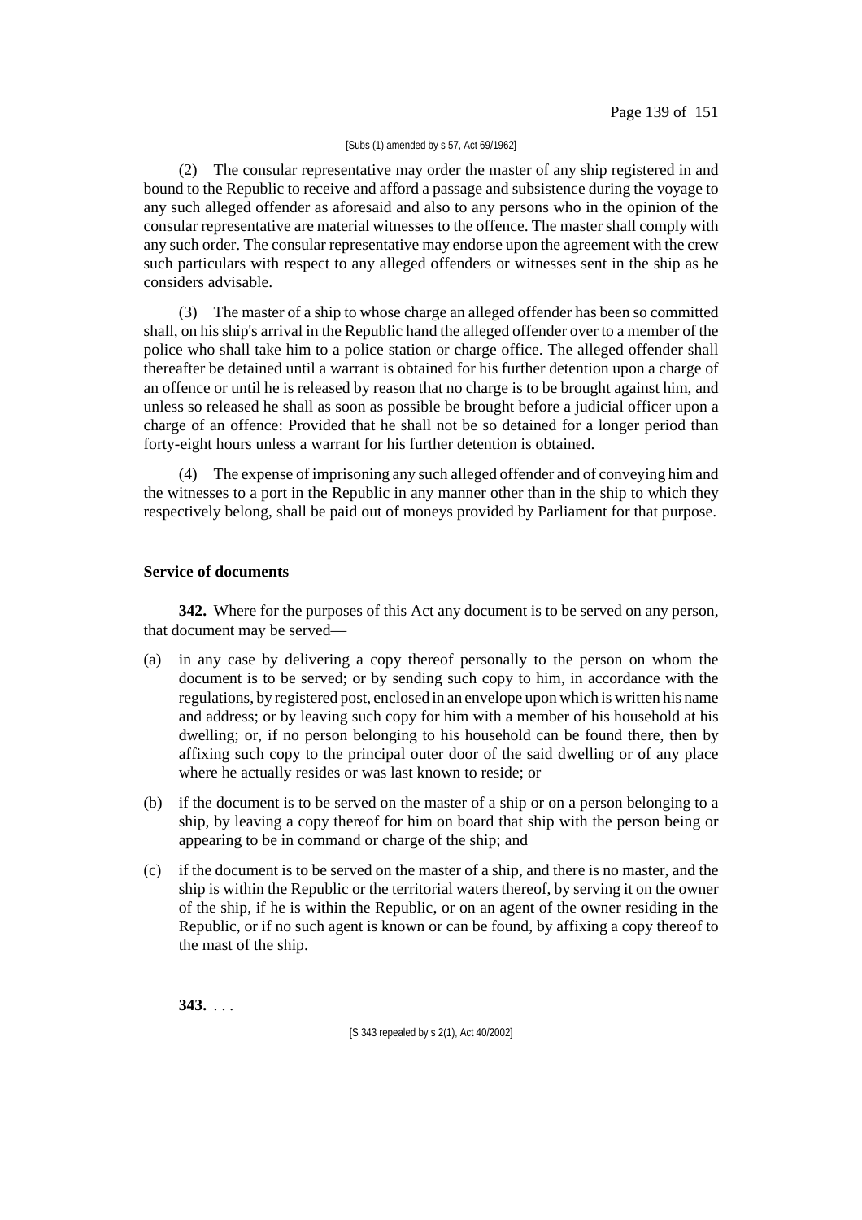[Subs (1) amended by s 57, Act 69/1962]

(2) The consular representative may order the master of any ship registered in and bound to the Republic to receive and afford a passage and subsistence during the voyage to any such alleged offender as aforesaid and also to any persons who in the opinion of the consular representative are material witnesses to the offence. The master shall comply with any such order. The consular representative may endorse upon the agreement with the crew such particulars with respect to any alleged offenders or witnesses sent in the ship as he considers advisable.

(3) The master of a ship to whose charge an alleged offender has been so committed shall, on his ship's arrival in the Republic hand the alleged offender over to a member of the police who shall take him to a police station or charge office. The alleged offender shall thereafter be detained until a warrant is obtained for his further detention upon a charge of an offence or until he is released by reason that no charge is to be brought against him, and unless so released he shall as soon as possible be brought before a judicial officer upon a charge of an offence: Provided that he shall not be so detained for a longer period than forty-eight hours unless a warrant for his further detention is obtained.

(4) The expense of imprisoning any such alleged offender and of conveying him and the witnesses to a port in the Republic in any manner other than in the ship to which they respectively belong, shall be paid out of moneys provided by Parliament for that purpose.

**Service of documents**

**342.** Where for the purposes of this Act any document is to be served on any person, that document may be served—

(a) in any case by delivering a copy thereof personally to the person on whom the document is to be served; or by sending such copy to him, in accordance with the regulations, by registered post, enclosed in an envelope upon which is written his name and address; or by leaving such copy for him with a member of his household at his dwelling; or, if no person belonging to his household can be found there, then by affixing such copy to the principal outer door of the said dwelling or of any place where he actually resides or was last known to reside; or

(b) if the document is to be served on the master of a ship or on a person belonging to a ship, by leaving a copy thereof for him on board that ship with the person being or appearing to be in command or charge of the ship; and

(c) if the document is to be served on the master of a ship, and there is no master, and the ship is within the Republic or the territorial waters thereof, by serving it on the owner of the ship, if he is within the Republic, or on an agent of the owner residing in the Republic, or if no such agent is known or can be found, by affixing a copy thereof to the mast of the ship.

**343.** . . .

[S 343 repealed by s 2(1), Act 40/2002]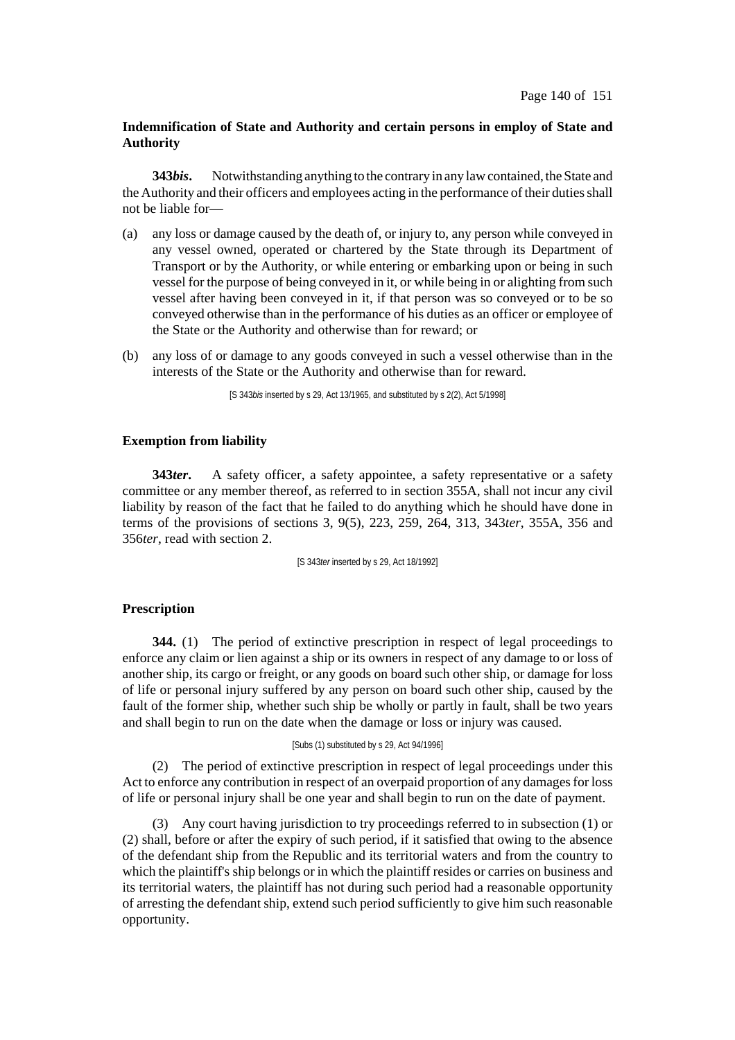**Indemnification of State and Authority and certain persons in employ of State and Authority**

**343*bis*.** Notwithstanding anything to the contrary in any law contained, the State and the Authority and their officers and employees acting in the performance of their duties shall not be liable for—

(a) any loss or damage caused by the death of, or injury to, any person while conveyed in any vessel owned, operated or chartered by the State through its Department of Transport or by the Authority, or while entering or embarking upon or being in such vessel for the purpose of being conveyed in it, or while being in or alighting from such vessel after having been conveyed in it, if that person was so conveyed or to be so conveyed otherwise than in the performance of his duties as an officer or employee of the State or the Authority and otherwise than for reward; or

(b) any loss of or damage to any goods conveyed in such a vessel otherwise than in the interests of the State or the Authority and otherwise than for reward.

[S 343*bis* inserted by s 29, Act 13/1965, and substituted by s 2(2), Act 5/1998]

**Exemption from liability**

**343*ter*.** A safety officer, a safety appointee, a safety representative or a safety committee or any member thereof, as referred to in section 355A, shall not incur any civil liability by reason of the fact that he failed to do anything which he should have done in terms of the provisions of sections 3, 9(5), 223, 259, 264, 313, 343*ter*, 355A, 356 and 356*ter*, read with section 2.

[S 343*ter* inserted by s 29, Act 18/1992]

**Prescription**

**344.** (1) The period of extinctive prescription in respect of legal proceedings to enforce any claim or lien against a ship or its owners in respect of any damage to or loss of another ship, its cargo or freight, or any goods on board such other ship, or damage for loss of life or personal injury suffered by any person on board such other ship, caused by the fault of the former ship, whether such ship be wholly or partly in fault, shall be two years and shall begin to run on the date when the damage or loss or injury was caused.

[Subs (1) substituted by s 29, Act 94/1996]

(2) The period of extinctive prescription in respect of legal proceedings under this Act to enforce any contribution in respect of an overpaid proportion of any damages for loss of life or personal injury shall be one year and shall begin to run on the date of payment.

(3) Any court having jurisdiction to try proceedings referred to in subsection (1) or (2) shall, before or after the expiry of such period, if it satisfied that owing to the absence of the defendant ship from the Republic and its territorial waters and from the country to which the plaintiff's ship belongs or in which the plaintiff resides or carries on business and its territorial waters, the plaintiff has not during such period had a reasonable opportunity of arresting the defendant ship, extend such period sufficiently to give him such reasonable opportunity.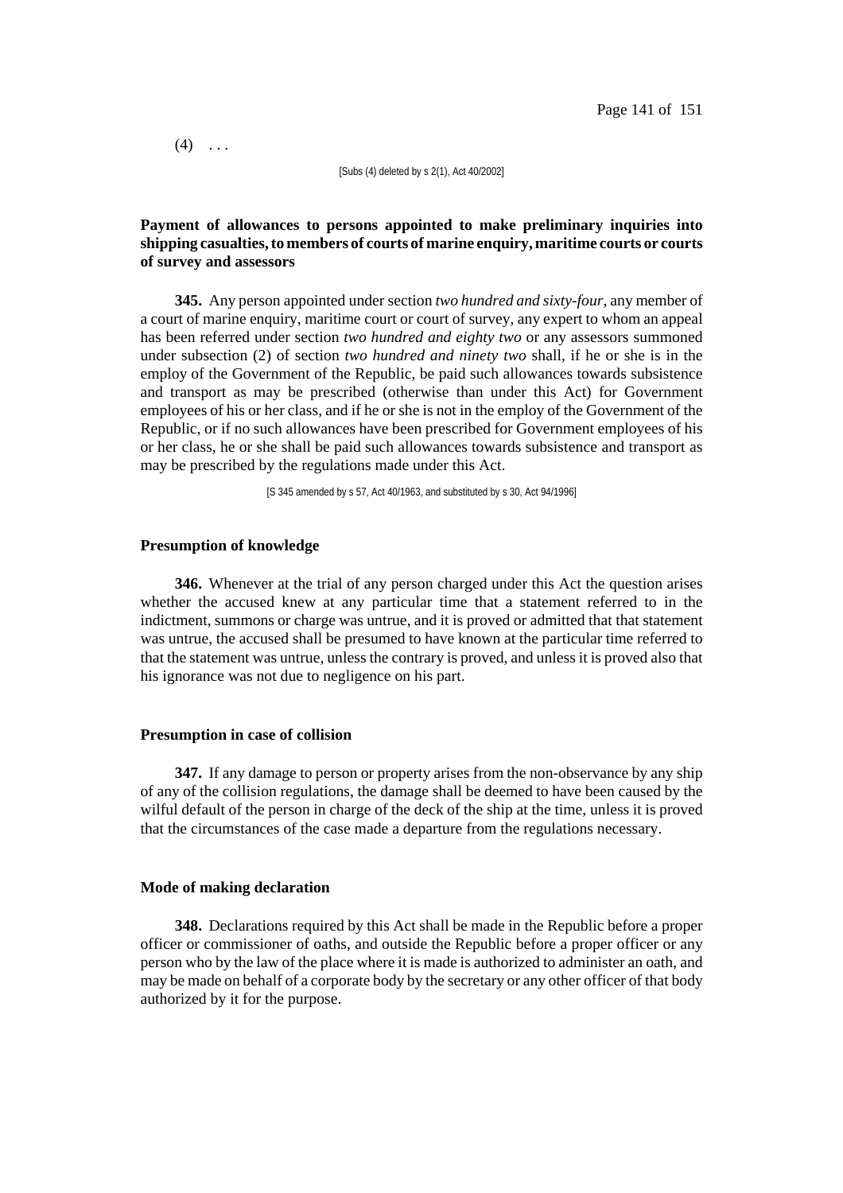(4) . . .

[Subs (4) deleted by s 2(1), Act 40/2002]

**Payment of allowances to persons appointed to make preliminary inquiries into shipping casualties, to members of courts of marine enquiry, maritime courts or courts of survey and assessors**

**345.** Any person appointed under section *two hundred and sixty-four*, any member of a court of marine enquiry, maritime court or court of survey, any expert to whom an appeal has been referred under section *two hundred and eighty two* or any assessors summoned under subsection (2) of section *two hundred and ninety two* shall, if he or she is in the employ of the Government of the Republic, be paid such allowances towards subsistence and transport as may be prescribed (otherwise than under this Act) for Government employees of his or her class, and if he or she is not in the employ of the Government of the Republic, or if no such allowances have been prescribed for Government employees of his or her class, he or she shall be paid such allowances towards subsistence and transport as may be prescribed by the regulations made under this Act.

[S 345 amended by s 57, Act 40/1963, and substituted by s 30, Act 94/1996]

**Presumption of knowledge**

**346.** Whenever at the trial of any person charged under this Act the question arises whether the accused knew at any particular time that a statement referred to in the indictment, summons or charge was untrue, and it is proved or admitted that that statement was untrue, the accused shall be presumed to have known at the particular time referred to that the statement was untrue, unless the contrary is proved, and unless it is proved also that his ignorance was not due to negligence on his part.

**Presumption in case of collision**

**347.** If any damage to person or property arises from the non-observance by any ship of any of the collision regulations, the damage shall be deemed to have been caused by the wilful default of the person in charge of the deck of the ship at the time, unless it is proved that the circumstances of the case made a departure from the regulations necessary.

**Mode of making declaration**

**348.** Declarations required by this Act shall be made in the Republic before a proper officer or commissioner of oaths, and outside the Republic before a proper officer or any person who by the law of the place where it is made is authorized to administer an oath, and may be made on behalf of a corporate body by the secretary or any other officer of that body authorized by it for the purpose.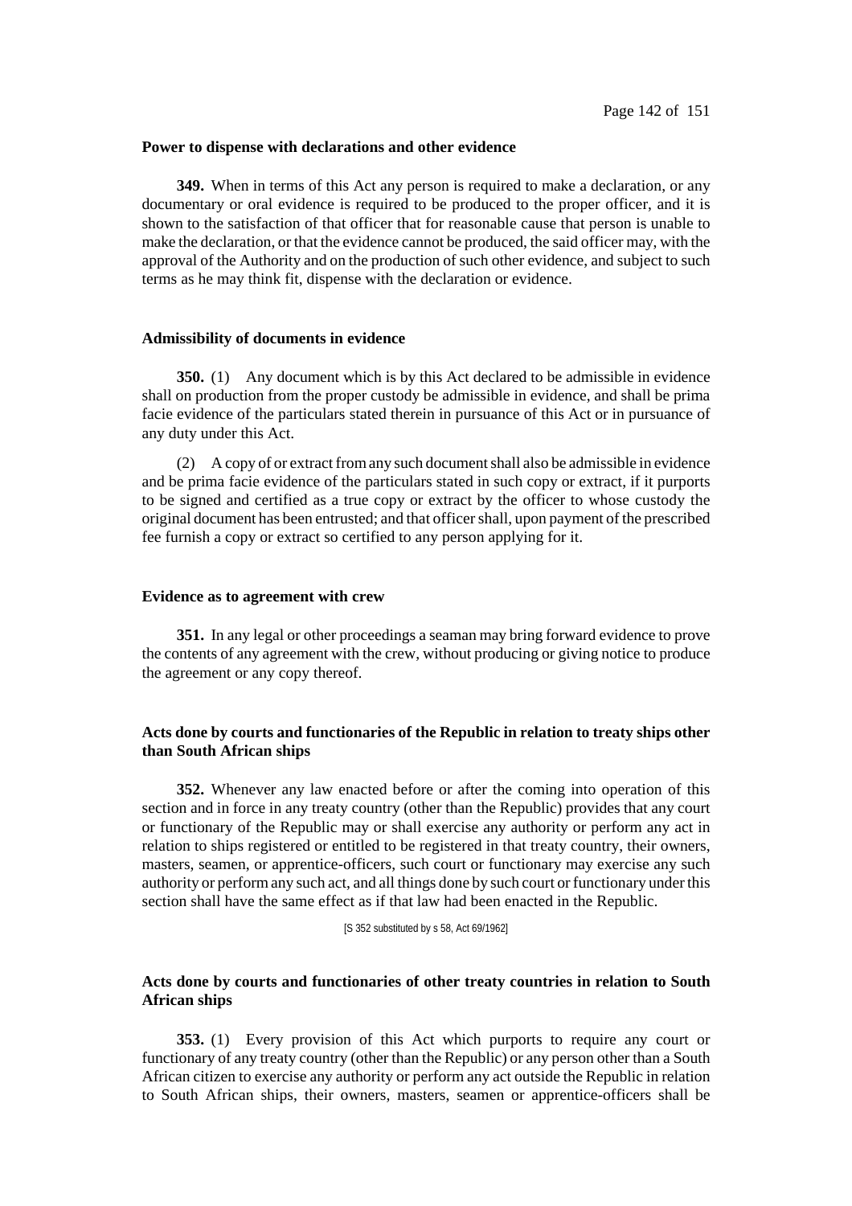**Power to dispense with declarations and other evidence**

**349.** When in terms of this Act any person is required to make a declaration, or any documentary or oral evidence is required to be produced to the proper officer, and it is shown to the satisfaction of that officer that for reasonable cause that person is unable to make the declaration, or that the evidence cannot be produced, the said officer may, with the approval of the Authority and on the production of such other evidence, and subject to such terms as he may think fit, dispense with the declaration or evidence.

**Admissibility of documents in evidence**

**350.** (1) Any document which is by this Act declared to be admissible in evidence shall on production from the proper custody be admissible in evidence, and shall be prima facie evidence of the particulars stated therein in pursuance of this Act or in pursuance of any duty under this Act.

(2) A copy of or extract from any such document shall also be admissible in evidence and be prima facie evidence of the particulars stated in such copy or extract, if it purports to be signed and certified as a true copy or extract by the officer to whose custody the original document has been entrusted; and that officer shall, upon payment of the prescribed fee furnish a copy or extract so certified to any person applying for it.

**Evidence as to agreement with crew**

**351.** In any legal or other proceedings a seaman may bring forward evidence to prove the contents of any agreement with the crew, without producing or giving notice to produce the agreement or any copy thereof.

**Acts done by courts and functionaries of the Republic in relation to treaty ships other than South African ships**

**352.** Whenever any law enacted before or after the coming into operation of this section and in force in any treaty country (other than the Republic) provides that any court or functionary of the Republic may or shall exercise any authority or perform any act in relation to ships registered or entitled to be registered in that treaty country, their owners, masters, seamen, or apprentice-officers, such court or functionary may exercise any such authority or perform any such act, and all things done by such court or functionary under this section shall have the same effect as if that law had been enacted in the Republic.

[S 352 substituted by s 58, Act 69/1962]

**Acts done by courts and functionaries of other treaty countries in relation to South African ships**

**353.** (1) Every provision of this Act which purports to require any court or functionary of any treaty country (other than the Republic) or any person other than a South African citizen to exercise any authority or perform any act outside the Republic in relation to South African ships, their owners, masters, seamen or apprentice-officers shall be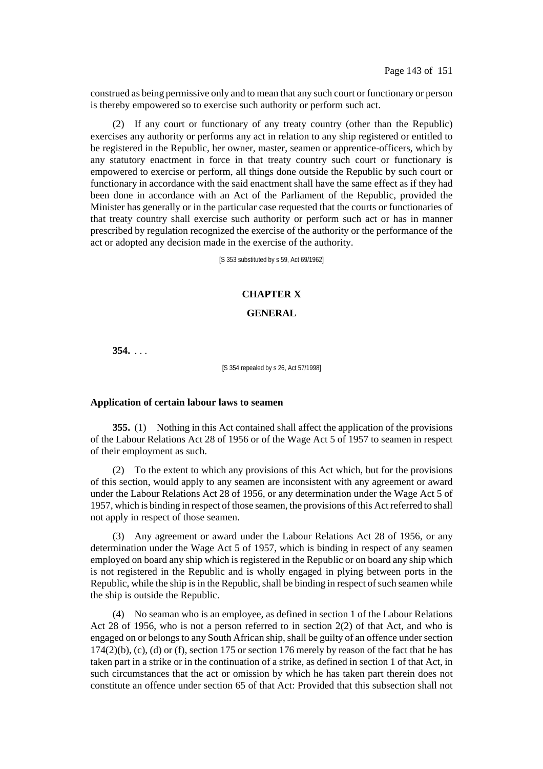construed as being permissive only and to mean that any such court or functionary or person is thereby empowered so to exercise such authority or perform such act.

(2) If any court or functionary of any treaty country (other than the Republic) exercises any authority or performs any act in relation to any ship registered or entitled to be registered in the Republic, her owner, master, seamen or apprentice-officers, which by any statutory enactment in force in that treaty country such court or functionary is empowered to exercise or perform, all things done outside the Republic by such court or functionary in accordance with the said enactment shall have the same effect as if they had been done in accordance with an Act of the Parliament of the Republic, provided the Minister has generally or in the particular case requested that the courts or functionaries of that treaty country shall exercise such authority or perform such act or has in manner prescribed by regulation recognized the exercise of the authority or the performance of the act or adopted any decision made in the exercise of the authority.

[S 353 substituted by s 59, Act 69/1962]

## CHAPTER X

## GENERAL

**354.** . . .

[S 354 repealed by s 26, Act 57/1998]

**Application of certain labour laws to seamen**

**355.** (1) Nothing in this Act contained shall affect the application of the provisions of the Labour Relations Act 28 of 1956 or of the Wage Act 5 of 1957 to seamen in respect of their employment as such.

(2) To the extent to which any provisions of this Act which, but for the provisions of this section, would apply to any seamen are inconsistent with any agreement or award under the Labour Relations Act 28 of 1956, or any determination under the Wage Act 5 of 1957, which is binding in respect of those seamen, the provisions of this Act referred to shall not apply in respect of those seamen.

(3) Any agreement or award under the Labour Relations Act 28 of 1956, or any determination under the Wage Act 5 of 1957, which is binding in respect of any seamen employed on board any ship which is registered in the Republic or on board any ship which is not registered in the Republic and is wholly engaged in plying between ports in the Republic, while the ship is in the Republic, shall be binding in respect of such seamen while the ship is outside the Republic.

(4) No seaman who is an employee, as defined in section 1 of the Labour Relations Act 28 of 1956, who is not a person referred to in section 2(2) of that Act, and who is engaged on or belongs to any South African ship, shall be guilty of an offence under section 174(2)(b), (c), (d) or (f), section 175 or section 176 merely by reason of the fact that he has taken part in a strike or in the continuation of a strike, as defined in section 1 of that Act, in such circumstances that the act or omission by which he has taken part therein does not constitute an offence under section 65 of that Act: Provided that this subsection shall not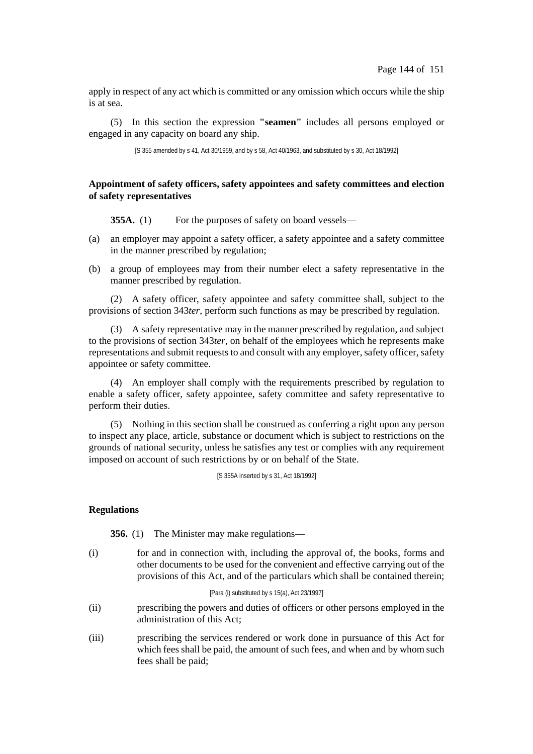apply in respect of any act which is committed or any omission which occurs while the ship is at sea.

(5) In this section the expression **"seamen"** includes all persons employed or engaged in any capacity on board any ship.

[S 355 amended by s 41, Act 30/1959, and by s 58, Act 40/1963, and substituted by s 30, Act 18/1992]

### Appointment of safety officers, safety appointees and safety committees and election of safety representatives

**355A.** (1) For the purposes of safety on board vessels—

(a) an employer may appoint a safety officer, a safety appointee and a safety committee in the manner prescribed by regulation;

(b) a group of employees may from their number elect a safety representative in the manner prescribed by regulation.

(2) A safety officer, safety appointee and safety committee shall, subject to the provisions of section 343*ter*, perform such functions as may be prescribed by regulation.

(3) A safety representative may in the manner prescribed by regulation, and subject to the provisions of section 343*ter*, on behalf of the employees which he represents make representations and submit requests to and consult with any employer, safety officer, safety appointee or safety committee.

(4) An employer shall comply with the requirements prescribed by regulation to enable a safety officer, safety appointee, safety committee and safety representative to perform their duties.

(5) Nothing in this section shall be construed as conferring a right upon any person to inspect any place, article, substance or document which is subject to restrictions on the grounds of national security, unless he satisfies any test or complies with any requirement imposed on account of such restrictions by or on behalf of the State.

[S 355A inserted by s 31, Act 18/1992]

### Regulations

**356.** (1) The Minister may make regulations—

(i) for and in connection with, including the approval of, the books, forms and other documents to be used for the convenient and effective carrying out of the provisions of this Act, and of the particulars which shall be contained therein;

[Para (i) substituted by s 15(a), Act 23/1997]

(ii) prescribing the powers and duties of officers or other persons employed in the administration of this Act;

(iii) prescribing the services rendered or work done in pursuance of this Act for which fees shall be paid, the amount of such fees, and when and by whom such fees shall be paid;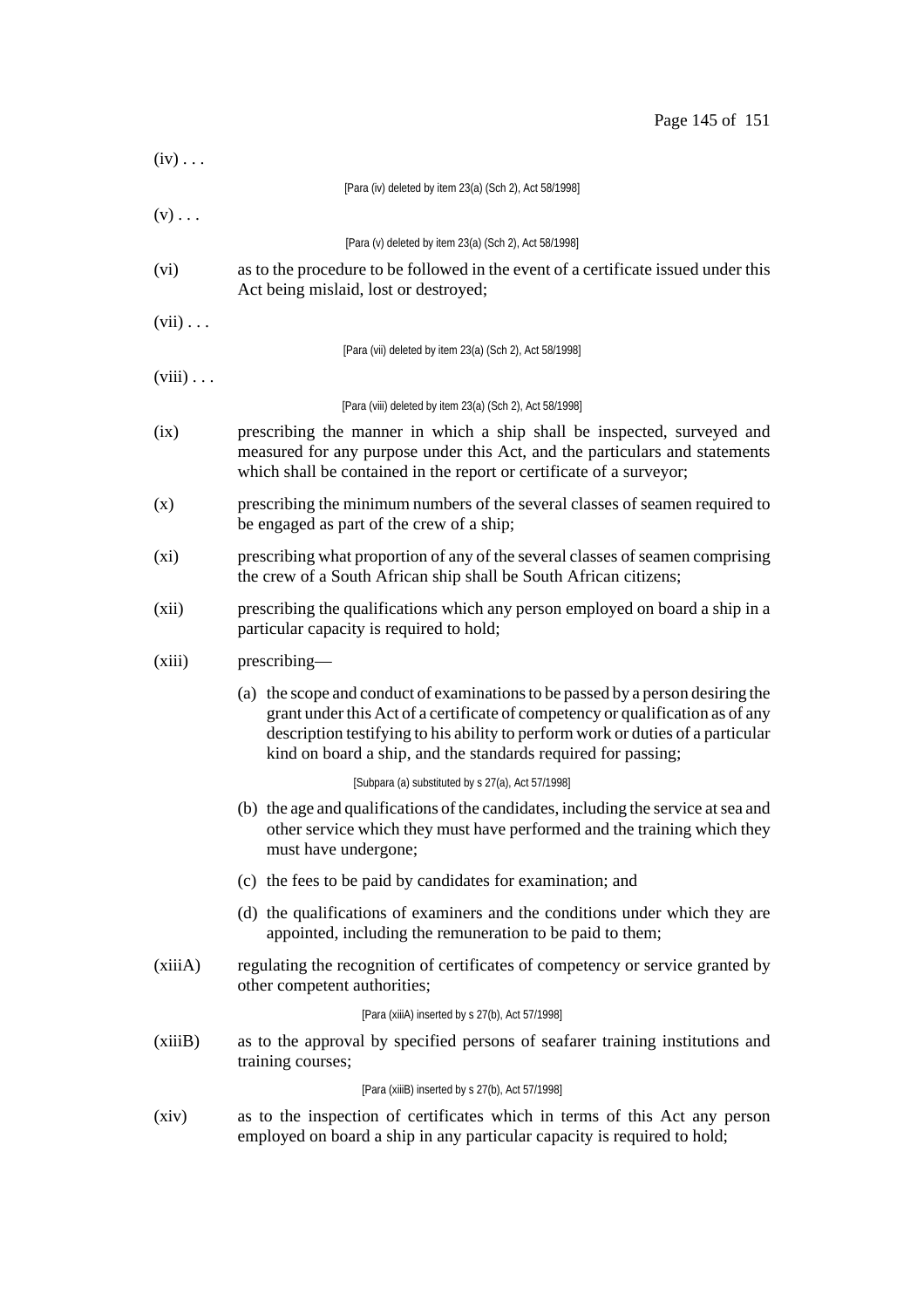(iv) . . .

[Para (iv) deleted by item 23(a) (Sch 2), Act 58/1998]

(v) . . .

[Para (v) deleted by item 23(a) (Sch 2), Act 58/1998]

(vi) as to the procedure to be followed in the event of a certificate issued under this Act being mislaid, lost or destroyed;

(vii) . . .

[Para (vii) deleted by item 23(a) (Sch 2), Act 58/1998]

(viii) . . .

[Para (viii) deleted by item 23(a) (Sch 2), Act 58/1998]

(ix) prescribing the manner in which a ship shall be inspected, surveyed and measured for any purpose under this Act, and the particulars and statements which shall be contained in the report or certificate of a surveyor;

(x) prescribing the minimum numbers of the several classes of seamen required to be engaged as part of the crew of a ship;

(xi) prescribing what proportion of any of the several classes of seamen comprising the crew of a South African ship shall be South African citizens;

(xii) prescribing the qualifications which any person employed on board a ship in a particular capacity is required to hold;

(xiii) prescribing—

(a) the scope and conduct of examinations to be passed by a person desiring the grant under this Act of a certificate of competency or qualification as of any description testifying to his ability to perform work or duties of a particular kind on board a ship, and the standards required for passing;

[Subpara (a) substituted by s 27(a), Act 57/1998]

(b) the age and qualifications of the candidates, including the service at sea and other service which they must have performed and the training which they must have undergone;

(c) the fees to be paid by candidates for examination; and

(d) the qualifications of examiners and the conditions under which they are appointed, including the remuneration to be paid to them;

(xiiiA) regulating the recognition of certificates of competency or service granted by other competent authorities;

[Para (xiiiA) inserted by s 27(b), Act 57/1998]

(xiiiB) as to the approval by specified persons of seafarer training institutions and training courses;

[Para (xiiiB) inserted by s 27(b), Act 57/1998]

(xiv) as to the inspection of certificates which in terms of this Act any person employed on board a ship in any particular capacity is required to hold;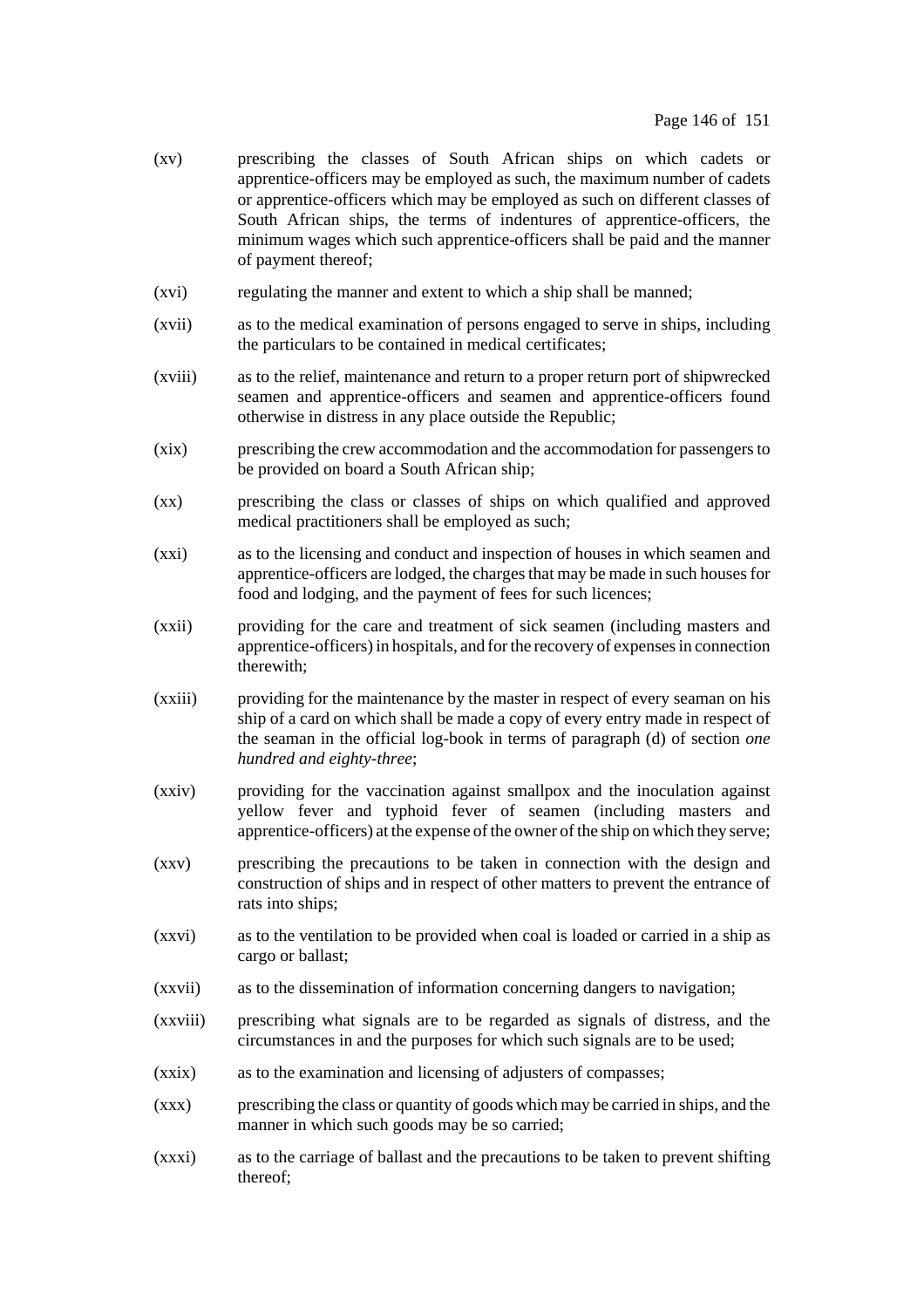(xv) prescribing the classes of South African ships on which cadets or apprentice-officers may be employed as such, the maximum number of cadets or apprentice-officers which may be employed as such on different classes of South African ships, the terms of indentures of apprentice-officers, the minimum wages which such apprentice-officers shall be paid and the manner of payment thereof;

(xvi) regulating the manner and extent to which a ship shall be manned;

(xvii) as to the medical examination of persons engaged to serve in ships, including the particulars to be contained in medical certificates;

(xviii) as to the relief, maintenance and return to a proper return port of shipwrecked seamen and apprentice-officers and seamen and apprentice-officers found otherwise in distress in any place outside the Republic;

(xix) prescribing the crew accommodation and the accommodation for passengers to be provided on board a South African ship;

(xx) prescribing the class or classes of ships on which qualified and approved medical practitioners shall be employed as such;

(xxi) as to the licensing and conduct and inspection of houses in which seamen and apprentice-officers are lodged, the charges that may be made in such houses for food and lodging, and the payment of fees for such licences;

(xxii) providing for the care and treatment of sick seamen (including masters and apprentice-officers) in hospitals, and for the recovery of expenses in connection therewith;

(xxiii) providing for the maintenance by the master in respect of every seaman on his ship of a card on which shall be made a copy of every entry made in respect of the seaman in the official log-book in terms of paragraph (d) of section *one hundred and eighty-three*;

(xxiv) providing for the vaccination against smallpox and the inoculation against yellow fever and typhoid fever of seamen (including masters and apprentice-officers) at the expense of the owner of the ship on which they serve;

(xxv) prescribing the precautions to be taken in connection with the design and construction of ships and in respect of other matters to prevent the entrance of rats into ships;

(xxvi) as to the ventilation to be provided when coal is loaded or carried in a ship as cargo or ballast;

(xxvii) as to the dissemination of information concerning dangers to navigation;

(xxviii) prescribing what signals are to be regarded as signals of distress, and the circumstances in and the purposes for which such signals are to be used;

(xxix) as to the examination and licensing of adjusters of compasses;

(xxx) prescribing the class or quantity of goods which may be carried in ships, and the manner in which such goods may be so carried;

(xxxi) as to the carriage of ballast and the precautions to be taken to prevent shifting thereof;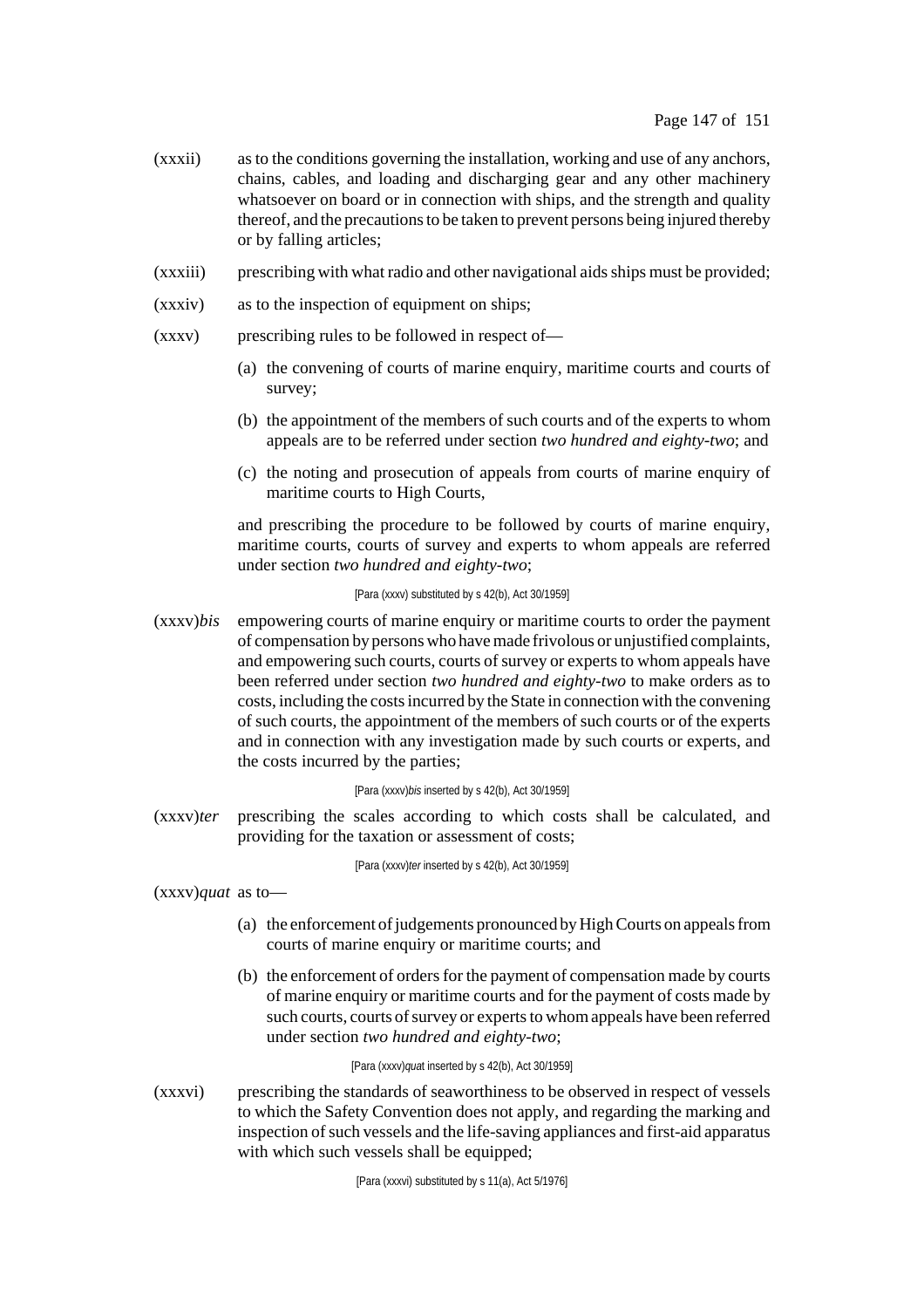(xxxii) as to the conditions governing the installation, working and use of any anchors, chains, cables, and loading and discharging gear and any other machinery whatsoever on board or in connection with ships, and the strength and quality thereof, and the precautions to be taken to prevent persons being injured thereby or by falling articles;

(xxxiii) prescribing with what radio and other navigational aids ships must be provided;

(xxxiv) as to the inspection of equipment on ships;

(xxxv) prescribing rules to be followed in respect of—

(a) the convening of courts of marine enquiry, maritime courts and courts of survey;

(b) the appointment of the members of such courts and of the experts to whom appeals are to be referred under section *two hundred and eighty-two*; and

(c) the noting and prosecution of appeals from courts of marine enquiry of maritime courts to High Courts,

and prescribing the procedure to be followed by courts of marine enquiry, maritime courts, courts of survey and experts to whom appeals are referred under section *two hundred and eighty-two*;

[Para (xxxv) substituted by s 42(b), Act 30/1959]

(xxxv)*bis* empowering courts of marine enquiry or maritime courts to order the payment of compensation by persons who have made frivolous or unjustified complaints, and empowering such courts, courts of survey or experts to whom appeals have been referred under section *two hundred and eighty-two* to make orders as to costs, including the costs incurred by the State in connection with the convening of such courts, the appointment of the members of such courts or of the experts and in connection with any investigation made by such courts or experts, and the costs incurred by the parties;

[Para (xxxv)*bis* inserted by s 42(b), Act 30/1959]

(xxxv)*ter* prescribing the scales according to which costs shall be calculated, and providing for the taxation or assessment of costs;

[Para (xxxv)*ter* inserted by s 42(b), Act 30/1959]

(xxxv)*quat* as to—

(a) the enforcement of judgements pronounced by High Courts on appeals from courts of marine enquiry or maritime courts; and

(b) the enforcement of orders for the payment of compensation made by courts of marine enquiry or maritime courts and for the payment of costs made by such courts, courts of survey or experts to whom appeals have been referred under section *two hundred and eighty-two*;

[Para (xxxv)*quat* inserted by s 42(b), Act 30/1959]

(xxxvi) prescribing the standards of seaworthiness to be observed in respect of vessels to which the Safety Convention does not apply, and regarding the marking and inspection of such vessels and the life-saving appliances and first-aid apparatus with which such vessels shall be equipped;

[Para (xxxvi) substituted by s 11(a), Act 5/1976]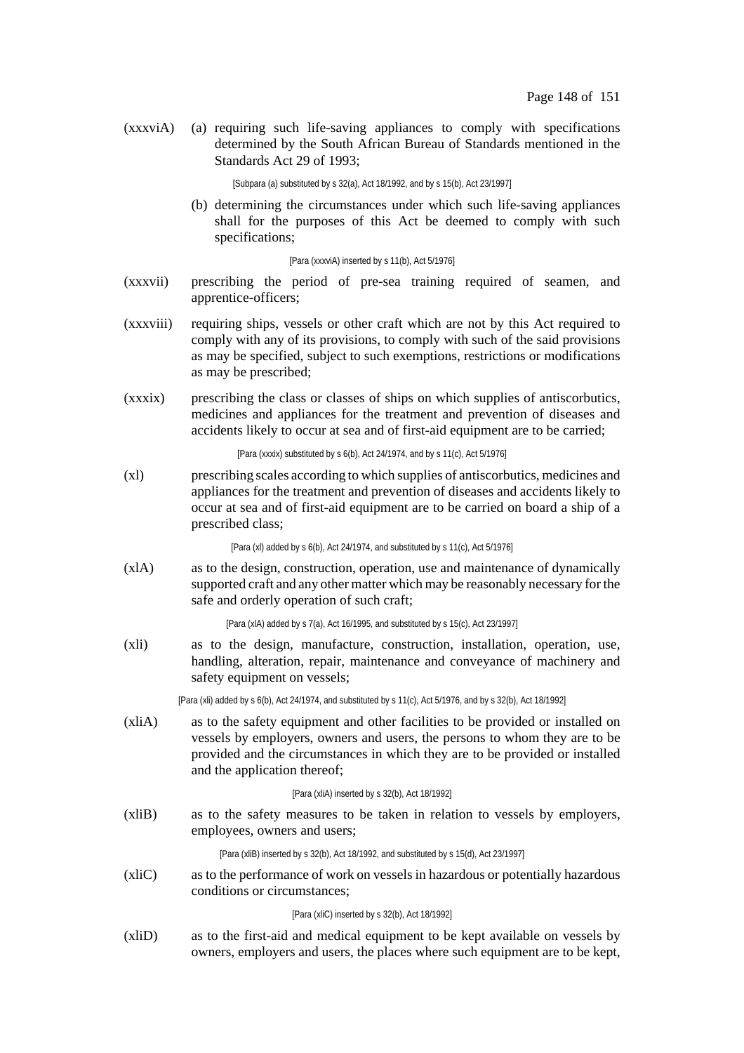(xxxviA) (a) requiring such life-saving appliances to comply with specifications determined by the South African Bureau of Standards mentioned in the Standards Act 29 of 1993;

[Subpara (a) substituted by s 32(a), Act 18/1992, and by s 15(b), Act 23/1997]

(b) determining the circumstances under which such life-saving appliances shall for the purposes of this Act be deemed to comply with such specifications;

[Para (xxxviA) inserted by s 11(b), Act 5/1976]

(xxxvii) prescribing the period of pre-sea training required of seamen, and apprentice-officers;

(xxxviii) requiring ships, vessels or other craft which are not by this Act required to comply with any of its provisions, to comply with such of the said provisions as may be specified, subject to such exemptions, restrictions or modifications as may be prescribed;

(xxxix) prescribing the class or classes of ships on which supplies of antiscorbutics, medicines and appliances for the treatment and prevention of diseases and accidents likely to occur at sea and of first-aid equipment are to be carried;

[Para (xxxix) substituted by s 6(b), Act 24/1974, and by s 11(c), Act 5/1976]

(xl) prescribing scales according to which supplies of antiscorbutics, medicines and appliances for the treatment and prevention of diseases and accidents likely to occur at sea and of first-aid equipment are to be carried on board a ship of a prescribed class;

[Para (xl) added by s 6(b), Act 24/1974, and substituted by s 11(c), Act 5/1976]

(xlA) as to the design, construction, operation, use and maintenance of dynamically supported craft and any other matter which may be reasonably necessary for the safe and orderly operation of such craft;

[Para (xlA) added by s 7(a), Act 16/1995, and substituted by s 15(c), Act 23/1997]

(xli) as to the design, manufacture, construction, installation, operation, use, handling, alteration, repair, maintenance and conveyance of machinery and safety equipment on vessels;

[Para (xli) added by s 6(b), Act 24/1974, and substituted by s 11(c), Act 5/1976, and by s 32(b), Act 18/1992]

(xliA) as to the safety equipment and other facilities to be provided or installed on vessels by employers, owners and users, the persons to whom they are to be provided and the circumstances in which they are to be provided or installed and the application thereof;

[Para (xliA) inserted by s 32(b), Act 18/1992]

(xliB) as to the safety measures to be taken in relation to vessels by employers, employees, owners and users;

[Para (xliB) inserted by s 32(b), Act 18/1992, and substituted by s 15(d), Act 23/1997]

(xliC) as to the performance of work on vessels in hazardous or potentially hazardous conditions or circumstances;

[Para (xliC) inserted by s 32(b), Act 18/1992]

(xliD) as to the first-aid and medical equipment to be kept available on vessels by owners, employers and users, the places where such equipment are to be kept,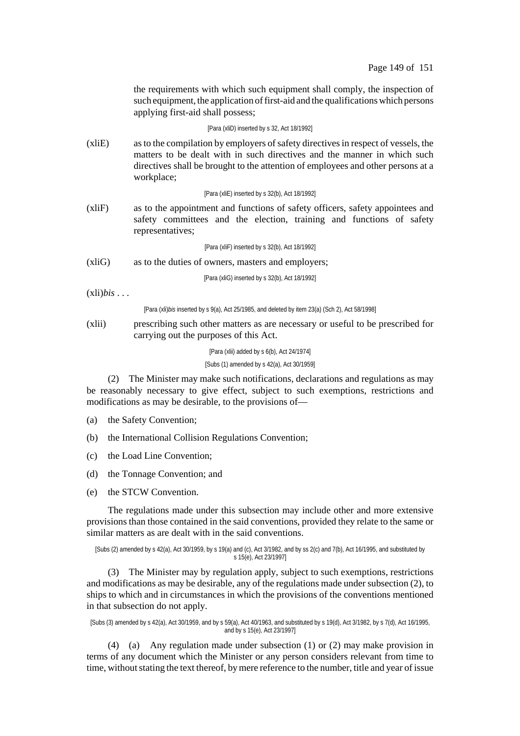the requirements with which such equipment shall comply, the inspection of such equipment, the application of first-aid and the qualifications which persons applying first-aid shall possess;

[Para (xliD) inserted by s 32, Act 18/1992]

(xliE) as to the compilation by employers of safety directives in respect of vessels, the matters to be dealt with in such directives and the manner in which such directives shall be brought to the attention of employees and other persons at a workplace;

[Para (xliE) inserted by s 32(b), Act 18/1992]

(xliF) as to the appointment and functions of safety officers, safety appointees and safety committees and the election, training and functions of safety representatives;

[Para (xliF) inserted by s 32(b), Act 18/1992]

(xliG) as to the duties of owners, masters and employers;

[Para (xliG) inserted by s 32(b), Act 18/1992]

(xli)*bis* . . .

[Para (xli)*bis* inserted by s 9(a), Act 25/1985, and deleted by item 23(a) (Sch 2), Act 58/1998]

(xlii) prescribing such other matters as are necessary or useful to be prescribed for carrying out the purposes of this Act.

[Para (xlii) added by s 6(b), Act 24/1974]

[Subs (1) amended by s 42(a), Act 30/1959]

(2) The Minister may make such notifications, declarations and regulations as may be reasonably necessary to give effect, subject to such exemptions, restrictions and modifications as may be desirable, to the provisions of—

(a) the Safety Convention;

(b) the International Collision Regulations Convention;

(c) the Load Line Convention;

(d) the Tonnage Convention; and

(e) the STCW Convention.

The regulations made under this subsection may include other and more extensive provisions than those contained in the said conventions, provided they relate to the same or similar matters as are dealt with in the said conventions.

[Subs (2) amended by s 42(a), Act 30/1959, by s 19(a) and (c), Act 3/1982, and by ss 2(c) and 7(b), Act 16/1995, and substituted by s 15(e), Act 23/1997]

(3) The Minister may by regulation apply, subject to such exemptions, restrictions and modifications as may be desirable, any of the regulations made under subsection (2), to ships to which and in circumstances in which the provisions of the conventions mentioned in that subsection do not apply.

[Subs (3) amended by s 42(a), Act 30/1959, and by s 59(a), Act 40/1963, and substituted by s 19(d), Act 3/1982, by s 7(d), Act 16/1995, and by s 15(e), Act 23/1997]

(4) (a) Any regulation made under subsection (1) or (2) may make provision in terms of any document which the Minister or any person considers relevant from time to time, without stating the text thereof, by mere reference to the number, title and year of issue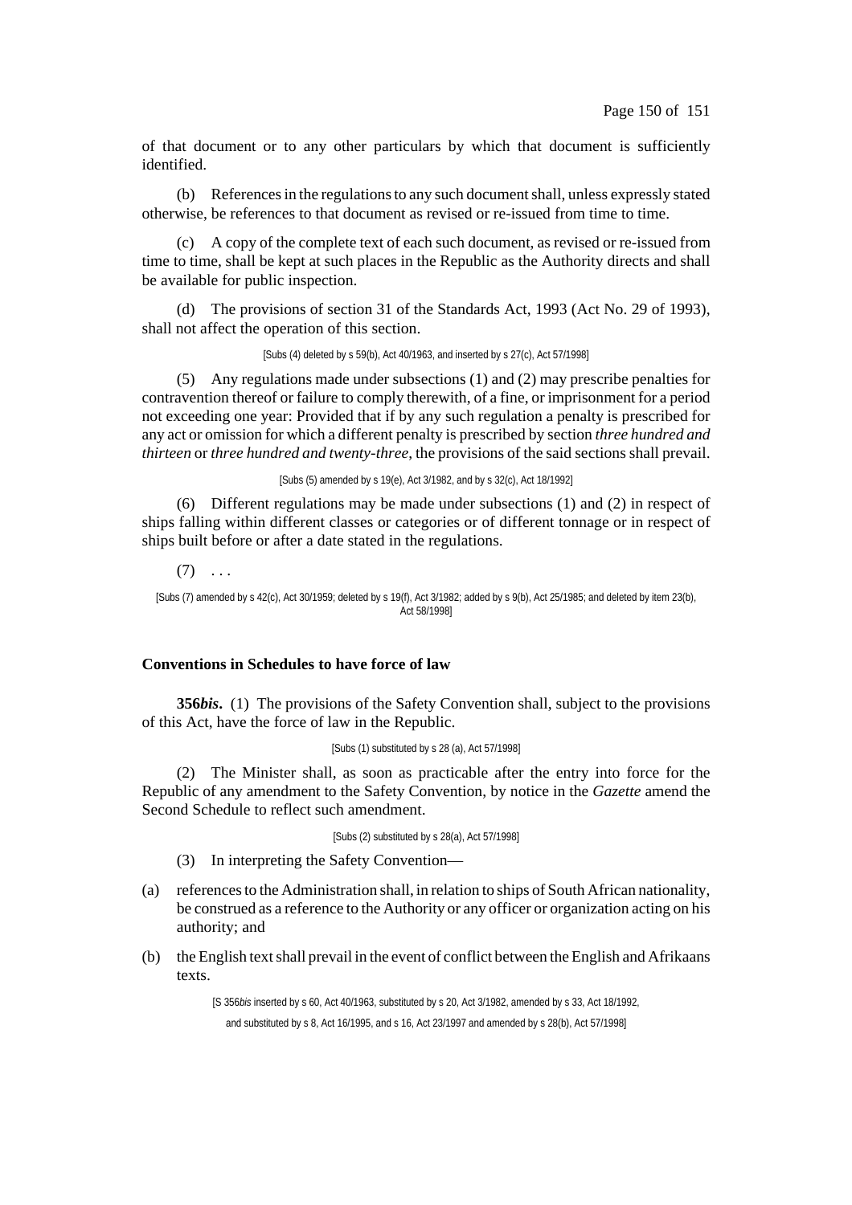of that document or to any other particulars by which that document is sufficiently identified.

(b) References in the regulations to any such document shall, unless expressly stated otherwise, be references to that document as revised or re-issued from time to time.

(c) A copy of the complete text of each such document, as revised or re-issued from time to time, shall be kept at such places in the Republic as the Authority directs and shall be available for public inspection.

(d) The provisions of section 31 of the Standards Act, 1993 (Act No. 29 of 1993), shall not affect the operation of this section.

[Subs (4) deleted by s 59(b), Act 40/1963, and inserted by s 27(c), Act 57/1998]

(5) Any regulations made under subsections (1) and (2) may prescribe penalties for contravention thereof or failure to comply therewith, of a fine, or imprisonment for a period not exceeding one year: Provided that if by any such regulation a penalty is prescribed for any act or omission for which a different penalty is prescribed by section *three hundred and thirteen* or *three hundred and twenty-three*, the provisions of the said sections shall prevail.

[Subs (5) amended by s 19(e), Act 3/1982, and by s 32(c), Act 18/1992]

(6) Different regulations may be made under subsections (1) and (2) in respect of ships falling within different classes or categories or of different tonnage or in respect of ships built before or after a date stated in the regulations.

(7) . . .

[Subs (7) amended by s 42(c), Act 30/1959; deleted by s 19(f), Act 3/1982; added by s 9(b), Act 25/1985; and deleted by item 23(b), Act 58/1998]

**Conventions in Schedules to have force of law**

**356*bis*.** (1) The provisions of the Safety Convention shall, subject to the provisions of this Act, have the force of law in the Republic.

[Subs (1) substituted by s 28 (a), Act 57/1998]

(2) The Minister shall, as soon as practicable after the entry into force for the Republic of any amendment to the Safety Convention, by notice in the *Gazette* amend the Second Schedule to reflect such amendment.

[Subs (2) substituted by s 28(a), Act 57/1998]

(3) In interpreting the Safety Convention—

(a) references to the Administration shall, in relation to ships of South African nationality, be construed as a reference to the Authority or any officer or organization acting on his authority; and

(b) the English text shall prevail in the event of conflict between the English and Afrikaans texts.

[S 356*bis* inserted by s 60, Act 40/1963, substituted by s 20, Act 3/1982, amended by s 33, Act 18/1992, and substituted by s 8, Act 16/1995, and s 16, Act 23/1997 and amended by s 28(b), Act 57/1998]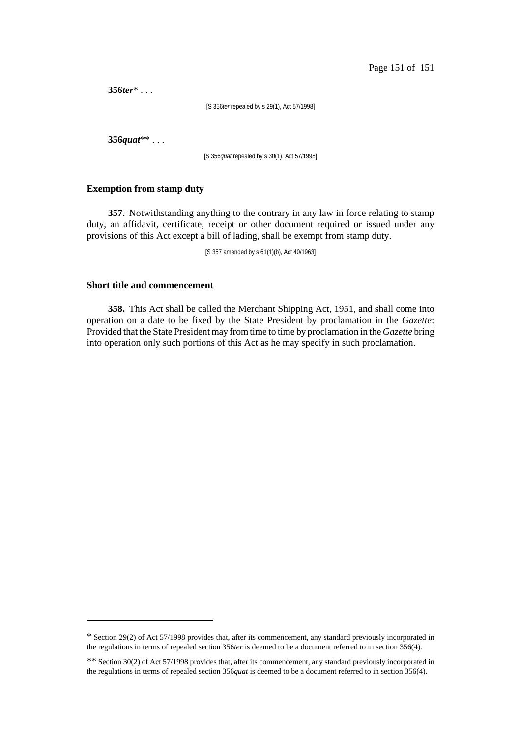**356*ter*** * . . .

[S 356*ter* repealed by s 29(1), Act 57/1998]

**356*quat*** ** . . .

[S 356*quat* repealed by s 30(1), Act 57/1998]

### Exemption from stamp duty

**357.** Notwithstanding anything to the contrary in any law in force relating to stamp duty, an affidavit, certificate, receipt or other document required or issued under any provisions of this Act except a bill of lading, shall be exempt from stamp duty.

[S 357 amended by s 61(1)(b), Act 40/1963]

### Short title and commencement

**358.** This Act shall be called the Merchant Shipping Act, 1951, and shall come into operation on a date to be fixed by the State President by proclamation in the *Gazette*: Provided that the State President may from time to time by proclamation in the *Gazette* bring into operation only such portions of this Act as he may specify in such proclamation.

---

* Section 29(2) of Act 57/1998 provides that, after its commencement, any standard previously incorporated in the regulations in terms of repealed section 356*ter* is deemed to be a document referred to in section 356(4).

** Section 30(2) of Act 57/1998 provides that, after its commencement, any standard previously incorporated in the regulations in terms of repealed section 356*quat* is deemed to be a document referred to in section 356(4).